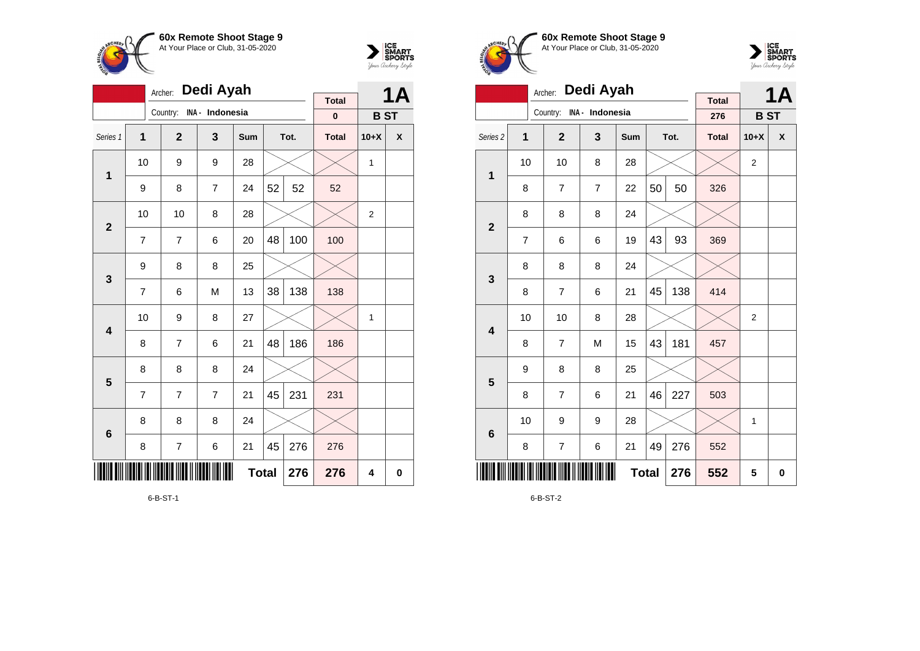## 60x Remote Shoot Stage 9
At Your Place or Club, 31-05-2020

Archer: **Dedi Ayah**
Country: INA - Indonesia

| | | | | | | | Total | | 1A |
|---|---|---|---|---|---|---|---|---|---|
| | | | | | | | 0 | B ST | |
| Series 1 | 1 | 2 | 3 | Sum | Tot. | | Total | 10+X | X |
| 1 | 10 | 9 | 9 | 28 | | | | 1 | |
| | 9 | 8 | 7 | 24 | 52 | 52 | 52 | | |
| 2 | 10 | 10 | 8 | 28 | | | | 2 | |
| | 7 | 7 | 6 | 20 | 48 | 100 | 100 | | |
| 3 | 9 | 8 | 8 | 25 | | | | | |
| | 7 | 6 | M | 13 | 38 | 138 | 138 | | |
| 4 | 10 | 9 | 8 | 27 | | | | 1 | |
| | 8 | 7 | 6 | 21 | 48 | 186 | 186 | | |
| 5 | 8 | 8 | 8 | 24 | | | | | |
| | 7 | 7 | 7 | 21 | 45 | 231 | 231 | | |
| 6 | 8 | 8 | 8 | 24 | | | | | |
| | 8 | 7 | 6 | 21 | 45 | 276 | 276 | | |
| | | | | Total | | 276 | 276 | 4 | 0 |

6-B-ST-1

## 60x Remote Shoot Stage 9
At Your Place or Club, 31-05-2020

Archer: **Dedi Ayah**
Country: INA - Indonesia

| | | | | | | | Total | | 1A |
|---|---|---|---|---|---|---|---|---|---|
| | | | | | | | 276 | B ST | |
| Series 2 | 1 | 2 | 3 | Sum | Tot. | | Total | 10+X | X |
| 1 | 10 | 10 | 8 | 28 | | | | 2 | |
| | 8 | 7 | 7 | 22 | 50 | 50 | 326 | | |
| 2 | 8 | 8 | 8 | 24 | | | | | |
| | 7 | 6 | 6 | 19 | 43 | 93 | 369 | | |
| 3 | 8 | 8 | 8 | 24 | | | | | |
| | 8 | 7 | 6 | 21 | 45 | 138 | 414 | | |
| 4 | 10 | 10 | 8 | 28 | | | | 2 | |
| | 8 | 7 | M | 15 | 43 | 181 | 457 | | |
| 5 | 9 | 8 | 8 | 25 | | | | | |
| | 8 | 7 | 6 | 21 | 46 | 227 | 503 | | |
| 6 | 10 | 9 | 9 | 28 | | | | 1 | |
| | 8 | 7 | 6 | 21 | 49 | 276 | 552 | | |
| | | | | Total | | 276 | 552 | 5 | 0 |

6-B-ST-2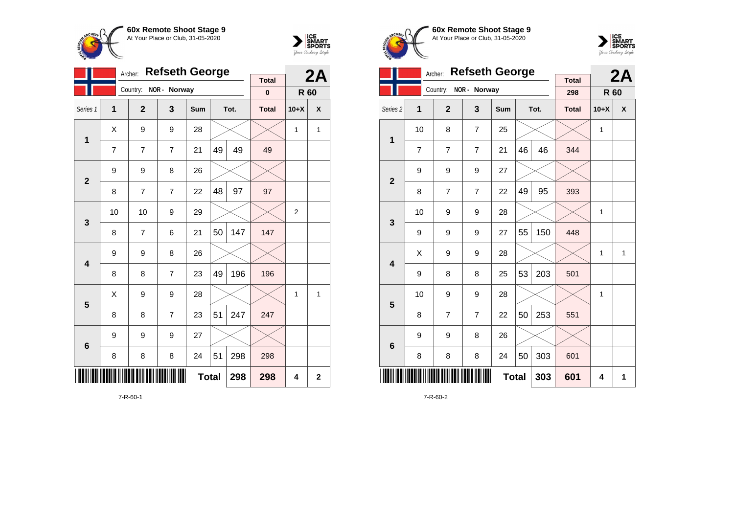# 60x Remote Shoot Stage 9

At Your Place or Club, 31-05-2020

Archer: **Refseth George** — **2A**

Country: NOR - Norway

Total: 0 — R 60

| Series 1 | 1 | 2 | 3 | Sum | Tot. | | Total | 10+X | X |
|---|---|---|---|---|---|---|---|---|---|
| 1 | X | 9 | 9 | 28 | | | | 1 | 1 |
| | 7 | 7 | 7 | 21 | 49 | 49 | 49 | | |
| 2 | 9 | 9 | 8 | 26 | | | | | |
| | 8 | 7 | 7 | 22 | 48 | 97 | 97 | | |
| 3 | 10 | 10 | 9 | 29 | | | | 2 | |
| | 8 | 7 | 6 | 21 | 50 | 147 | 147 | | |
| 4 | 9 | 9 | 8 | 26 | | | | | |
| | 8 | 8 | 7 | 23 | 49 | 196 | 196 | | |
| 5 | X | 9 | 9 | 28 | | | | 1 | 1 |
| | 8 | 8 | 7 | 23 | 51 | 247 | 247 | | |
| 6 | 9 | 9 | 9 | 27 | | | | | |
| | 8 | 8 | 8 | 24 | 51 | 298 | 298 | | |
| | | | | Total | | 298 | 298 | 4 | 2 |

7-R-60-1

# 60x Remote Shoot Stage 9

At Your Place or Club, 31-05-2020

Archer: **Refseth George** — **2A**

Country: NOR - Norway

Total: 298 — R 60

| Series 2 | 1 | 2 | 3 | Sum | Tot. | | Total | 10+X | X |
|---|---|---|---|---|---|---|---|---|---|
| 1 | 10 | 8 | 7 | 25 | | | | 1 | |
| | 7 | 7 | 7 | 21 | 46 | 46 | 344 | | |
| 2 | 9 | 9 | 9 | 27 | | | | | |
| | 8 | 7 | 7 | 22 | 49 | 95 | 393 | | |
| 3 | 10 | 9 | 9 | 28 | | | | 1 | |
| | 9 | 9 | 9 | 27 | 55 | 150 | 448 | | |
| 4 | X | 9 | 9 | 28 | | | | 1 | 1 |
| | 9 | 8 | 8 | 25 | 53 | 203 | 501 | | |
| 5 | 10 | 9 | 9 | 28 | | | | 1 | |
| | 8 | 7 | 7 | 22 | 50 | 253 | 551 | | |
| 6 | 9 | 9 | 8 | 26 | | | | | |
| | 8 | 8 | 8 | 24 | 50 | 303 | 601 | | |
| | | | | Total | | 303 | 601 | 4 | 1 |

7-R-60-2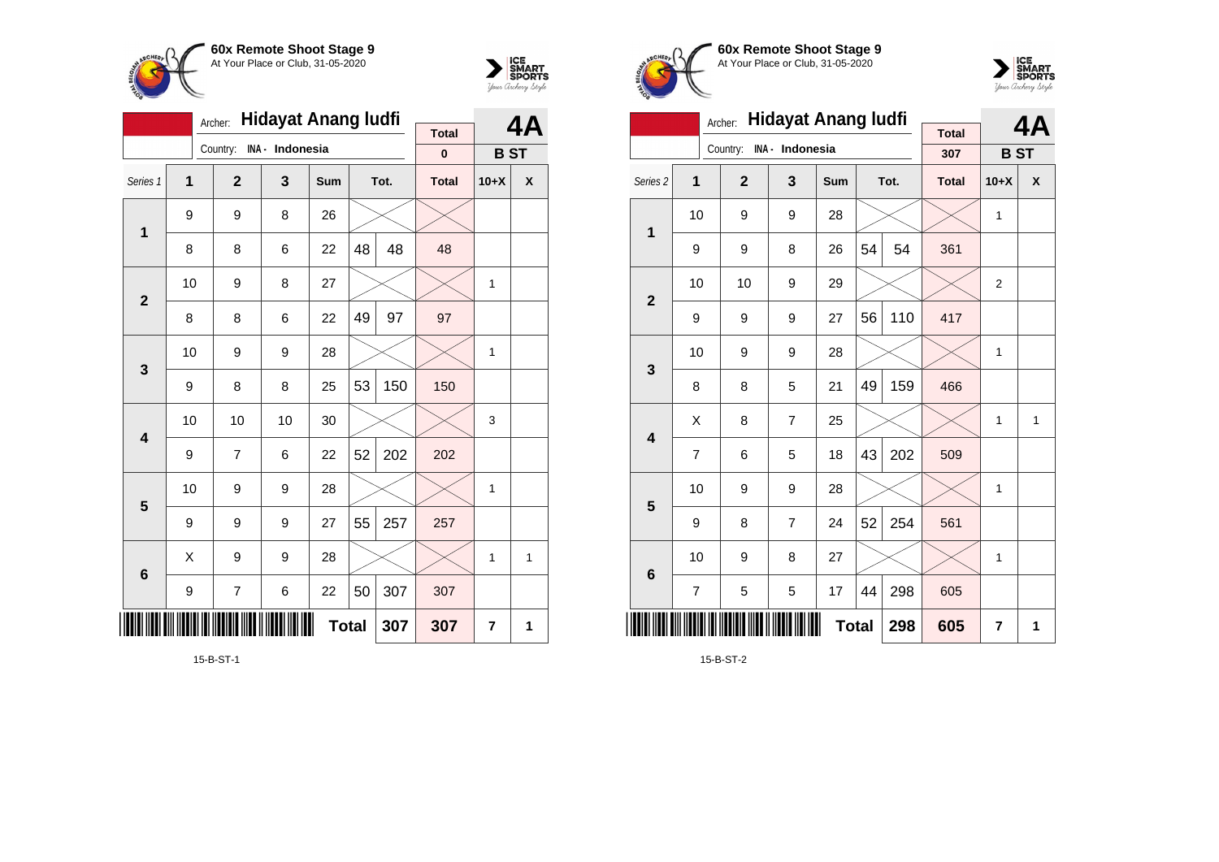**60x Remote Shoot Stage 9**
At Your Place or Club, 31-05-2020

Archer: **Hidayat Anang ludfi**
Country: INA - Indonesia

| | | | | | | | Total | 4A | |
|---|---|---|---|---|---|---|---|---|---|
| | | | | | | | 0 | B ST | |
| Series 1 | 1 | 2 | 3 | Sum | Tot. | | Total | 10+X | X |
| 1 | 9 | 9 | 8 | 26 | | | | | |
| | 8 | 8 | 6 | 22 | 48 | 48 | 48 | | |
| 2 | 10 | 9 | 8 | 27 | | | | 1 | |
| | 8 | 8 | 6 | 22 | 49 | 97 | 97 | | |
| 3 | 10 | 9 | 9 | 28 | | | | 1 | |
| | 9 | 8 | 8 | 25 | 53 | 150 | 150 | | |
| 4 | 10 | 10 | 10 | 30 | | | | 3 | |
| | 9 | 7 | 6 | 22 | 52 | 202 | 202 | | |
| 5 | 10 | 9 | 9 | 28 | | | | 1 | |
| | 9 | 9 | 9 | 27 | 55 | 257 | 257 | | |
| 6 | X | 9 | 9 | 28 | | | | 1 | 1 |
| | 9 | 7 | 6 | 22 | 50 | 307 | 307 | | |
| | | | | | Total | 307 | 307 | 7 | 1 |

15-B-ST-1

**60x Remote Shoot Stage 9**
At Your Place or Club, 31-05-2020

Archer: **Hidayat Anang ludfi**
Country: INA - Indonesia

| | | | | | | | Total | 4A | |
|---|---|---|---|---|---|---|---|---|---|
| | | | | | | | 307 | B ST | |
| Series 2 | 1 | 2 | 3 | Sum | Tot. | | Total | 10+X | X |
| 1 | 10 | 9 | 9 | 28 | | | | 1 | |
| | 9 | 9 | 8 | 26 | 54 | 54 | 361 | | |
| 2 | 10 | 10 | 9 | 29 | | | | 2 | |
| | 9 | 9 | 9 | 27 | 56 | 110 | 417 | | |
| 3 | 10 | 9 | 9 | 28 | | | | 1 | |
| | 8 | 8 | 5 | 21 | 49 | 159 | 466 | | |
| 4 | X | 8 | 7 | 25 | | | | 1 | 1 |
| | 7 | 6 | 5 | 18 | 43 | 202 | 509 | | |
| 5 | 10 | 9 | 9 | 28 | | | | 1 | |
| | 9 | 8 | 7 | 24 | 52 | 254 | 561 | | |
| 6 | 10 | 9 | 8 | 27 | | | | 1 | |
| | 7 | 5 | 5 | 17 | 44 | 298 | 605 | | |
| | | | | | Total | 298 | 605 | 7 | 1 |

15-B-ST-2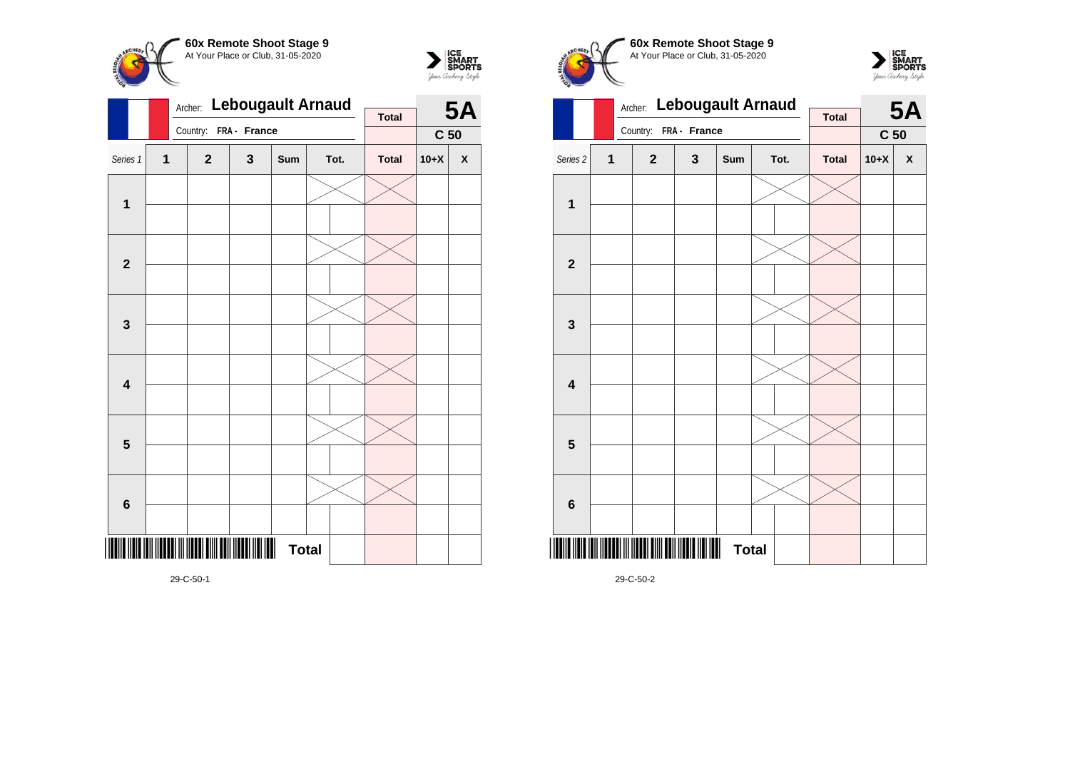**60x Remote Shoot Stage 9**
At Your Place or Club, 31-05-2020

Archer: **Lebougault Arnaud**
Country: **FRA - France**

**5A** | **C 50**

| Series 1 | 1 | 2 | 3 | Sum | Tot. | | Total | 10+X | X |
|---|---|---|---|---|---|---|---|---|---|
| **1** | | | | | | | | | |
| | | | | | | | | | |
| **2** | | | | | | | | | |
| | | | | | | | | | |
| **3** | | | | | | | | | |
| | | | | | | | | | |
| **4** | | | | | | | | | |
| | | | | | | | | | |
| **5** | | | | | | | | | |
| | | | | | | | | | |
| **6** | | | | | | | | | |
| | | | | | | | | | |
| | | | | | **Total** | | | | |

29-C-50-1

**60x Remote Shoot Stage 9**
At Your Place or Club, 31-05-2020

Archer: **Lebougault Arnaud**
Country: **FRA - France**

**5A** | **C 50**

| Series 2 | 1 | 2 | 3 | Sum | Tot. | | Total | 10+X | X |
|---|---|---|---|---|---|---|---|---|---|
| **1** | | | | | | | | | |
| | | | | | | | | | |
| **2** | | | | | | | | | |
| | | | | | | | | | |
| **3** | | | | | | | | | |
| | | | | | | | | | |
| **4** | | | | | | | | | |
| | | | | | | | | | |
| **5** | | | | | | | | | |
| | | | | | | | | | |
| **6** | | | | | | | | | |
| | | | | | | | | | |
| | | | | | **Total** | | | | |

29-C-50-2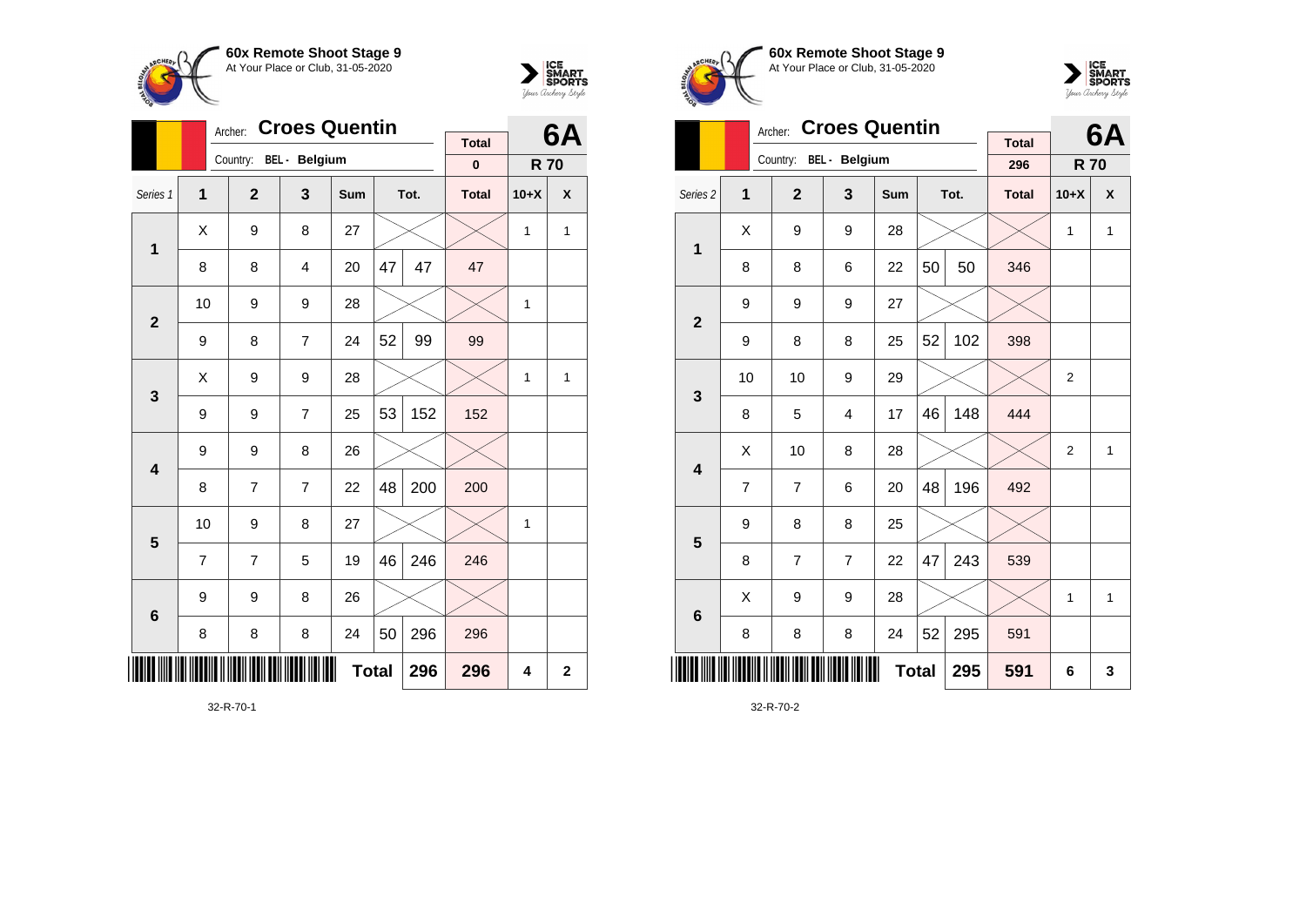**60x Remote Shoot Stage 9**
At Your Place or Club, 31-05-2020

Archer: **Croes Quentin**
Country: BEL - Belgium

**6A** | **R 70**

| Series 1 | 1 | 2 | 3 | Sum | | Tot. | Total | 10+X | X |
|---|---|---|---|---|---|---|---|---|---|
| | | | | | | | 0 | | |
| 1 | X | 9 | 8 | 27 | | | | 1 | 1 |
| | 8 | 8 | 4 | 20 | 47 | 47 | 47 | | |
| 2 | 10 | 9 | 9 | 28 | | | | 1 | |
| | 9 | 8 | 7 | 24 | 52 | 99 | 99 | | |
| 3 | X | 9 | 9 | 28 | | | | 1 | 1 |
| | 9 | 9 | 7 | 25 | 53 | 152 | 152 | | |
| 4 | 9 | 9 | 8 | 26 | | | | | |
| | 8 | 7 | 7 | 22 | 48 | 200 | 200 | | |
| 5 | 10 | 9 | 8 | 27 | | | | 1 | |
| | 7 | 7 | 5 | 19 | 46 | 246 | 246 | | |
| 6 | 9 | 9 | 8 | 26 | | | | | |
| | 8 | 8 | 8 | 24 | 50 | 296 | 296 | | |
| | | | | Total | | 296 | 296 | 4 | 2 |

32-R-70-1

**60x Remote Shoot Stage 9**
At Your Place or Club, 31-05-2020

Archer: **Croes Quentin**
Country: BEL - Belgium

**6A** | **R 70**

| Series 2 | 1 | 2 | 3 | Sum | | Tot. | Total | 10+X | X |
|---|---|---|---|---|---|---|---|---|---|
| | | | | | | | 296 | | |
| 1 | X | 9 | 9 | 28 | | | | 1 | 1 |
| | 8 | 8 | 6 | 22 | 50 | 50 | 346 | | |
| 2 | 9 | 9 | 9 | 27 | | | | | |
| | 9 | 8 | 8 | 25 | 52 | 102 | 398 | | |
| 3 | 10 | 10 | 9 | 29 | | | | 2 | |
| | 8 | 5 | 4 | 17 | 46 | 148 | 444 | | |
| 4 | X | 10 | 8 | 28 | | | | 2 | 1 |
| | 7 | 7 | 6 | 20 | 48 | 196 | 492 | | |
| 5 | 9 | 8 | 8 | 25 | | | | | |
| | 8 | 7 | 7 | 22 | 47 | 243 | 539 | | |
| 6 | X | 9 | 9 | 28 | | | | 1 | 1 |
| | 8 | 8 | 8 | 24 | 52 | 295 | 591 | | |
| | | | | Total | | 295 | 591 | 6 | 3 |

32-R-70-2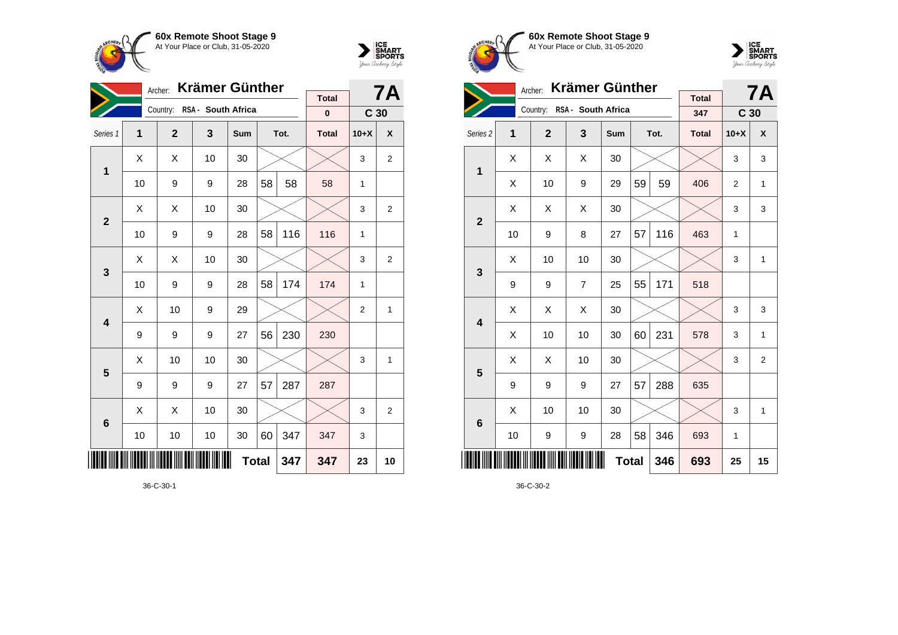**60x Remote Shoot Stage 9**
At Your Place or Club, 31-05-2020

Archer: **Krämer Günther**
Country: RSA - South Africa

**7A** — C 30

| Series 1 | 1 | 2 | 3 | Sum | | Tot. | Total | 10+X | X |
|---|---|---|---|---|---|---|---|---|---|
| | | | | | | | 0 | | |
| 1 | X | X | 10 | 30 | | | | 3 | 2 |
| | 10 | 9 | 9 | 28 | 58 | 58 | 58 | 1 | |
| 2 | X | X | 10 | 30 | | | | 3 | 2 |
| | 10 | 9 | 9 | 28 | 58 | 116 | 116 | 1 | |
| 3 | X | X | 10 | 30 | | | | 3 | 2 |
| | 10 | 9 | 9 | 28 | 58 | 174 | 174 | 1 | |
| 4 | X | 10 | 9 | 29 | | | | 2 | 1 |
| | 9 | 9 | 9 | 27 | 56 | 230 | 230 | | |
| 5 | X | 10 | 10 | 30 | | | | 3 | 1 |
| | 9 | 9 | 9 | 27 | 57 | 287 | 287 | | |
| 6 | X | X | 10 | 30 | | | | 3 | 2 |
| | 10 | 10 | 10 | 30 | 60 | 347 | 347 | 3 | |
| | | | | | Total | 347 | 347 | 23 | 10 |

36-C-30-1

**60x Remote Shoot Stage 9**
At Your Place or Club, 31-05-2020

Archer: **Krämer Günther**
Country: RSA - South Africa

**7A** — C 30

| Series 2 | 1 | 2 | 3 | Sum | | Tot. | Total | 10+X | X |
|---|---|---|---|---|---|---|---|---|---|
| | | | | | | | 347 | | |
| 1 | X | X | X | 30 | | | | 3 | 3 |
| | X | 10 | 9 | 29 | 59 | 59 | 406 | 2 | 1 |
| 2 | X | X | X | 30 | | | | 3 | 3 |
| | 10 | 9 | 8 | 27 | 57 | 116 | 463 | 1 | |
| 3 | X | 10 | 10 | 30 | | | | 3 | 1 |
| | 9 | 9 | 7 | 25 | 55 | 171 | 518 | | |
| 4 | X | X | X | 30 | | | | 3 | 3 |
| | X | 10 | 10 | 30 | 60 | 231 | 578 | 3 | 1 |
| 5 | X | X | 10 | 30 | | | | 3 | 2 |
| | 9 | 9 | 9 | 27 | 57 | 288 | 635 | | |
| 6 | X | 10 | 10 | 30 | | | | 3 | 1 |
| | 10 | 9 | 9 | 28 | 58 | 346 | 693 | 1 | |
| | | | | | Total | 346 | 693 | 25 | 15 |

36-C-30-2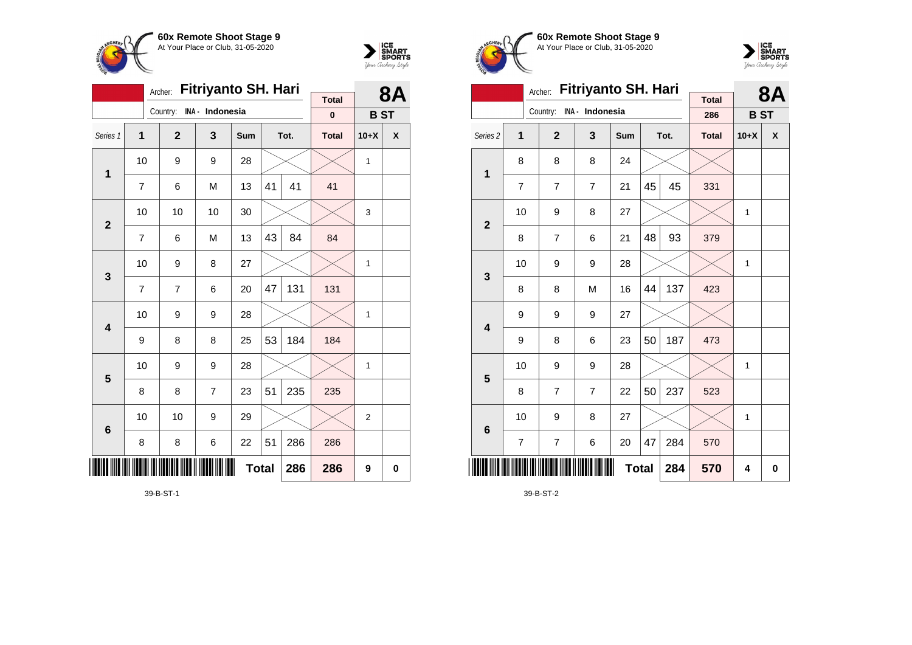**60x Remote Shoot Stage 9**
At Your Place or Club, 31-05-2020

Archer: **Fitriyanto SH. Hari**
Country: INA - Indonesia

**8A** — **B ST**

| Series 1 | 1 | 2 | 3 | Sum | Tot. | | Total | 10+X | X |
|---|---|---|---|---|---|---|---|---|---|
| | | | | | | | 0 | | |
| 1 | 10 | 9 | 9 | 28 | | | | 1 | |
| | 7 | 6 | M | 13 | 41 | 41 | 41 | | |
| 2 | 10 | 10 | 10 | 30 | | | | 3 | |
| | 7 | 6 | M | 13 | 43 | 84 | 84 | | |
| 3 | 10 | 9 | 8 | 27 | | | | 1 | |
| | 7 | 7 | 6 | 20 | 47 | 131 | 131 | | |
| 4 | 10 | 9 | 9 | 28 | | | | 1 | |
| | 9 | 8 | 8 | 25 | 53 | 184 | 184 | | |
| 5 | 10 | 9 | 9 | 28 | | | | 1 | |
| | 8 | 8 | 7 | 23 | 51 | 235 | 235 | | |
| 6 | 10 | 10 | 9 | 29 | | | | 2 | |
| | 8 | 8 | 6 | 22 | 51 | 286 | 286 | | |
| | | | | | **Total** | **286** | **286** | **9** | **0** |

39-B-ST-1

**60x Remote Shoot Stage 9**
At Your Place or Club, 31-05-2020

Archer: **Fitriyanto SH. Hari**
Country: INA - Indonesia

**8A** — **B ST**

| Series 2 | 1 | 2 | 3 | Sum | Tot. | | Total | 10+X | X |
|---|---|---|---|---|---|---|---|---|---|
| | | | | | | | 286 | | |
| 1 | 8 | 8 | 8 | 24 | | | | | |
| | 7 | 7 | 7 | 21 | 45 | 45 | 331 | | |
| 2 | 10 | 9 | 8 | 27 | | | | 1 | |
| | 8 | 7 | 6 | 21 | 48 | 93 | 379 | | |
| 3 | 10 | 9 | 9 | 28 | | | | 1 | |
| | 8 | 8 | M | 16 | 44 | 137 | 423 | | |
| 4 | 9 | 9 | 9 | 27 | | | | | |
| | 9 | 8 | 6 | 23 | 50 | 187 | 473 | | |
| 5 | 10 | 9 | 9 | 28 | | | | 1 | |
| | 8 | 7 | 7 | 22 | 50 | 237 | 523 | | |
| 6 | 10 | 9 | 8 | 27 | | | | 1 | |
| | 7 | 7 | 6 | 20 | 47 | 284 | 570 | | |
| | | | | | **Total** | **284** | **570** | **4** | **0** |

39-B-ST-2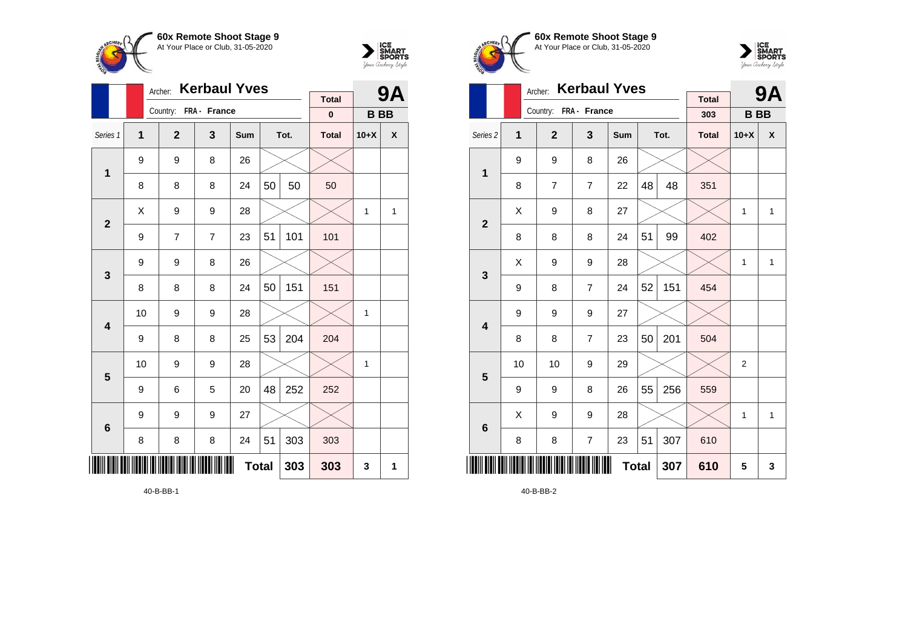## 60x Remote Shoot Stage 9
At Your Place or Club, 31-05-2020

Archer: **Kerbaul Yves**
Country: FRA - France

| Total | 9A |
|---|---|
| 0 | B BB |

| Series 1 | 1 | 2 | 3 | Sum | Tot. | | Total | 10+X | X |
|---|---|---|---|---|---|---|---|---|---|
| 1 | 9 | 9 | 8 | 26 | | | | | |
| | 8 | 8 | 8 | 24 | 50 | 50 | 50 | | |
| 2 | X | 9 | 9 | 28 | | | | 1 | 1 |
| | 9 | 7 | 7 | 23 | 51 | 101 | 101 | | |
| 3 | 9 | 9 | 8 | 26 | | | | | |
| | 8 | 8 | 8 | 24 | 50 | 151 | 151 | | |
| 4 | 10 | 9 | 9 | 28 | | | | 1 | |
| | 9 | 8 | 8 | 25 | 53 | 204 | 204 | | |
| 5 | 10 | 9 | 9 | 28 | | | | 1 | |
| | 9 | 6 | 5 | 20 | 48 | 252 | 252 | | |
| 6 | 9 | 9 | 9 | 27 | | | | | |
| | 8 | 8 | 8 | 24 | 51 | 303 | 303 | | |
| | | | | **Total** | | 303 | 303 | 3 | 1 |

40-B-BB-1

## 60x Remote Shoot Stage 9
At Your Place or Club, 31-05-2020

Archer: **Kerbaul Yves**
Country: FRA - France

| Total | 9A |
|---|---|
| 303 | B BB |

| Series 2 | 1 | 2 | 3 | Sum | Tot. | | Total | 10+X | X |
|---|---|---|---|---|---|---|---|---|---|
| 1 | 9 | 9 | 8 | 26 | | | | | |
| | 8 | 7 | 7 | 22 | 48 | 48 | 351 | | |
| 2 | X | 9 | 8 | 27 | | | | 1 | 1 |
| | 8 | 8 | 8 | 24 | 51 | 99 | 402 | | |
| 3 | X | 9 | 9 | 28 | | | | 1 | 1 |
| | 9 | 8 | 7 | 24 | 52 | 151 | 454 | | |
| 4 | 9 | 9 | 9 | 27 | | | | | |
| | 8 | 8 | 7 | 23 | 50 | 201 | 504 | | |
| 5 | 10 | 10 | 9 | 29 | | | | 2 | |
| | 9 | 9 | 8 | 26 | 55 | 256 | 559 | | |
| 6 | X | 9 | 9 | 28 | | | | 1 | 1 |
| | 8 | 8 | 7 | 23 | 51 | 307 | 610 | | |
| | | | | **Total** | | 307 | 610 | 5 | 3 |

40-B-BB-2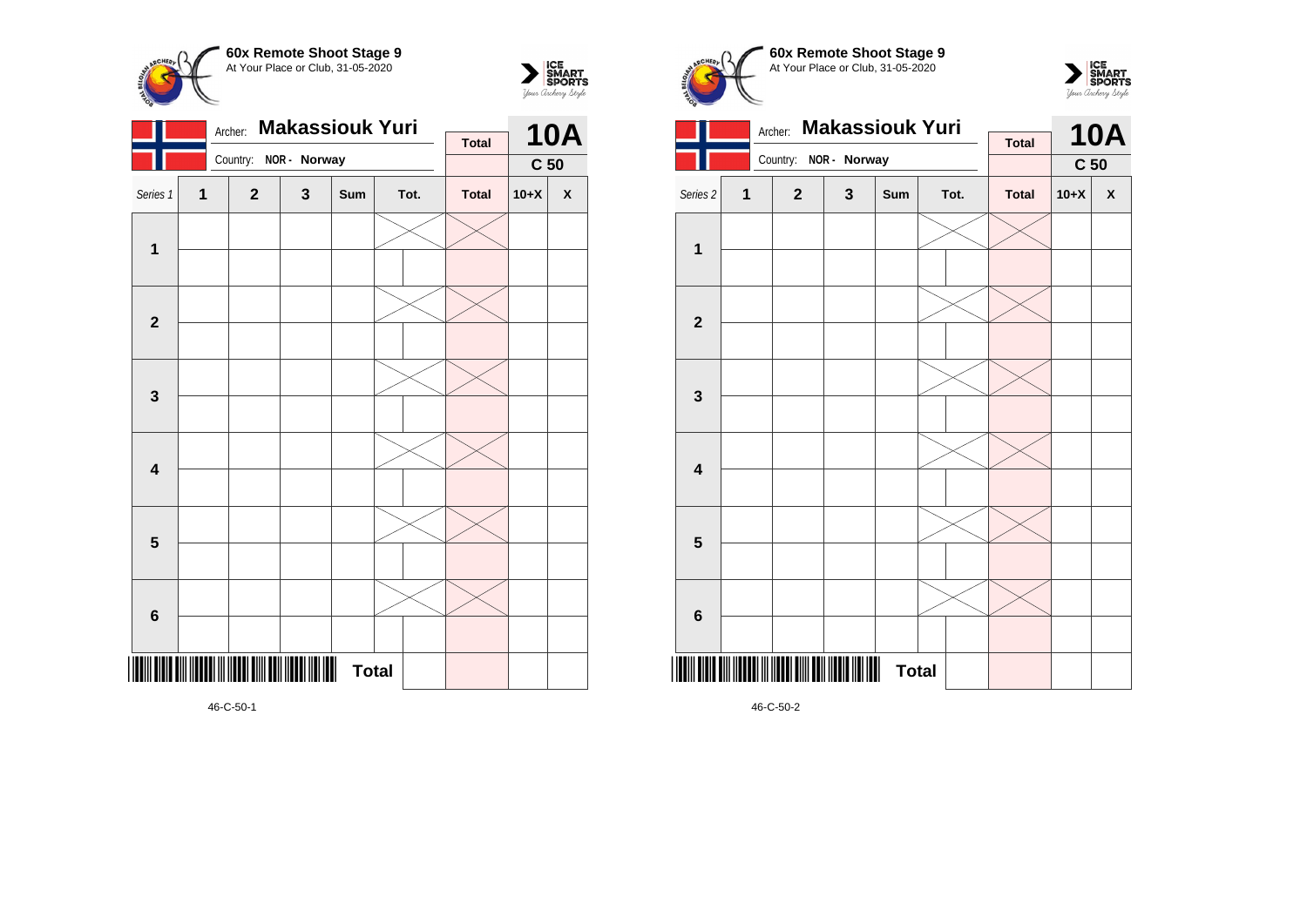**60x Remote Shoot Stage 9**
At Your Place or Club, 31-05-2020

Archer: **Makassiouk Yuri**
Country: **NOR - Norway**

**10A**
**C 50**

| Series 1 | 1 | 2 | 3 | Sum | Tot. | | Total | 10+X | X |
|---|---|---|---|---|---|---|---|---|---|
| **1** | | | | | | | | | |
| | | | | | | | | | |
| **2** | | | | | | | | | |
| | | | | | | | | | |
| **3** | | | | | | | | | |
| | | | | | | | | | |
| **4** | | | | | | | | | |
| | | | | | | | | | |
| **5** | | | | | | | | | |
| | | | | | | | | | |
| **6** | | | | | | | | | |
| | | | | | | | | | |
| | | | | | **Total** | | | | |

46-C-50-1

**60x Remote Shoot Stage 9**
At Your Place or Club, 31-05-2020

Archer: **Makassiouk Yuri**
Country: **NOR - Norway**

**10A**
**C 50**

| Series 2 | 1 | 2 | 3 | Sum | Tot. | | Total | 10+X | X |
|---|---|---|---|---|---|---|---|---|---|
| **1** | | | | | | | | | |
| | | | | | | | | | |
| **2** | | | | | | | | | |
| | | | | | | | | | |
| **3** | | | | | | | | | |
| | | | | | | | | | |
| **4** | | | | | | | | | |
| | | | | | | | | | |
| **5** | | | | | | | | | |
| | | | | | | | | | |
| **6** | | | | | | | | | |
| | | | | | | | | | |
| | | | | | **Total** | | | | |

46-C-50-2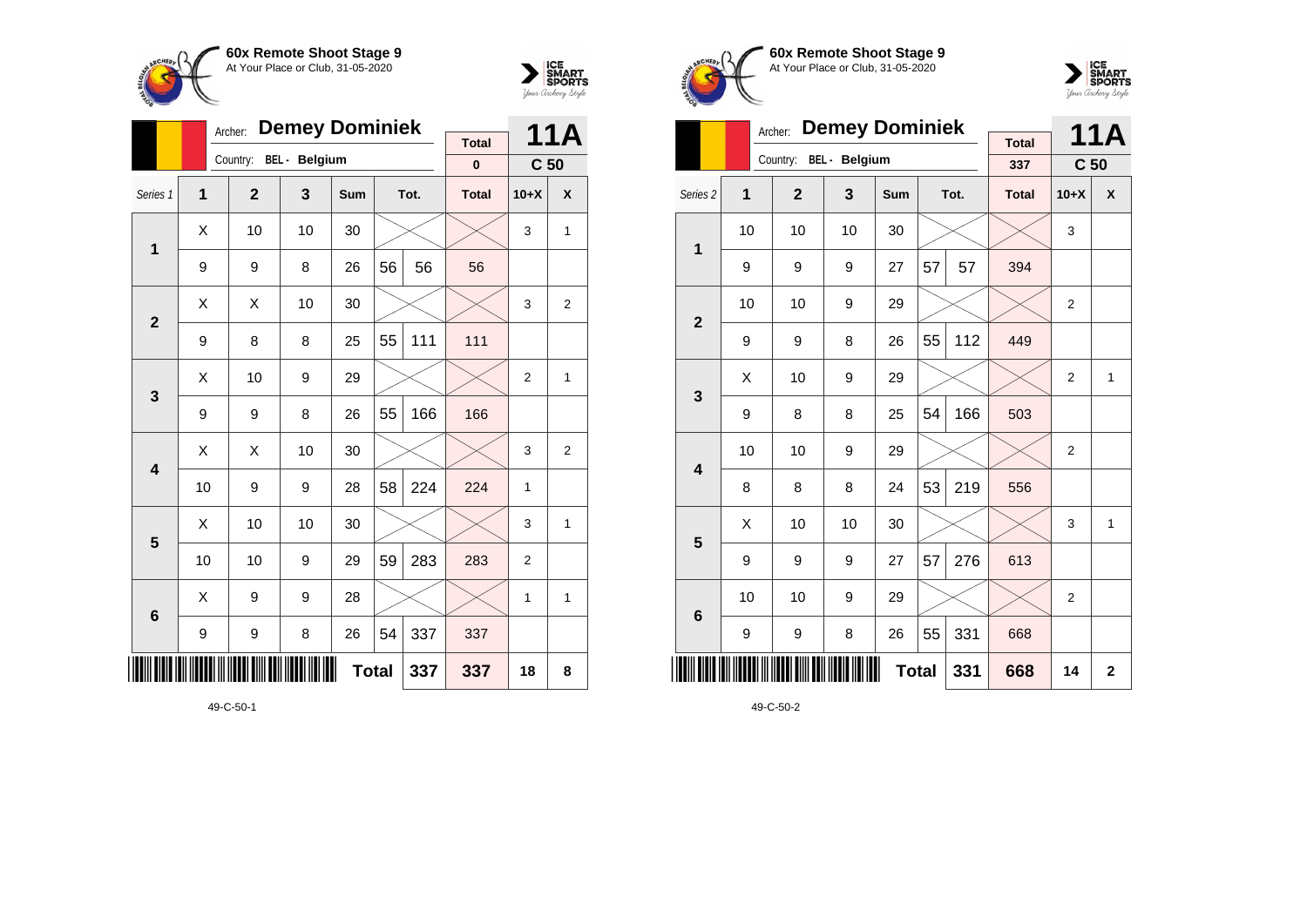**60x Remote Shoot Stage 9**
At Your Place or Club, 31-05-2020

Archer: **Demey Dominiek**
Country: BEL - Belgium

**11A** — C 50

Total: 0

| Series 1 | 1 | 2 | 3 | Sum | Tot. | | Total | 10+X | X |
|---|---|---|---|---|---|---|---|---|---|
| **1** | X | 10 | 10 | 30 | | | | 3 | 1 |
| | 9 | 9 | 8 | 26 | 56 | 56 | 56 | | |
| **2** | X | X | 10 | 30 | | | | 3 | 2 |
| | 9 | 8 | 8 | 25 | 55 | 111 | 111 | | |
| **3** | X | 10 | 9 | 29 | | | | 2 | 1 |
| | 9 | 9 | 8 | 26 | 55 | 166 | 166 | | |
| **4** | X | X | 10 | 30 | | | | 3 | 2 |
| | 10 | 9 | 9 | 28 | 58 | 224 | 224 | 1 | |
| **5** | X | 10 | 10 | 30 | | | | 3 | 1 |
| | 10 | 10 | 9 | 29 | 59 | 283 | 283 | 2 | |
| **6** | X | 9 | 9 | 28 | | | | 1 | 1 |
| | 9 | 9 | 8 | 26 | 54 | 337 | 337 | | |
| | | | | **Total** | | 337 | 337 | 18 | 8 |

49-C-50-1

**60x Remote Shoot Stage 9**
At Your Place or Club, 31-05-2020

Archer: **Demey Dominiek**
Country: BEL - Belgium

**11A** — C 50

Total: 337

| Series 2 | 1 | 2 | 3 | Sum | Tot. | | Total | 10+X | X |
|---|---|---|---|---|---|---|---|---|---|
| **1** | 10 | 10 | 10 | 30 | | | | 3 | |
| | 9 | 9 | 9 | 27 | 57 | 57 | 394 | | |
| **2** | 10 | 10 | 9 | 29 | | | | 2 | |
| | 9 | 9 | 8 | 26 | 55 | 112 | 449 | | |
| **3** | X | 10 | 9 | 29 | | | | 2 | 1 |
| | 9 | 8 | 8 | 25 | 54 | 166 | 503 | | |
| **4** | 10 | 10 | 9 | 29 | | | | 2 | |
| | 8 | 8 | 8 | 24 | 53 | 219 | 556 | | |
| **5** | X | 10 | 10 | 30 | | | | 3 | 1 |
| | 9 | 9 | 9 | 27 | 57 | 276 | 613 | | |
| **6** | 10 | 10 | 9 | 29 | | | | 2 | |
| | 9 | 9 | 8 | 26 | 55 | 331 | 668 | | |
| | | | | **Total** | | 331 | 668 | 14 | 2 |

49-C-50-2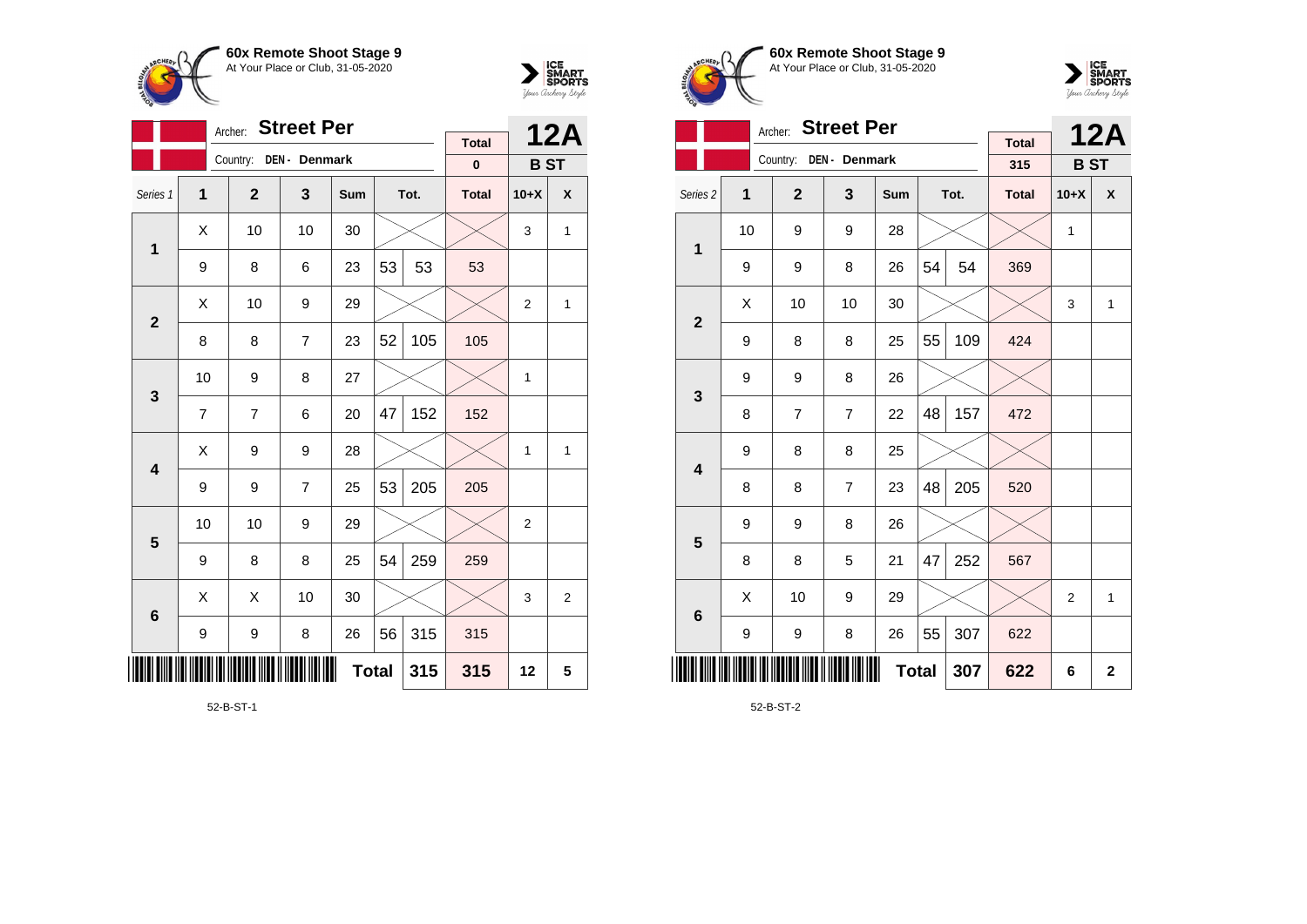**60x Remote Shoot Stage 9**
At Your Place or Club, 31-05-2020

Archer: **Street Per**
Country: DEN - Denmark

| Total | 12A |
|---|---|
| 0 | B ST |

| Series 1 | 1 | 2 | 3 | Sum | Tot. | | Total | 10+X | X |
|---|---|---|---|---|---|---|---|---|---|
| 1 | X | 10 | 10 | 30 | | | | 3 | 1 |
| | 9 | 8 | 6 | 23 | 53 | 53 | 53 | | |
| 2 | X | 10 | 9 | 29 | | | | 2 | 1 |
| | 8 | 8 | 7 | 23 | 52 | 105 | 105 | | |
| 3 | 10 | 9 | 8 | 27 | | | | 1 | |
| | 7 | 7 | 6 | 20 | 47 | 152 | 152 | | |
| 4 | X | 9 | 9 | 28 | | | | 1 | 1 |
| | 9 | 9 | 7 | 25 | 53 | 205 | 205 | | |
| 5 | 10 | 10 | 9 | 29 | | | | 2 | |
| | 9 | 8 | 8 | 25 | 54 | 259 | 259 | | |
| 6 | X | X | 10 | 30 | | | | 3 | 2 |
| | 9 | 9 | 8 | 26 | 56 | 315 | 315 | | |
| | | | | Total | | 315 | 315 | 12 | 5 |

52-B-ST-1

**60x Remote Shoot Stage 9**
At Your Place or Club, 31-05-2020

Archer: **Street Per**
Country: DEN - Denmark

| Total | 12A |
|---|---|
| 315 | B ST |

| Series 2 | 1 | 2 | 3 | Sum | Tot. | | Total | 10+X | X |
|---|---|---|---|---|---|---|---|---|---|
| 1 | 10 | 9 | 9 | 28 | | | | 1 | |
| | 9 | 9 | 8 | 26 | 54 | 54 | 369 | | |
| 2 | X | 10 | 10 | 30 | | | | 3 | 1 |
| | 9 | 8 | 8 | 25 | 55 | 109 | 424 | | |
| 3 | 9 | 9 | 8 | 26 | | | | | |
| | 8 | 7 | 7 | 22 | 48 | 157 | 472 | | |
| 4 | 9 | 8 | 8 | 25 | | | | | |
| | 8 | 8 | 7 | 23 | 48 | 205 | 520 | | |
| 5 | 9 | 9 | 8 | 26 | | | | | |
| | 8 | 8 | 5 | 21 | 47 | 252 | 567 | | |
| 6 | X | 10 | 9 | 29 | | | | 2 | 1 |
| | 9 | 9 | 8 | 26 | 55 | 307 | 622 | | |
| | | | | Total | | 307 | 622 | 6 | 2 |

52-B-ST-2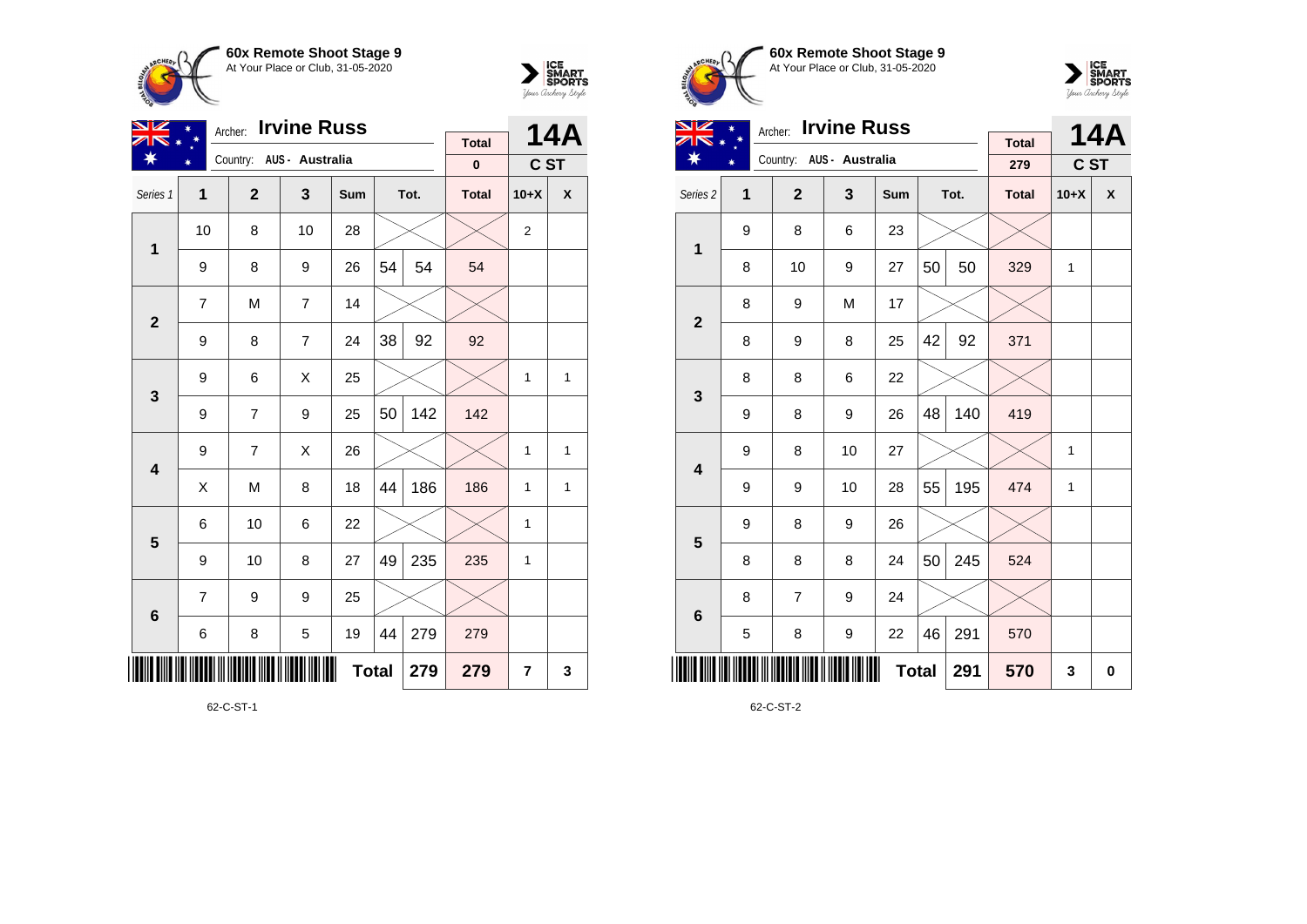**60x Remote Shoot Stage 9**
At Your Place or Club, 31-05-2020

Archer: **Irvine Russ**
Country: AUS - Australia

| **14A** | Total | C ST |
|---|---|---|
| | 0 | |

| Series 1 | 1 | 2 | 3 | Sum | Tot. | | Total | 10+X | X |
|---|---|---|---|---|---|---|---|---|---|
| **1** | 10 | 8 | 10 | 28 | | | | 2 | |
| | 9 | 8 | 9 | 26 | 54 | 54 | 54 | | |
| **2** | 7 | M | 7 | 14 | | | | | |
| | 9 | 8 | 7 | 24 | 38 | 92 | 92 | | |
| **3** | 9 | 6 | X | 25 | | | | 1 | 1 |
| | 9 | 7 | 9 | 25 | 50 | 142 | 142 | | |
| **4** | 9 | 7 | X | 26 | | | | 1 | 1 |
| | X | M | 8 | 18 | 44 | 186 | 186 | 1 | 1 |
| **5** | 6 | 10 | 6 | 22 | | | | 1 | |
| | 9 | 10 | 8 | 27 | 49 | 235 | 235 | 1 | |
| **6** | 7 | 9 | 9 | 25 | | | | | |
| | 6 | 8 | 5 | 19 | 44 | 279 | 279 | | |
| | | | | **Total** | | 279 | 279 | 7 | 3 |

62-C-ST-1

**60x Remote Shoot Stage 9**
At Your Place or Club, 31-05-2020

Archer: **Irvine Russ**
Country: AUS - Australia

| **14A** | Total | C ST |
|---|---|---|
| | 279 | |

| Series 2 | 1 | 2 | 3 | Sum | Tot. | | Total | 10+X | X |
|---|---|---|---|---|---|---|---|---|---|
| **1** | 9 | 8 | 6 | 23 | | | | | |
| | 8 | 10 | 9 | 27 | 50 | 50 | 329 | 1 | |
| **2** | 8 | 9 | M | 17 | | | | | |
| | 8 | 9 | 8 | 25 | 42 | 92 | 371 | | |
| **3** | 8 | 8 | 6 | 22 | | | | | |
| | 9 | 8 | 9 | 26 | 48 | 140 | 419 | | |
| **4** | 9 | 8 | 10 | 27 | | | | 1 | |
| | 9 | 9 | 10 | 28 | 55 | 195 | 474 | 1 | |
| **5** | 9 | 8 | 9 | 26 | | | | | |
| | 8 | 8 | 8 | 24 | 50 | 245 | 524 | | |
| **6** | 8 | 7 | 9 | 24 | | | | | |
| | 5 | 8 | 9 | 22 | 46 | 291 | 570 | | |
| | | | | **Total** | | 291 | 570 | 3 | 0 |

62-C-ST-2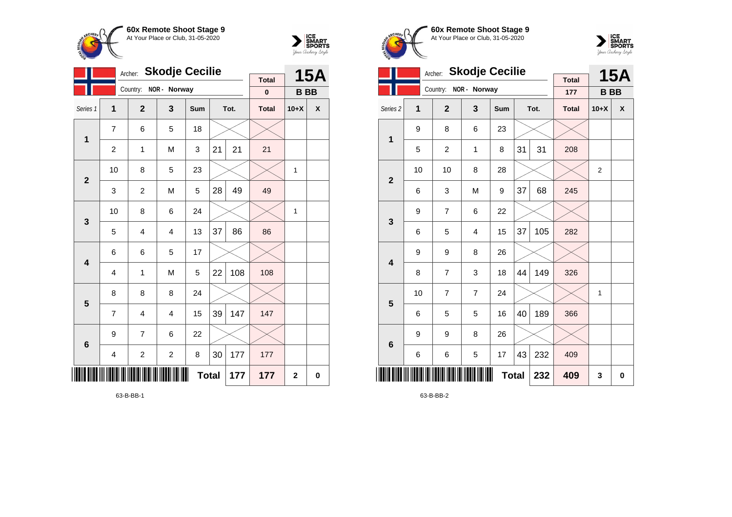**60x Remote Shoot Stage 9**
At Your Place or Club, 31-05-2020

Archer: **Skodje Cecilie**
Country: NOR - Norway

| Total | 15A |
|---|---|
| 0 | B BB |

| Series 1 | 1 | 2 | 3 | Sum | Tot. | | Total | 10+X | X |
|---|---|---|---|---|---|---|---|---|---|
| 1 | 7 | 6 | 5 | 18 | | | | | |
| | 2 | 1 | M | 3 | 21 | 21 | 21 | | |
| 2 | 10 | 8 | 5 | 23 | | | | 1 | |
| | 3 | 2 | M | 5 | 28 | 49 | 49 | | |
| 3 | 10 | 8 | 6 | 24 | | | | 1 | |
| | 5 | 4 | 4 | 13 | 37 | 86 | 86 | | |
| 4 | 6 | 6 | 5 | 17 | | | | | |
| | 4 | 1 | M | 5 | 22 | 108 | 108 | | |
| 5 | 8 | 8 | 8 | 24 | | | | | |
| | 7 | 4 | 4 | 15 | 39 | 147 | 147 | | |
| 6 | 9 | 7 | 6 | 22 | | | | | |
| | 4 | 2 | 2 | 8 | 30 | 177 | 177 | | |
| | | | | Total | | 177 | 177 | 2 | 0 |

63-B-BB-1

**60x Remote Shoot Stage 9**
At Your Place or Club, 31-05-2020

Archer: **Skodje Cecilie**
Country: NOR - Norway

| Total | 15A |
|---|---|
| 177 | B BB |

| Series 2 | 1 | 2 | 3 | Sum | Tot. | | Total | 10+X | X |
|---|---|---|---|---|---|---|---|---|---|
| 1 | 9 | 8 | 6 | 23 | | | | | |
| | 5 | 2 | 1 | 8 | 31 | 31 | 208 | | |
| 2 | 10 | 10 | 8 | 28 | | | | 2 | |
| | 6 | 3 | M | 9 | 37 | 68 | 245 | | |
| 3 | 9 | 7 | 6 | 22 | | | | | |
| | 6 | 5 | 4 | 15 | 37 | 105 | 282 | | |
| 4 | 9 | 9 | 8 | 26 | | | | | |
| | 8 | 7 | 3 | 18 | 44 | 149 | 326 | | |
| 5 | 10 | 7 | 7 | 24 | | | | 1 | |
| | 6 | 5 | 5 | 16 | 40 | 189 | 366 | | |
| 6 | 9 | 9 | 8 | 26 | | | | | |
| | 6 | 6 | 5 | 17 | 43 | 232 | 409 | | |
| | | | | Total | | 232 | 409 | 3 | 0 |

63-B-BB-2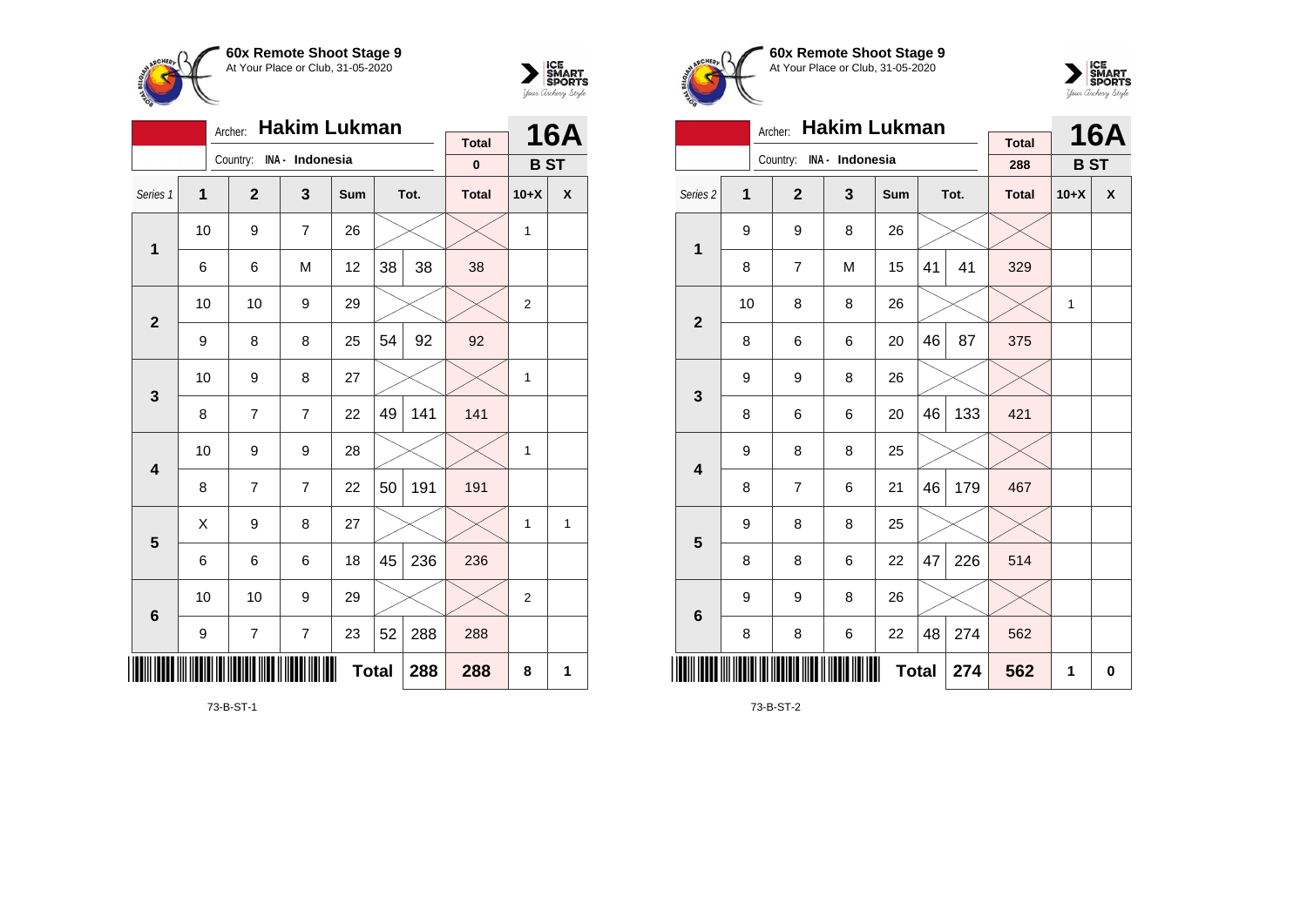**60x Remote Shoot Stage 9**
At Your Place or Club, 31-05-2020

Archer: **Hakim Lukman**
Country: INA - Indonesia

**16A**
**B ST**

| Series 1 | 1 | 2 | 3 | Sum | Tot. | | Total | 10+X | X |
|---|---|---|---|---|---|---|---|---|---|
| | | | | | | | 0 | | |
| 1 | 10 | 9 | 7 | 26 | | | | 1 | |
| | 6 | 6 | M | 12 | 38 | 38 | 38 | | |
| 2 | 10 | 10 | 9 | 29 | | | | 2 | |
| | 9 | 8 | 8 | 25 | 54 | 92 | 92 | | |
| 3 | 10 | 9 | 8 | 27 | | | | 1 | |
| | 8 | 7 | 7 | 22 | 49 | 141 | 141 | | |
| 4 | 10 | 9 | 9 | 28 | | | | 1 | |
| | 8 | 7 | 7 | 22 | 50 | 191 | 191 | | |
| 5 | X | 9 | 8 | 27 | | | | 1 | 1 |
| | 6 | 6 | 6 | 18 | 45 | 236 | 236 | | |
| 6 | 10 | 10 | 9 | 29 | | | | 2 | |
| | 9 | 7 | 7 | 23 | 52 | 288 | 288 | | |
| | | | | | Total | 288 | 288 | 8 | 1 |

73-B-ST-1

**60x Remote Shoot Stage 9**
At Your Place or Club, 31-05-2020

Archer: **Hakim Lukman**
Country: INA - Indonesia

**16A**
**B ST**

| Series 2 | 1 | 2 | 3 | Sum | Tot. | | Total | 10+X | X |
|---|---|---|---|---|---|---|---|---|---|
| | | | | | | | 288 | | |
| 1 | 9 | 9 | 8 | 26 | | | | | |
| | 8 | 7 | M | 15 | 41 | 41 | 329 | | |
| 2 | 10 | 8 | 8 | 26 | | | | 1 | |
| | 8 | 6 | 6 | 20 | 46 | 87 | 375 | | |
| 3 | 9 | 9 | 8 | 26 | | | | | |
| | 8 | 6 | 6 | 20 | 46 | 133 | 421 | | |
| 4 | 9 | 8 | 8 | 25 | | | | | |
| | 8 | 7 | 6 | 21 | 46 | 179 | 467 | | |
| 5 | 9 | 8 | 8 | 25 | | | | | |
| | 8 | 8 | 6 | 22 | 47 | 226 | 514 | | |
| 6 | 9 | 9 | 8 | 26 | | | | | |
| | 8 | 8 | 6 | 22 | 48 | 274 | 562 | | |
| | | | | | Total | 274 | 562 | 1 | 0 |

73-B-ST-2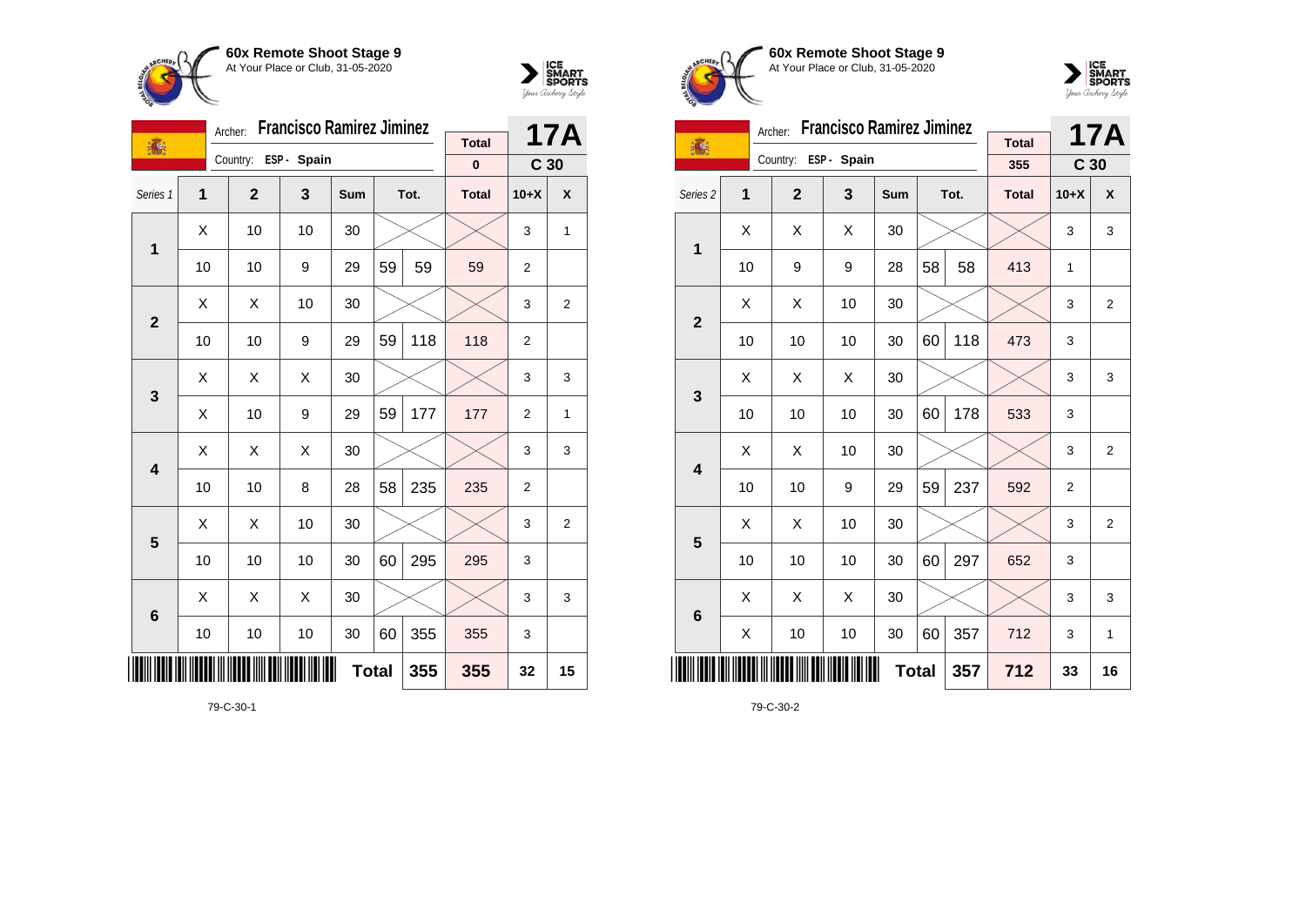**60x Remote Shoot Stage 9**
At Your Place or Club, 31-05-2020

Archer: **Francisco Ramirez Jiminez**
Country: **ESP - Spain**

**17A** — **C 30**

| Series 1 | 1 | 2 | 3 | Sum | | Tot. | Total | 10+X | X |
|---|---|---|---|---|---|---|---|---|---|
| | | | | | | | 0 | | |
| 1 | X | 10 | 10 | 30 | | | | 3 | 1 |
| | 10 | 10 | 9 | 29 | 59 | 59 | 59 | 2 | |
| 2 | X | X | 10 | 30 | | | | 3 | 2 |
| | 10 | 10 | 9 | 29 | 59 | 118 | 118 | 2 | |
| 3 | X | X | X | 30 | | | | 3 | 3 |
| | X | 10 | 9 | 29 | 59 | 177 | 177 | 2 | 1 |
| 4 | X | X | X | 30 | | | | 3 | 3 |
| | 10 | 10 | 8 | 28 | 58 | 235 | 235 | 2 | |
| 5 | X | X | 10 | 30 | | | | 3 | 2 |
| | 10 | 10 | 10 | 30 | 60 | 295 | 295 | 3 | |
| 6 | X | X | X | 30 | | | | 3 | 3 |
| | 10 | 10 | 10 | 30 | 60 | 355 | 355 | 3 | |
| | | | | | Total | 355 | 355 | 32 | 15 |

79-C-30-1

**60x Remote Shoot Stage 9**
At Your Place or Club, 31-05-2020

Archer: **Francisco Ramirez Jiminez**
Country: **ESP - Spain**

**17A** — **C 30**

| Series 2 | 1 | 2 | 3 | Sum | | Tot. | Total | 10+X | X |
|---|---|---|---|---|---|---|---|---|---|
| | | | | | | | 355 | | |
| 1 | X | X | X | 30 | | | | 3 | 3 |
| | 10 | 9 | 9 | 28 | 58 | 58 | 413 | 1 | |
| 2 | X | X | 10 | 30 | | | | 3 | 2 |
| | 10 | 10 | 10 | 30 | 60 | 118 | 473 | 3 | |
| 3 | X | X | X | 30 | | | | 3 | 3 |
| | 10 | 10 | 10 | 30 | 60 | 178 | 533 | 3 | |
| 4 | X | X | 10 | 30 | | | | 3 | 2 |
| | 10 | 10 | 9 | 29 | 59 | 237 | 592 | 2 | |
| 5 | X | X | 10 | 30 | | | | 3 | 2 |
| | 10 | 10 | 10 | 30 | 60 | 297 | 652 | 3 | |
| 6 | X | X | X | 30 | | | | 3 | 3 |
| | X | 10 | 10 | 30 | 60 | 357 | 712 | 3 | 1 |
| | | | | | Total | 357 | 712 | 33 | 16 |

79-C-30-2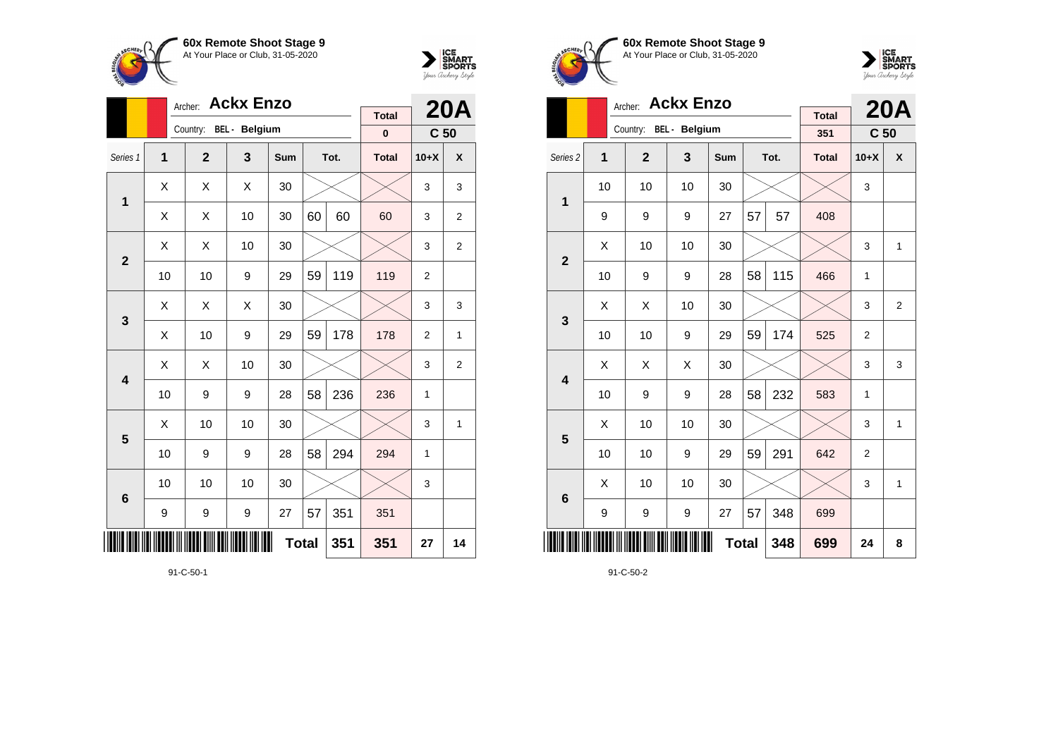## 60x Remote Shoot Stage 9

At Your Place or Club, 31-05-2020

Archer: **Ackx Enzo**

Country: BEL - Belgium

**20A** — C 50

| Series 1 | 1 | 2 | 3 | Sum | | Tot. | Total | 10+X | X |
|---|---|---|---|---|---|---|---|---|---|
| | | | | | | | 0 | | |
| 1 | X | X | X | 30 | | | | 3 | 3 |
| | X | X | 10 | 30 | 60 | 60 | 60 | 3 | 2 |
| 2 | X | X | 10 | 30 | | | | 3 | 2 |
| | 10 | 10 | 9 | 29 | 59 | 119 | 119 | 2 | |
| 3 | X | X | X | 30 | | | | 3 | 3 |
| | X | 10 | 9 | 29 | 59 | 178 | 178 | 2 | 1 |
| 4 | X | X | 10 | 30 | | | | 3 | 2 |
| | 10 | 9 | 9 | 28 | 58 | 236 | 236 | 1 | |
| 5 | X | 10 | 10 | 30 | | | | 3 | 1 |
| | 10 | 9 | 9 | 28 | 58 | 294 | 294 | 1 | |
| 6 | 10 | 10 | 10 | 30 | | | | 3 | |
| | 9 | 9 | 9 | 27 | 57 | 351 | 351 | | |
| | | | | | Total | 351 | 351 | 27 | 14 |

91-C-50-1

## 60x Remote Shoot Stage 9

At Your Place or Club, 31-05-2020

Archer: **Ackx Enzo**

Country: BEL - Belgium

**20A** — C 50

| Series 2 | 1 | 2 | 3 | Sum | | Tot. | Total | 10+X | X |
|---|---|---|---|---|---|---|---|---|---|
| | | | | | | | 351 | | |
| 1 | 10 | 10 | 10 | 30 | | | | 3 | |
| | 9 | 9 | 9 | 27 | 57 | 57 | 408 | | |
| 2 | X | 10 | 10 | 30 | | | | 3 | 1 |
| | 10 | 9 | 9 | 28 | 58 | 115 | 466 | 1 | |
| 3 | X | X | 10 | 30 | | | | 3 | 2 |
| | 10 | 10 | 9 | 29 | 59 | 174 | 525 | 2 | |
| 4 | X | X | X | 30 | | | | 3 | 3 |
| | 10 | 9 | 9 | 28 | 58 | 232 | 583 | 1 | |
| 5 | X | 10 | 10 | 30 | | | | 3 | 1 |
| | 10 | 10 | 9 | 29 | 59 | 291 | 642 | 2 | |
| 6 | X | 10 | 10 | 30 | | | | 3 | 1 |
| | 9 | 9 | 9 | 27 | 57 | 348 | 699 | | |
| | | | | | Total | 348 | 699 | 24 | 8 |

91-C-50-2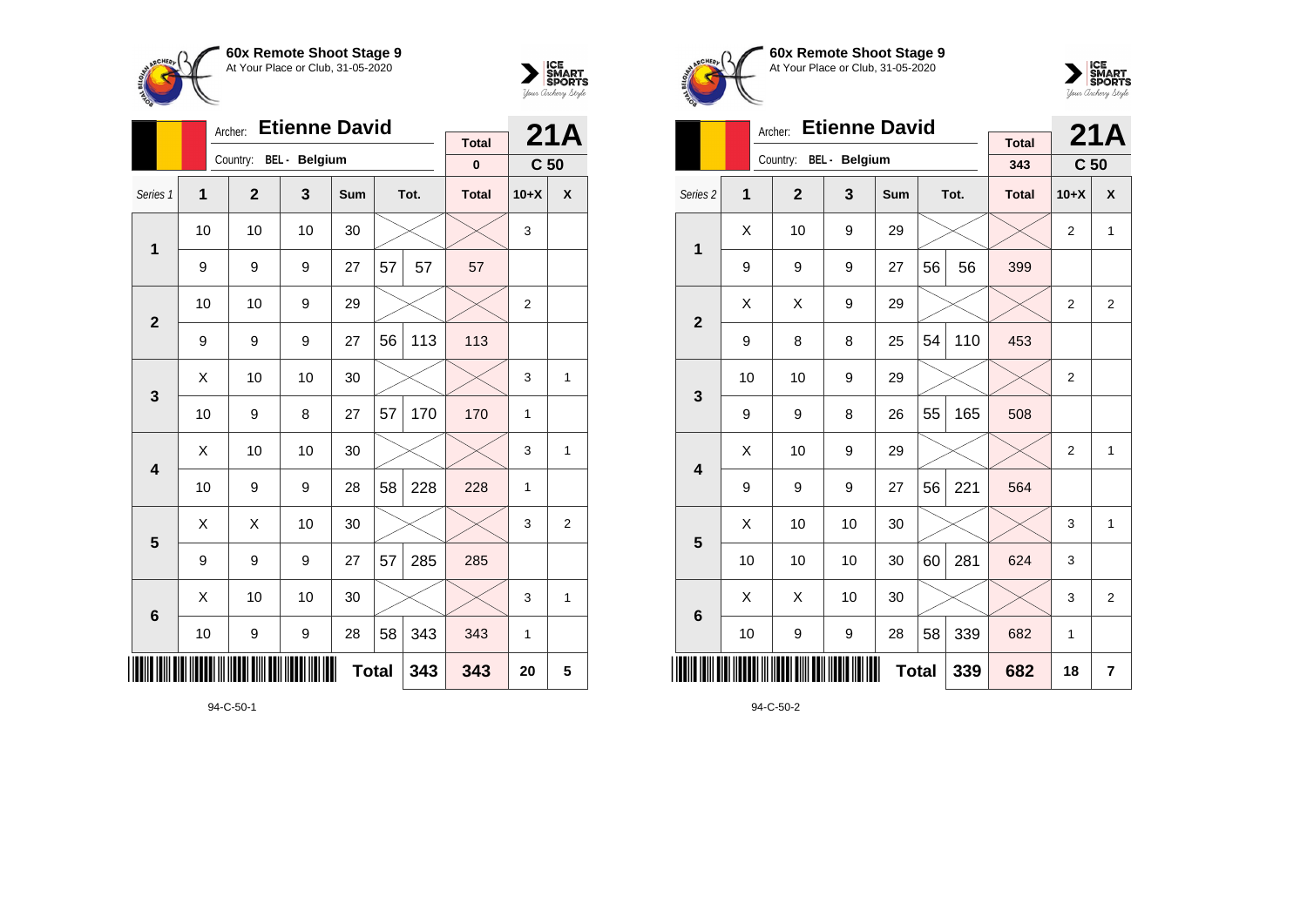## 60x Remote Shoot Stage 9

At Your Place or Club, 31-05-2020

Archer: **Etienne David**

Country: BEL - Belgium

| | Total | 21A |
|---|---|---|
| | 0 | C 50 |

| Series 1 | 1 | 2 | 3 | Sum | Tot. | | Total | 10+X | X |
|---|---|---|---|---|---|---|---|---|---|
| 1 | 10 | 10 | 10 | 30 | | | | 3 | |
| | 9 | 9 | 9 | 27 | 57 | 57 | 57 | | |
| 2 | 10 | 10 | 9 | 29 | | | | 2 | |
| | 9 | 9 | 9 | 27 | 56 | 113 | 113 | | |
| 3 | X | 10 | 10 | 30 | | | | 3 | 1 |
| | 10 | 9 | 8 | 27 | 57 | 170 | 170 | 1 | |
| 4 | X | 10 | 10 | 30 | | | | 3 | 1 |
| | 10 | 9 | 9 | 28 | 58 | 228 | 228 | 1 | |
| 5 | X | X | 10 | 30 | | | | 3 | 2 |
| | 9 | 9 | 9 | 27 | 57 | 285 | 285 | | |
| 6 | X | 10 | 10 | 30 | | | | 3 | 1 |
| | 10 | 9 | 9 | 28 | 58 | 343 | 343 | 1 | |
| | | | | Total | | 343 | 343 | 20 | 5 |

94-C-50-1

## 60x Remote Shoot Stage 9

At Your Place or Club, 31-05-2020

Archer: **Etienne David**

Country: BEL - Belgium

| | Total | 21A |
|---|---|---|
| | 343 | C 50 |

| Series 2 | 1 | 2 | 3 | Sum | Tot. | | Total | 10+X | X |
|---|---|---|---|---|---|---|---|---|---|
| 1 | X | 10 | 9 | 29 | | | | 2 | 1 |
| | 9 | 9 | 9 | 27 | 56 | 56 | 399 | | |
| 2 | X | X | 9 | 29 | | | | 2 | 2 |
| | 9 | 8 | 8 | 25 | 54 | 110 | 453 | | |
| 3 | 10 | 10 | 9 | 29 | | | | 2 | |
| | 9 | 9 | 8 | 26 | 55 | 165 | 508 | | |
| 4 | X | 10 | 9 | 29 | | | | 2 | 1 |
| | 9 | 9 | 9 | 27 | 56 | 221 | 564 | | |
| 5 | X | 10 | 10 | 30 | | | | 3 | 1 |
| | 10 | 10 | 10 | 30 | 60 | 281 | 624 | 3 | |
| 6 | X | X | 10 | 30 | | | | 3 | 2 |
| | 10 | 9 | 9 | 28 | 58 | 339 | 682 | 1 | |
| | | | | Total | | 339 | 682 | 18 | 7 |

94-C-50-2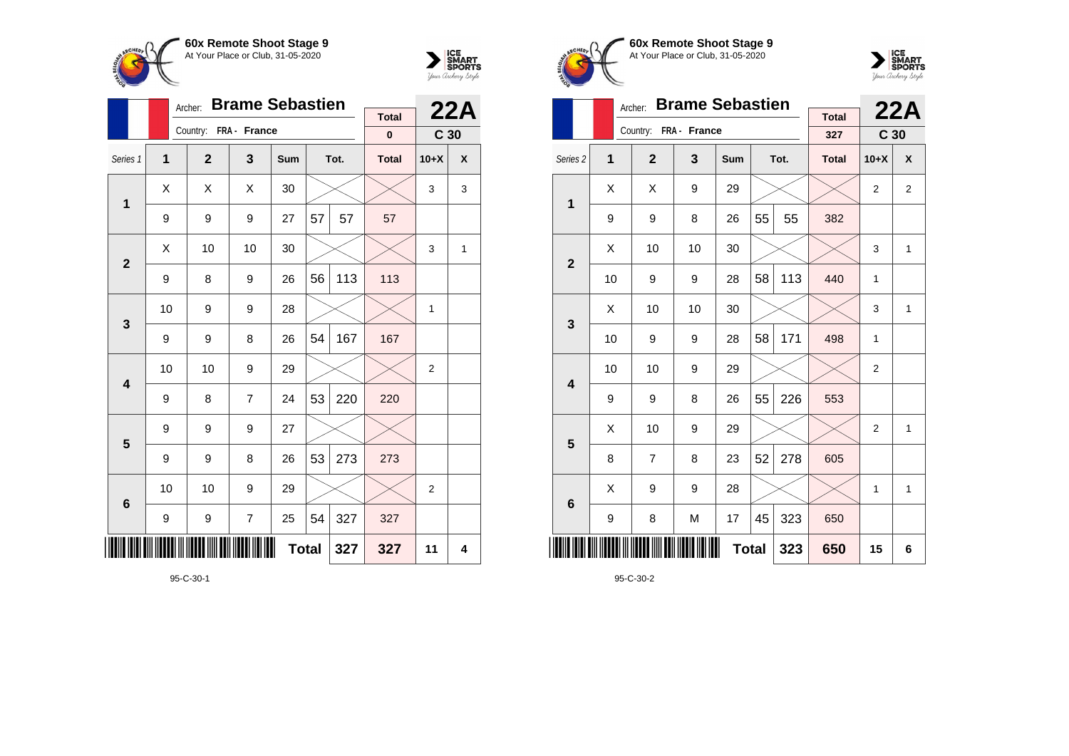**60x Remote Shoot Stage 9**
At Your Place or Club, 31-05-2020

Archer: **Brame Sebastien**
Country: FRA - France

| | Total | 22A |
|---|---|---|
| | 0 | C 30 |

| Series 1 | 1 | 2 | 3 | Sum | | Tot. | Total | 10+X | X |
|---|---|---|---|---|---|---|---|---|---|
| 1 | X | X | X | 30 | | | | 3 | 3 |
| | 9 | 9 | 9 | 27 | 57 | 57 | 57 | | |
| 2 | X | 10 | 10 | 30 | | | | 3 | 1 |
| | 9 | 8 | 9 | 26 | 56 | 113 | 113 | | |
| 3 | 10 | 9 | 9 | 28 | | | | 1 | |
| | 9 | 9 | 8 | 26 | 54 | 167 | 167 | | |
| 4 | 10 | 10 | 9 | 29 | | | | 2 | |
| | 9 | 8 | 7 | 24 | 53 | 220 | 220 | | |
| 5 | 9 | 9 | 9 | 27 | | | | | |
| | 9 | 9 | 8 | 26 | 53 | 273 | 273 | | |
| 6 | 10 | 10 | 9 | 29 | | | | 2 | |
| | 9 | 9 | 7 | 25 | 54 | 327 | 327 | | |
| | | | | Total | | 327 | 327 | 11 | 4 |

95-C-30-1

**60x Remote Shoot Stage 9**
At Your Place or Club, 31-05-2020

Archer: **Brame Sebastien**
Country: FRA - France

| | Total | 22A |
|---|---|---|
| | 327 | C 30 |

| Series 2 | 1 | 2 | 3 | Sum | | Tot. | Total | 10+X | X |
|---|---|---|---|---|---|---|---|---|---|
| 1 | X | X | 9 | 29 | | | | 2 | 2 |
| | 9 | 9 | 8 | 26 | 55 | 55 | 382 | | |
| 2 | X | 10 | 10 | 30 | | | | 3 | 1 |
| | 10 | 9 | 9 | 28 | 58 | 113 | 440 | 1 | |
| 3 | X | 10 | 10 | 30 | | | | 3 | 1 |
| | 10 | 9 | 9 | 28 | 58 | 171 | 498 | 1 | |
| 4 | 10 | 10 | 9 | 29 | | | | 2 | |
| | 9 | 9 | 8 | 26 | 55 | 226 | 553 | | |
| 5 | X | 10 | 9 | 29 | | | | 2 | 1 |
| | 8 | 7 | 8 | 23 | 52 | 278 | 605 | | |
| 6 | X | 9 | 9 | 28 | | | | 1 | 1 |
| | 9 | 8 | M | 17 | 45 | 323 | 650 | | |
| | | | | Total | | 323 | 650 | 15 | 6 |

95-C-30-2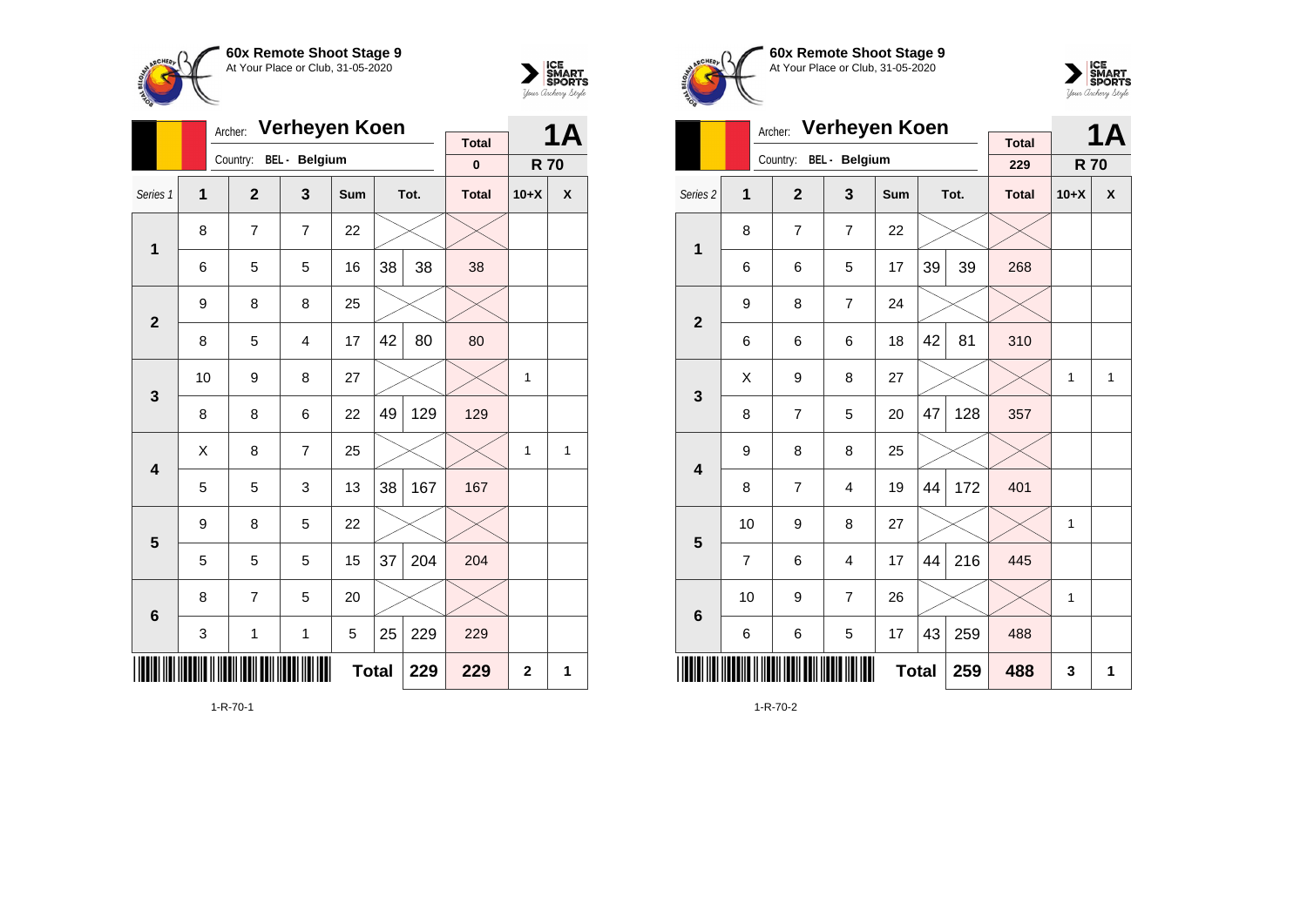**60x Remote Shoot Stage 9**
At Your Place or Club, 31-05-2020

Archer: **Verheyen Koen**
Country: BEL - Belgium

| | | | | | | | Total | 1A | |
|---|---|---|---|---|---|---|---|---|---|
| | | | | | | | 0 | R 70 | |
| Series 1 | 1 | 2 | 3 | Sum | Tot. | | Total | 10+X | X |
| 1 | 8 | 7 | 7 | 22 | | | | | |
| | 6 | 5 | 5 | 16 | 38 | 38 | 38 | | |
| 2 | 9 | 8 | 8 | 25 | | | | | |
| | 8 | 5 | 4 | 17 | 42 | 80 | 80 | | |
| 3 | 10 | 9 | 8 | 27 | | | | 1 | |
| | 8 | 8 | 6 | 22 | 49 | 129 | 129 | | |
| 4 | X | 8 | 7 | 25 | | | | 1 | 1 |
| | 5 | 5 | 3 | 13 | 38 | 167 | 167 | | |
| 5 | 9 | 8 | 5 | 22 | | | | | |
| | 5 | 5 | 5 | 15 | 37 | 204 | 204 | | |
| 6 | 8 | 7 | 5 | 20 | | | | | |
| | 3 | 1 | 1 | 5 | 25 | 229 | 229 | | |
| | | | | Total | | 229 | 229 | 2 | 1 |

1-R-70-1

**60x Remote Shoot Stage 9**
At Your Place or Club, 31-05-2020

Archer: **Verheyen Koen**
Country: BEL - Belgium

| | | | | | | | Total | 1A | |
|---|---|---|---|---|---|---|---|---|---|
| | | | | | | | 229 | R 70 | |
| Series 2 | 1 | 2 | 3 | Sum | Tot. | | Total | 10+X | X |
| 1 | 8 | 7 | 7 | 22 | | | | | |
| | 6 | 6 | 5 | 17 | 39 | 39 | 268 | | |
| 2 | 9 | 8 | 7 | 24 | | | | | |
| | 6 | 6 | 6 | 18 | 42 | 81 | 310 | | |
| 3 | X | 9 | 8 | 27 | | | | 1 | 1 |
| | 8 | 7 | 5 | 20 | 47 | 128 | 357 | | |
| 4 | 9 | 8 | 8 | 25 | | | | | |
| | 8 | 7 | 4 | 19 | 44 | 172 | 401 | | |
| 5 | 10 | 9 | 8 | 27 | | | | 1 | |
| | 7 | 6 | 4 | 17 | 44 | 216 | 445 | | |
| 6 | 10 | 9 | 7 | 26 | | | | 1 | |
| | 6 | 6 | 5 | 17 | 43 | 259 | 488 | | |
| | | | | Total | | 259 | 488 | 3 | 1 |

1-R-70-2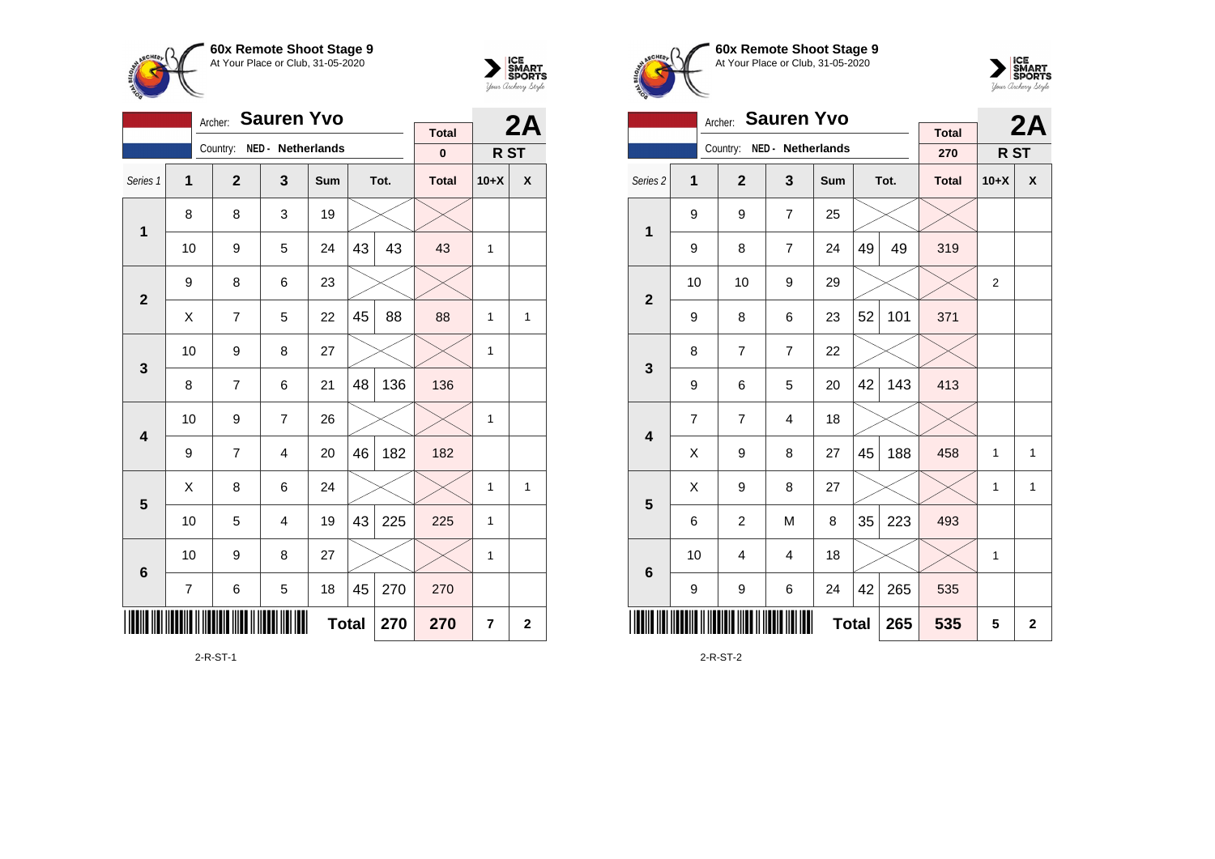**60x Remote Shoot Stage 9**
At Your Place or Club, 31-05-2020

Archer: **Sauren Yvo**
Country: NED - Netherlands

**2A** R ST

Total: 0

| Series 1 | 1 | 2 | 3 | Sum | Tot. | | Total | 10+X | X |
|---|---|---|---|---|---|---|---|---|---|
| 1 | 8 | 8 | 3 | 19 | | | | | |
| | 10 | 9 | 5 | 24 | 43 | 43 | 43 | 1 | |
| 2 | 9 | 8 | 6 | 23 | | | | | |
| | X | 7 | 5 | 22 | 45 | 88 | 88 | 1 | 1 |
| 3 | 10 | 9 | 8 | 27 | | | | 1 | |
| | 8 | 7 | 6 | 21 | 48 | 136 | 136 | | |
| 4 | 10 | 9 | 7 | 26 | | | | 1 | |
| | 9 | 7 | 4 | 20 | 46 | 182 | 182 | | |
| 5 | X | 8 | 6 | 24 | | | | 1 | 1 |
| | 10 | 5 | 4 | 19 | 43 | 225 | 225 | 1 | |
| 6 | 10 | 9 | 8 | 27 | | | | 1 | |
| | 7 | 6 | 5 | 18 | 45 | 270 | 270 | | |
| | | | | Total | | 270 | 270 | 7 | 2 |

2-R-ST-1

**60x Remote Shoot Stage 9**
At Your Place or Club, 31-05-2020

Archer: **Sauren Yvo**
Country: NED - Netherlands

**2A** R ST

Total: 270

| Series 2 | 1 | 2 | 3 | Sum | Tot. | | Total | 10+X | X |
|---|---|---|---|---|---|---|---|---|---|
| 1 | 9 | 9 | 7 | 25 | | | | | |
| | 9 | 8 | 7 | 24 | 49 | 49 | 319 | | |
| 2 | 10 | 10 | 9 | 29 | | | | 2 | |
| | 9 | 8 | 6 | 23 | 52 | 101 | 371 | | |
| 3 | 8 | 7 | 7 | 22 | | | | | |
| | 9 | 6 | 5 | 20 | 42 | 143 | 413 | | |
| 4 | 7 | 7 | 4 | 18 | | | | | |
| | X | 9 | 8 | 27 | 45 | 188 | 458 | 1 | 1 |
| 5 | X | 9 | 8 | 27 | | | | 1 | 1 |
| | 6 | 2 | M | 8 | 35 | 223 | 493 | | |
| 6 | 10 | 4 | 4 | 18 | | | | 1 | |
| | 9 | 9 | 6 | 24 | 42 | 265 | 535 | | |
| | | | | Total | | 265 | 535 | 5 | 2 |

2-R-ST-2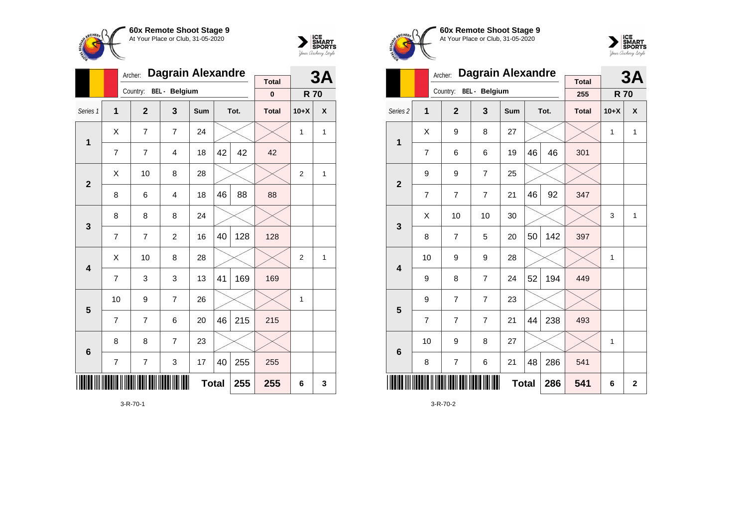**60x Remote Shoot Stage 9**
At Your Place or Club, 31-05-2020

Archer: **Dagrain Alexandre**
Country: BEL - Belgium

**3A** — **R 70**

| Series 1 | 1 | 2 | 3 | Sum | | Tot. | Total | 10+X | X |
|---|---|---|---|---|---|---|---|---|---|
| | | | | | | | 0 | | |
| 1 | X | 7 | 7 | 24 | | | | 1 | 1 |
| | 7 | 7 | 4 | 18 | 42 | 42 | 42 | | |
| 2 | X | 10 | 8 | 28 | | | | 2 | 1 |
| | 8 | 6 | 4 | 18 | 46 | 88 | 88 | | |
| 3 | 8 | 8 | 8 | 24 | | | | | |
| | 7 | 7 | 2 | 16 | 40 | 128 | 128 | | |
| 4 | X | 10 | 8 | 28 | | | | 2 | 1 |
| | 7 | 3 | 3 | 13 | 41 | 169 | 169 | | |
| 5 | 10 | 9 | 7 | 26 | | | | 1 | |
| | 7 | 7 | 6 | 20 | 46 | 215 | 215 | | |
| 6 | 8 | 8 | 7 | 23 | | | | | |
| | 7 | 7 | 3 | 17 | 40 | 255 | 255 | | |
| | | | | | **Total** | 255 | 255 | 6 | 3 |

3-R-70-1

**60x Remote Shoot Stage 9**
At Your Place or Club, 31-05-2020

Archer: **Dagrain Alexandre**
Country: BEL - Belgium

**3A** — **R 70**

| Series 2 | 1 | 2 | 3 | Sum | | Tot. | Total | 10+X | X |
|---|---|---|---|---|---|---|---|---|---|
| | | | | | | | 255 | | |
| 1 | X | 9 | 8 | 27 | | | | 1 | 1 |
| | 7 | 6 | 6 | 19 | 46 | 46 | 301 | | |
| 2 | 9 | 9 | 7 | 25 | | | | | |
| | 7 | 7 | 7 | 21 | 46 | 92 | 347 | | |
| 3 | X | 10 | 10 | 30 | | | | 3 | 1 |
| | 8 | 7 | 5 | 20 | 50 | 142 | 397 | | |
| 4 | 10 | 9 | 9 | 28 | | | | 1 | |
| | 9 | 8 | 7 | 24 | 52 | 194 | 449 | | |
| 5 | 9 | 7 | 7 | 23 | | | | | |
| | 7 | 7 | 7 | 21 | 44 | 238 | 493 | | |
| 6 | 10 | 9 | 8 | 27 | | | | 1 | |
| | 8 | 7 | 6 | 21 | 48 | 286 | 541 | | |
| | | | | | **Total** | 286 | 541 | 6 | 2 |

3-R-70-2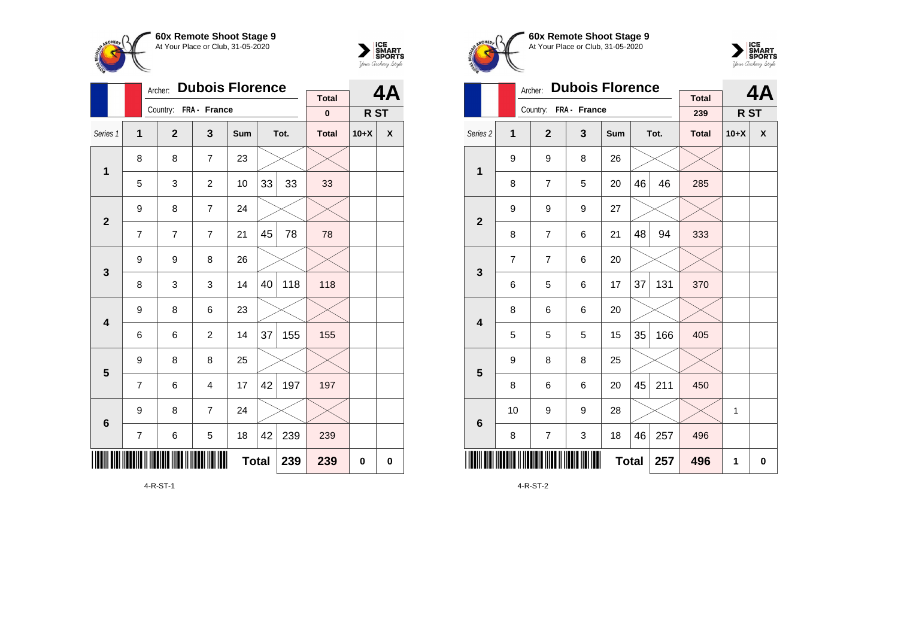**60x Remote Shoot Stage 9**
At Your Place or Club, 31-05-2020

Archer: **Dubois Florence**
Country: FRA - France

| | | | | | | | Total | 4A | |
|---|---|---|---|---|---|---|---|---|---|
| | | | | | | | 0 | R ST | |
| Series 1 | 1 | 2 | 3 | Sum | Tot. | | Total | 10+X | X |
| 1 | 8 | 8 | 7 | 23 | | | | | |
| | 5 | 3 | 2 | 10 | 33 | 33 | 33 | | |
| 2 | 9 | 8 | 7 | 24 | | | | | |
| | 7 | 7 | 7 | 21 | 45 | 78 | 78 | | |
| 3 | 9 | 9 | 8 | 26 | | | | | |
| | 8 | 3 | 3 | 14 | 40 | 118 | 118 | | |
| 4 | 9 | 8 | 6 | 23 | | | | | |
| | 6 | 6 | 2 | 14 | 37 | 155 | 155 | | |
| 5 | 9 | 8 | 8 | 25 | | | | | |
| | 7 | 6 | 4 | 17 | 42 | 197 | 197 | | |
| 6 | 9 | 8 | 7 | 24 | | | | | |
| | 7 | 6 | 5 | 18 | 42 | 239 | 239 | | |
| | | | | | Total | 239 | 239 | 0 | 0 |

4-R-ST-1

**60x Remote Shoot Stage 9**
At Your Place or Club, 31-05-2020

Archer: **Dubois Florence**
Country: FRA - France

| | | | | | | | Total | 4A | |
|---|---|---|---|---|---|---|---|---|---|
| | | | | | | | 239 | R ST | |
| Series 2 | 1 | 2 | 3 | Sum | Tot. | | Total | 10+X | X |
| 1 | 9 | 9 | 8 | 26 | | | | | |
| | 8 | 7 | 5 | 20 | 46 | 46 | 285 | | |
| 2 | 9 | 9 | 9 | 27 | | | | | |
| | 8 | 7 | 6 | 21 | 48 | 94 | 333 | | |
| 3 | 7 | 7 | 6 | 20 | | | | | |
| | 6 | 5 | 6 | 17 | 37 | 131 | 370 | | |
| 4 | 8 | 6 | 6 | 20 | | | | | |
| | 5 | 5 | 5 | 15 | 35 | 166 | 405 | | |
| 5 | 9 | 8 | 8 | 25 | | | | | |
| | 8 | 6 | 6 | 20 | 45 | 211 | 450 | | |
| 6 | 10 | 9 | 9 | 28 | | | | 1 | |
| | 8 | 7 | 3 | 18 | 46 | 257 | 496 | | |
| | | | | | Total | 257 | 496 | 1 | 0 |

4-R-ST-2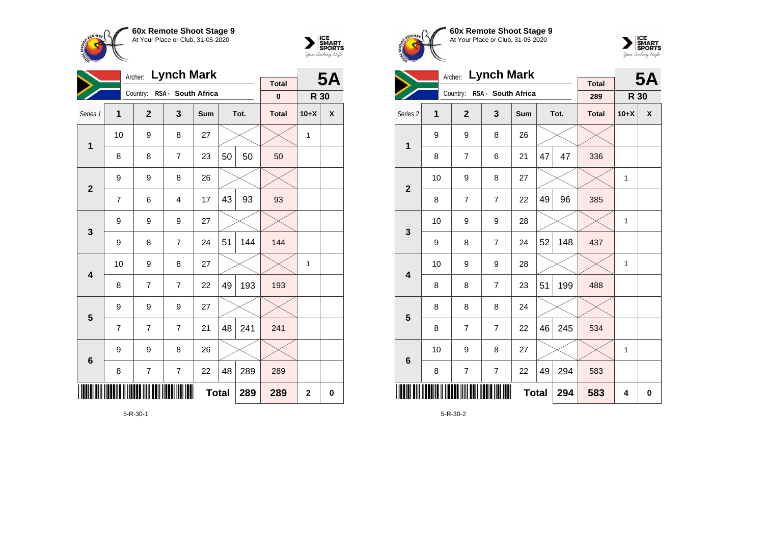**60x Remote Shoot Stage 9**
At Your Place or Club, 31-05-2020

Archer: **Lynch Mark**
Country: RSA - South Africa

**5A** — R 30

| Series 1 | 1 | 2 | 3 | Sum | Tot. | | Total | 10+X | X |
|---|---|---|---|---|---|---|---|---|---|
| | | | | | | | 0 | | |
| 1 | 10 | 9 | 8 | 27 | | | | 1 | |
| | 8 | 8 | 7 | 23 | 50 | 50 | 50 | | |
| 2 | 9 | 9 | 8 | 26 | | | | | |
| | 7 | 6 | 4 | 17 | 43 | 93 | 93 | | |
| 3 | 9 | 9 | 9 | 27 | | | | | |
| | 9 | 8 | 7 | 24 | 51 | 144 | 144 | | |
| 4 | 10 | 9 | 8 | 27 | | | | 1 | |
| | 8 | 7 | 7 | 22 | 49 | 193 | 193 | | |
| 5 | 9 | 9 | 9 | 27 | | | | | |
| | 7 | 7 | 7 | 21 | 48 | 241 | 241 | | |
| 6 | 9 | 9 | 8 | 26 | | | | | |
| | 8 | 7 | 7 | 22 | 48 | 289 | 289 | | |
| | | | | Total | | 289 | 289 | 2 | 0 |

5-R-30-1

**60x Remote Shoot Stage 9**
At Your Place or Club, 31-05-2020

Archer: **Lynch Mark**
Country: RSA - South Africa

**5A** — R 30

| Series 2 | 1 | 2 | 3 | Sum | Tot. | | Total | 10+X | X |
|---|---|---|---|---|---|---|---|---|---|
| | | | | | | | 289 | | |
| 1 | 9 | 9 | 8 | 26 | | | | | |
| | 8 | 7 | 6 | 21 | 47 | 47 | 336 | | |
| 2 | 10 | 9 | 8 | 27 | | | | 1 | |
| | 8 | 7 | 7 | 22 | 49 | 96 | 385 | | |
| 3 | 10 | 9 | 9 | 28 | | | | 1 | |
| | 9 | 8 | 7 | 24 | 52 | 148 | 437 | | |
| 4 | 10 | 9 | 9 | 28 | | | | 1 | |
| | 8 | 8 | 7 | 23 | 51 | 199 | 488 | | |
| 5 | 8 | 8 | 8 | 24 | | | | | |
| | 8 | 7 | 7 | 22 | 46 | 245 | 534 | | |
| 6 | 10 | 9 | 8 | 27 | | | | 1 | |
| | 8 | 7 | 7 | 22 | 49 | 294 | 583 | | |
| | | | | Total | | 294 | 583 | 4 | 0 |

5-R-30-2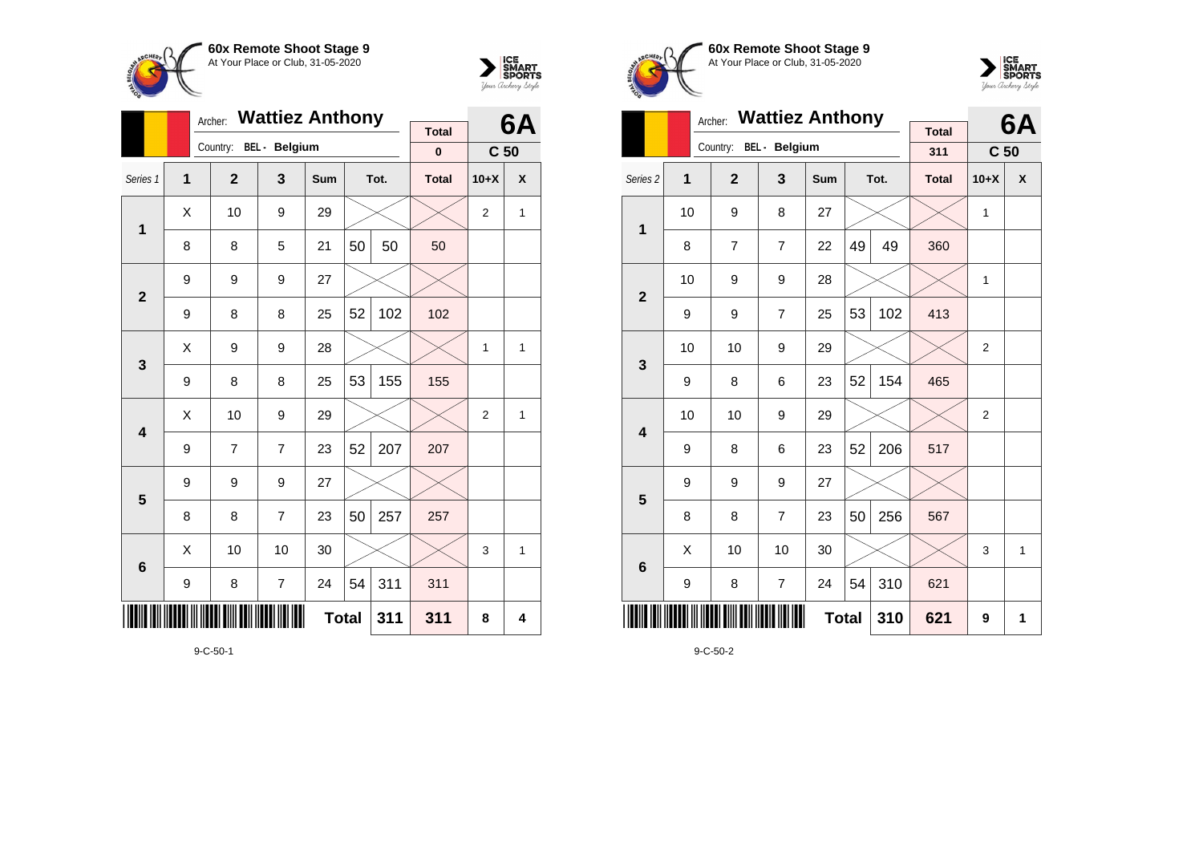**60x Remote Shoot Stage 9**
At Your Place or Club, 31-05-2020

Archer: **Wattiez Anthony**
Country: BEL - Belgium

| | | | | | | | Total | 6A | |
|---|---|---|---|---|---|---|---|---|---|
| | | | | | | | 0 | C 50 | |
| Series 1 | 1 | 2 | 3 | Sum | Tot. | | Total | 10+X | X |
| 1 | X | 10 | 9 | 29 | | | | 2 | 1 |
| | 8 | 8 | 5 | 21 | 50 | 50 | 50 | | |
| 2 | 9 | 9 | 9 | 27 | | | | | |
| | 9 | 8 | 8 | 25 | 52 | 102 | 102 | | |
| 3 | X | 9 | 9 | 28 | | | | 1 | 1 |
| | 9 | 8 | 8 | 25 | 53 | 155 | 155 | | |
| 4 | X | 10 | 9 | 29 | | | | 2 | 1 |
| | 9 | 7 | 7 | 23 | 52 | 207 | 207 | | |
| 5 | 9 | 9 | 9 | 27 | | | | | |
| | 8 | 8 | 7 | 23 | 50 | 257 | 257 | | |
| 6 | X | 10 | 10 | 30 | | | | 3 | 1 |
| | 9 | 8 | 7 | 24 | 54 | 311 | 311 | | |
| | | | | | Total | 311 | 311 | 8 | 4 |

9-C-50-1

**60x Remote Shoot Stage 9**
At Your Place or Club, 31-05-2020

Archer: **Wattiez Anthony**
Country: BEL - Belgium

| | | | | | | | Total | 6A | |
|---|---|---|---|---|---|---|---|---|---|
| | | | | | | | 311 | C 50 | |
| Series 2 | 1 | 2 | 3 | Sum | Tot. | | Total | 10+X | X |
| 1 | 10 | 9 | 8 | 27 | | | | 1 | |
| | 8 | 7 | 7 | 22 | 49 | 49 | 360 | | |
| 2 | 10 | 9 | 9 | 28 | | | | 1 | |
| | 9 | 9 | 7 | 25 | 53 | 102 | 413 | | |
| 3 | 10 | 10 | 9 | 29 | | | | 2 | |
| | 9 | 8 | 6 | 23 | 52 | 154 | 465 | | |
| 4 | 10 | 10 | 9 | 29 | | | | 2 | |
| | 9 | 8 | 6 | 23 | 52 | 206 | 517 | | |
| 5 | 9 | 9 | 9 | 27 | | | | | |
| | 8 | 8 | 7 | 23 | 50 | 256 | 567 | | |
| 6 | X | 10 | 10 | 30 | | | | 3 | 1 |
| | 9 | 8 | 7 | 24 | 54 | 310 | 621 | | |
| | | | | | Total | 310 | 621 | 9 | 1 |

9-C-50-2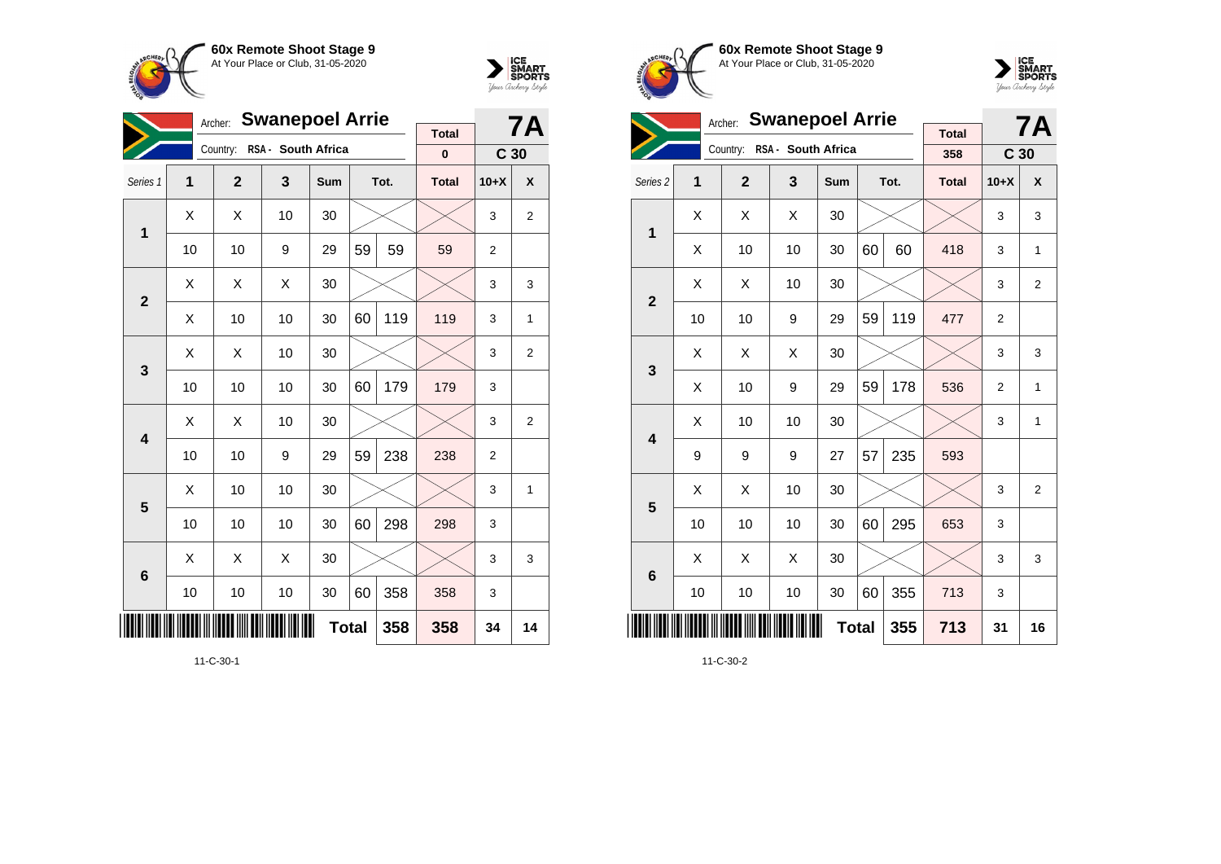**60x Remote Shoot Stage 9**
At Your Place or Club, 31-05-2020

Archer: **Swanepoel Arrie**
Country: RSA - South Africa

**7A**
**C 30**

| Series 1 | 1 | 2 | 3 | Sum | | Tot. | Total | 10+X | X |
|---|---|---|---|---|---|---|---|---|---|
| | | | | | | | 0 | | |
| 1 | X | X | 10 | 30 | | | | 3 | 2 |
| | 10 | 10 | 9 | 29 | 59 | 59 | 59 | 2 | |
| 2 | X | X | X | 30 | | | | 3 | 3 |
| | X | 10 | 10 | 30 | 60 | 119 | 119 | 3 | 1 |
| 3 | X | X | 10 | 30 | | | | 3 | 2 |
| | 10 | 10 | 10 | 30 | 60 | 179 | 179 | 3 | |
| 4 | X | X | 10 | 30 | | | | 3 | 2 |
| | 10 | 10 | 9 | 29 | 59 | 238 | 238 | 2 | |
| 5 | X | 10 | 10 | 30 | | | | 3 | 1 |
| | 10 | 10 | 10 | 30 | 60 | 298 | 298 | 3 | |
| 6 | X | X | X | 30 | | | | 3 | 3 |
| | 10 | 10 | 10 | 30 | 60 | 358 | 358 | 3 | |
| | | | | | Total | 358 | 358 | 34 | 14 |

11-C-30-1

**60x Remote Shoot Stage 9**
At Your Place or Club, 31-05-2020

Archer: **Swanepoel Arrie**
Country: RSA - South Africa

**7A**
**C 30**

| Series 2 | 1 | 2 | 3 | Sum | | Tot. | Total | 10+X | X |
|---|---|---|---|---|---|---|---|---|---|
| | | | | | | | 358 | | |
| 1 | X | X | X | 30 | | | | 3 | 3 |
| | X | 10 | 10 | 30 | 60 | 60 | 418 | 3 | 1 |
| 2 | X | X | 10 | 30 | | | | 3 | 2 |
| | 10 | 10 | 9 | 29 | 59 | 119 | 477 | 2 | |
| 3 | X | X | X | 30 | | | | 3 | 3 |
| | X | 10 | 9 | 29 | 59 | 178 | 536 | 2 | 1 |
| 4 | X | 10 | 10 | 30 | | | | 3 | 1 |
| | 9 | 9 | 9 | 27 | 57 | 235 | 593 | | |
| 5 | X | X | 10 | 30 | | | | 3 | 2 |
| | 10 | 10 | 10 | 30 | 60 | 295 | 653 | 3 | |
| 6 | X | X | X | 30 | | | | 3 | 3 |
| | 10 | 10 | 10 | 30 | 60 | 355 | 713 | 3 | |
| | | | | | Total | 355 | 713 | 31 | 16 |

11-C-30-2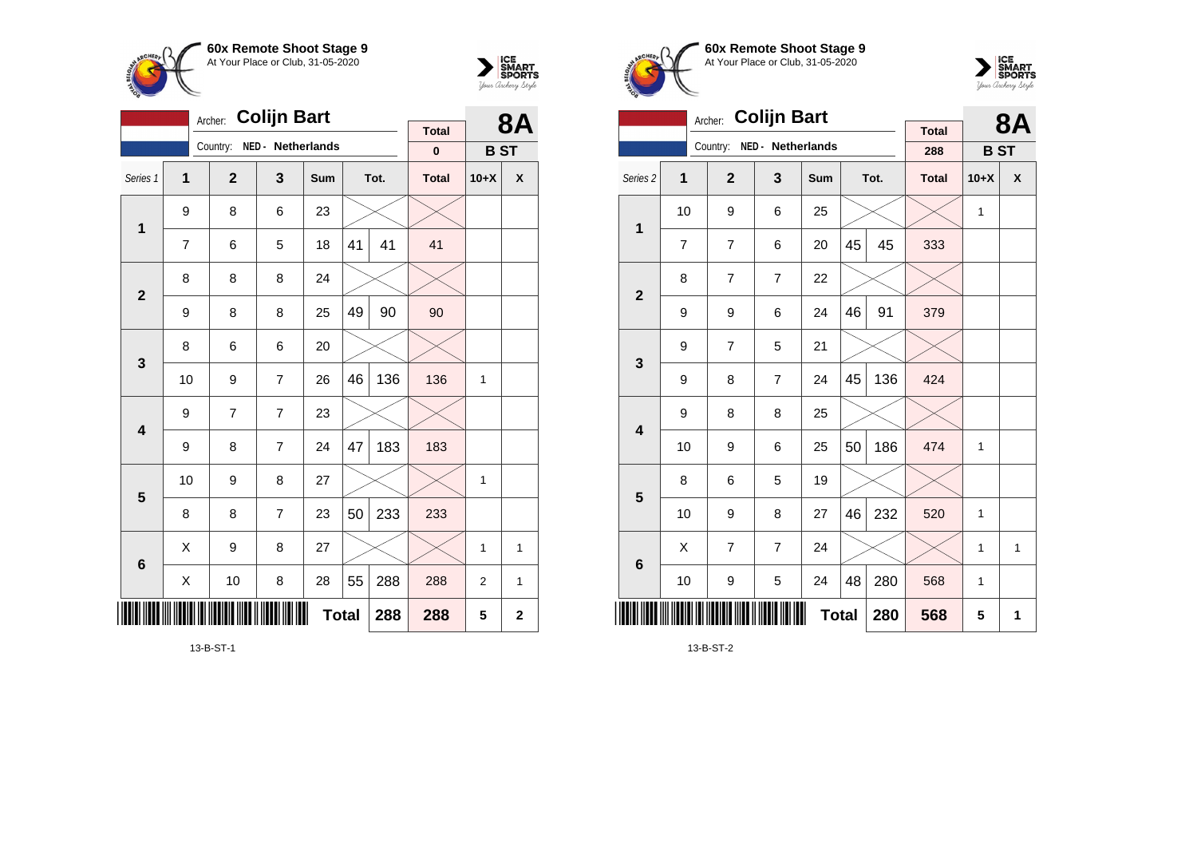**60x Remote Shoot Stage 9**
At Your Place or Club, 31-05-2020

Archer: **Colijn Bart**
Country: NED - Netherlands

| Total | 8A |
|---|---|
| 0 | B ST |

| Series 1 | 1 | 2 | 3 | Sum | Tot. | | Total | 10+X | X |
|---|---|---|---|---|---|---|---|---|---|
| 1 | 9 | 8 | 6 | 23 | | | | | |
| | 7 | 6 | 5 | 18 | 41 | 41 | 41 | | |
| 2 | 8 | 8 | 8 | 24 | | | | | |
| | 9 | 8 | 8 | 25 | 49 | 90 | 90 | | |
| 3 | 8 | 6 | 6 | 20 | | | | | |
| | 10 | 9 | 7 | 26 | 46 | 136 | 136 | 1 | |
| 4 | 9 | 7 | 7 | 23 | | | | | |
| | 9 | 8 | 7 | 24 | 47 | 183 | 183 | | |
| 5 | 10 | 9 | 8 | 27 | | | | 1 | |
| | 8 | 8 | 7 | 23 | 50 | 233 | 233 | | |
| 6 | X | 9 | 8 | 27 | | | | 1 | 1 |
| | X | 10 | 8 | 28 | 55 | 288 | 288 | 2 | 1 |
| | | | | Total | | 288 | 288 | 5 | 2 |

13-B-ST-1

**60x Remote Shoot Stage 9**
At Your Place or Club, 31-05-2020

Archer: **Colijn Bart**
Country: NED - Netherlands

| Total | 8A |
|---|---|
| 288 | B ST |

| Series 2 | 1 | 2 | 3 | Sum | Tot. | | Total | 10+X | X |
|---|---|---|---|---|---|---|---|---|---|
| 1 | 10 | 9 | 6 | 25 | | | | 1 | |
| | 7 | 7 | 6 | 20 | 45 | 45 | 333 | | |
| 2 | 8 | 7 | 7 | 22 | | | | | |
| | 9 | 9 | 6 | 24 | 46 | 91 | 379 | | |
| 3 | 9 | 7 | 5 | 21 | | | | | |
| | 9 | 8 | 7 | 24 | 45 | 136 | 424 | | |
| 4 | 9 | 8 | 8 | 25 | | | | | |
| | 10 | 9 | 6 | 25 | 50 | 186 | 474 | 1 | |
| 5 | 8 | 6 | 5 | 19 | | | | | |
| | 10 | 9 | 8 | 27 | 46 | 232 | 520 | 1 | |
| 6 | X | 7 | 7 | 24 | | | | 1 | 1 |
| | 10 | 9 | 5 | 24 | 48 | 280 | 568 | 1 | |
| | | | | Total | | 280 | 568 | 5 | 1 |

13-B-ST-2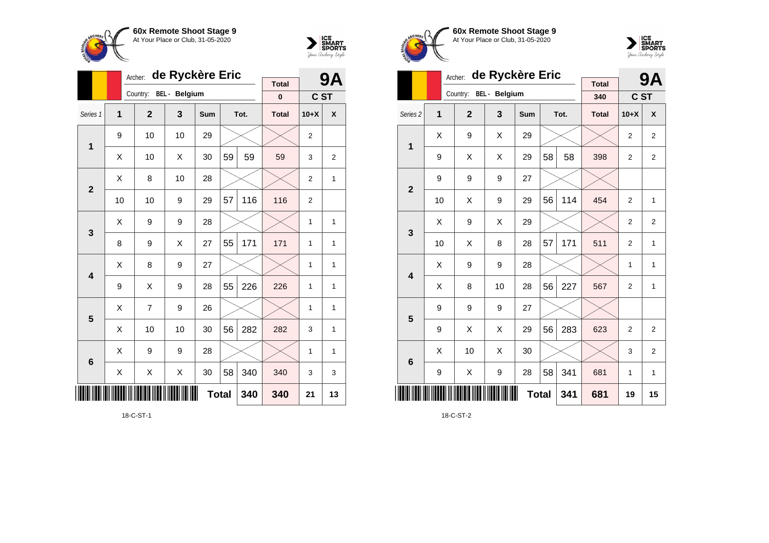**60x Remote Shoot Stage 9**
At Your Place or Club, 31-05-2020

Archer: **de Ryckère Eric**
Country: BEL - Belgium

**9A** — C ST

Total: 0

| Series 1 | 1 | 2 | 3 | Sum | Tot. | | Total | 10+X | X |
|---|---|---|---|---|---|---|---|---|---|
| 1 | 9 | 10 | 10 | 29 | | | | 2 | |
| | X | 10 | X | 30 | 59 | 59 | 59 | 3 | 2 |
| 2 | X | 8 | 10 | 28 | | | | 2 | 1 |
| | 10 | 10 | 9 | 29 | 57 | 116 | 116 | 2 | |
| 3 | X | 9 | 9 | 28 | | | | 1 | 1 |
| | 8 | 9 | X | 27 | 55 | 171 | 171 | 1 | 1 |
| 4 | X | 8 | 9 | 27 | | | | 1 | 1 |
| | 9 | X | 9 | 28 | 55 | 226 | 226 | 1 | 1 |
| 5 | X | 7 | 9 | 26 | | | | 1 | 1 |
| | X | 10 | 10 | 30 | 56 | 282 | 282 | 3 | 1 |
| 6 | X | 9 | 9 | 28 | | | | 1 | 1 |
| | X | X | X | 30 | 58 | 340 | 340 | 3 | 3 |
| | | | | | **Total** | **340** | **340** | **21** | **13** |

18-C-ST-1

**60x Remote Shoot Stage 9**
At Your Place or Club, 31-05-2020

Archer: **de Ryckère Eric**
Country: BEL - Belgium

**9A** — C ST

Total: 340

| Series 2 | 1 | 2 | 3 | Sum | Tot. | | Total | 10+X | X |
|---|---|---|---|---|---|---|---|---|---|
| 1 | X | 9 | X | 29 | | | | 2 | 2 |
| | 9 | X | X | 29 | 58 | 58 | 398 | 2 | 2 |
| 2 | 9 | 9 | 9 | 27 | | | | | |
| | 10 | X | 9 | 29 | 56 | 114 | 454 | 2 | 1 |
| 3 | X | 9 | X | 29 | | | | 2 | 2 |
| | 10 | X | 8 | 28 | 57 | 171 | 511 | 2 | 1 |
| 4 | X | 9 | 9 | 28 | | | | 1 | 1 |
| | X | 8 | 10 | 28 | 56 | 227 | 567 | 2 | 1 |
| 5 | 9 | 9 | 9 | 27 | | | | | |
| | 9 | X | X | 29 | 56 | 283 | 623 | 2 | 2 |
| 6 | X | 10 | X | 30 | | | | 3 | 2 |
| | 9 | X | 9 | 28 | 58 | 341 | 681 | 1 | 1 |
| | | | | | **Total** | **341** | **681** | **19** | **15** |

18-C-ST-2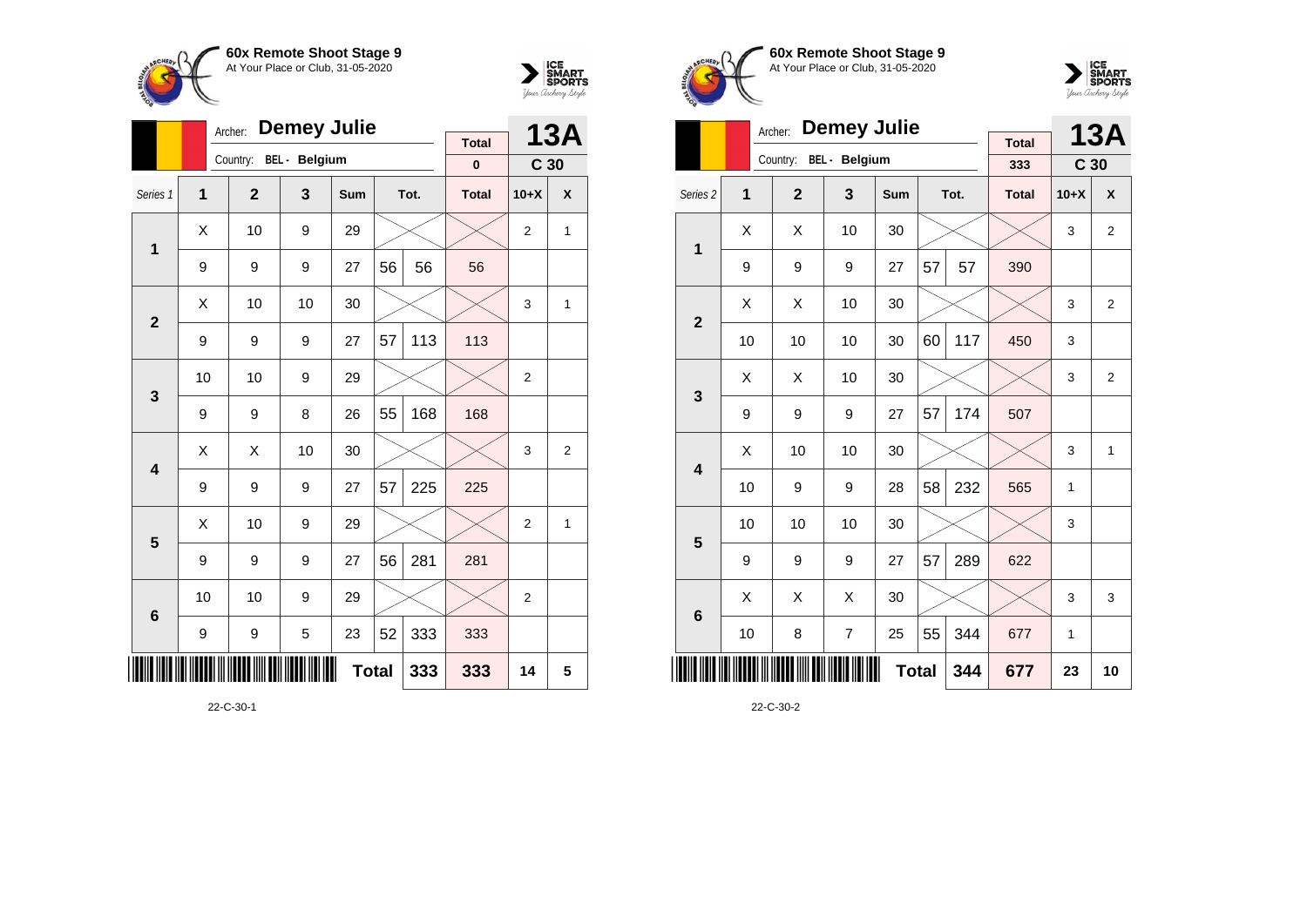**60x Remote Shoot Stage 9**
At Your Place or Club, 31-05-2020

Archer: **Demey Julie**
Country: BEL - Belgium

**13A** C 30

| Series 1 | 1 | 2 | 3 | Sum | | Tot. | Total | 10+X | X |
|---|---|---|---|---|---|---|---|---|---|
| | | | | | | | 0 | | |
| 1 | X | 10 | 9 | 29 | | | | 2 | 1 |
| | 9 | 9 | 9 | 27 | 56 | 56 | 56 | | |
| 2 | X | 10 | 10 | 30 | | | | 3 | 1 |
| | 9 | 9 | 9 | 27 | 57 | 113 | 113 | | |
| 3 | 10 | 10 | 9 | 29 | | | | 2 | |
| | 9 | 9 | 8 | 26 | 55 | 168 | 168 | | |
| 4 | X | X | 10 | 30 | | | | 3 | 2 |
| | 9 | 9 | 9 | 27 | 57 | 225 | 225 | | |
| 5 | X | 10 | 9 | 29 | | | | 2 | 1 |
| | 9 | 9 | 9 | 27 | 56 | 281 | 281 | | |
| 6 | 10 | 10 | 9 | 29 | | | | 2 | |
| | 9 | 9 | 5 | 23 | 52 | 333 | 333 | | |
| | | | | | **Total** | 333 | 333 | 14 | 5 |

22-C-30-1

**60x Remote Shoot Stage 9**
At Your Place or Club, 31-05-2020

Archer: **Demey Julie**
Country: BEL - Belgium

**13A** C 30

| Series 2 | 1 | 2 | 3 | Sum | | Tot. | Total | 10+X | X |
|---|---|---|---|---|---|---|---|---|---|
| | | | | | | | 333 | | |
| 1 | X | X | 10 | 30 | | | | 3 | 2 |
| | 9 | 9 | 9 | 27 | 57 | 57 | 390 | | |
| 2 | X | X | 10 | 30 | | | | 3 | 2 |
| | 10 | 10 | 10 | 30 | 60 | 117 | 450 | 3 | |
| 3 | X | X | 10 | 30 | | | | 3 | 2 |
| | 9 | 9 | 9 | 27 | 57 | 174 | 507 | | |
| 4 | X | 10 | 10 | 30 | | | | 3 | 1 |
| | 10 | 9 | 9 | 28 | 58 | 232 | 565 | 1 | |
| 5 | 10 | 10 | 10 | 30 | | | | 3 | |
| | 9 | 9 | 9 | 27 | 57 | 289 | 622 | | |
| 6 | X | X | X | 30 | | | | 3 | 3 |
| | 10 | 8 | 7 | 25 | 55 | 344 | 677 | 1 | |
| | | | | | **Total** | 344 | 677 | 23 | 10 |

22-C-30-2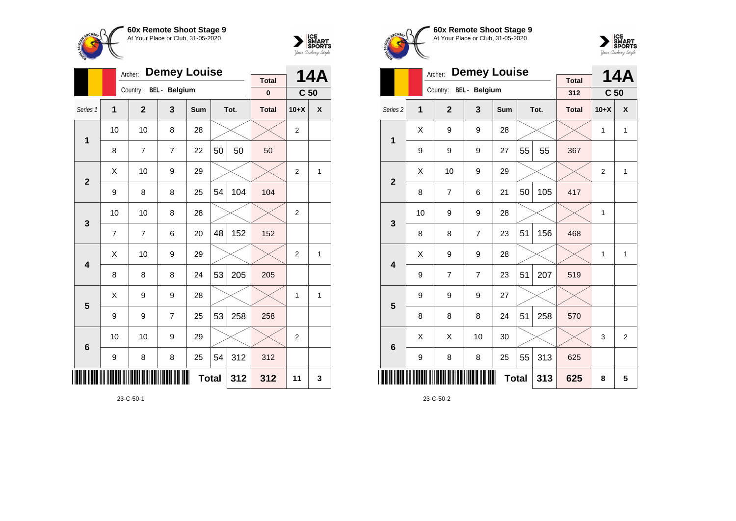**60x Remote Shoot Stage 9**
At Your Place or Club, 31-05-2020

Archer: **Demey Louise**
Country: BEL - Belgium

**14A** — C 50

| Series 1 | 1 | 2 | 3 | Sum | | Tot. | Total | 10+X | X |
|---|---|---|---|---|---|---|---|---|---|
| | | | | | | | 0 | | |
| 1 | 10 | 10 | 8 | 28 | | | | 2 | |
| | 8 | 7 | 7 | 22 | 50 | 50 | 50 | | |
| 2 | X | 10 | 9 | 29 | | | | 2 | 1 |
| | 9 | 8 | 8 | 25 | 54 | 104 | 104 | | |
| 3 | 10 | 10 | 8 | 28 | | | | 2 | |
| | 7 | 7 | 6 | 20 | 48 | 152 | 152 | | |
| 4 | X | 10 | 9 | 29 | | | | 2 | 1 |
| | 8 | 8 | 8 | 24 | 53 | 205 | 205 | | |
| 5 | X | 9 | 9 | 28 | | | | 1 | 1 |
| | 9 | 9 | 7 | 25 | 53 | 258 | 258 | | |
| 6 | 10 | 10 | 9 | 29 | | | | 2 | |
| | 9 | 8 | 8 | 25 | 54 | 312 | 312 | | |
| | | | | | Total | 312 | 312 | 11 | 3 |

23-C-50-1

**60x Remote Shoot Stage 9**
At Your Place or Club, 31-05-2020

Archer: **Demey Louise**
Country: BEL - Belgium

**14A** — C 50

| Series 2 | 1 | 2 | 3 | Sum | | Tot. | Total | 10+X | X |
|---|---|---|---|---|---|---|---|---|---|
| | | | | | | | 312 | | |
| 1 | X | 9 | 9 | 28 | | | | 1 | 1 |
| | 9 | 9 | 9 | 27 | 55 | 55 | 367 | | |
| 2 | X | 10 | 9 | 29 | | | | 2 | 1 |
| | 8 | 7 | 6 | 21 | 50 | 105 | 417 | | |
| 3 | 10 | 9 | 9 | 28 | | | | 1 | |
| | 8 | 8 | 7 | 23 | 51 | 156 | 468 | | |
| 4 | X | 9 | 9 | 28 | | | | 1 | 1 |
| | 9 | 7 | 7 | 23 | 51 | 207 | 519 | | |
| 5 | 9 | 9 | 9 | 27 | | | | | |
| | 8 | 8 | 8 | 24 | 51 | 258 | 570 | | |
| 6 | X | X | 10 | 30 | | | | 3 | 2 |
| | 9 | 8 | 8 | 25 | 55 | 313 | 625 | | |
| | | | | | Total | 313 | 625 | 8 | 5 |

23-C-50-2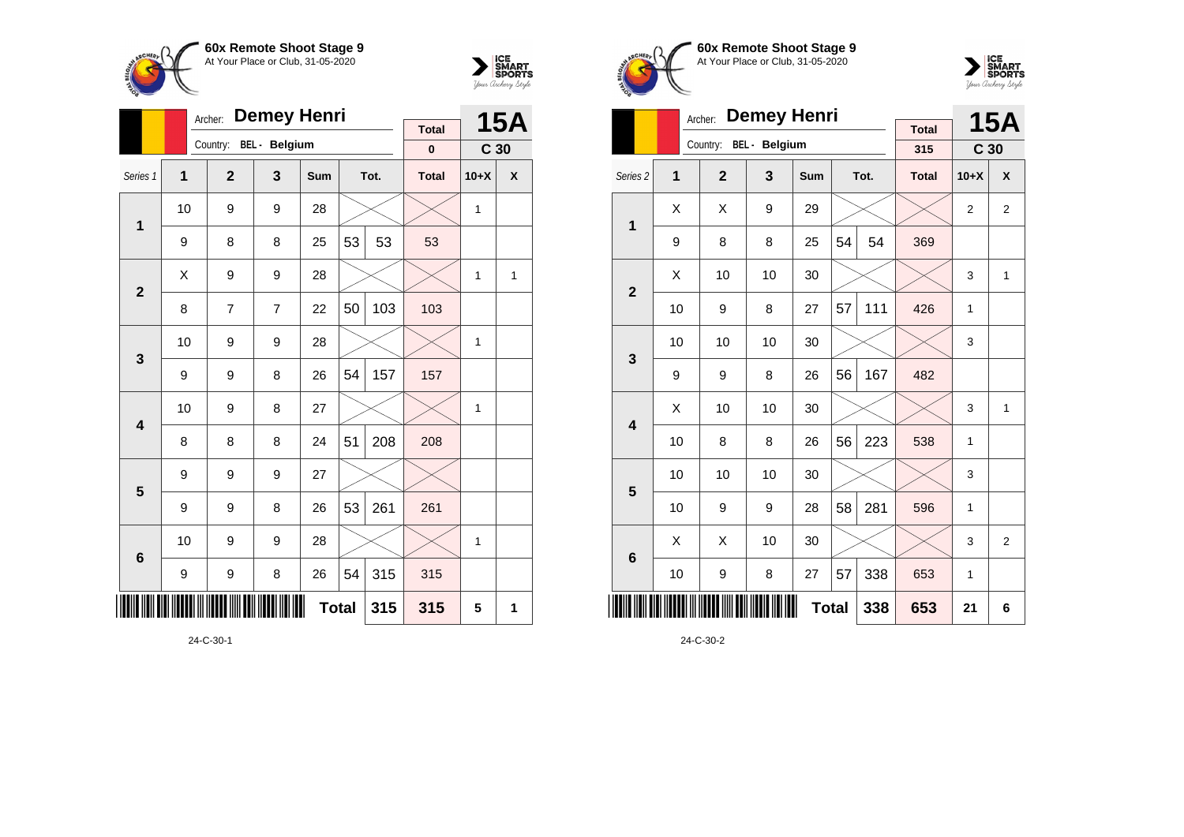**60x Remote Shoot Stage 9**
At Your Place or Club, 31-05-2020

Archer: **Demey Henri**
Country: BEL - Belgium

**15A** C 30

| Series 1 | 1 | 2 | 3 | Sum | | Tot. | Total | 10+X | X |
|---|---|---|---|---|---|---|---|---|---|
| | | | | | | | 0 | | |
| 1 | 10 | 9 | 9 | 28 | | | | 1 | |
| | 9 | 8 | 8 | 25 | 53 | 53 | 53 | | |
| 2 | X | 9 | 9 | 28 | | | | 1 | 1 |
| | 8 | 7 | 7 | 22 | 50 | 103 | 103 | | |
| 3 | 10 | 9 | 9 | 28 | | | | 1 | |
| | 9 | 9 | 8 | 26 | 54 | 157 | 157 | | |
| 4 | 10 | 9 | 8 | 27 | | | | 1 | |
| | 8 | 8 | 8 | 24 | 51 | 208 | 208 | | |
| 5 | 9 | 9 | 9 | 27 | | | | | |
| | 9 | 9 | 8 | 26 | 53 | 261 | 261 | | |
| 6 | 10 | 9 | 9 | 28 | | | | 1 | |
| | 9 | 9 | 8 | 26 | 54 | 315 | 315 | | |
| | | | | | **Total** | **315** | **315** | **5** | **1** |

24-C-30-1

**60x Remote Shoot Stage 9**
At Your Place or Club, 31-05-2020

Archer: **Demey Henri**
Country: BEL - Belgium

**15A** C 30

| Series 2 | 1 | 2 | 3 | Sum | | Tot. | Total | 10+X | X |
|---|---|---|---|---|---|---|---|---|---|
| | | | | | | | 315 | | |
| 1 | X | X | 9 | 29 | | | | 2 | 2 |
| | 9 | 8 | 8 | 25 | 54 | 54 | 369 | | |
| 2 | X | 10 | 10 | 30 | | | | 3 | 1 |
| | 10 | 9 | 8 | 27 | 57 | 111 | 426 | 1 | |
| 3 | 10 | 10 | 10 | 30 | | | | 3 | |
| | 9 | 9 | 8 | 26 | 56 | 167 | 482 | | |
| 4 | X | 10 | 10 | 30 | | | | 3 | 1 |
| | 10 | 8 | 8 | 26 | 56 | 223 | 538 | 1 | |
| 5 | 10 | 10 | 10 | 30 | | | | 3 | |
| | 10 | 9 | 9 | 28 | 58 | 281 | 596 | 1 | |
| 6 | X | X | 10 | 30 | | | | 3 | 2 |
| | 10 | 9 | 8 | 27 | 57 | 338 | 653 | 1 | |
| | | | | | **Total** | **338** | **653** | **21** | **6** |

24-C-30-2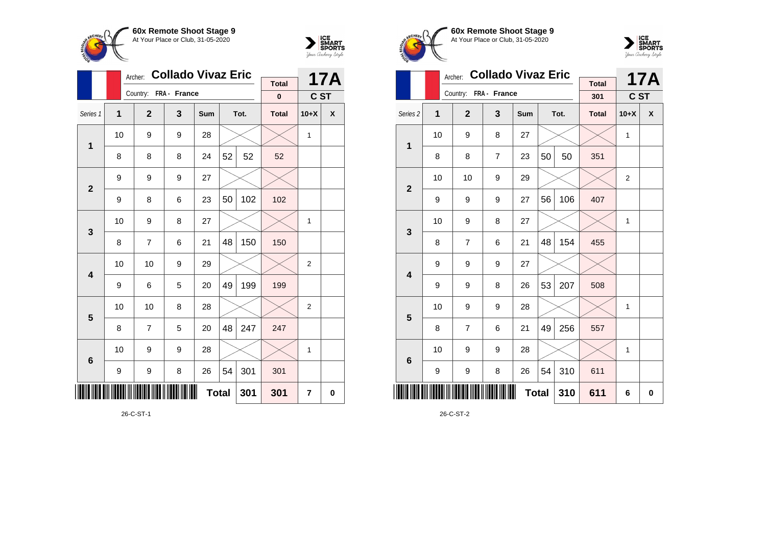**60x Remote Shoot Stage 9**
At Your Place or Club, 31-05-2020

Archer: **Collado Vivaz Eric**
Country: FRA - France

**17A** — C ST

Total: 0

| Series 1 | 1 | 2 | 3 | Sum | Tot. | | Total | 10+X | X |
|---|---|---|---|---|---|---|---|---|---|
| 1 | 10 | 9 | 9 | 28 | | | | 1 | |
| | 8 | 8 | 8 | 24 | 52 | 52 | 52 | | |
| 2 | 9 | 9 | 9 | 27 | | | | | |
| | 9 | 8 | 6 | 23 | 50 | 102 | 102 | | |
| 3 | 10 | 9 | 8 | 27 | | | | 1 | |
| | 8 | 7 | 6 | 21 | 48 | 150 | 150 | | |
| 4 | 10 | 10 | 9 | 29 | | | | 2 | |
| | 9 | 6 | 5 | 20 | 49 | 199 | 199 | | |
| 5 | 10 | 10 | 8 | 28 | | | | 2 | |
| | 8 | 7 | 5 | 20 | 48 | 247 | 247 | | |
| 6 | 10 | 9 | 9 | 28 | | | | 1 | |
| | 9 | 9 | 8 | 26 | 54 | 301 | 301 | | |
| | | | | | **Total** | **301** | **301** | **7** | **0** |

26-C-ST-1

**60x Remote Shoot Stage 9**
At Your Place or Club, 31-05-2020

Archer: **Collado Vivaz Eric**
Country: FRA - France

**17A** — C ST

Total: 301

| Series 2 | 1 | 2 | 3 | Sum | Tot. | | Total | 10+X | X |
|---|---|---|---|---|---|---|---|---|---|
| 1 | 10 | 9 | 8 | 27 | | | | 1 | |
| | 8 | 8 | 7 | 23 | 50 | 50 | 351 | | |
| 2 | 10 | 10 | 9 | 29 | | | | 2 | |
| | 9 | 9 | 9 | 27 | 56 | 106 | 407 | | |
| 3 | 10 | 9 | 8 | 27 | | | | 1 | |
| | 8 | 7 | 6 | 21 | 48 | 154 | 455 | | |
| 4 | 9 | 9 | 9 | 27 | | | | | |
| | 9 | 9 | 8 | 26 | 53 | 207 | 508 | | |
| 5 | 10 | 9 | 9 | 28 | | | | 1 | |
| | 8 | 7 | 6 | 21 | 49 | 256 | 557 | | |
| 6 | 10 | 9 | 9 | 28 | | | | 1 | |
| | 9 | 9 | 8 | 26 | 54 | 310 | 611 | | |
| | | | | | **Total** | **310** | **611** | **6** | **0** |

26-C-ST-2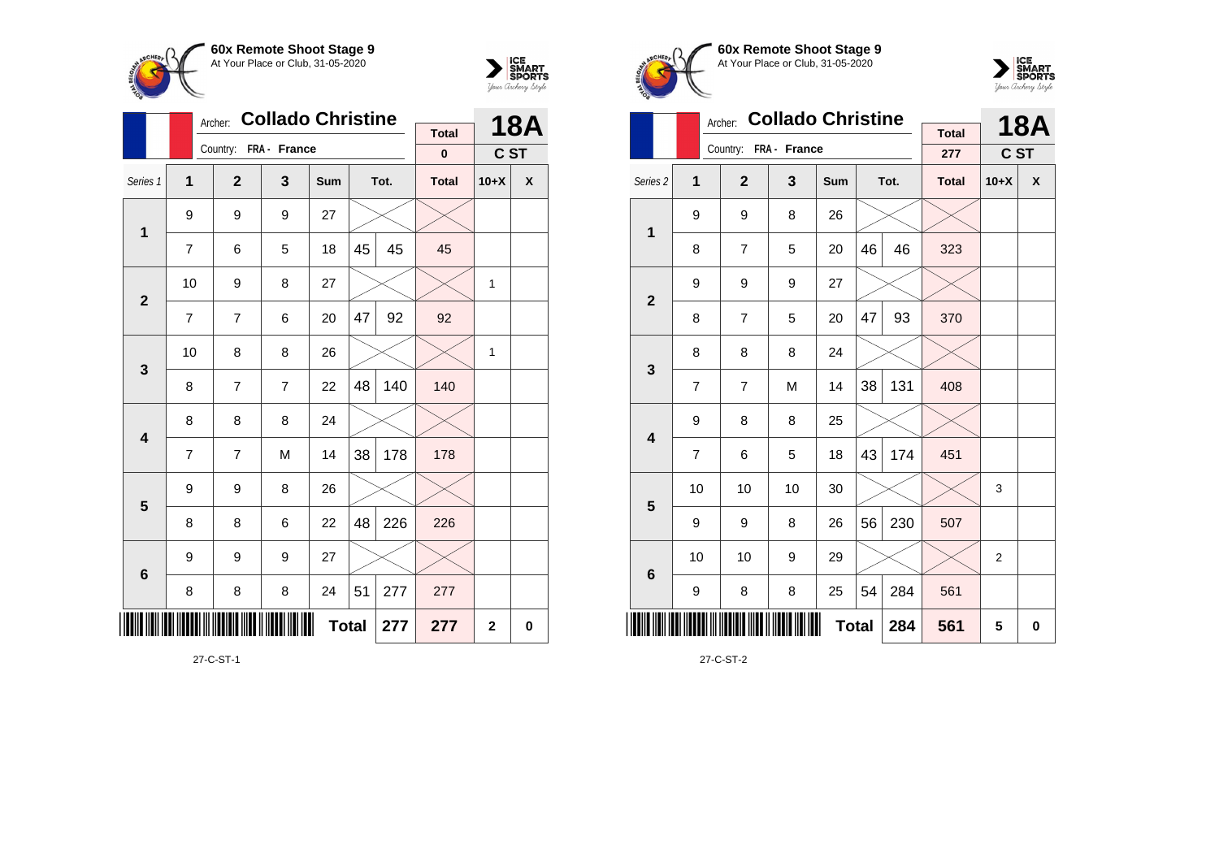**60x Remote Shoot Stage 9**
At Your Place or Club, 31-05-2020

Archer: **Collado Christine**
Country: FRA - France

**18A** C ST

| Series 1 | 1 | 2 | 3 | Sum | Tot. | | Total | 10+X | X |
|---|---|---|---|---|---|---|---|---|---|
| | | | | | | | 0 | | |
| 1 | 9 | 9 | 9 | 27 | | | | | |
| | 7 | 6 | 5 | 18 | 45 | 45 | 45 | | |
| 2 | 10 | 9 | 8 | 27 | | | | 1 | |
| | 7 | 7 | 6 | 20 | 47 | 92 | 92 | | |
| 3 | 10 | 8 | 8 | 26 | | | | 1 | |
| | 8 | 7 | 7 | 22 | 48 | 140 | 140 | | |
| 4 | 8 | 8 | 8 | 24 | | | | | |
| | 7 | 7 | M | 14 | 38 | 178 | 178 | | |
| 5 | 9 | 9 | 8 | 26 | | | | | |
| | 8 | 8 | 6 | 22 | 48 | 226 | 226 | | |
| 6 | 9 | 9 | 9 | 27 | | | | | |
| | 8 | 8 | 8 | 24 | 51 | 277 | 277 | | |
| | | | | Total | | 277 | 277 | 2 | 0 |

27-C-ST-1

**60x Remote Shoot Stage 9**
At Your Place or Club, 31-05-2020

Archer: **Collado Christine**
Country: FRA - France

**18A** C ST

| Series 2 | 1 | 2 | 3 | Sum | Tot. | | Total | 10+X | X |
|---|---|---|---|---|---|---|---|---|---|
| | | | | | | | 277 | | |
| 1 | 9 | 9 | 8 | 26 | | | | | |
| | 8 | 7 | 5 | 20 | 46 | 46 | 323 | | |
| 2 | 9 | 9 | 9 | 27 | | | | | |
| | 8 | 7 | 5 | 20 | 47 | 93 | 370 | | |
| 3 | 8 | 8 | 8 | 24 | | | | | |
| | 7 | 7 | M | 14 | 38 | 131 | 408 | | |
| 4 | 9 | 8 | 8 | 25 | | | | | |
| | 7 | 6 | 5 | 18 | 43 | 174 | 451 | | |
| 5 | 10 | 10 | 10 | 30 | | | | 3 | |
| | 9 | 9 | 8 | 26 | 56 | 230 | 507 | | |
| 6 | 10 | 10 | 9 | 29 | | | | 2 | |
| | 9 | 8 | 8 | 25 | 54 | 284 | 561 | | |
| | | | | Total | | 284 | 561 | 5 | 0 |

27-C-ST-2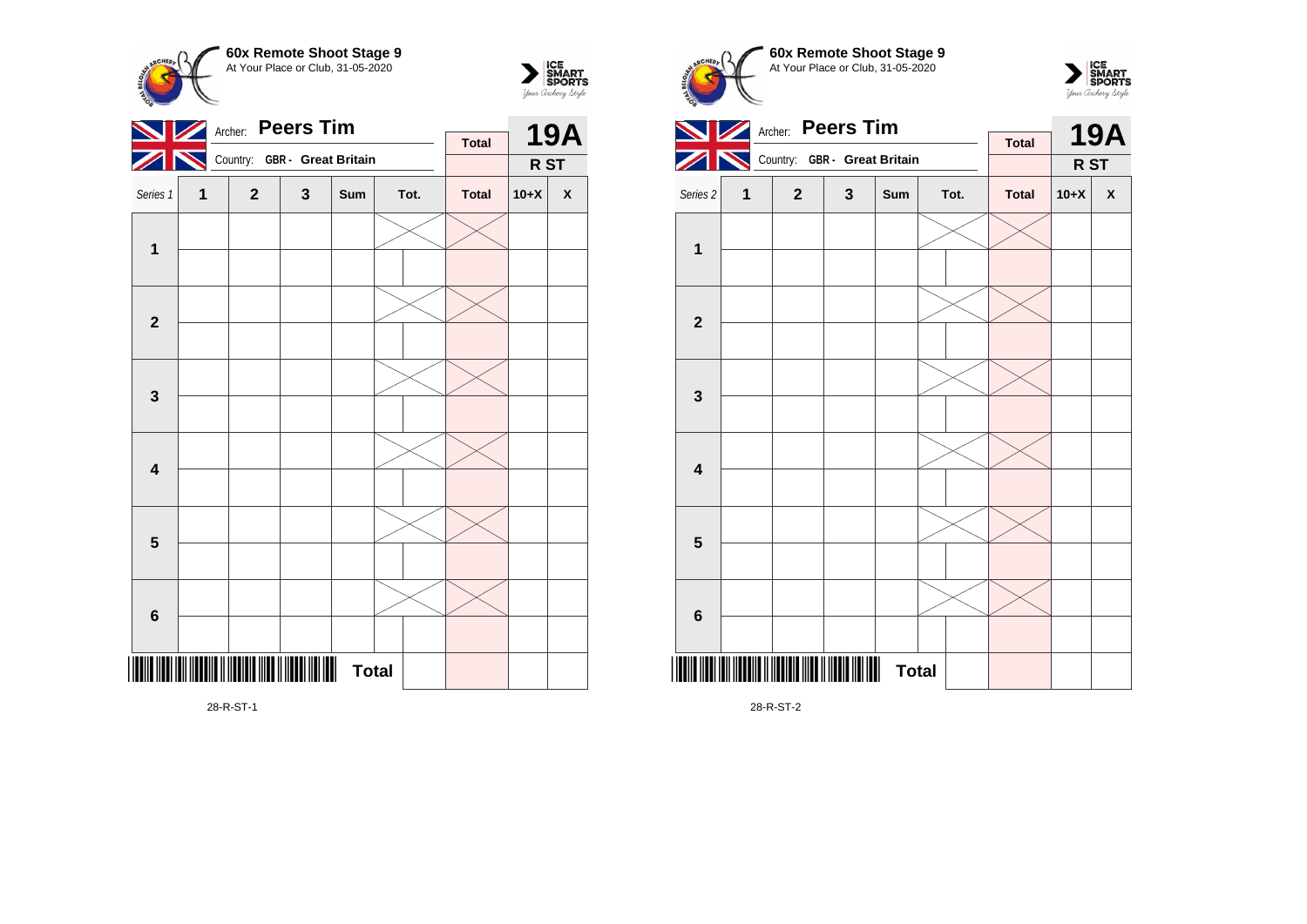**60x Remote Shoot Stage 9**
At Your Place or Club, 31-05-2020

Archer: **Peers Tim**
Country: **GBR - Great Britain**

**19A**
**R ST**

| Series 1 | 1 | 2 | 3 | Sum | Tot. | | Total | 10+X | X |
|---|---|---|---|---|---|---|---|---|---|
| 1 | | | | | | | | | |
| | | | | | | | | | |
| 2 | | | | | | | | | |
| | | | | | | | | | |
| 3 | | | | | | | | | |
| | | | | | | | | | |
| 4 | | | | | | | | | |
| | | | | | | | | | |
| 5 | | | | | | | | | |
| | | | | | | | | | |
| 6 | | | | | | | | | |
| | | | | | | | | | |
| | | | | | **Total** | | | | |

28-R-ST-1

**60x Remote Shoot Stage 9**
At Your Place or Club, 31-05-2020

Archer: **Peers Tim**
Country: **GBR - Great Britain**

**19A**
**R ST**

| Series 2 | 1 | 2 | 3 | Sum | Tot. | | Total | 10+X | X |
|---|---|---|---|---|---|---|---|---|---|
| 1 | | | | | | | | | |
| | | | | | | | | | |
| 2 | | | | | | | | | |
| | | | | | | | | | |
| 3 | | | | | | | | | |
| | | | | | | | | | |
| 4 | | | | | | | | | |
| | | | | | | | | | |
| 5 | | | | | | | | | |
| | | | | | | | | | |
| 6 | | | | | | | | | |
| | | | | | | | | | |
| | | | | | **Total** | | | | |

28-R-ST-2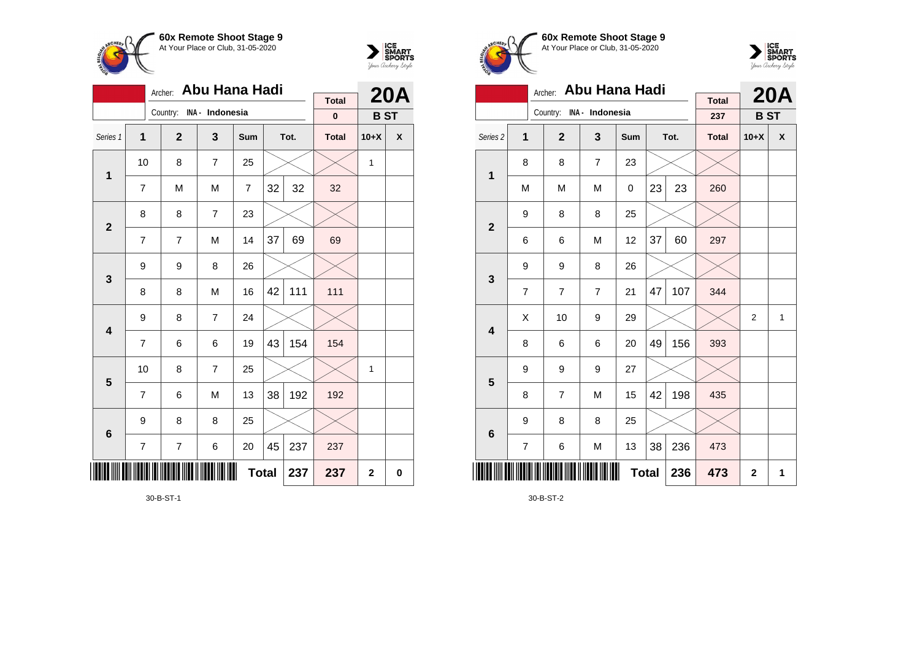**60x Remote Shoot Stage 9**
At Your Place or Club, 31-05-2020

Archer: **Abu Hana Hadi**
Country: INA - Indonesia

**20A** — B ST

| Series 1 | 1 | 2 | 3 | Sum | Tot. | | Total | 10+X | X |
|---|---|---|---|---|---|---|---|---|---|
| | | | | | | | 0 | | |
| **1** | 10 | 8 | 7 | 25 | | | | 1 | |
| | 7 | M | M | 7 | 32 | 32 | 32 | | |
| **2** | 8 | 8 | 7 | 23 | | | | | |
| | 7 | 7 | M | 14 | 37 | 69 | 69 | | |
| **3** | 9 | 9 | 8 | 26 | | | | | |
| | 8 | 8 | M | 16 | 42 | 111 | 111 | | |
| **4** | 9 | 8 | 7 | 24 | | | | | |
| | 7 | 6 | 6 | 19 | 43 | 154 | 154 | | |
| **5** | 10 | 8 | 7 | 25 | | | | 1 | |
| | 7 | 6 | M | 13 | 38 | 192 | 192 | | |
| **6** | 9 | 8 | 8 | 25 | | | | | |
| | 7 | 7 | 6 | 20 | 45 | 237 | 237 | | |
| | | | | | **Total** | **237** | **237** | **2** | **0** |

30-B-ST-1

**60x Remote Shoot Stage 9**
At Your Place or Club, 31-05-2020

Archer: **Abu Hana Hadi**
Country: INA - Indonesia

**20A** — B ST

| Series 2 | 1 | 2 | 3 | Sum | Tot. | | Total | 10+X | X |
|---|---|---|---|---|---|---|---|---|---|
| | | | | | | | 237 | | |
| **1** | 8 | 8 | 7 | 23 | | | | | |
| | M | M | M | 0 | 23 | 23 | 260 | | |
| **2** | 9 | 8 | 8 | 25 | | | | | |
| | 6 | 6 | M | 12 | 37 | 60 | 297 | | |
| **3** | 9 | 9 | 8 | 26 | | | | | |
| | 7 | 7 | 7 | 21 | 47 | 107 | 344 | | |
| **4** | X | 10 | 9 | 29 | | | | 2 | 1 |
| | 8 | 6 | 6 | 20 | 49 | 156 | 393 | | |
| **5** | 9 | 9 | 9 | 27 | | | | | |
| | 8 | 7 | M | 15 | 42 | 198 | 435 | | |
| **6** | 9 | 8 | 8 | 25 | | | | | |
| | 7 | 6 | M | 13 | 38 | 236 | 473 | | |
| | | | | | **Total** | **236** | **473** | **2** | **1** |

30-B-ST-2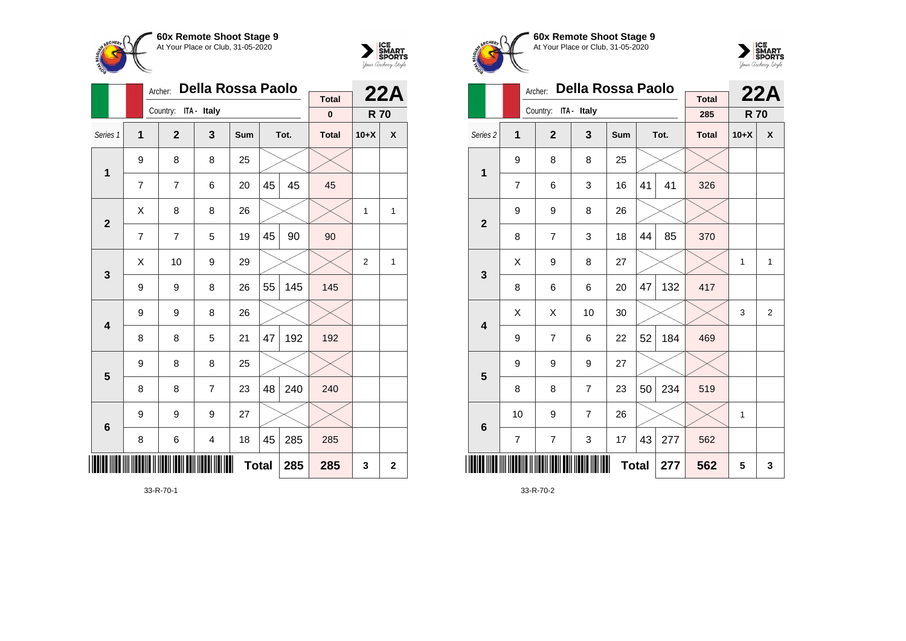**60x Remote Shoot Stage 9**
At Your Place or Club, 31-05-2020

Archer: **Della Rossa Paolo**
Country: ITA - Italy

| | | | | | | | | | |
|---|---|---|---|---|---|---|---|---|---|
| | | | | | | | **Total** | **22A** | |
| | | | | | | | **0** | **R 70** | |
| Series 1 | **1** | **2** | **3** | **Sum** | **Tot.** | | **Total** | **10+X** | **X** |
| **1** | 9 | 8 | 8 | 25 | | | | | |
| | 7 | 7 | 6 | 20 | 45 | 45 | 45 | | |
| **2** | X | 8 | 8 | 26 | | | | 1 | 1 |
| | 7 | 7 | 5 | 19 | 45 | 90 | 90 | | |
| **3** | X | 10 | 9 | 29 | | | | 2 | 1 |
| | 9 | 9 | 8 | 26 | 55 | 145 | 145 | | |
| **4** | 9 | 9 | 8 | 26 | | | | | |
| | 8 | 8 | 5 | 21 | 47 | 192 | 192 | | |
| **5** | 9 | 8 | 8 | 25 | | | | | |
| | 8 | 8 | 7 | 23 | 48 | 240 | 240 | | |
| **6** | 9 | 9 | 9 | 27 | | | | | |
| | 8 | 6 | 4 | 18 | 45 | 285 | 285 | | |
| | | | | | **Total** | **285** | **285** | **3** | **2** |

33-R-70-1

**60x Remote Shoot Stage 9**
At Your Place or Club, 31-05-2020

Archer: **Della Rossa Paolo**
Country: ITA - Italy

| | | | | | | | | | |
|---|---|---|---|---|---|---|---|---|---|
| | | | | | | | **Total** | **22A** | |
| | | | | | | | **285** | **R 70** | |
| Series 2 | **1** | **2** | **3** | **Sum** | **Tot.** | | **Total** | **10+X** | **X** |
| **1** | 9 | 8 | 8 | 25 | | | | | |
| | 7 | 6 | 3 | 16 | 41 | 41 | 326 | | |
| **2** | 9 | 9 | 8 | 26 | | | | | |
| | 8 | 7 | 3 | 18 | 44 | 85 | 370 | | |
| **3** | X | 9 | 8 | 27 | | | | 1 | 1 |
| | 8 | 6 | 6 | 20 | 47 | 132 | 417 | | |
| **4** | X | X | 10 | 30 | | | | 3 | 2 |
| | 9 | 7 | 6 | 22 | 52 | 184 | 469 | | |
| **5** | 9 | 9 | 9 | 27 | | | | | |
| | 8 | 8 | 7 | 23 | 50 | 234 | 519 | | |
| **6** | 10 | 9 | 7 | 26 | | | | 1 | |
| | 7 | 7 | 3 | 17 | 43 | 277 | 562 | | |
| | | | | | **Total** | **277** | **562** | **5** | **3** |

33-R-70-2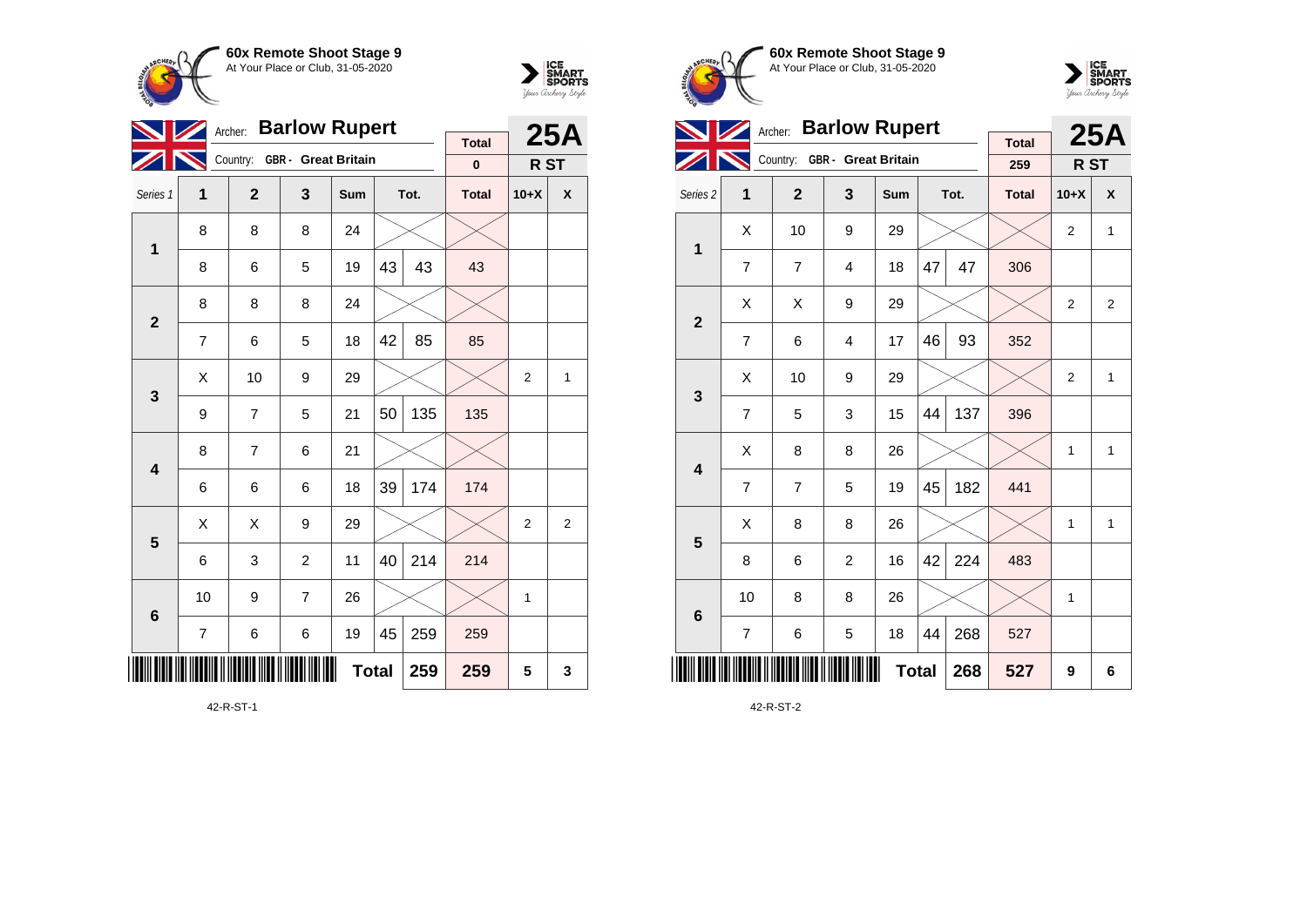**60x Remote Shoot Stage 9**
At Your Place or Club, 31-05-2020

Archer: **Barlow Rupert**
Country: GBR - Great Britain

| Total | 25A |
|---|---|
| 0 | R ST |

| Series 1 | 1 | 2 | 3 | Sum | Tot. | | Total | 10+X | X |
|---|---|---|---|---|---|---|---|---|---|
| **1** | 8 | 8 | 8 | 24 | | | | | |
| | 8 | 6 | 5 | 19 | 43 | 43 | 43 | | |
| **2** | 8 | 8 | 8 | 24 | | | | | |
| | 7 | 6 | 5 | 18 | 42 | 85 | 85 | | |
| **3** | X | 10 | 9 | 29 | | | | 2 | 1 |
| | 9 | 7 | 5 | 21 | 50 | 135 | 135 | | |
| **4** | 8 | 7 | 6 | 21 | | | | | |
| | 6 | 6 | 6 | 18 | 39 | 174 | 174 | | |
| **5** | X | X | 9 | 29 | | | | 2 | 2 |
| | 6 | 3 | 2 | 11 | 40 | 214 | 214 | | |
| **6** | 10 | 9 | 7 | 26 | | | | 1 | |
| | 7 | 6 | 6 | 19 | 45 | 259 | 259 | | |
| | | | | **Total** | | **259** | **259** | **5** | **3** |

42-R-ST-1

**60x Remote Shoot Stage 9**
At Your Place or Club, 31-05-2020

Archer: **Barlow Rupert**
Country: GBR - Great Britain

| Total | 25A |
|---|---|
| 259 | R ST |

| Series 2 | 1 | 2 | 3 | Sum | Tot. | | Total | 10+X | X |
|---|---|---|---|---|---|---|---|---|---|
| **1** | X | 10 | 9 | 29 | | | | 2 | 1 |
| | 7 | 7 | 4 | 18 | 47 | 47 | 306 | | |
| **2** | X | X | 9 | 29 | | | | 2 | 2 |
| | 7 | 6 | 4 | 17 | 46 | 93 | 352 | | |
| **3** | X | 10 | 9 | 29 | | | | 2 | 1 |
| | 7 | 5 | 3 | 15 | 44 | 137 | 396 | | |
| **4** | X | 8 | 8 | 26 | | | | 1 | 1 |
| | 7 | 7 | 5 | 19 | 45 | 182 | 441 | | |
| **5** | X | 8 | 8 | 26 | | | | 1 | 1 |
| | 8 | 6 | 2 | 16 | 42 | 224 | 483 | | |
| **6** | 10 | 8 | 8 | 26 | | | | 1 | |
| | 7 | 6 | 5 | 18 | 44 | 268 | 527 | | |
| | | | | **Total** | | **268** | **527** | **9** | **6** |

42-R-ST-2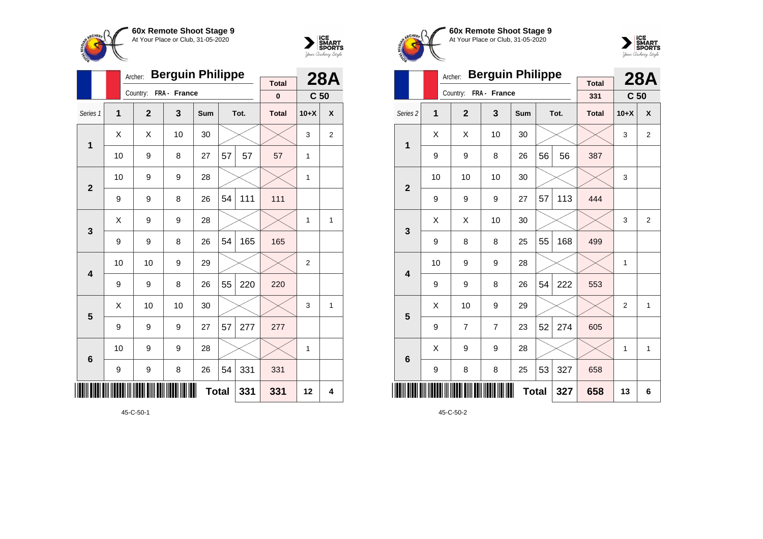**60x Remote Shoot Stage 9**
At Your Place or Club, 31-05-2020

Archer: **Berguin Philippe**
Country: FRA - France

**28A** C 50

| Series 1 | 1 | 2 | 3 | Sum | Tot. | | Total | 10+X | X |
|---|---|---|---|---|---|---|---|---|---|
| | | | | | | | 0 | | |
| 1 | X | X | 10 | 30 | | | | 3 | 2 |
| | 10 | 9 | 8 | 27 | 57 | 57 | 57 | 1 | |
| 2 | 10 | 9 | 9 | 28 | | | | 1 | |
| | 9 | 9 | 8 | 26 | 54 | 111 | 111 | | |
| 3 | X | 9 | 9 | 28 | | | | 1 | 1 |
| | 9 | 9 | 8 | 26 | 54 | 165 | 165 | | |
| 4 | 10 | 10 | 9 | 29 | | | | 2 | |
| | 9 | 9 | 8 | 26 | 55 | 220 | 220 | | |
| 5 | X | 10 | 10 | 30 | | | | 3 | 1 |
| | 9 | 9 | 9 | 27 | 57 | 277 | 277 | | |
| 6 | 10 | 9 | 9 | 28 | | | | 1 | |
| | 9 | 9 | 8 | 26 | 54 | 331 | 331 | | |
| | | | | | Total | 331 | 331 | 12 | 4 |

45-C-50-1

**60x Remote Shoot Stage 9**
At Your Place or Club, 31-05-2020

Archer: **Berguin Philippe**
Country: FRA - France

**28A** C 50

| Series 2 | 1 | 2 | 3 | Sum | Tot. | | Total | 10+X | X |
|---|---|---|---|---|---|---|---|---|---|
| | | | | | | | 331 | | |
| 1 | X | X | 10 | 30 | | | | 3 | 2 |
| | 9 | 9 | 8 | 26 | 56 | 56 | 387 | | |
| 2 | 10 | 10 | 10 | 30 | | | | 3 | |
| | 9 | 9 | 9 | 27 | 57 | 113 | 444 | | |
| 3 | X | X | 10 | 30 | | | | 3 | 2 |
| | 9 | 8 | 8 | 25 | 55 | 168 | 499 | | |
| 4 | 10 | 9 | 9 | 28 | | | | 1 | |
| | 9 | 9 | 8 | 26 | 54 | 222 | 553 | | |
| 5 | X | 10 | 9 | 29 | | | | 2 | 1 |
| | 9 | 7 | 7 | 23 | 52 | 274 | 605 | | |
| 6 | X | 9 | 9 | 28 | | | | 1 | 1 |
| | 9 | 8 | 8 | 25 | 53 | 327 | 658 | | |
| | | | | | Total | 327 | 658 | 13 | 6 |

45-C-50-2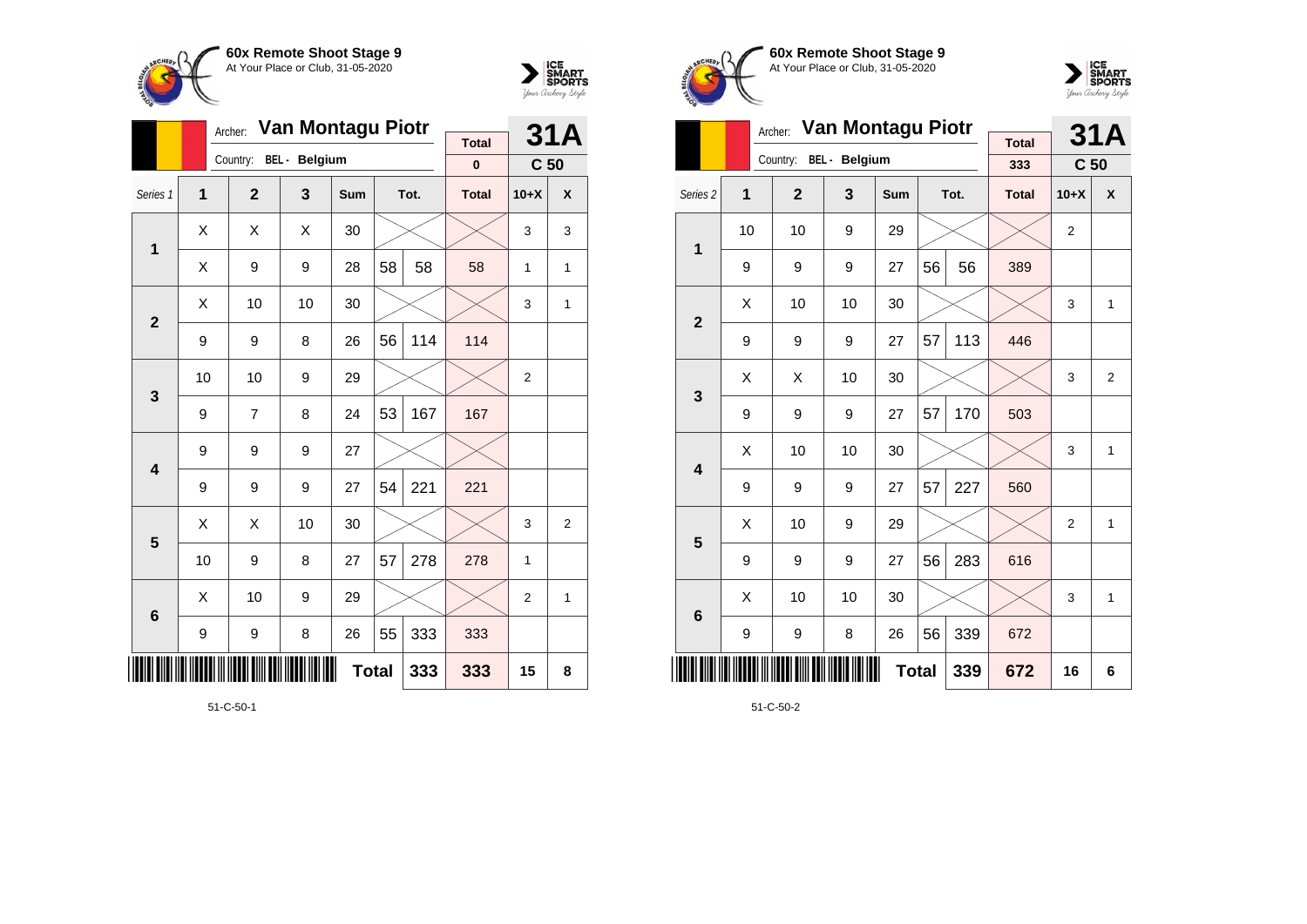**60x Remote Shoot Stage 9**
At Your Place or Club, 31-05-2020

Archer: **Van Montagu Piotr**
Country: BEL - Belgium

**31A** — C 50

| Series 1 | 1 | 2 | 3 | Sum | | Tot. | Total | 10+X | X |
|---|---|---|---|---|---|---|---|---|---|
| Total | | | | | | | 0 | | |
| 1 | X | X | X | 30 | | | | 3 | 3 |
| | X | 9 | 9 | 28 | 58 | 58 | 58 | 1 | 1 |
| 2 | X | 10 | 10 | 30 | | | | 3 | 1 |
| | 9 | 9 | 8 | 26 | 56 | 114 | 114 | | |
| 3 | 10 | 10 | 9 | 29 | | | | 2 | |
| | 9 | 7 | 8 | 24 | 53 | 167 | 167 | | |
| 4 | 9 | 9 | 9 | 27 | | | | | |
| | 9 | 9 | 9 | 27 | 54 | 221 | 221 | | |
| 5 | X | X | 10 | 30 | | | | 3 | 2 |
| | 10 | 9 | 8 | 27 | 57 | 278 | 278 | 1 | |
| 6 | X | 10 | 9 | 29 | | | | 2 | 1 |
| | 9 | 9 | 8 | 26 | 55 | 333 | 333 | | |
| | | | | Total | | 333 | 333 | 15 | 8 |

51-C-50-1

**60x Remote Shoot Stage 9**
At Your Place or Club, 31-05-2020

Archer: **Van Montagu Piotr**
Country: BEL - Belgium

**31A** — C 50

| Series 2 | 1 | 2 | 3 | Sum | | Tot. | Total | 10+X | X |
|---|---|---|---|---|---|---|---|---|---|
| Total | | | | | | | 333 | | |
| 1 | 10 | 10 | 9 | 29 | | | | 2 | |
| | 9 | 9 | 9 | 27 | 56 | 56 | 389 | | |
| 2 | X | 10 | 10 | 30 | | | | 3 | 1 |
| | 9 | 9 | 9 | 27 | 57 | 113 | 446 | | |
| 3 | X | X | 10 | 30 | | | | 3 | 2 |
| | 9 | 9 | 9 | 27 | 57 | 170 | 503 | | |
| 4 | X | 10 | 10 | 30 | | | | 3 | 1 |
| | 9 | 9 | 9 | 27 | 57 | 227 | 560 | | |
| 5 | X | 10 | 9 | 29 | | | | 2 | 1 |
| | 9 | 9 | 9 | 27 | 56 | 283 | 616 | | |
| 6 | X | 10 | 10 | 30 | | | | 3 | 1 |
| | 9 | 9 | 8 | 26 | 56 | 339 | 672 | | |
| | | | | Total | | 339 | 672 | 16 | 6 |

51-C-50-2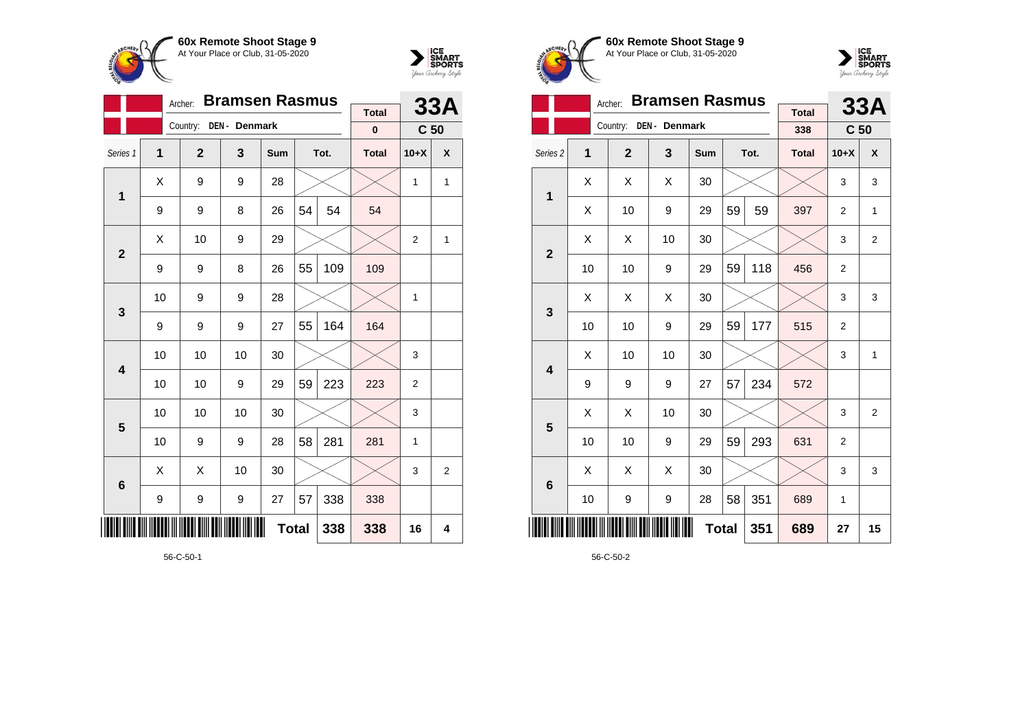**60x Remote Shoot Stage 9**
At Your Place or Club, 31-05-2020

Archer: **Bramsen Rasmus**
Country: DEN - Denmark

**33A** — C 50

| Series 1 | 1 | 2 | 3 | Sum | | Tot. | Total | 10+X | X |
|---|---|---|---|---|---|---|---|---|---|
| | | | | | | | 0 | | |
| 1 | X | 9 | 9 | 28 | | | | 1 | 1 |
| | 9 | 9 | 8 | 26 | 54 | 54 | 54 | | |
| 2 | X | 10 | 9 | 29 | | | | 2 | 1 |
| | 9 | 9 | 8 | 26 | 55 | 109 | 109 | | |
| 3 | 10 | 9 | 9 | 28 | | | | 1 | |
| | 9 | 9 | 9 | 27 | 55 | 164 | 164 | | |
| 4 | 10 | 10 | 10 | 30 | | | | 3 | |
| | 10 | 10 | 9 | 29 | 59 | 223 | 223 | 2 | |
| 5 | 10 | 10 | 10 | 30 | | | | 3 | |
| | 10 | 9 | 9 | 28 | 58 | 281 | 281 | 1 | |
| 6 | X | X | 10 | 30 | | | | 3 | 2 |
| | 9 | 9 | 9 | 27 | 57 | 338 | 338 | | |
| | | | | | Total | 338 | 338 | 16 | 4 |

56-C-50-1

**60x Remote Shoot Stage 9**
At Your Place or Club, 31-05-2020

Archer: **Bramsen Rasmus**
Country: DEN - Denmark

**33A** — C 50

| Series 2 | 1 | 2 | 3 | Sum | | Tot. | Total | 10+X | X |
|---|---|---|---|---|---|---|---|---|---|
| | | | | | | | 338 | | |
| 1 | X | X | X | 30 | | | | 3 | 3 |
| | X | 10 | 9 | 29 | 59 | 59 | 397 | 2 | 1 |
| 2 | X | X | 10 | 30 | | | | 3 | 2 |
| | 10 | 10 | 9 | 29 | 59 | 118 | 456 | 2 | |
| 3 | X | X | X | 30 | | | | 3 | 3 |
| | 10 | 10 | 9 | 29 | 59 | 177 | 515 | 2 | |
| 4 | X | 10 | 10 | 30 | | | | 3 | 1 |
| | 9 | 9 | 9 | 27 | 57 | 234 | 572 | | |
| 5 | X | X | 10 | 30 | | | | 3 | 2 |
| | 10 | 10 | 9 | 29 | 59 | 293 | 631 | 2 | |
| 6 | X | X | X | 30 | | | | 3 | 3 |
| | 10 | 9 | 9 | 28 | 58 | 351 | 689 | 1 | |
| | | | | | Total | 351 | 689 | 27 | 15 |

56-C-50-2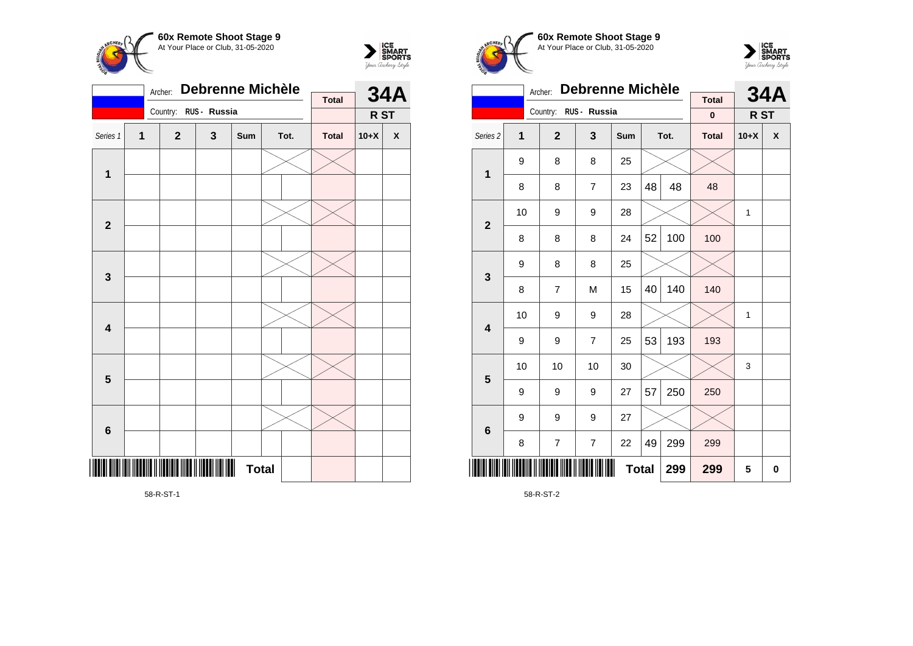**60x Remote Shoot Stage 9**
At Your Place or Club, 31-05-2020

Archer: **Debrenne Michèle**
Country: RUS - Russia

**34A** R ST

| Series 1 | 1 | 2 | 3 | Sum | Tot. | | Total | 10+X | X |
|---|---|---|---|---|---|---|---|---|---|
| 1 | | | | | | | | | |
| | | | | | | | | | |
| 2 | | | | | | | | | |
| | | | | | | | | | |
| 3 | | | | | | | | | |
| | | | | | | | | | |
| 4 | | | | | | | | | |
| | | | | | | | | | |
| 5 | | | | | | | | | |
| | | | | | | | | | |
| 6 | | | | | | | | | |
| | | | | | | | | | |
| | | | | Total | | | | | |

58-R-ST-1

**60x Remote Shoot Stage 9**
At Your Place or Club, 31-05-2020

Archer: **Debrenne Michèle**
Country: RUS - Russia

Total: 0

**34A** R ST

| Series 2 | 1 | 2 | 3 | Sum | Tot. | | Total | 10+X | X |
|---|---|---|---|---|---|---|---|---|---|
| 1 | 9 | 8 | 8 | 25 | | | | | |
| | 8 | 8 | 7 | 23 | 48 | 48 | 48 | | |
| 2 | 10 | 9 | 9 | 28 | | | | 1 | |
| | 8 | 8 | 8 | 24 | 52 | 100 | 100 | | |
| 3 | 9 | 8 | 8 | 25 | | | | | |
| | 8 | 7 | M | 15 | 40 | 140 | 140 | | |
| 4 | 10 | 9 | 9 | 28 | | | | 1 | |
| | 9 | 9 | 7 | 25 | 53 | 193 | 193 | | |
| 5 | 10 | 10 | 10 | 30 | | | | 3 | |
| | 9 | 9 | 9 | 27 | 57 | 250 | 250 | | |
| 6 | 9 | 9 | 9 | 27 | | | | | |
| | 8 | 7 | 7 | 22 | 49 | 299 | 299 | | |
| | | | | Total | | 299 | 299 | 5 | 0 |

58-R-ST-2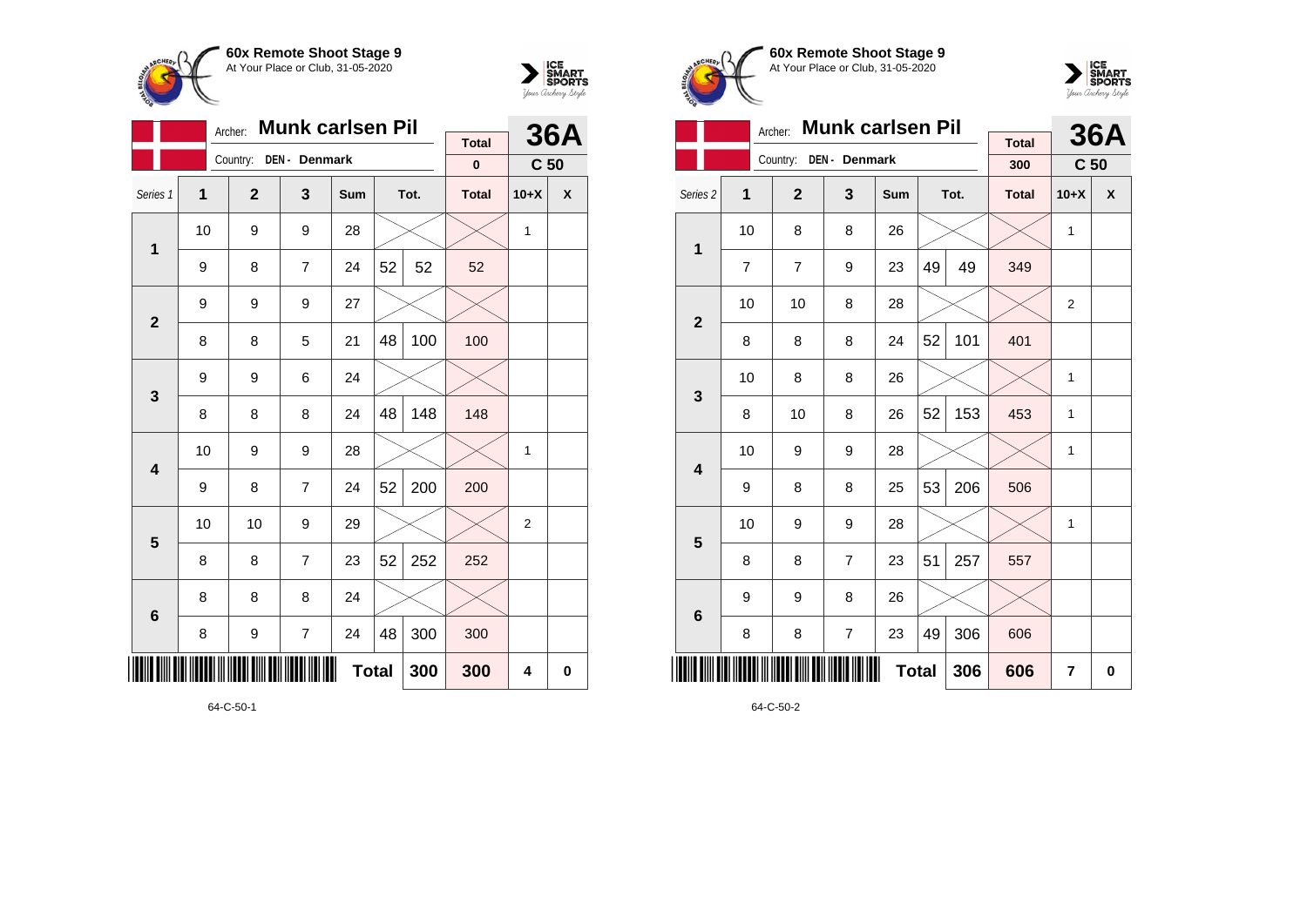**60x Remote Shoot Stage 9**
At Your Place or Club, 31-05-2020

Archer: **Munk carlsen Pil**
Country: DEN - Denmark

| Total | 36A |
|---|---|
| 0 | C 50 |

| Series 1 | 1 | 2 | 3 | Sum | Tot. | | Total | 10+X | X |
|---|---|---|---|---|---|---|---|---|---|
| 1 | 10 | 9 | 9 | 28 | | | | 1 | |
| | 9 | 8 | 7 | 24 | 52 | 52 | 52 | | |
| 2 | 9 | 9 | 9 | 27 | | | | | |
| | 8 | 8 | 5 | 21 | 48 | 100 | 100 | | |
| 3 | 9 | 9 | 6 | 24 | | | | | |
| | 8 | 8 | 8 | 24 | 48 | 148 | 148 | | |
| 4 | 10 | 9 | 9 | 28 | | | | 1 | |
| | 9 | 8 | 7 | 24 | 52 | 200 | 200 | | |
| 5 | 10 | 10 | 9 | 29 | | | | 2 | |
| | 8 | 8 | 7 | 23 | 52 | 252 | 252 | | |
| 6 | 8 | 8 | 8 | 24 | | | | | |
| | 8 | 9 | 7 | 24 | 48 | 300 | 300 | | |
| | | | | Total | | 300 | 300 | 4 | 0 |

64-C-50-1

**60x Remote Shoot Stage 9**
At Your Place or Club, 31-05-2020

Archer: **Munk carlsen Pil**
Country: DEN - Denmark

| Total | 36A |
|---|---|
| 300 | C 50 |

| Series 2 | 1 | 2 | 3 | Sum | Tot. | | Total | 10+X | X |
|---|---|---|---|---|---|---|---|---|---|
| 1 | 10 | 8 | 8 | 26 | | | | 1 | |
| | 7 | 7 | 9 | 23 | 49 | 49 | 349 | | |
| 2 | 10 | 10 | 8 | 28 | | | | 2 | |
| | 8 | 8 | 8 | 24 | 52 | 101 | 401 | | |
| 3 | 10 | 8 | 8 | 26 | | | | 1 | |
| | 8 | 10 | 8 | 26 | 52 | 153 | 453 | 1 | |
| 4 | 10 | 9 | 9 | 28 | | | | 1 | |
| | 9 | 8 | 8 | 25 | 53 | 206 | 506 | | |
| 5 | 10 | 9 | 9 | 28 | | | | 1 | |
| | 8 | 8 | 7 | 23 | 51 | 257 | 557 | | |
| 6 | 9 | 9 | 8 | 26 | | | | | |
| | 8 | 8 | 7 | 23 | 49 | 306 | 606 | | |
| | | | | Total | | 306 | 606 | 7 | 0 |

64-C-50-2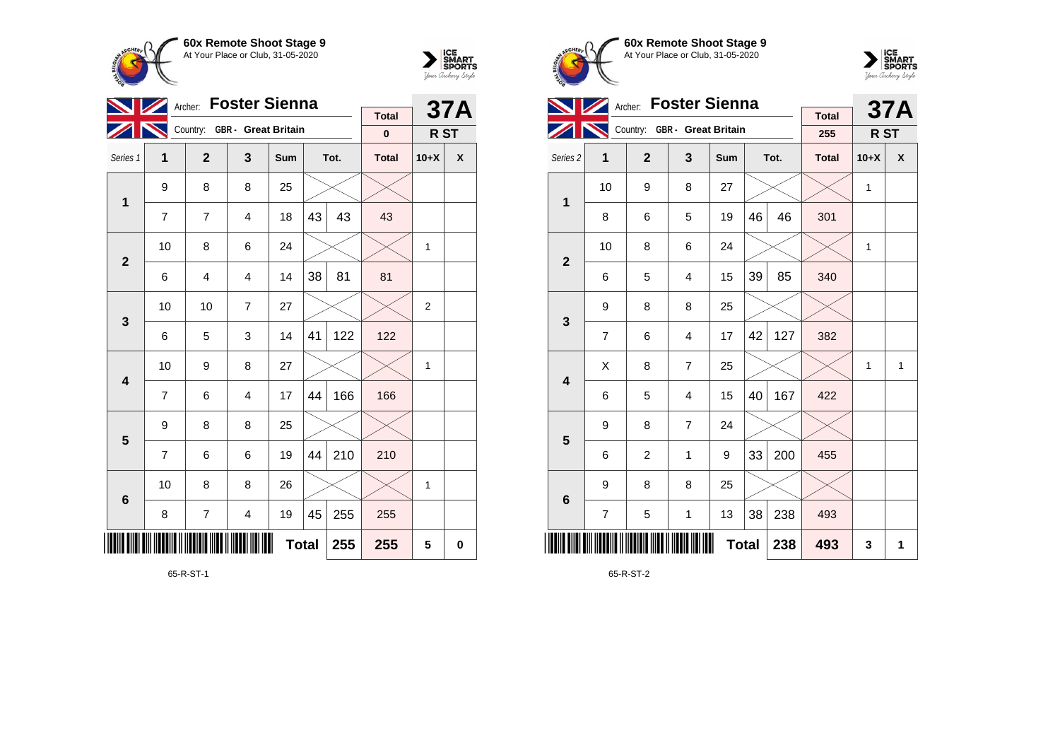## 60x Remote Shoot Stage 9
At Your Place or Club, 31-05-2020

Archer: **Foster Sienna**
Country: GBR - Great Britain

**37A** — R ST

| Series 1 | 1 | 2 | 3 | Sum | Tot. | | Total | 10+X | X |
|---|---|---|---|---|---|---|---|---|---|
| | | | | | | | 0 | | |
| 1 | 9 | 8 | 8 | 25 | | | | | |
| | 7 | 7 | 4 | 18 | 43 | 43 | 43 | | |
| 2 | 10 | 8 | 6 | 24 | | | | 1 | |
| | 6 | 4 | 4 | 14 | 38 | 81 | 81 | | |
| 3 | 10 | 10 | 7 | 27 | | | | 2 | |
| | 6 | 5 | 3 | 14 | 41 | 122 | 122 | | |
| 4 | 10 | 9 | 8 | 27 | | | | 1 | |
| | 7 | 6 | 4 | 17 | 44 | 166 | 166 | | |
| 5 | 9 | 8 | 8 | 25 | | | | | |
| | 7 | 6 | 6 | 19 | 44 | 210 | 210 | | |
| 6 | 10 | 8 | 8 | 26 | | | | 1 | |
| | 8 | 7 | 4 | 19 | 45 | 255 | 255 | | |
| | | | | | Total | 255 | 255 | 5 | 0 |

65-R-ST-1

## 60x Remote Shoot Stage 9
At Your Place or Club, 31-05-2020

Archer: **Foster Sienna**
Country: GBR - Great Britain

**37A** — R ST

| Series 2 | 1 | 2 | 3 | Sum | Tot. | | Total | 10+X | X |
|---|---|---|---|---|---|---|---|---|---|
| | | | | | | | 255 | | |
| 1 | 10 | 9 | 8 | 27 | | | | 1 | |
| | 8 | 6 | 5 | 19 | 46 | 46 | 301 | | |
| 2 | 10 | 8 | 6 | 24 | | | | 1 | |
| | 6 | 5 | 4 | 15 | 39 | 85 | 340 | | |
| 3 | 9 | 8 | 8 | 25 | | | | | |
| | 7 | 6 | 4 | 17 | 42 | 127 | 382 | | |
| 4 | X | 8 | 7 | 25 | | | | 1 | 1 |
| | 6 | 5 | 4 | 15 | 40 | 167 | 422 | | |
| 5 | 9 | 8 | 7 | 24 | | | | | |
| | 6 | 2 | 1 | 9 | 33 | 200 | 455 | | |
| 6 | 9 | 8 | 8 | 25 | | | | | |
| | 7 | 5 | 1 | 13 | 38 | 238 | 493 | | |
| | | | | | Total | 238 | 493 | 3 | 1 |

65-R-ST-2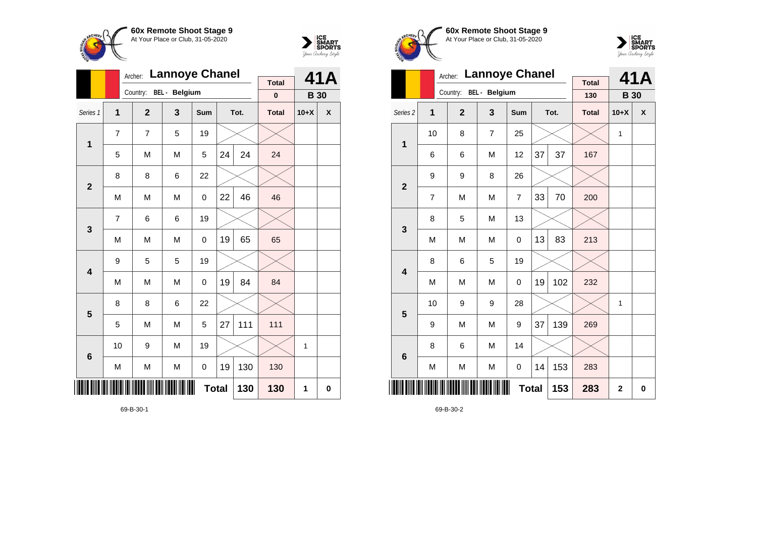**60x Remote Shoot Stage 9**
At Your Place or Club, 31-05-2020

Archer: **Lannoye Chanel**
Country: BEL - Belgium

**41A** | **B 30**

| Series 1 | 1 | 2 | 3 | Sum | Tot. | | Total | 10+X | X |
|---|---|---|---|---|---|---|---|---|---|
| | | | | | | | 0 | | |
| 1 | 7 | 7 | 5 | 19 | | | | | |
| | 5 | M | M | 5 | 24 | 24 | 24 | | |
| 2 | 8 | 8 | 6 | 22 | | | | | |
| | M | M | M | 0 | 22 | 46 | 46 | | |
| 3 | 7 | 6 | 6 | 19 | | | | | |
| | M | M | M | 0 | 19 | 65 | 65 | | |
| 4 | 9 | 5 | 5 | 19 | | | | | |
| | M | M | M | 0 | 19 | 84 | 84 | | |
| 5 | 8 | 8 | 6 | 22 | | | | | |
| | 5 | M | M | 5 | 27 | 111 | 111 | | |
| 6 | 10 | 9 | M | 19 | | | | 1 | |
| | M | M | M | 0 | 19 | 130 | 130 | | |
| | | | | **Total** | | **130** | **130** | **1** | **0** |

69-B-30-1

**60x Remote Shoot Stage 9**
At Your Place or Club, 31-05-2020

Archer: **Lannoye Chanel**
Country: BEL - Belgium

**41A** | **B 30**

| Series 2 | 1 | 2 | 3 | Sum | Tot. | | Total | 10+X | X |
|---|---|---|---|---|---|---|---|---|---|
| | | | | | | | 130 | | |
| 1 | 10 | 8 | 7 | 25 | | | | 1 | |
| | 6 | 6 | M | 12 | 37 | 37 | 167 | | |
| 2 | 9 | 9 | 8 | 26 | | | | | |
| | 7 | M | M | 7 | 33 | 70 | 200 | | |
| 3 | 8 | 5 | M | 13 | | | | | |
| | M | M | M | 0 | 13 | 83 | 213 | | |
| 4 | 8 | 6 | 5 | 19 | | | | | |
| | M | M | M | 0 | 19 | 102 | 232 | | |
| 5 | 10 | 9 | 9 | 28 | | | | 1 | |
| | 9 | M | M | 9 | 37 | 139 | 269 | | |
| 6 | 8 | 6 | M | 14 | | | | | |
| | M | M | M | 0 | 14 | 153 | 283 | | |
| | | | | **Total** | | **153** | **283** | **2** | **0** |

69-B-30-2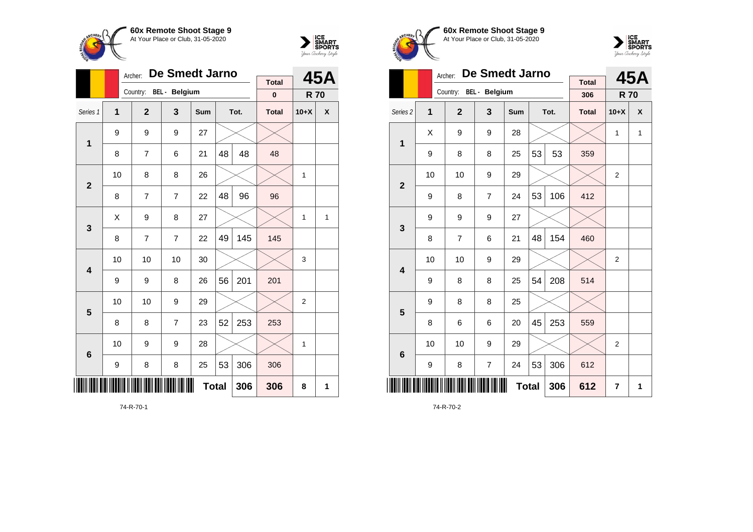**60x Remote Shoot Stage 9**
At Your Place or Club, 31-05-2020

Archer: **De Smedt Jarno**
Country: BEL - Belgium

**45A** — R 70

Total: 0

| Series 1 | 1 | 2 | 3 | Sum | Tot. | | Total | 10+X | X |
|---|---|---|---|---|---|---|---|---|---|
| 1 | 9 | 9 | 9 | 27 | | | | | |
| | 8 | 7 | 6 | 21 | 48 | 48 | 48 | | |
| 2 | 10 | 8 | 8 | 26 | | | | 1 | |
| | 8 | 7 | 7 | 22 | 48 | 96 | 96 | | |
| 3 | X | 9 | 8 | 27 | | | | 1 | 1 |
| | 8 | 7 | 7 | 22 | 49 | 145 | 145 | | |
| 4 | 10 | 10 | 10 | 30 | | | | 3 | |
| | 9 | 9 | 8 | 26 | 56 | 201 | 201 | | |
| 5 | 10 | 10 | 9 | 29 | | | | 2 | |
| | 8 | 8 | 7 | 23 | 52 | 253 | 253 | | |
| 6 | 10 | 9 | 9 | 28 | | | | 1 | |
| | 9 | 8 | 8 | 25 | 53 | 306 | 306 | | |
| | | | | | **Total** | **306** | **306** | **8** | **1** |

74-R-70-1

**60x Remote Shoot Stage 9**
At Your Place or Club, 31-05-2020

Archer: **De Smedt Jarno**
Country: BEL - Belgium

**45A** — R 70

Total: 306

| Series 2 | 1 | 2 | 3 | Sum | Tot. | | Total | 10+X | X |
|---|---|---|---|---|---|---|---|---|---|
| 1 | X | 9 | 9 | 28 | | | | 1 | 1 |
| | 9 | 8 | 8 | 25 | 53 | 53 | 359 | | |
| 2 | 10 | 10 | 9 | 29 | | | | 2 | |
| | 9 | 8 | 7 | 24 | 53 | 106 | 412 | | |
| 3 | 9 | 9 | 9 | 27 | | | | | |
| | 8 | 7 | 6 | 21 | 48 | 154 | 460 | | |
| 4 | 10 | 10 | 9 | 29 | | | | 2 | |
| | 9 | 8 | 8 | 25 | 54 | 208 | 514 | | |
| 5 | 9 | 8 | 8 | 25 | | | | | |
| | 8 | 6 | 6 | 20 | 45 | 253 | 559 | | |
| 6 | 10 | 10 | 9 | 29 | | | | 2 | |
| | 9 | 8 | 7 | 24 | 53 | 306 | 612 | | |
| | | | | | **Total** | **306** | **612** | **7** | **1** |

74-R-70-2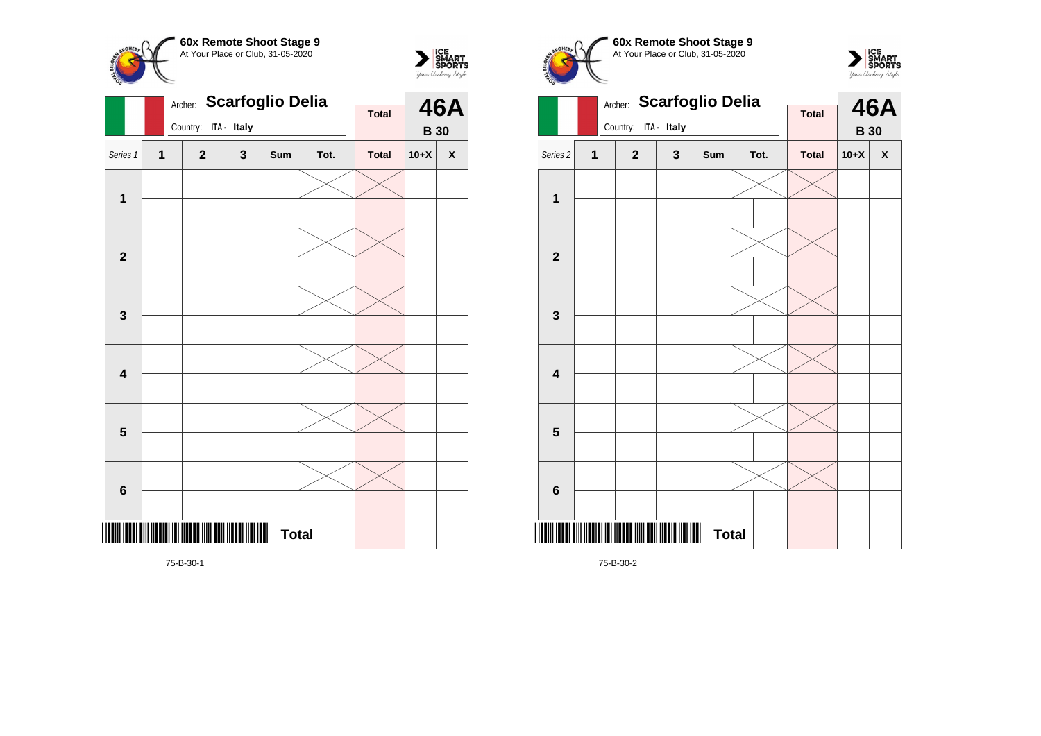**60x Remote Shoot Stage 9**
At Your Place or Club, 31-05-2020

Archer: **Scarfoglio Delia**
Country: ITA - Italy

| Total | 46A |
|---|---|
| | B 30 |

| Series 1 | 1 | 2 | 3 | Sum | Tot. | | Total | 10+X | X |
|---|---|---|---|---|---|---|---|---|---|
| 1 | | | | | | | | | |
| | | | | | | | | | |
| 2 | | | | | | | | | |
| | | | | | | | | | |
| 3 | | | | | | | | | |
| | | | | | | | | | |
| 4 | | | | | | | | | |
| | | | | | | | | | |
| 5 | | | | | | | | | |
| | | | | | | | | | |
| 6 | | | | | | | | | |
| | | | | | | | | | |
| | | | | **Total** | | | | | |

75-B-30-1

**60x Remote Shoot Stage 9**
At Your Place or Club, 31-05-2020

Archer: **Scarfoglio Delia**
Country: ITA - Italy

| Total | 46A |
|---|---|
| | B 30 |

| Series 2 | 1 | 2 | 3 | Sum | Tot. | | Total | 10+X | X |
|---|---|---|---|---|---|---|---|---|---|
| 1 | | | | | | | | | |
| | | | | | | | | | |
| 2 | | | | | | | | | |
| | | | | | | | | | |
| 3 | | | | | | | | | |
| | | | | | | | | | |
| 4 | | | | | | | | | |
| | | | | | | | | | |
| 5 | | | | | | | | | |
| | | | | | | | | | |
| 6 | | | | | | | | | |
| | | | | | | | | | |
| | | | | **Total** | | | | | |

75-B-30-2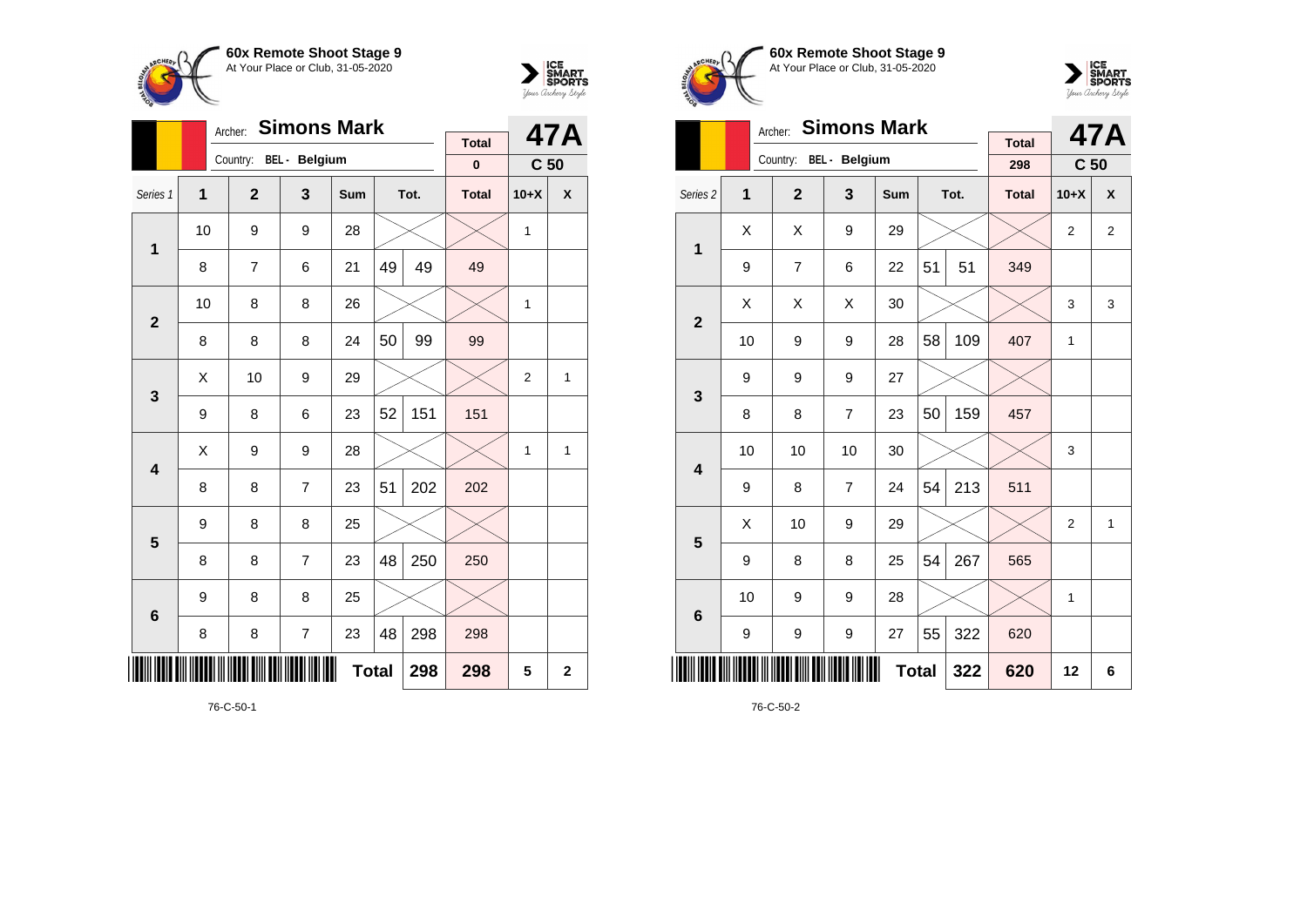## 60x Remote Shoot Stage 9
At Your Place or Club, 31-05-2020

Archer: **Simons Mark**
Country: BEL - Belgium

**47A** — C 50

| Series 1 | 1 | 2 | 3 | Sum | | Tot. | Total | 10+X | X |
|---|---|---|---|---|---|---|---|---|---|
| | | | | | | | 0 | | |
| 1 | 10 | 9 | 9 | 28 | | | | 1 | |
| | 8 | 7 | 6 | 21 | 49 | 49 | 49 | | |
| 2 | 10 | 8 | 8 | 26 | | | | 1 | |
| | 8 | 8 | 8 | 24 | 50 | 99 | 99 | | |
| 3 | X | 10 | 9 | 29 | | | | 2 | 1 |
| | 9 | 8 | 6 | 23 | 52 | 151 | 151 | | |
| 4 | X | 9 | 9 | 28 | | | | 1 | 1 |
| | 8 | 8 | 7 | 23 | 51 | 202 | 202 | | |
| 5 | 9 | 8 | 8 | 25 | | | | | |
| | 8 | 8 | 7 | 23 | 48 | 250 | 250 | | |
| 6 | 9 | 8 | 8 | 25 | | | | | |
| | 8 | 8 | 7 | 23 | 48 | 298 | 298 | | |
| | | | | Total | | 298 | 298 | 5 | 2 |

76-C-50-1

## 60x Remote Shoot Stage 9
At Your Place or Club, 31-05-2020

Archer: **Simons Mark**
Country: BEL - Belgium

**47A** — C 50

| Series 2 | 1 | 2 | 3 | Sum | | Tot. | Total | 10+X | X |
|---|---|---|---|---|---|---|---|---|---|
| | | | | | | | 298 | | |
| 1 | X | X | 9 | 29 | | | | 2 | 2 |
| | 9 | 7 | 6 | 22 | 51 | 51 | 349 | | |
| 2 | X | X | X | 30 | | | | 3 | 3 |
| | 10 | 9 | 9 | 28 | 58 | 109 | 407 | 1 | |
| 3 | 9 | 9 | 9 | 27 | | | | | |
| | 8 | 8 | 7 | 23 | 50 | 159 | 457 | | |
| 4 | 10 | 10 | 10 | 30 | | | | 3 | |
| | 9 | 8 | 7 | 24 | 54 | 213 | 511 | | |
| 5 | X | 10 | 9 | 29 | | | | 2 | 1 |
| | 9 | 8 | 8 | 25 | 54 | 267 | 565 | | |
| 6 | 10 | 9 | 9 | 28 | | | | 1 | |
| | 9 | 9 | 9 | 27 | 55 | 322 | 620 | | |
| | | | | Total | | 322 | 620 | 12 | 6 |

76-C-50-2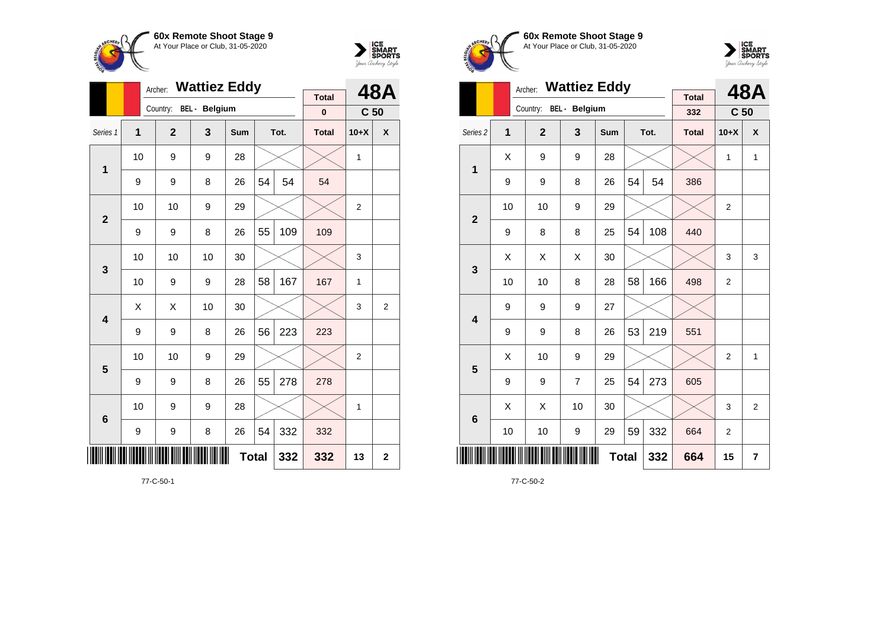## 60x Remote Shoot Stage 9
At Your Place or Club, 31-05-2020

Archer: **Wattiez Eddy**
Country: BEL - Belgium

**48A** — C 50

| Series 1 | 1 | 2 | 3 | Sum | | Tot. | Total | 10+X | X |
|---|---|---|---|---|---|---|---|---|---|
| | | | | | | | 0 | | |
| 1 | 10 | 9 | 9 | 28 | | | | 1 | |
| | 9 | 9 | 8 | 26 | 54 | 54 | 54 | | |
| 2 | 10 | 10 | 9 | 29 | | | | 2 | |
| | 9 | 9 | 8 | 26 | 55 | 109 | 109 | | |
| 3 | 10 | 10 | 10 | 30 | | | | 3 | |
| | 10 | 9 | 9 | 28 | 58 | 167 | 167 | 1 | |
| 4 | X | X | 10 | 30 | | | | 3 | 2 |
| | 9 | 9 | 8 | 26 | 56 | 223 | 223 | | |
| 5 | 10 | 10 | 9 | 29 | | | | 2 | |
| | 9 | 9 | 8 | 26 | 55 | 278 | 278 | | |
| 6 | 10 | 9 | 9 | 28 | | | | 1 | |
| | 9 | 9 | 8 | 26 | 54 | 332 | 332 | | |
| | | | | | Total | 332 | 332 | 13 | 2 |

77-C-50-1

## 60x Remote Shoot Stage 9
At Your Place or Club, 31-05-2020

Archer: **Wattiez Eddy**
Country: BEL - Belgium

**48A** — C 50

| Series 2 | 1 | 2 | 3 | Sum | | Tot. | Total | 10+X | X |
|---|---|---|---|---|---|---|---|---|---|
| | | | | | | | 332 | | |
| 1 | X | 9 | 9 | 28 | | | | 1 | 1 |
| | 9 | 9 | 8 | 26 | 54 | 54 | 386 | | |
| 2 | 10 | 10 | 9 | 29 | | | | 2 | |
| | 9 | 8 | 8 | 25 | 54 | 108 | 440 | | |
| 3 | X | X | X | 30 | | | | 3 | 3 |
| | 10 | 10 | 8 | 28 | 58 | 166 | 498 | 2 | |
| 4 | 9 | 9 | 9 | 27 | | | | | |
| | 9 | 9 | 8 | 26 | 53 | 219 | 551 | | |
| 5 | X | 10 | 9 | 29 | | | | 2 | 1 |
| | 9 | 9 | 7 | 25 | 54 | 273 | 605 | | |
| 6 | X | X | 10 | 30 | | | | 3 | 2 |
| | 10 | 10 | 9 | 29 | 59 | 332 | 664 | 2 | |
| | | | | | Total | 332 | 664 | 15 | 7 |

77-C-50-2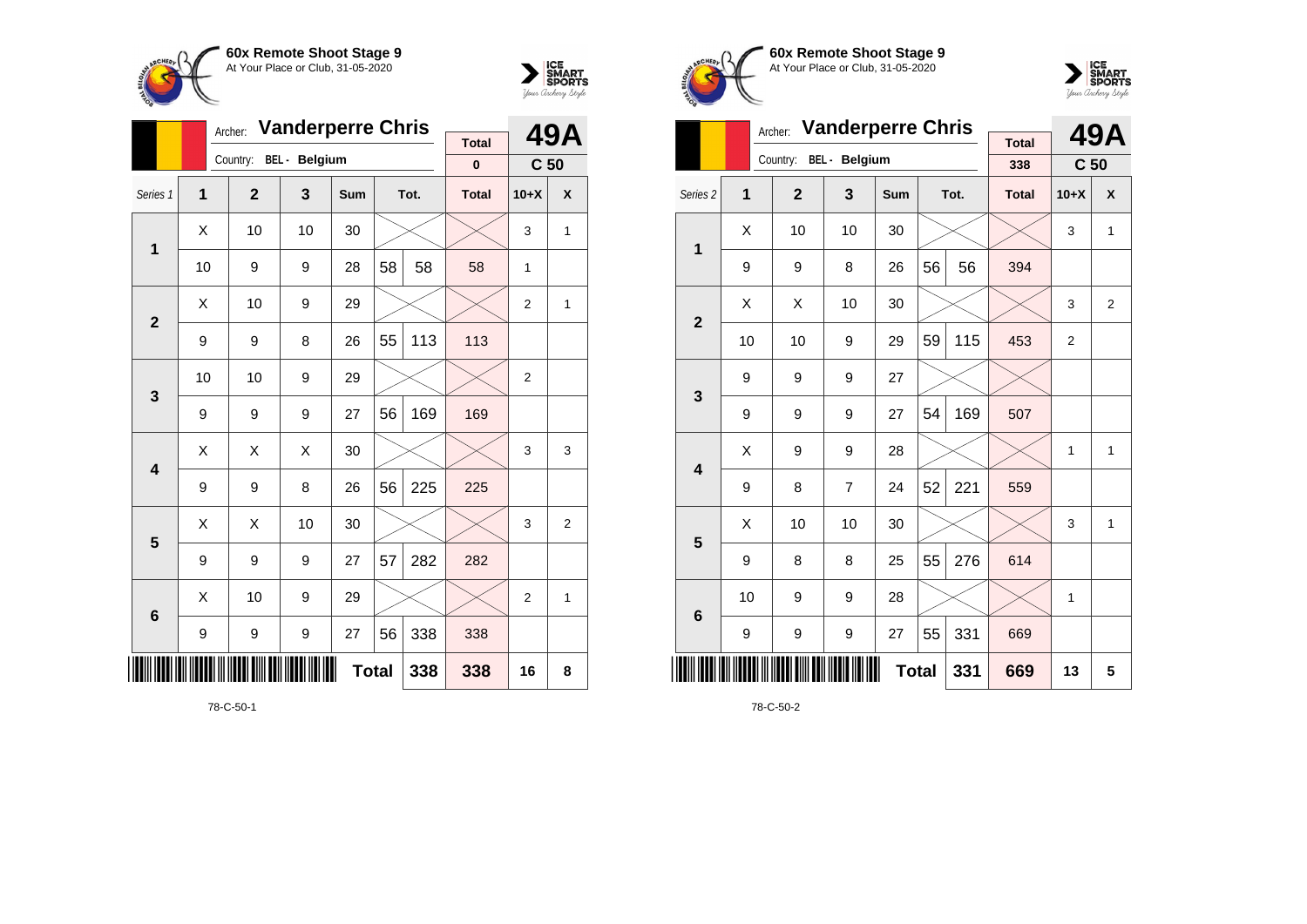**60x Remote Shoot Stage 9**
At Your Place or Club, 31-05-2020

Archer: **Vanderperre Chris**
Country: BEL - Belgium

| | Total | 49A |
|---|---|---|
| | 0 | C 50 |

| Series 1 | 1 | 2 | 3 | Sum | Tot. | | Total | 10+X | X |
|---|---|---|---|---|---|---|---|---|---|
| 1 | X | 10 | 10 | 30 | | | | 3 | 1 |
| | 10 | 9 | 9 | 28 | 58 | 58 | 58 | 1 | |
| 2 | X | 10 | 9 | 29 | | | | 2 | 1 |
| | 9 | 9 | 8 | 26 | 55 | 113 | 113 | | |
| 3 | 10 | 10 | 9 | 29 | | | | 2 | |
| | 9 | 9 | 9 | 27 | 56 | 169 | 169 | | |
| 4 | X | X | X | 30 | | | | 3 | 3 |
| | 9 | 9 | 8 | 26 | 56 | 225 | 225 | | |
| 5 | X | X | 10 | 30 | | | | 3 | 2 |
| | 9 | 9 | 9 | 27 | 57 | 282 | 282 | | |
| 6 | X | 10 | 9 | 29 | | | | 2 | 1 |
| | 9 | 9 | 9 | 27 | 56 | 338 | 338 | | |
| | | | | Total | | 338 | 338 | 16 | 8 |

78-C-50-1

**60x Remote Shoot Stage 9**
At Your Place or Club, 31-05-2020

Archer: **Vanderperre Chris**
Country: BEL - Belgium

| | Total | 49A |
|---|---|---|
| | 338 | C 50 |

| Series 2 | 1 | 2 | 3 | Sum | Tot. | | Total | 10+X | X |
|---|---|---|---|---|---|---|---|---|---|
| 1 | X | 10 | 10 | 30 | | | | 3 | 1 |
| | 9 | 9 | 8 | 26 | 56 | 56 | 394 | | |
| 2 | X | X | 10 | 30 | | | | 3 | 2 |
| | 10 | 10 | 9 | 29 | 59 | 115 | 453 | 2 | |
| 3 | 9 | 9 | 9 | 27 | | | | | |
| | 9 | 9 | 9 | 27 | 54 | 169 | 507 | | |
| 4 | X | 9 | 9 | 28 | | | | 1 | 1 |
| | 9 | 8 | 7 | 24 | 52 | 221 | 559 | | |
| 5 | X | 10 | 10 | 30 | | | | 3 | 1 |
| | 9 | 8 | 8 | 25 | 55 | 276 | 614 | | |
| 6 | 10 | 9 | 9 | 28 | | | | 1 | |
| | 9 | 9 | 9 | 27 | 55 | 331 | 669 | | |
| | | | | Total | | 331 | 669 | 13 | 5 |

78-C-50-2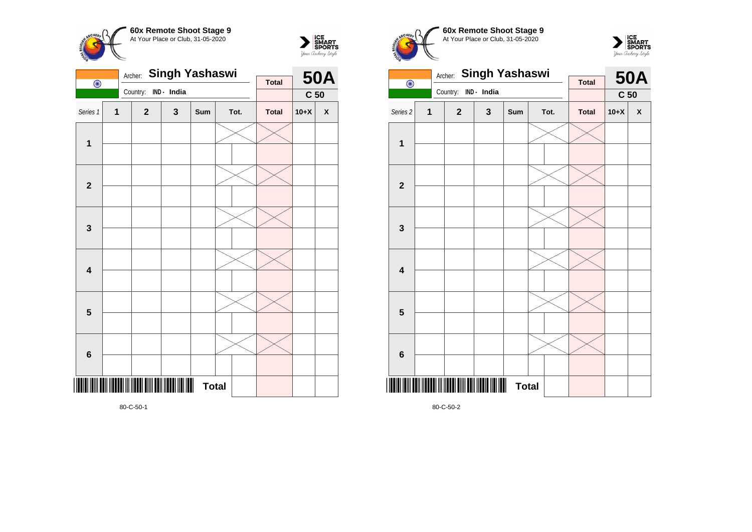**60x Remote Shoot Stage 9**
At Your Place or Club, 31-05-2020

Archer: **Singh Yashaswi**
Country: IND - India

**50A**
**C 50**

| Series 1 | 1 | 2 | 3 | Sum | Tot. | | Total | 10+X | X |
|---|---|---|---|---|---|---|---|---|---|
| 1 | | | | | | | | | |
| | | | | | | | | | |
| 2 | | | | | | | | | |
| | | | | | | | | | |
| 3 | | | | | | | | | |
| | | | | | | | | | |
| 4 | | | | | | | | | |
| | | | | | | | | | |
| 5 | | | | | | | | | |
| | | | | | | | | | |
| 6 | | | | | | | | | |
| | | | | | | | | | |
| | | | | | **Total** | | | | |

80-C-50-1

**60x Remote Shoot Stage 9**
At Your Place or Club, 31-05-2020

Archer: **Singh Yashaswi**
Country: IND - India

**50A**
**C 50**

| Series 2 | 1 | 2 | 3 | Sum | Tot. | | Total | 10+X | X |
|---|---|---|---|---|---|---|---|---|---|
| 1 | | | | | | | | | |
| | | | | | | | | | |
| 2 | | | | | | | | | |
| | | | | | | | | | |
| 3 | | | | | | | | | |
| | | | | | | | | | |
| 4 | | | | | | | | | |
| | | | | | | | | | |
| 5 | | | | | | | | | |
| | | | | | | | | | |
| 6 | | | | | | | | | |
| | | | | | | | | | |
| | | | | | **Total** | | | | |

80-C-50-2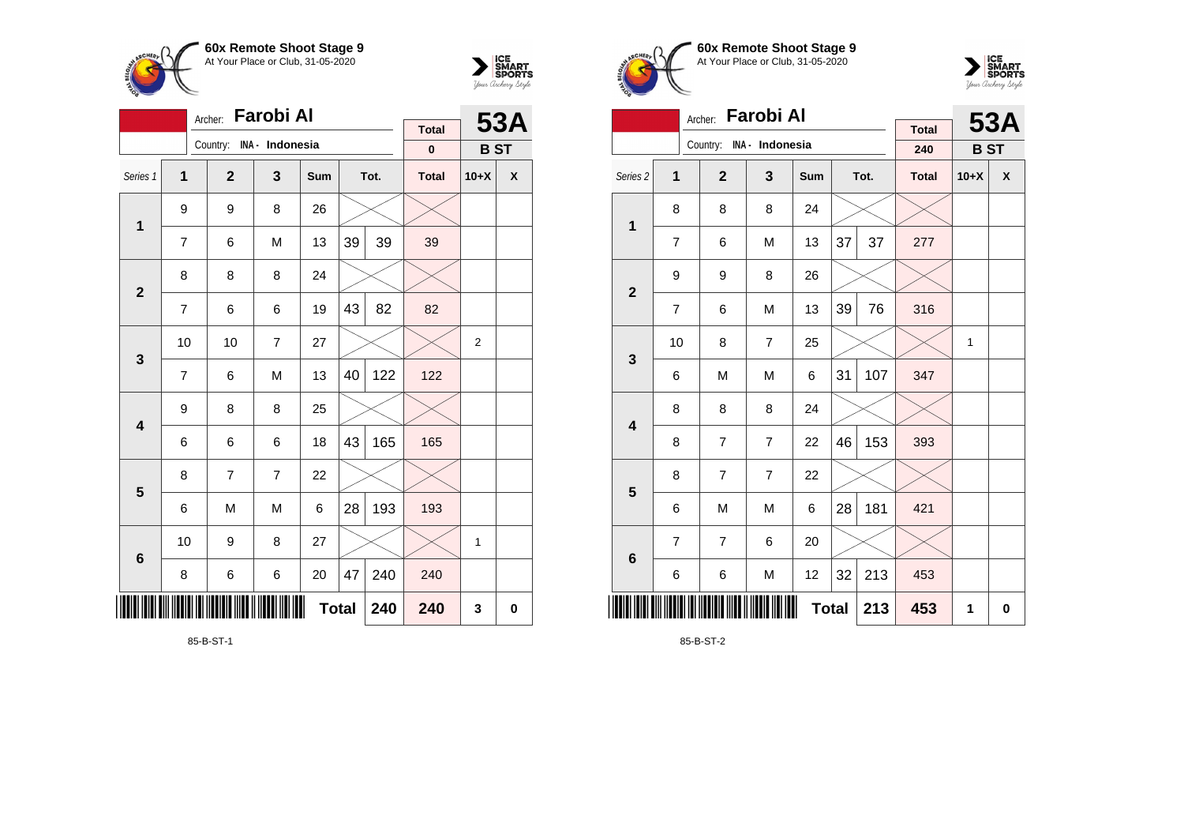**60x Remote Shoot Stage 9**
At Your Place or Club, 31-05-2020

Archer: **Farobi Al**
Country: INA - Indonesia

| Total | 53A |
|---|---|
| 0 | B ST |

| Series 1 | 1 | 2 | 3 | Sum | Tot. | | Total | 10+X | X |
|---|---|---|---|---|---|---|---|---|---|
| 1 | 9 | 9 | 8 | 26 | | | | | |
| | 7 | 6 | M | 13 | 39 | 39 | 39 | | |
| 2 | 8 | 8 | 8 | 24 | | | | | |
| | 7 | 6 | 6 | 19 | 43 | 82 | 82 | | |
| 3 | 10 | 10 | 7 | 27 | | | | 2 | |
| | 7 | 6 | M | 13 | 40 | 122 | 122 | | |
| 4 | 9 | 8 | 8 | 25 | | | | | |
| | 6 | 6 | 6 | 18 | 43 | 165 | 165 | | |
| 5 | 8 | 7 | 7 | 22 | | | | | |
| | 6 | M | M | 6 | 28 | 193 | 193 | | |
| 6 | 10 | 9 | 8 | 27 | | | | 1 | |
| | 8 | 6 | 6 | 20 | 47 | 240 | 240 | | |
| | | | | Total | | 240 | 240 | 3 | 0 |

85-B-ST-1

**60x Remote Shoot Stage 9**
At Your Place or Club, 31-05-2020

Archer: **Farobi Al**
Country: INA - Indonesia

| Total | 53A |
|---|---|
| 240 | B ST |

| Series 2 | 1 | 2 | 3 | Sum | Tot. | | Total | 10+X | X |
|---|---|---|---|---|---|---|---|---|---|
| 1 | 8 | 8 | 8 | 24 | | | | | |
| | 7 | 6 | M | 13 | 37 | 37 | 277 | | |
| 2 | 9 | 9 | 8 | 26 | | | | | |
| | 7 | 6 | M | 13 | 39 | 76 | 316 | | |
| 3 | 10 | 8 | 7 | 25 | | | | 1 | |
| | 6 | M | M | 6 | 31 | 107 | 347 | | |
| 4 | 8 | 8 | 8 | 24 | | | | | |
| | 8 | 7 | 7 | 22 | 46 | 153 | 393 | | |
| 5 | 8 | 7 | 7 | 22 | | | | | |
| | 6 | M | M | 6 | 28 | 181 | 421 | | |
| 6 | 7 | 7 | 6 | 20 | | | | | |
| | 6 | 6 | M | 12 | 32 | 213 | 453 | | |
| | | | | Total | | 213 | 453 | 1 | 0 |

85-B-ST-2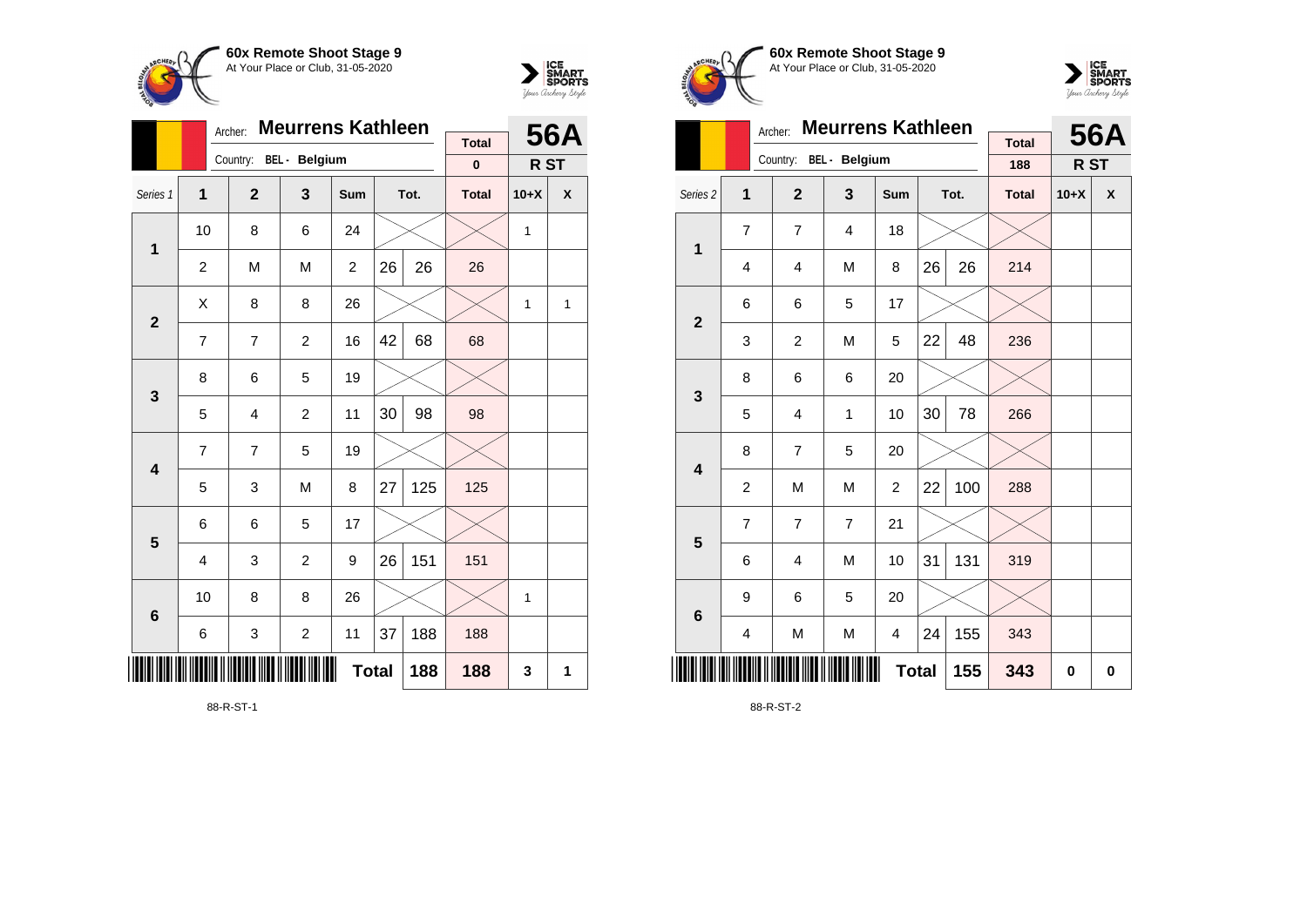## 60x Remote Shoot Stage 9
At Your Place or Club, 31-05-2020

Archer: **Meurrens Kathleen**
Country: BEL - Belgium

| Total | 56A |
|---|---|
| 0 | R ST |

| Series 1 | 1 | 2 | 3 | Sum | Tot. | | Total | 10+X | X |
|---|---|---|---|---|---|---|---|---|---|
| 1 | 10 | 8 | 6 | 24 | | | | 1 | |
| | 2 | M | M | 2 | 26 | 26 | 26 | | |
| 2 | X | 8 | 8 | 26 | | | | 1 | 1 |
| | 7 | 7 | 2 | 16 | 42 | 68 | 68 | | |
| 3 | 8 | 6 | 5 | 19 | | | | | |
| | 5 | 4 | 2 | 11 | 30 | 98 | 98 | | |
| 4 | 7 | 7 | 5 | 19 | | | | | |
| | 5 | 3 | M | 8 | 27 | 125 | 125 | | |
| 5 | 6 | 6 | 5 | 17 | | | | | |
| | 4 | 3 | 2 | 9 | 26 | 151 | 151 | | |
| 6 | 10 | 8 | 8 | 26 | | | | 1 | |
| | 6 | 3 | 2 | 11 | 37 | 188 | 188 | | |
| | | | | **Total** | | 188 | 188 | 3 | 1 |

88-R-ST-1

## 60x Remote Shoot Stage 9
At Your Place or Club, 31-05-2020

Archer: **Meurrens Kathleen**
Country: BEL - Belgium

| Total | 56A |
|---|---|
| 188 | R ST |

| Series 2 | 1 | 2 | 3 | Sum | Tot. | | Total | 10+X | X |
|---|---|---|---|---|---|---|---|---|---|
| 1 | 7 | 7 | 4 | 18 | | | | | |
| | 4 | 4 | M | 8 | 26 | 26 | 214 | | |
| 2 | 6 | 6 | 5 | 17 | | | | | |
| | 3 | 2 | M | 5 | 22 | 48 | 236 | | |
| 3 | 8 | 6 | 6 | 20 | | | | | |
| | 5 | 4 | 1 | 10 | 30 | 78 | 266 | | |
| 4 | 8 | 7 | 5 | 20 | | | | | |
| | 2 | M | M | 2 | 22 | 100 | 288 | | |
| 5 | 7 | 7 | 7 | 21 | | | | | |
| | 6 | 4 | M | 10 | 31 | 131 | 319 | | |
| 6 | 9 | 6 | 5 | 20 | | | | | |
| | 4 | M | M | 4 | 24 | 155 | 343 | | |
| | | | | **Total** | | 155 | 343 | 0 | 0 |

88-R-ST-2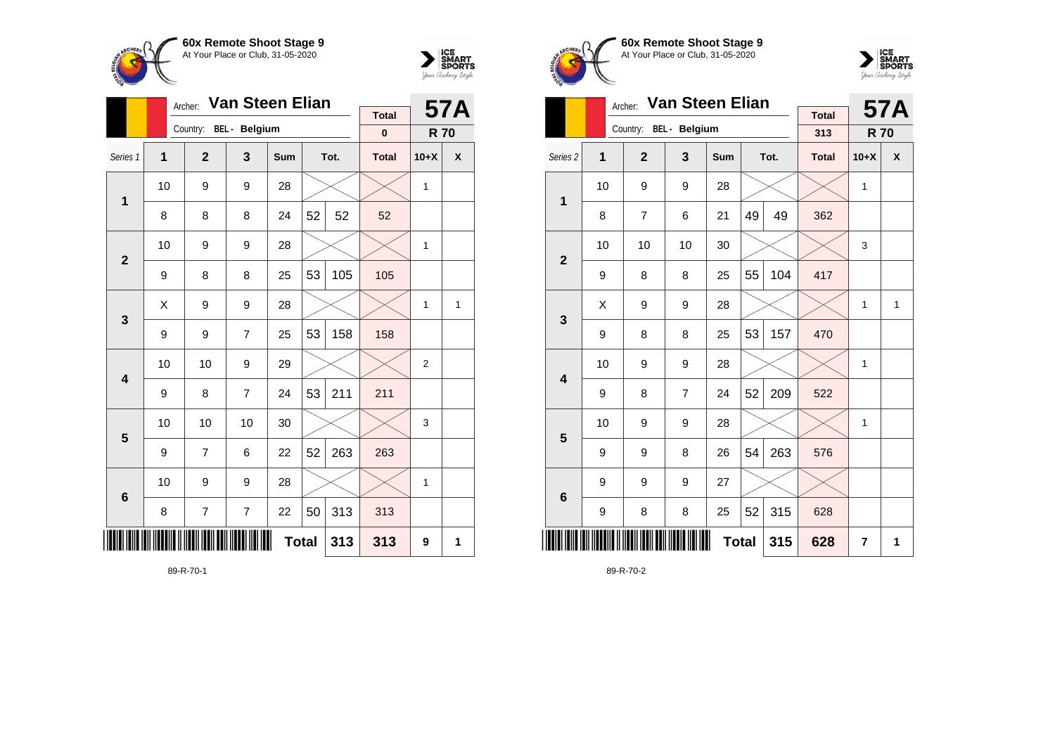**60x Remote Shoot Stage 9**
At Your Place or Club, 31-05-2020

Archer: **Van Steen Elian**
Country: BEL - Belgium

| Total | 57A |
|---|---|
| 0 | R 70 |

| Series 1 | 1 | 2 | 3 | Sum | Tot. | | Total | 10+X | X |
|---|---|---|---|---|---|---|---|---|---|
| 1 | 10 | 9 | 9 | 28 | | | | 1 | |
| | 8 | 8 | 8 | 24 | 52 | 52 | 52 | | |
| 2 | 10 | 9 | 9 | 28 | | | | 1 | |
| | 9 | 8 | 8 | 25 | 53 | 105 | 105 | | |
| 3 | X | 9 | 9 | 28 | | | | 1 | 1 |
| | 9 | 9 | 7 | 25 | 53 | 158 | 158 | | |
| 4 | 10 | 10 | 9 | 29 | | | | 2 | |
| | 9 | 8 | 7 | 24 | 53 | 211 | 211 | | |
| 5 | 10 | 10 | 10 | 30 | | | | 3 | |
| | 9 | 7 | 6 | 22 | 52 | 263 | 263 | | |
| 6 | 10 | 9 | 9 | 28 | | | | 1 | |
| | 8 | 7 | 7 | 22 | 50 | 313 | 313 | | |
| | | | | Total | | 313 | 313 | 9 | 1 |

89-R-70-1

**60x Remote Shoot Stage 9**
At Your Place or Club, 31-05-2020

Archer: **Van Steen Elian**
Country: BEL - Belgium

| Total | 57A |
|---|---|
| 313 | R 70 |

| Series 2 | 1 | 2 | 3 | Sum | Tot. | | Total | 10+X | X |
|---|---|---|---|---|---|---|---|---|---|
| 1 | 10 | 9 | 9 | 28 | | | | 1 | |
| | 8 | 7 | 6 | 21 | 49 | 49 | 362 | | |
| 2 | 10 | 10 | 10 | 30 | | | | 3 | |
| | 9 | 8 | 8 | 25 | 55 | 104 | 417 | | |
| 3 | X | 9 | 9 | 28 | | | | 1 | 1 |
| | 9 | 8 | 8 | 25 | 53 | 157 | 470 | | |
| 4 | 10 | 9 | 9 | 28 | | | | 1 | |
| | 9 | 8 | 7 | 24 | 52 | 209 | 522 | | |
| 5 | 10 | 9 | 9 | 28 | | | | 1 | |
| | 9 | 9 | 8 | 26 | 54 | 263 | 576 | | |
| 6 | 9 | 9 | 9 | 27 | | | | | |
| | 9 | 8 | 8 | 25 | 52 | 315 | 628 | | |
| | | | | Total | | 315 | 628 | 7 | 1 |

89-R-70-2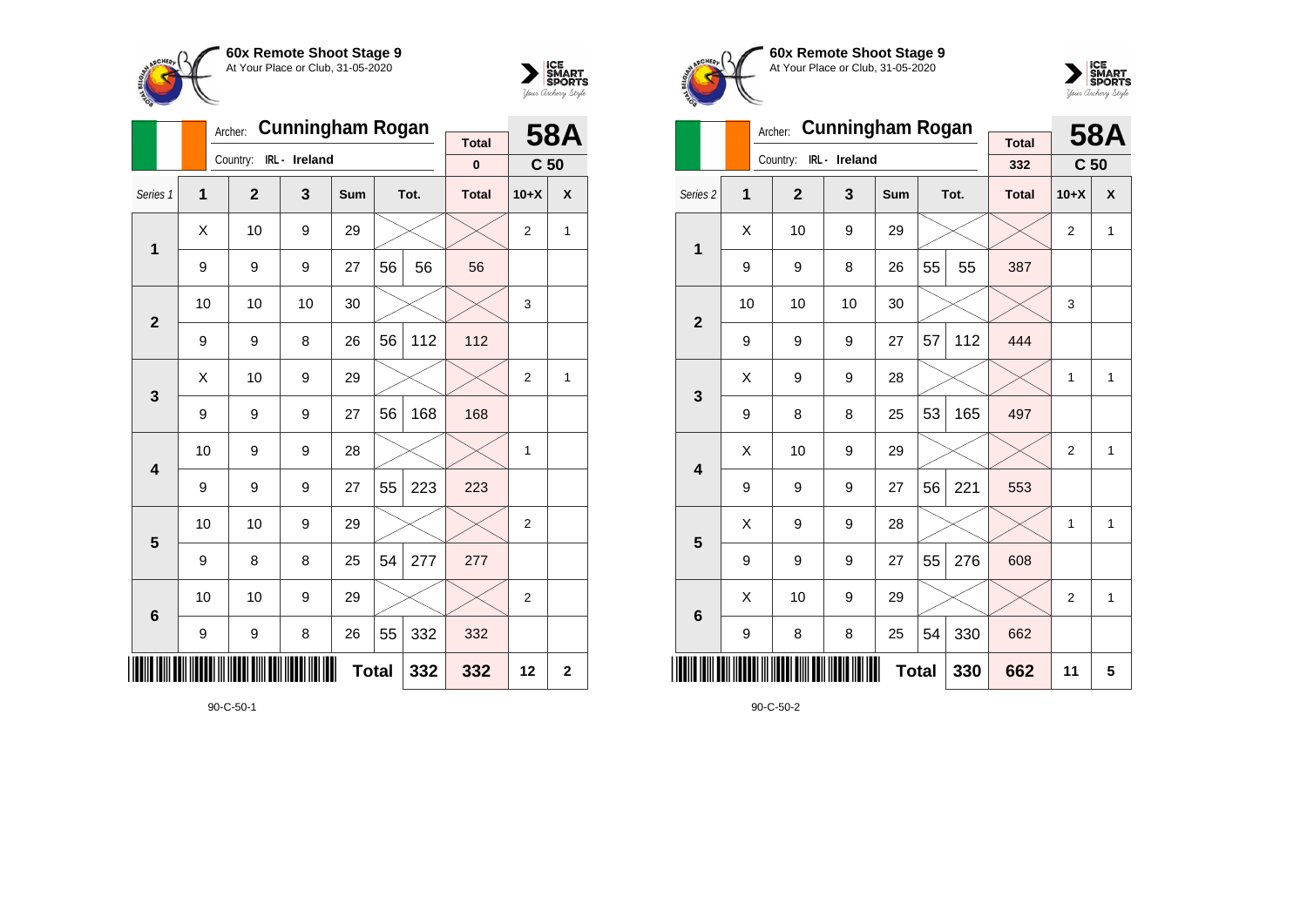## 60x Remote Shoot Stage 9
At Your Place or Club, 31-05-2020

Archer: **Cunningham Rogan**
Country: IRL - Ireland

| Total | 58A |
|---|---|
| 0 | C 50 |

| Series 1 | 1 | 2 | 3 | Sum | Tot. | | Total | 10+X | X |
|---|---|---|---|---|---|---|---|---|---|
| 1 | X | 10 | 9 | 29 | | | | 2 | 1 |
| | 9 | 9 | 9 | 27 | 56 | 56 | 56 | | |
| 2 | 10 | 10 | 10 | 30 | | | | 3 | |
| | 9 | 9 | 8 | 26 | 56 | 112 | 112 | | |
| 3 | X | 10 | 9 | 29 | | | | 2 | 1 |
| | 9 | 9 | 9 | 27 | 56 | 168 | 168 | | |
| 4 | 10 | 9 | 9 | 28 | | | | 1 | |
| | 9 | 9 | 9 | 27 | 55 | 223 | 223 | | |
| 5 | 10 | 10 | 9 | 29 | | | | 2 | |
| | 9 | 8 | 8 | 25 | 54 | 277 | 277 | | |
| 6 | 10 | 10 | 9 | 29 | | | | 2 | |
| | 9 | 9 | 8 | 26 | 55 | 332 | 332 | | |
| | | | | Total | | 332 | 332 | 12 | 2 |

90-C-50-1

## 60x Remote Shoot Stage 9
At Your Place or Club, 31-05-2020

Archer: **Cunningham Rogan**
Country: IRL - Ireland

| Total | 58A |
|---|---|
| 332 | C 50 |

| Series 2 | 1 | 2 | 3 | Sum | Tot. | | Total | 10+X | X |
|---|---|---|---|---|---|---|---|---|---|
| 1 | X | 10 | 9 | 29 | | | | 2 | 1 |
| | 9 | 9 | 8 | 26 | 55 | 55 | 387 | | |
| 2 | 10 | 10 | 10 | 30 | | | | 3 | |
| | 9 | 9 | 9 | 27 | 57 | 112 | 444 | | |
| 3 | X | 9 | 9 | 28 | | | | 1 | 1 |
| | 9 | 8 | 8 | 25 | 53 | 165 | 497 | | |
| 4 | X | 10 | 9 | 29 | | | | 2 | 1 |
| | 9 | 9 | 9 | 27 | 56 | 221 | 553 | | |
| 5 | X | 9 | 9 | 28 | | | | 1 | 1 |
| | 9 | 9 | 9 | 27 | 55 | 276 | 608 | | |
| 6 | X | 10 | 9 | 29 | | | | 2 | 1 |
| | 9 | 8 | 8 | 25 | 54 | 330 | 662 | | |
| | | | | Total | | 330 | 662 | 11 | 5 |

90-C-50-2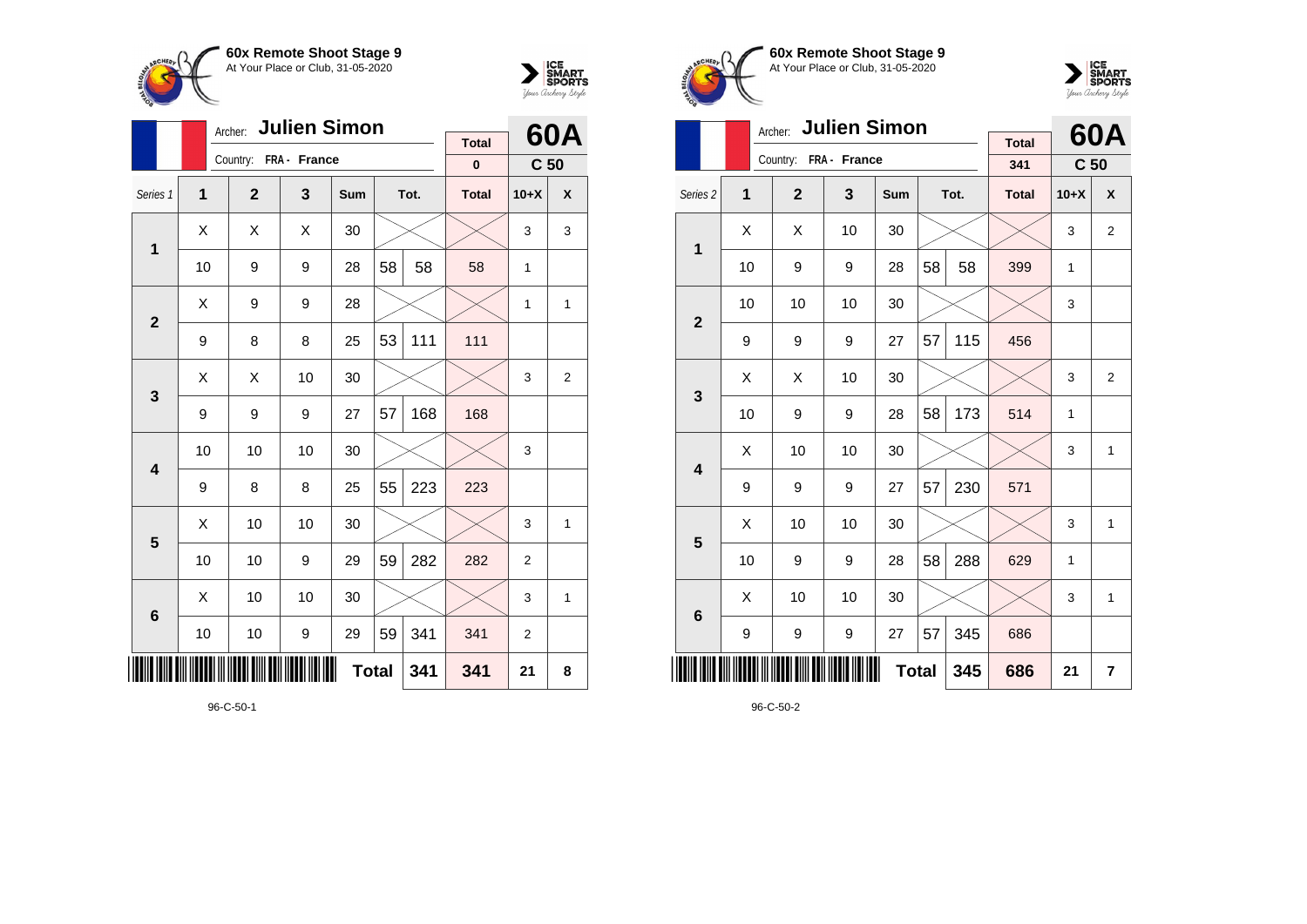## 60x Remote Shoot Stage 9
At Your Place or Club, 31-05-2020

Archer: **Julien Simon**
Country: FRA - France

**60A** — C 50

| Series 1 | 1 | 2 | 3 | Sum | | Tot. | Total | 10+X | X |
|---|---|---|---|---|---|---|---|---|---|
| | | | | | | | 0 | | |
| 1 | X | X | X | 30 | | | | 3 | 3 |
| | 10 | 9 | 9 | 28 | 58 | 58 | 58 | 1 | |
| 2 | X | 9 | 9 | 28 | | | | 1 | 1 |
| | 9 | 8 | 8 | 25 | 53 | 111 | 111 | | |
| 3 | X | X | 10 | 30 | | | | 3 | 2 |
| | 9 | 9 | 9 | 27 | 57 | 168 | 168 | | |
| 4 | 10 | 10 | 10 | 30 | | | | 3 | |
| | 9 | 8 | 8 | 25 | 55 | 223 | 223 | | |
| 5 | X | 10 | 10 | 30 | | | | 3 | 1 |
| | 10 | 10 | 9 | 29 | 59 | 282 | 282 | 2 | |
| 6 | X | 10 | 10 | 30 | | | | 3 | 1 |
| | 10 | 10 | 9 | 29 | 59 | 341 | 341 | 2 | |
| | | | | | Total | 341 | 341 | 21 | 8 |

96-C-50-1

## 60x Remote Shoot Stage 9
At Your Place or Club, 31-05-2020

Archer: **Julien Simon**
Country: FRA - France

**60A** — C 50

| Series 2 | 1 | 2 | 3 | Sum | | Tot. | Total | 10+X | X |
|---|---|---|---|---|---|---|---|---|---|
| | | | | | | | 341 | | |
| 1 | X | X | 10 | 30 | | | | 3 | 2 |
| | 10 | 9 | 9 | 28 | 58 | 58 | 399 | 1 | |
| 2 | 10 | 10 | 10 | 30 | | | | 3 | |
| | 9 | 9 | 9 | 27 | 57 | 115 | 456 | | |
| 3 | X | X | 10 | 30 | | | | 3 | 2 |
| | 10 | 9 | 9 | 28 | 58 | 173 | 514 | 1 | |
| 4 | X | 10 | 10 | 30 | | | | 3 | 1 |
| | 9 | 9 | 9 | 27 | 57 | 230 | 571 | | |
| 5 | X | 10 | 10 | 30 | | | | 3 | 1 |
| | 10 | 9 | 9 | 28 | 58 | 288 | 629 | 1 | |
| 6 | X | 10 | 10 | 30 | | | | 3 | 1 |
| | 9 | 9 | 9 | 27 | 57 | 345 | 686 | | |
| | | | | | Total | 345 | 686 | 21 | 7 |

96-C-50-2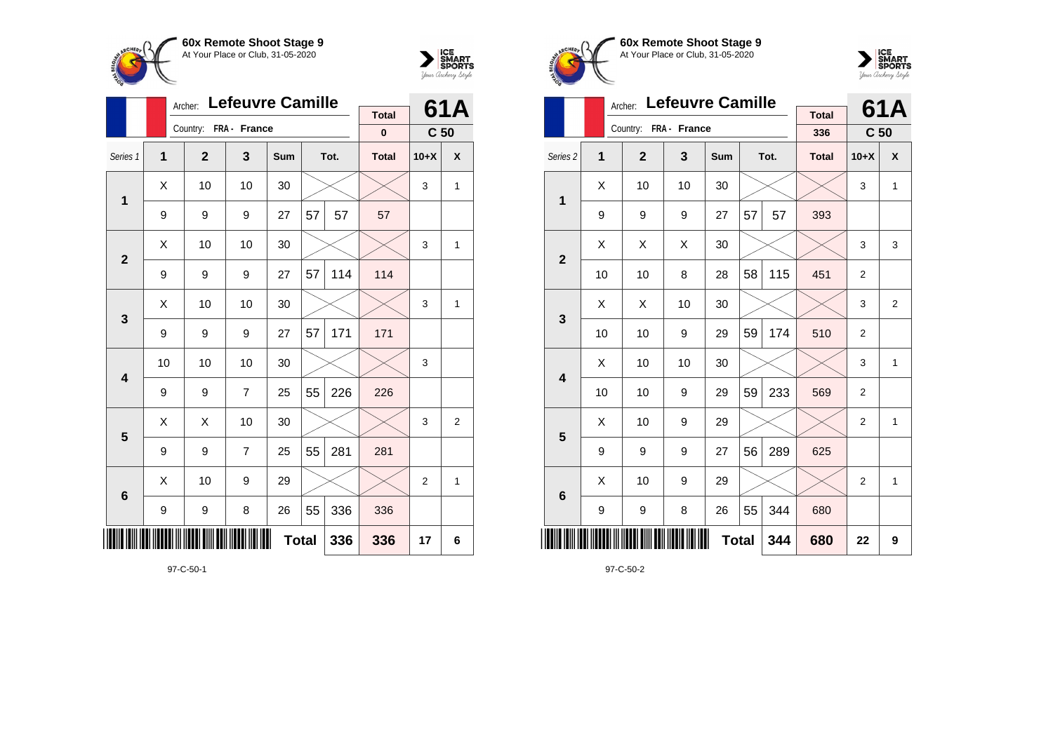## 60x Remote Shoot Stage 9

At Your Place or Club, 31-05-2020

Archer: **Lefeuvre Camille**

Country: FRA - France

**61A** — C 50

| Series 1 | 1 | 2 | 3 | Sum | Tot. | | Total | 10+X | X |
|---|---|---|---|---|---|---|---|---|---|
| | | | | | | | 0 | | |
| **1** | X | 10 | 10 | 30 | | | | 3 | 1 |
| | 9 | 9 | 9 | 27 | 57 | 57 | 57 | | |
| **2** | X | 10 | 10 | 30 | | | | 3 | 1 |
| | 9 | 9 | 9 | 27 | 57 | 114 | 114 | | |
| **3** | X | 10 | 10 | 30 | | | | 3 | 1 |
| | 9 | 9 | 9 | 27 | 57 | 171 | 171 | | |
| **4** | 10 | 10 | 10 | 30 | | | | 3 | |
| | 9 | 9 | 7 | 25 | 55 | 226 | 226 | | |
| **5** | X | X | 10 | 30 | | | | 3 | 2 |
| | 9 | 9 | 7 | 25 | 55 | 281 | 281 | | |
| **6** | X | 10 | 9 | 29 | | | | 2 | 1 |
| | 9 | 9 | 8 | 26 | 55 | 336 | 336 | | |
| | | | | **Total** | | 336 | 336 | 17 | 6 |

97-C-50-1

## 60x Remote Shoot Stage 9

At Your Place or Club, 31-05-2020

Archer: **Lefeuvre Camille**

Country: FRA - France

**61A** — C 50

| Series 2 | 1 | 2 | 3 | Sum | Tot. | | Total | 10+X | X |
|---|---|---|---|---|---|---|---|---|---|
| | | | | | | | 336 | | |
| **1** | X | 10 | 10 | 30 | | | | 3 | 1 |
| | 9 | 9 | 9 | 27 | 57 | 57 | 393 | | |
| **2** | X | X | X | 30 | | | | 3 | 3 |
| | 10 | 10 | 8 | 28 | 58 | 115 | 451 | 2 | |
| **3** | X | X | 10 | 30 | | | | 3 | 2 |
| | 10 | 10 | 9 | 29 | 59 | 174 | 510 | 2 | |
| **4** | X | 10 | 10 | 30 | | | | 3 | 1 |
| | 10 | 10 | 9 | 29 | 59 | 233 | 569 | 2 | |
| **5** | X | 10 | 9 | 29 | | | | 2 | 1 |
| | 9 | 9 | 9 | 27 | 56 | 289 | 625 | | |
| **6** | X | 10 | 9 | 29 | | | | 2 | 1 |
| | 9 | 9 | 8 | 26 | 55 | 344 | 680 | | |
| | | | | **Total** | | 344 | 680 | 22 | 9 |

97-C-50-2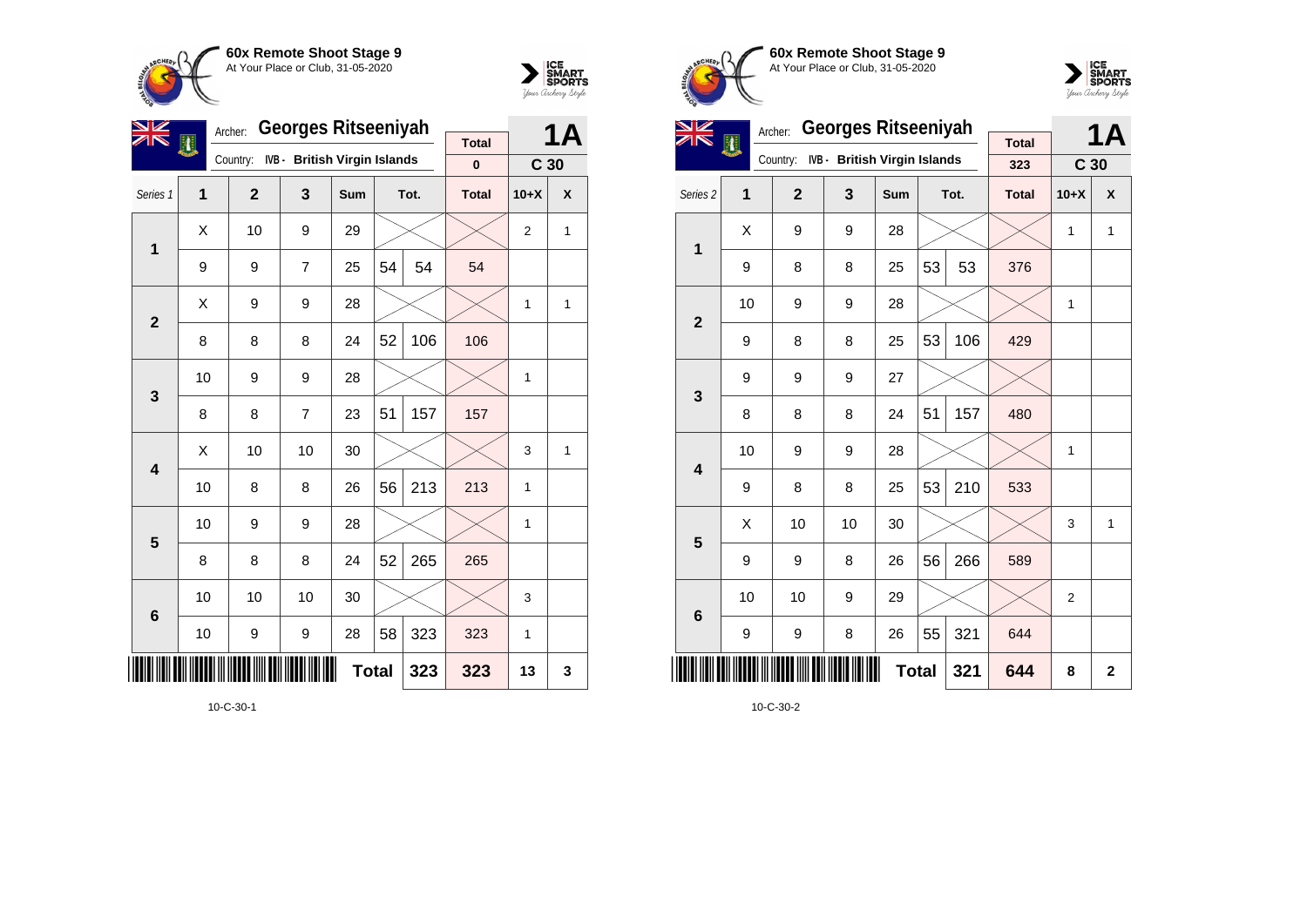**60x Remote Shoot Stage 9**
At Your Place or Club, 31-05-2020

Archer: **Georges Ritseeniyah**
Country: IVB - British Virgin Islands

**1A** — **C 30**

| Series 1 | 1 | 2 | 3 | Sum | Tot. | | Total | 10+X | X |
|---|---|---|---|---|---|---|---|---|---|
| | | | | | | | 0 | | |
| 1 | X | 10 | 9 | 29 | | | | 2 | 1 |
| | 9 | 9 | 7 | 25 | 54 | 54 | 54 | | |
| 2 | X | 9 | 9 | 28 | | | | 1 | 1 |
| | 8 | 8 | 8 | 24 | 52 | 106 | 106 | | |
| 3 | 10 | 9 | 9 | 28 | | | | 1 | |
| | 8 | 8 | 7 | 23 | 51 | 157 | 157 | | |
| 4 | X | 10 | 10 | 30 | | | | 3 | 1 |
| | 10 | 8 | 8 | 26 | 56 | 213 | 213 | 1 | |
| 5 | 10 | 9 | 9 | 28 | | | | 1 | |
| | 8 | 8 | 8 | 24 | 52 | 265 | 265 | | |
| 6 | 10 | 10 | 10 | 30 | | | | 3 | |
| | 10 | 9 | 9 | 28 | 58 | 323 | 323 | 1 | |
| | | | | | **Total** | **323** | **323** | **13** | **3** |

10-C-30-1

**60x Remote Shoot Stage 9**
At Your Place or Club, 31-05-2020

Archer: **Georges Ritseeniyah**
Country: IVB - British Virgin Islands

**1A** — **C 30**

| Series 2 | 1 | 2 | 3 | Sum | Tot. | | Total | 10+X | X |
|---|---|---|---|---|---|---|---|---|---|
| | | | | | | | 323 | | |
| 1 | X | 9 | 9 | 28 | | | | 1 | 1 |
| | 9 | 8 | 8 | 25 | 53 | 53 | 376 | | |
| 2 | 10 | 9 | 9 | 28 | | | | 1 | |
| | 9 | 8 | 8 | 25 | 53 | 106 | 429 | | |
| 3 | 9 | 9 | 9 | 27 | | | | | |
| | 8 | 8 | 8 | 24 | 51 | 157 | 480 | | |
| 4 | 10 | 9 | 9 | 28 | | | | 1 | |
| | 9 | 8 | 8 | 25 | 53 | 210 | 533 | | |
| 5 | X | 10 | 10 | 30 | | | | 3 | 1 |
| | 9 | 9 | 8 | 26 | 56 | 266 | 589 | | |
| 6 | 10 | 10 | 9 | 29 | | | | 2 | |
| | 9 | 9 | 8 | 26 | 55 | 321 | 644 | | |
| | | | | | **Total** | **321** | **644** | **8** | **2** |

10-C-30-2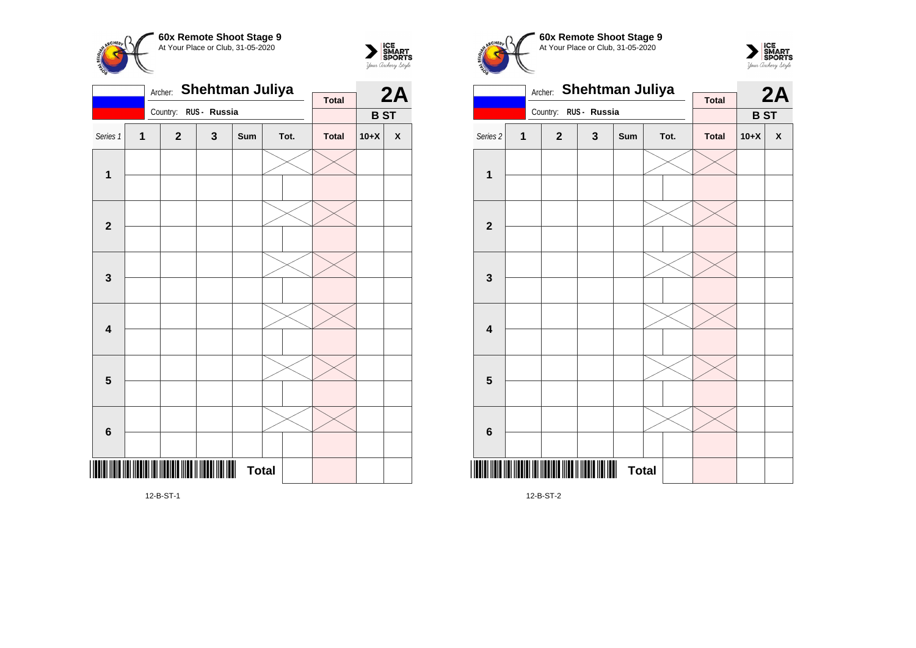**60x Remote Shoot Stage 9**
At Your Place or Club, 31-05-2020

Archer: **Shehtman Juliya**
Country: RUS - Russia

**2A**
**B ST**

| Series 1 | 1 | 2 | 3 | Sum | Tot. | Total | 10+X | X |
|---|---|---|---|---|---|---|---|---|
| 1 | | | | | | | | |
| | | | | | | | | |
| 2 | | | | | | | | |
| | | | | | | | | |
| 3 | | | | | | | | |
| | | | | | | | | |
| 4 | | | | | | | | |
| | | | | | | | | |
| 5 | | | | | | | | |
| | | | | | | | | |
| 6 | | | | | | | | |
| | | | | | | | | |
| | | | | **Total** | | | | |

12-B-ST-1

**60x Remote Shoot Stage 9**
At Your Place or Club, 31-05-2020

Archer: **Shehtman Juliya**
Country: RUS - Russia

**2A**
**B ST**

| Series 2 | 1 | 2 | 3 | Sum | Tot. | Total | 10+X | X |
|---|---|---|---|---|---|---|---|---|
| 1 | | | | | | | | |
| | | | | | | | | |
| 2 | | | | | | | | |
| | | | | | | | | |
| 3 | | | | | | | | |
| | | | | | | | | |
| 4 | | | | | | | | |
| | | | | | | | | |
| 5 | | | | | | | | |
| | | | | | | | | |
| 6 | | | | | | | | |
| | | | | | | | | |
| | | | | **Total** | | | | |

12-B-ST-2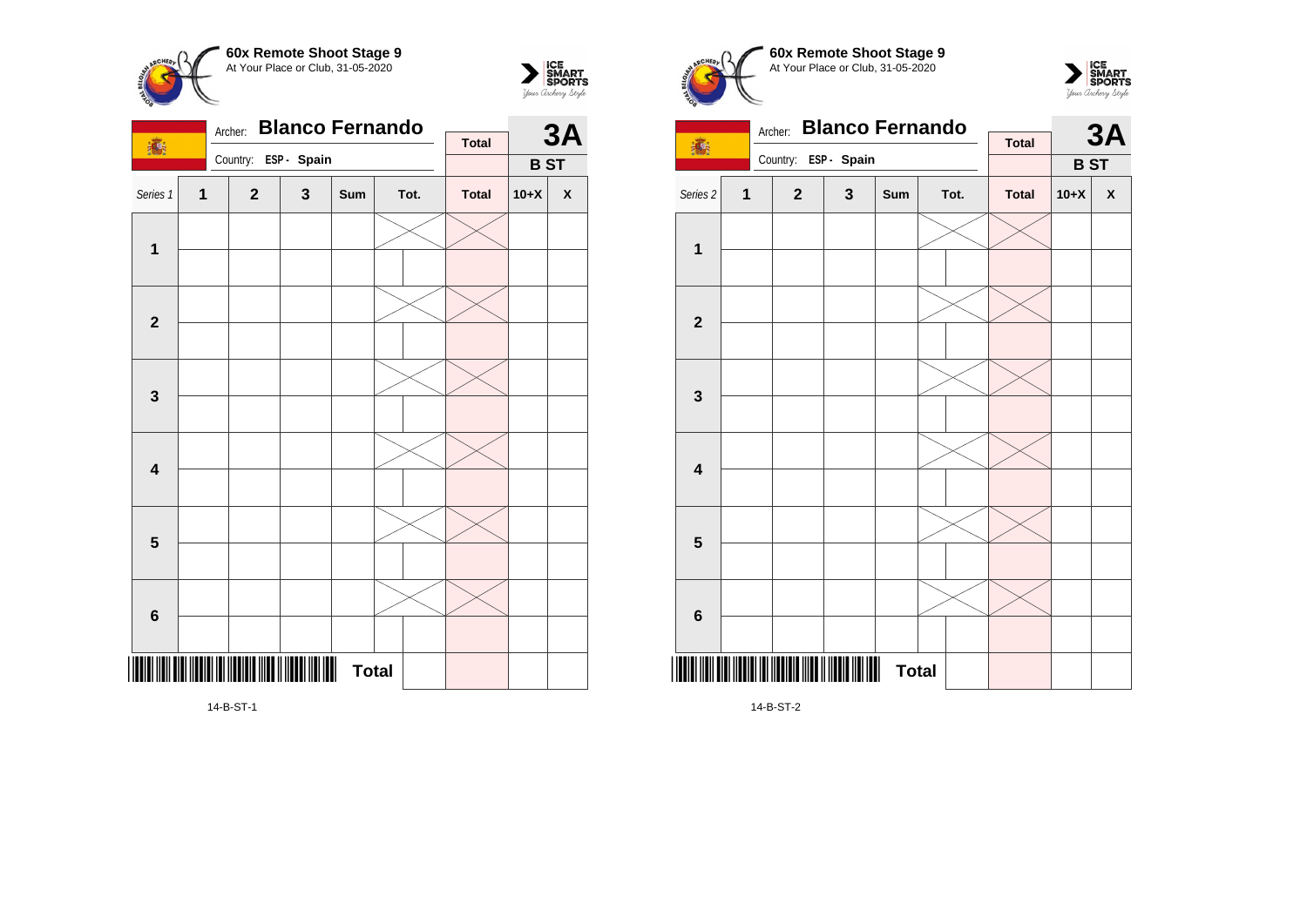**60x Remote Shoot Stage 9**
At Your Place or Club, 31-05-2020

Archer: **Blanco Fernando**
Country: **ESP - Spain**

**3A**
**B ST**

| Series 1 | 1 | 2 | 3 | Sum | Tot. | | Total | 10+X | X |
|---|---|---|---|---|---|---|---|---|---|
| 1 | | | | | | | | | |
| | | | | | | | | | |
| 2 | | | | | | | | | |
| | | | | | | | | | |
| 3 | | | | | | | | | |
| | | | | | | | | | |
| 4 | | | | | | | | | |
| | | | | | | | | | |
| 5 | | | | | | | | | |
| | | | | | | | | | |
| 6 | | | | | | | | | |
| | | | | | | | | | |
| | | | | | **Total** | | | | |

14-B-ST-1

**60x Remote Shoot Stage 9**
At Your Place or Club, 31-05-2020

Archer: **Blanco Fernando**
Country: **ESP - Spain**

**3A**
**B ST**

| Series 2 | 1 | 2 | 3 | Sum | Tot. | | Total | 10+X | X |
|---|---|---|---|---|---|---|---|---|---|
| 1 | | | | | | | | | |
| | | | | | | | | | |
| 2 | | | | | | | | | |
| | | | | | | | | | |
| 3 | | | | | | | | | |
| | | | | | | | | | |
| 4 | | | | | | | | | |
| | | | | | | | | | |
| 5 | | | | | | | | | |
| | | | | | | | | | |
| 6 | | | | | | | | | |
| | | | | | | | | | |
| | | | | | **Total** | | | | |

14-B-ST-2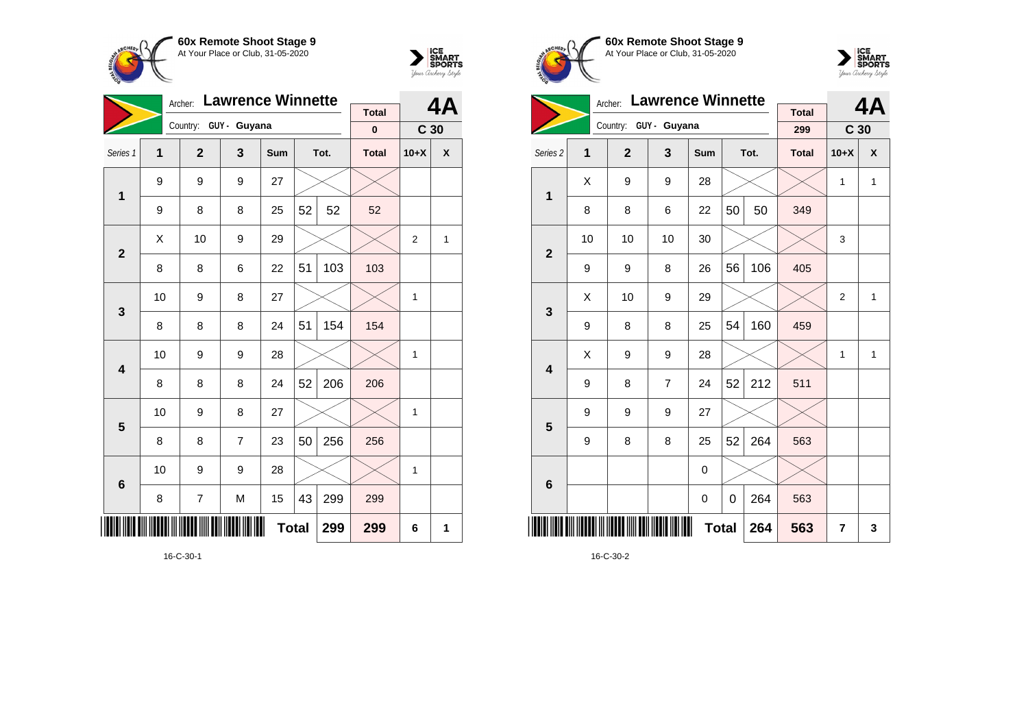## 60x Remote Shoot Stage 9
At Your Place or Club, 31-05-2020

Archer: **Lawrence Winnette**
Country: GUY - Guyana

**4A** — C 30

| Series 1 | 1 | 2 | 3 | Sum | Tot. | | Total | 10+X | X |
|---|---|---|---|---|---|---|---|---|---|
| | | | | | | | 0 | | |
| 1 | 9 | 9 | 9 | 27 | | | | | |
| | 9 | 8 | 8 | 25 | 52 | 52 | 52 | | |
| 2 | X | 10 | 9 | 29 | | | | 2 | 1 |
| | 8 | 8 | 6 | 22 | 51 | 103 | 103 | | |
| 3 | 10 | 9 | 8 | 27 | | | | 1 | |
| | 8 | 8 | 8 | 24 | 51 | 154 | 154 | | |
| 4 | 10 | 9 | 9 | 28 | | | | 1 | |
| | 8 | 8 | 8 | 24 | 52 | 206 | 206 | | |
| 5 | 10 | 9 | 8 | 27 | | | | 1 | |
| | 8 | 8 | 7 | 23 | 50 | 256 | 256 | | |
| 6 | 10 | 9 | 9 | 28 | | | | 1 | |
| | 8 | 7 | M | 15 | 43 | 299 | 299 | | |
| | | | | | Total | 299 | 299 | 6 | 1 |

16-C-30-1

## 60x Remote Shoot Stage 9
At Your Place or Club, 31-05-2020

Archer: **Lawrence Winnette**
Country: GUY - Guyana

**4A** — C 30

| Series 2 | 1 | 2 | 3 | Sum | Tot. | | Total | 10+X | X |
|---|---|---|---|---|---|---|---|---|---|
| | | | | | | | 299 | | |
| 1 | X | 9 | 9 | 28 | | | | 1 | 1 |
| | 8 | 8 | 6 | 22 | 50 | 50 | 349 | | |
| 2 | 10 | 10 | 10 | 30 | | | | 3 | |
| | 9 | 9 | 8 | 26 | 56 | 106 | 405 | | |
| 3 | X | 10 | 9 | 29 | | | | 2 | 1 |
| | 9 | 8 | 8 | 25 | 54 | 160 | 459 | | |
| 4 | X | 9 | 9 | 28 | | | | 1 | 1 |
| | 9 | 8 | 7 | 24 | 52 | 212 | 511 | | |
| 5 | 9 | 9 | 9 | 27 | | | | | |
| | 9 | 8 | 8 | 25 | 52 | 264 | 563 | | |
| 6 | | | | 0 | | | | | |
| | | | | 0 | 0 | 264 | 563 | | |
| | | | | | Total | 264 | 563 | 7 | 3 |

16-C-30-2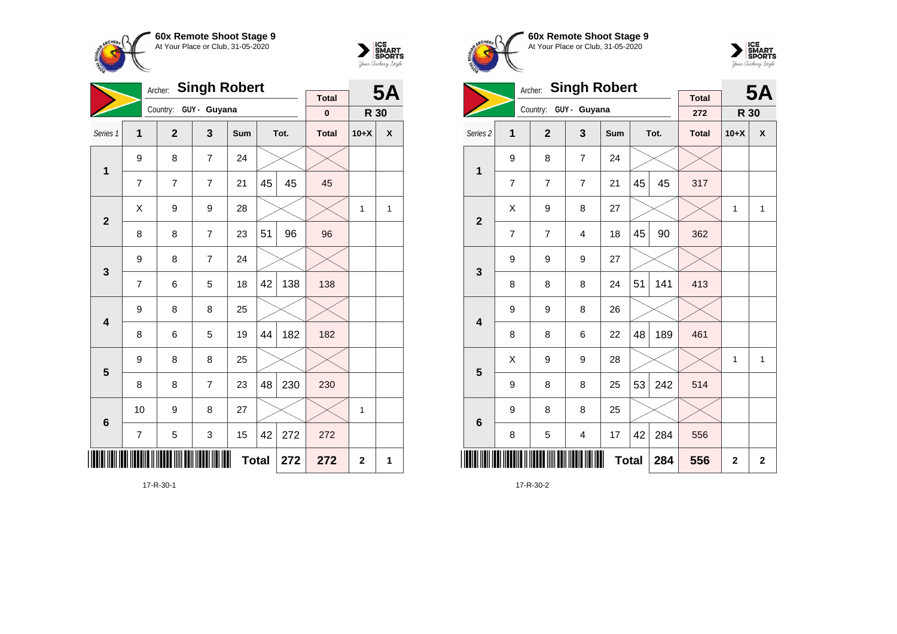## 60x Remote Shoot Stage 9

At Your Place or Club, 31-05-2020

Archer: **Singh Robert**
Country: GUY - Guyana

**5A** — R 30

| Series 1 | 1 | 2 | 3 | Sum | Tot. | | Total | 10+X | X |
|---|---|---|---|---|---|---|---|---|---|
| | | | | | | | **Total** 0 | | |
| 1 | 9 | 8 | 7 | 24 | | | | | |
| | 7 | 7 | 7 | 21 | 45 | 45 | 45 | | |
| 2 | X | 9 | 9 | 28 | | | | 1 | 1 |
| | 8 | 8 | 7 | 23 | 51 | 96 | 96 | | |
| 3 | 9 | 8 | 7 | 24 | | | | | |
| | 7 | 6 | 5 | 18 | 42 | 138 | 138 | | |
| 4 | 9 | 8 | 8 | 25 | | | | | |
| | 8 | 6 | 5 | 19 | 44 | 182 | 182 | | |
| 5 | 9 | 8 | 8 | 25 | | | | | |
| | 8 | 8 | 7 | 23 | 48 | 230 | 230 | | |
| 6 | 10 | 9 | 8 | 27 | | | | 1 | |
| | 7 | 5 | 3 | 15 | 42 | 272 | 272 | | |
| | | | | | **Total** | **272** | **272** | **2** | **1** |

17-R-30-1

## 60x Remote Shoot Stage 9

At Your Place or Club, 31-05-2020

Archer: **Singh Robert**
Country: GUY - Guyana

**5A** — R 30

| Series 2 | 1 | 2 | 3 | Sum | Tot. | | Total | 10+X | X |
|---|---|---|---|---|---|---|---|---|---|
| | | | | | | | **Total** 272 | | |
| 1 | 9 | 8 | 7 | 24 | | | | | |
| | 7 | 7 | 7 | 21 | 45 | 45 | 317 | | |
| 2 | X | 9 | 8 | 27 | | | | 1 | 1 |
| | 7 | 7 | 4 | 18 | 45 | 90 | 362 | | |
| 3 | 9 | 9 | 9 | 27 | | | | | |
| | 8 | 8 | 8 | 24 | 51 | 141 | 413 | | |
| 4 | 9 | 9 | 8 | 26 | | | | | |
| | 8 | 8 | 6 | 22 | 48 | 189 | 461 | | |
| 5 | X | 9 | 9 | 28 | | | | 1 | 1 |
| | 9 | 8 | 8 | 25 | 53 | 242 | 514 | | |
| 6 | 9 | 8 | 8 | 25 | | | | | |
| | 8 | 5 | 4 | 17 | 42 | 284 | 556 | | |
| | | | | | **Total** | **284** | **556** | **2** | **2** |

17-R-30-2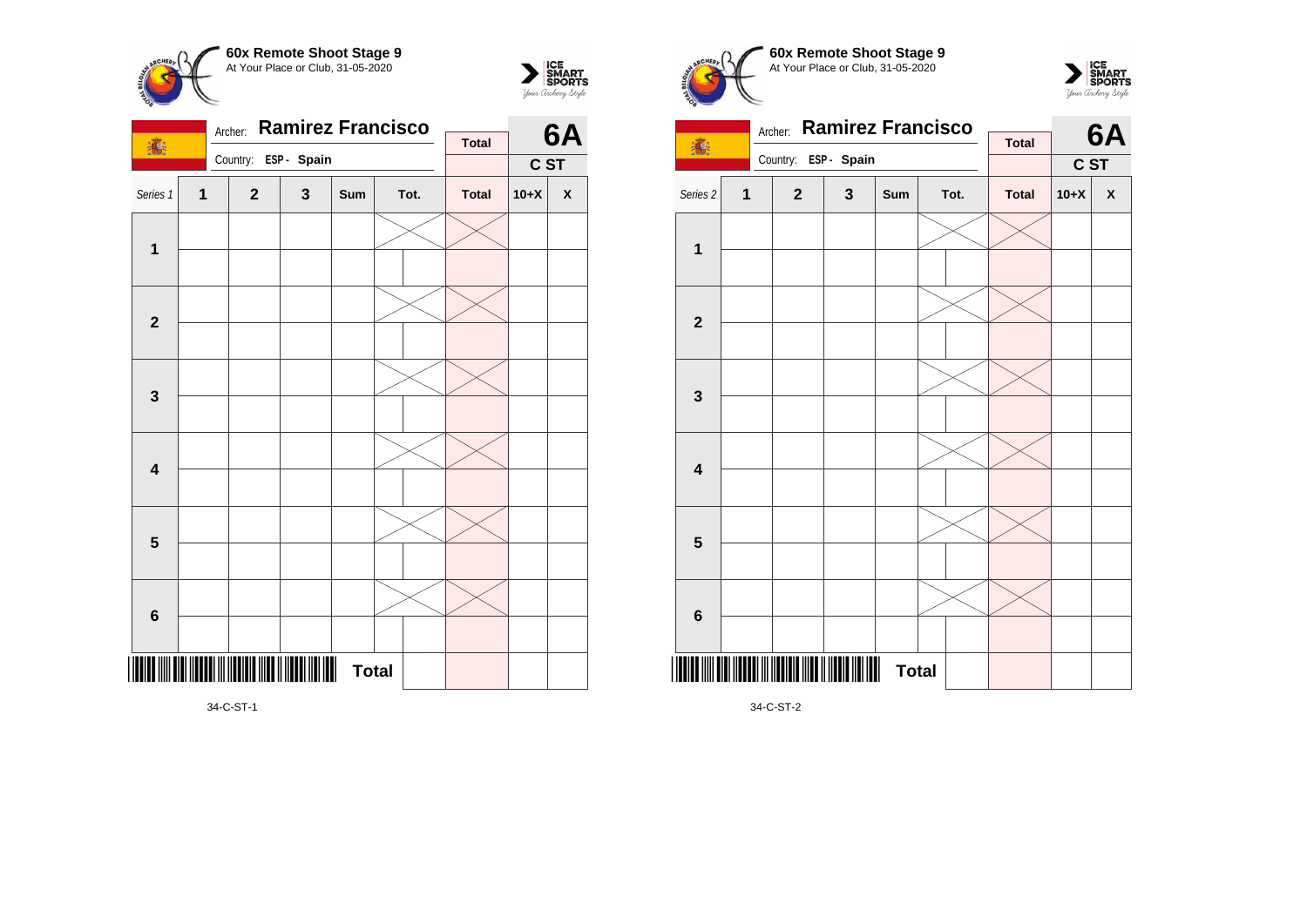**60x Remote Shoot Stage 9**
At Your Place or Club, 31-05-2020

Archer: **Ramirez Francisco**
Country: **ESP - Spain**

**6A** — **C ST**

| Series 1 | 1 | 2 | 3 | Sum | Tot. | | Total | 10+X | X |
|---|---|---|---|---|---|---|---|---|---|
| **1** | | | | | | | | | |
| | | | | | | | | | |
| **2** | | | | | | | | | |
| | | | | | | | | | |
| **3** | | | | | | | | | |
| | | | | | | | | | |
| **4** | | | | | | | | | |
| | | | | | | | | | |
| **5** | | | | | | | | | |
| | | | | | | | | | |
| **6** | | | | | | | | | |
| | | | | | | | | | |
| | | | | | **Total** | | | | |

34-C-ST-1

**60x Remote Shoot Stage 9**
At Your Place or Club, 31-05-2020

Archer: **Ramirez Francisco**
Country: **ESP - Spain**

**6A** — **C ST**

| Series 2 | 1 | 2 | 3 | Sum | Tot. | | Total | 10+X | X |
|---|---|---|---|---|---|---|---|---|---|
| **1** | | | | | | | | | |
| | | | | | | | | | |
| **2** | | | | | | | | | |
| | | | | | | | | | |
| **3** | | | | | | | | | |
| | | | | | | | | | |
| **4** | | | | | | | | | |
| | | | | | | | | | |
| **5** | | | | | | | | | |
| | | | | | | | | | |
| **6** | | | | | | | | | |
| | | | | | | | | | |
| | | | | | **Total** | | | | |

34-C-ST-2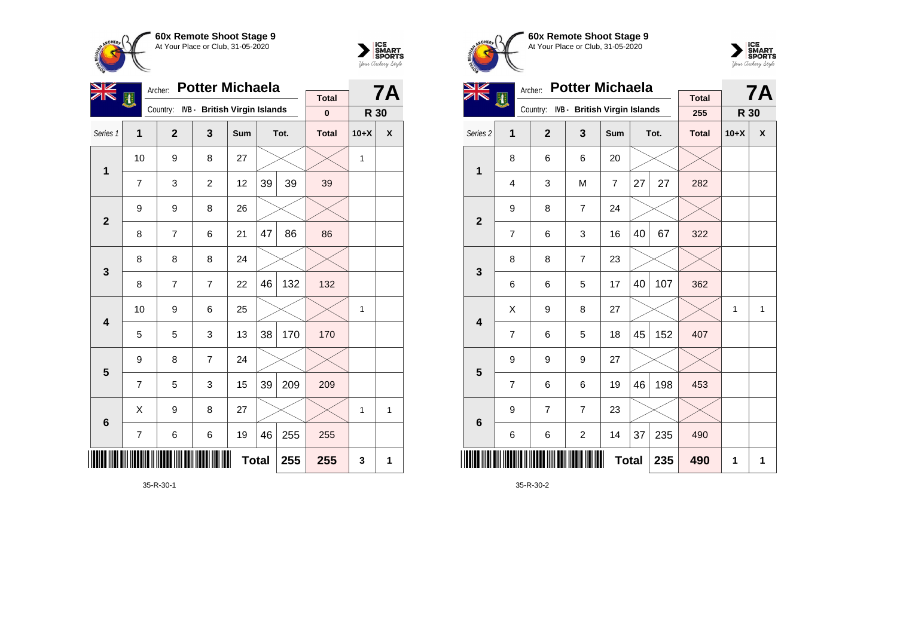**60x Remote Shoot Stage 9**
At Your Place or Club, 31-05-2020

Archer: **Potter Michaela**
Country: IVB - British Virgin Islands

**7A** — R 30

| Series 1 | 1 | 2 | 3 | Sum | Tot. | | Total | 10+X | X |
|---|---|---|---|---|---|---|---|---|---|
| | | | | | | | 0 | | |
| 1 | 10 | 9 | 8 | 27 | | | | 1 | |
| | 7 | 3 | 2 | 12 | 39 | 39 | 39 | | |
| 2 | 9 | 9 | 8 | 26 | | | | | |
| | 8 | 7 | 6 | 21 | 47 | 86 | 86 | | |
| 3 | 8 | 8 | 8 | 24 | | | | | |
| | 8 | 7 | 7 | 22 | 46 | 132 | 132 | | |
| 4 | 10 | 9 | 6 | 25 | | | | 1 | |
| | 5 | 5 | 3 | 13 | 38 | 170 | 170 | | |
| 5 | 9 | 8 | 7 | 24 | | | | | |
| | 7 | 5 | 3 | 15 | 39 | 209 | 209 | | |
| 6 | X | 9 | 8 | 27 | | | | 1 | 1 |
| | 7 | 6 | 6 | 19 | 46 | 255 | 255 | | |
| | | | | | Total | 255 | 255 | 3 | 1 |

35-R-30-1

**60x Remote Shoot Stage 9**
At Your Place or Club, 31-05-2020

Archer: **Potter Michaela**
Country: IVB - British Virgin Islands

**7A** — R 30

| Series 2 | 1 | 2 | 3 | Sum | Tot. | | Total | 10+X | X |
|---|---|---|---|---|---|---|---|---|---|
| | | | | | | | 255 | | |
| 1 | 8 | 6 | 6 | 20 | | | | | |
| | 4 | 3 | M | 7 | 27 | 27 | 282 | | |
| 2 | 9 | 8 | 7 | 24 | | | | | |
| | 7 | 6 | 3 | 16 | 40 | 67 | 322 | | |
| 3 | 8 | 8 | 7 | 23 | | | | | |
| | 6 | 6 | 5 | 17 | 40 | 107 | 362 | | |
| 4 | X | 9 | 8 | 27 | | | | 1 | 1 |
| | 7 | 6 | 5 | 18 | 45 | 152 | 407 | | |
| 5 | 9 | 9 | 9 | 27 | | | | | |
| | 7 | 6 | 6 | 19 | 46 | 198 | 453 | | |
| 6 | 9 | 7 | 7 | 23 | | | | | |
| | 6 | 6 | 2 | 14 | 37 | 235 | 490 | | |
| | | | | | Total | 235 | 490 | 1 | 1 |

35-R-30-2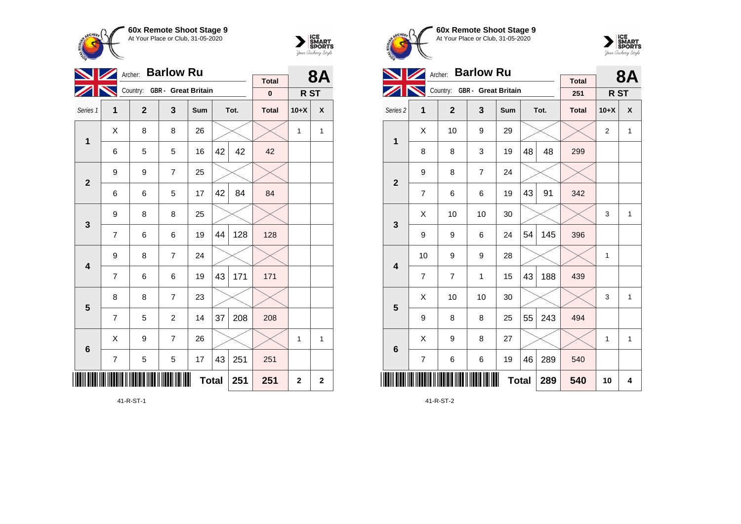## 60x Remote Shoot Stage 9

At Your Place or Club, 31-05-2020

Archer: **Barlow Ru**
Country: GBR - Great Britain

**8A** — R ST

| Series 1 | 1 | 2 | 3 | Sum | Tot. | | Total | 10+X | X |
|---|---|---|---|---|---|---|---|---|---|
| | | | | | | | **Total** 0 | | |
| 1 | X | 8 | 8 | 26 | | | | 1 | 1 |
| | 6 | 5 | 5 | 16 | 42 | 42 | 42 | | |
| 2 | 9 | 9 | 7 | 25 | | | | | |
| | 6 | 6 | 5 | 17 | 42 | 84 | 84 | | |
| 3 | 9 | 8 | 8 | 25 | | | | | |
| | 7 | 6 | 6 | 19 | 44 | 128 | 128 | | |
| 4 | 9 | 8 | 7 | 24 | | | | | |
| | 7 | 6 | 6 | 19 | 43 | 171 | 171 | | |
| 5 | 8 | 8 | 7 | 23 | | | | | |
| | 7 | 5 | 2 | 14 | 37 | 208 | 208 | | |
| 6 | X | 9 | 7 | 26 | | | | 1 | 1 |
| | 7 | 5 | 5 | 17 | 43 | 251 | 251 | | |
| | | | | **Total** | | 251 | 251 | 2 | 2 |

41-R-ST-1

## 60x Remote Shoot Stage 9

At Your Place or Club, 31-05-2020

Archer: **Barlow Ru**
Country: GBR - Great Britain

**8A** — R ST

| Series 2 | 1 | 2 | 3 | Sum | Tot. | | Total | 10+X | X |
|---|---|---|---|---|---|---|---|---|---|
| | | | | | | | **Total** 251 | | |
| 1 | X | 10 | 9 | 29 | | | | 2 | 1 |
| | 8 | 8 | 3 | 19 | 48 | 48 | 299 | | |
| 2 | 9 | 8 | 7 | 24 | | | | | |
| | 7 | 6 | 6 | 19 | 43 | 91 | 342 | | |
| 3 | X | 10 | 10 | 30 | | | | 3 | 1 |
| | 9 | 9 | 6 | 24 | 54 | 145 | 396 | | |
| 4 | 10 | 9 | 9 | 28 | | | | 1 | |
| | 7 | 7 | 1 | 15 | 43 | 188 | 439 | | |
| 5 | X | 10 | 10 | 30 | | | | 3 | 1 |
| | 9 | 8 | 8 | 25 | 55 | 243 | 494 | | |
| 6 | X | 9 | 8 | 27 | | | | 1 | 1 |
| | 7 | 6 | 6 | 19 | 46 | 289 | 540 | | |
| | | | | **Total** | | 289 | 540 | 10 | 4 |

41-R-ST-2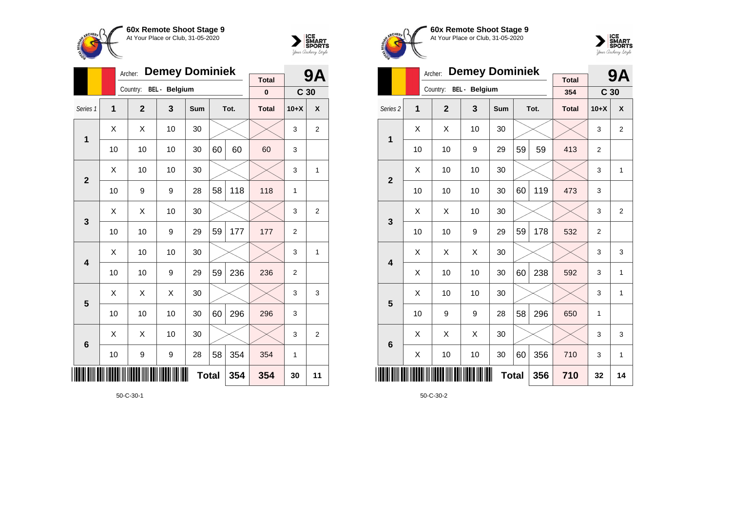**60x Remote Shoot Stage 9**
At Your Place or Club, 31-05-2020

Archer: **Demey Dominiek**
Country: BEL - Belgium

| Total | 9A |
|---|---|
| 0 | C 30 |

| Series 1 | 1 | 2 | 3 | Sum | Tot. | | Total | 10+X | X |
|---|---|---|---|---|---|---|---|---|---|
| 1 | X | X | 10 | 30 | | | | 3 | 2 |
| | 10 | 10 | 10 | 30 | 60 | 60 | 60 | 3 | |
| 2 | X | 10 | 10 | 30 | | | | 3 | 1 |
| | 10 | 9 | 9 | 28 | 58 | 118 | 118 | 1 | |
| 3 | X | X | 10 | 30 | | | | 3 | 2 |
| | 10 | 10 | 9 | 29 | 59 | 177 | 177 | 2 | |
| 4 | X | 10 | 10 | 30 | | | | 3 | 1 |
| | 10 | 10 | 9 | 29 | 59 | 236 | 236 | 2 | |
| 5 | X | X | X | 30 | | | | 3 | 3 |
| | 10 | 10 | 10 | 30 | 60 | 296 | 296 | 3 | |
| 6 | X | X | 10 | 30 | | | | 3 | 2 |
| | 10 | 9 | 9 | 28 | 58 | 354 | 354 | 1 | |
| | | | | Total | | 354 | 354 | 30 | 11 |

50-C-30-1

**60x Remote Shoot Stage 9**
At Your Place or Club, 31-05-2020

Archer: **Demey Dominiek**
Country: BEL - Belgium

| Total | 9A |
|---|---|
| 354 | C 30 |

| Series 2 | 1 | 2 | 3 | Sum | Tot. | | Total | 10+X | X |
|---|---|---|---|---|---|---|---|---|---|
| 1 | X | X | 10 | 30 | | | | 3 | 2 |
| | 10 | 10 | 9 | 29 | 59 | 59 | 413 | 2 | |
| 2 | X | 10 | 10 | 30 | | | | 3 | 1 |
| | 10 | 10 | 10 | 30 | 60 | 119 | 473 | 3 | |
| 3 | X | X | 10 | 30 | | | | 3 | 2 |
| | 10 | 10 | 9 | 29 | 59 | 178 | 532 | 2 | |
| 4 | X | X | X | 30 | | | | 3 | 3 |
| | X | 10 | 10 | 30 | 60 | 238 | 592 | 3 | 1 |
| 5 | X | 10 | 10 | 30 | | | | 3 | 1 |
| | 10 | 9 | 9 | 28 | 58 | 296 | 650 | 1 | |
| 6 | X | X | X | 30 | | | | 3 | 3 |
| | X | 10 | 10 | 30 | 60 | 356 | 710 | 3 | 1 |
| | | | | Total | | 356 | 710 | 32 | 14 |

50-C-30-2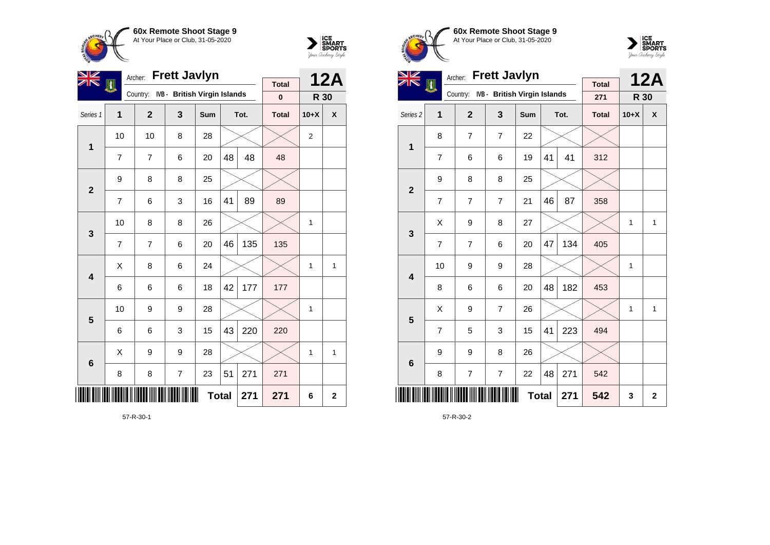**60x Remote Shoot Stage 9**
At Your Place or Club, 31-05-2020

Archer: **Frett Javlyn**
Country: IVB - British Virgin Islands

**12A** — R 30

| Series 1 | 1 | 2 | 3 | Sum | Tot. | | Total | 10+X | X |
|---|---|---|---|---|---|---|---|---|---|
| | | | | | | | 0 | | |
| 1 | 10 | 10 | 8 | 28 | | | | 2 | |
| | 7 | 7 | 6 | 20 | 48 | 48 | 48 | | |
| 2 | 9 | 8 | 8 | 25 | | | | | |
| | 7 | 6 | 3 | 16 | 41 | 89 | 89 | | |
| 3 | 10 | 8 | 8 | 26 | | | | 1 | |
| | 7 | 7 | 6 | 20 | 46 | 135 | 135 | | |
| 4 | X | 8 | 6 | 24 | | | | 1 | 1 |
| | 6 | 6 | 6 | 18 | 42 | 177 | 177 | | |
| 5 | 10 | 9 | 9 | 28 | | | | 1 | |
| | 6 | 6 | 3 | 15 | 43 | 220 | 220 | | |
| 6 | X | 9 | 9 | 28 | | | | 1 | 1 |
| | 8 | 8 | 7 | 23 | 51 | 271 | 271 | | |
| | | | | Total | | 271 | 271 | 6 | 2 |

57-R-30-1

**60x Remote Shoot Stage 9**
At Your Place or Club, 31-05-2020

Archer: **Frett Javlyn**
Country: IVB - British Virgin Islands

**12A** — R 30

| Series 2 | 1 | 2 | 3 | Sum | Tot. | | Total | 10+X | X |
|---|---|---|---|---|---|---|---|---|---|
| | | | | | | | 271 | | |
| 1 | 8 | 7 | 7 | 22 | | | | | |
| | 7 | 6 | 6 | 19 | 41 | 41 | 312 | | |
| 2 | 9 | 8 | 8 | 25 | | | | | |
| | 7 | 7 | 7 | 21 | 46 | 87 | 358 | | |
| 3 | X | 9 | 8 | 27 | | | | 1 | 1 |
| | 7 | 7 | 6 | 20 | 47 | 134 | 405 | | |
| 4 | 10 | 9 | 9 | 28 | | | | 1 | |
| | 8 | 6 | 6 | 20 | 48 | 182 | 453 | | |
| 5 | X | 9 | 7 | 26 | | | | 1 | 1 |
| | 7 | 5 | 3 | 15 | 41 | 223 | 494 | | |
| 6 | 9 | 9 | 8 | 26 | | | | | |
| | 8 | 7 | 7 | 22 | 48 | 271 | 542 | | |
| | | | | Total | | 271 | 542 | 3 | 2 |

57-R-30-2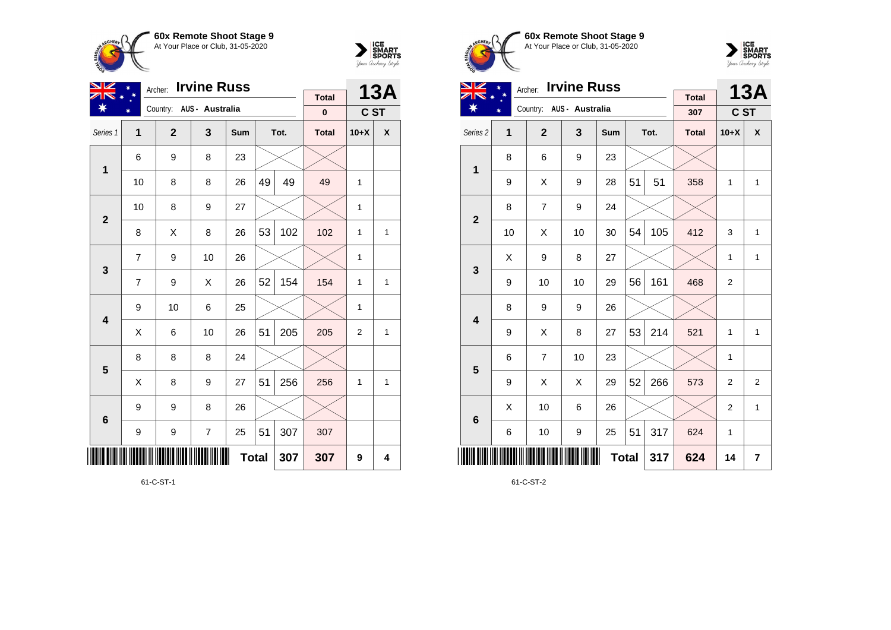**60x Remote Shoot Stage 9**
At Your Place or Club, 31-05-2020

Archer: **Irvine Russ**
Country: AUS - Australia

**13A** C ST

| Series 1 | 1 | 2 | 3 | Sum | Tot. | | Total | 10+X | X |
|---|---|---|---|---|---|---|---|---|---|
| | | | | | | | 0 | | |
| 1 | 6 | 9 | 8 | 23 | | | | | |
| | 10 | 8 | 8 | 26 | 49 | 49 | 49 | 1 | |
| 2 | 10 | 8 | 9 | 27 | | | | 1 | |
| | 8 | X | 8 | 26 | 53 | 102 | 102 | 1 | 1 |
| 3 | 7 | 9 | 10 | 26 | | | | 1 | |
| | 7 | 9 | X | 26 | 52 | 154 | 154 | 1 | 1 |
| 4 | 9 | 10 | 6 | 25 | | | | 1 | |
| | X | 6 | 10 | 26 | 51 | 205 | 205 | 2 | 1 |
| 5 | 8 | 8 | 8 | 24 | | | | | |
| | X | 8 | 9 | 27 | 51 | 256 | 256 | 1 | 1 |
| 6 | 9 | 9 | 8 | 26 | | | | | |
| | 9 | 9 | 7 | 25 | 51 | 307 | 307 | | |
| | | | | **Total** | | 307 | 307 | 9 | 4 |

61-C-ST-1

**60x Remote Shoot Stage 9**
At Your Place or Club, 31-05-2020

Archer: **Irvine Russ**
Country: AUS - Australia

**13A** C ST

| Series 2 | 1 | 2 | 3 | Sum | Tot. | | Total | 10+X | X |
|---|---|---|---|---|---|---|---|---|---|
| | | | | | | | 307 | | |
| 1 | 8 | 6 | 9 | 23 | | | | | |
| | 9 | X | 9 | 28 | 51 | 51 | 358 | 1 | 1 |
| 2 | 8 | 7 | 9 | 24 | | | | | |
| | 10 | X | 10 | 30 | 54 | 105 | 412 | 3 | 1 |
| 3 | X | 9 | 8 | 27 | | | | 1 | 1 |
| | 9 | 10 | 10 | 29 | 56 | 161 | 468 | 2 | |
| 4 | 8 | 9 | 9 | 26 | | | | | |
| | 9 | X | 8 | 27 | 53 | 214 | 521 | 1 | 1 |
| 5 | 6 | 7 | 10 | 23 | | | | 1 | |
| | 9 | X | X | 29 | 52 | 266 | 573 | 2 | 2 |
| 6 | X | 10 | 6 | 26 | | | | 2 | 1 |
| | 6 | 10 | 9 | 25 | 51 | 317 | 624 | 1 | |
| | | | | **Total** | | 317 | 624 | 14 | 7 |

61-C-ST-2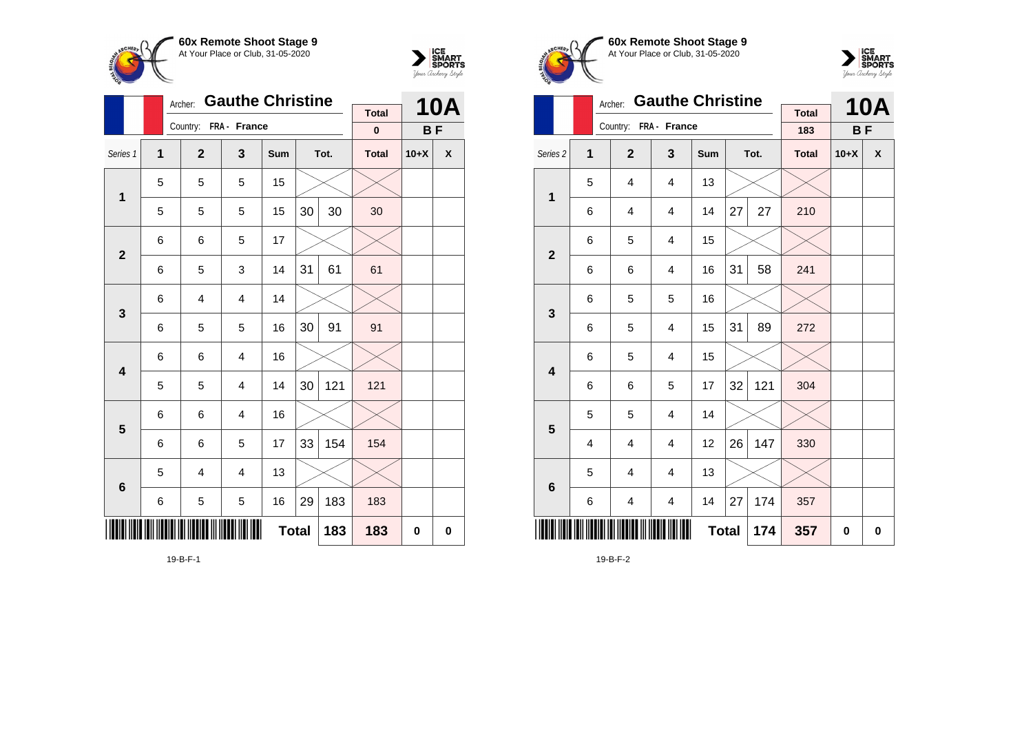**60x Remote Shoot Stage 9**
At Your Place or Club, 31-05-2020

Archer: **Gauthe Christine**
Country: FRA - France

| Total | 10A |
|---|---|
| 0 | B F |

| Series 1 | 1 | 2 | 3 | Sum | Tot. | | Total | 10+X | X |
|---|---|---|---|---|---|---|---|---|---|
| 1 | 5 | 5 | 5 | 15 | | | | | |
| | 5 | 5 | 5 | 15 | 30 | 30 | 30 | | |
| 2 | 6 | 6 | 5 | 17 | | | | | |
| | 6 | 5 | 3 | 14 | 31 | 61 | 61 | | |
| 3 | 6 | 4 | 4 | 14 | | | | | |
| | 6 | 5 | 5 | 16 | 30 | 91 | 91 | | |
| 4 | 6 | 6 | 4 | 16 | | | | | |
| | 5 | 5 | 4 | 14 | 30 | 121 | 121 | | |
| 5 | 6 | 6 | 4 | 16 | | | | | |
| | 6 | 6 | 5 | 17 | 33 | 154 | 154 | | |
| 6 | 5 | 4 | 4 | 13 | | | | | |
| | 6 | 5 | 5 | 16 | 29 | 183 | 183 | | |
| | | | | **Total** | | 183 | 183 | 0 | 0 |

19-B-F-1

**60x Remote Shoot Stage 9**
At Your Place or Club, 31-05-2020

Archer: **Gauthe Christine**
Country: FRA - France

| Total | 10A |
|---|---|
| 183 | B F |

| Series 2 | 1 | 2 | 3 | Sum | Tot. | | Total | 10+X | X |
|---|---|---|---|---|---|---|---|---|---|
| 1 | 5 | 4 | 4 | 13 | | | | | |
| | 6 | 4 | 4 | 14 | 27 | 27 | 210 | | |
| 2 | 6 | 5 | 4 | 15 | | | | | |
| | 6 | 6 | 4 | 16 | 31 | 58 | 241 | | |
| 3 | 6 | 5 | 5 | 16 | | | | | |
| | 6 | 5 | 4 | 15 | 31 | 89 | 272 | | |
| 4 | 6 | 5 | 4 | 15 | | | | | |
| | 6 | 6 | 5 | 17 | 32 | 121 | 304 | | |
| 5 | 5 | 5 | 4 | 14 | | | | | |
| | 4 | 4 | 4 | 12 | 26 | 147 | 330 | | |
| 6 | 5 | 4 | 4 | 13 | | | | | |
| | 6 | 4 | 4 | 14 | 27 | 174 | 357 | | |
| | | | | **Total** | | 174 | 357 | 0 | 0 |

19-B-F-2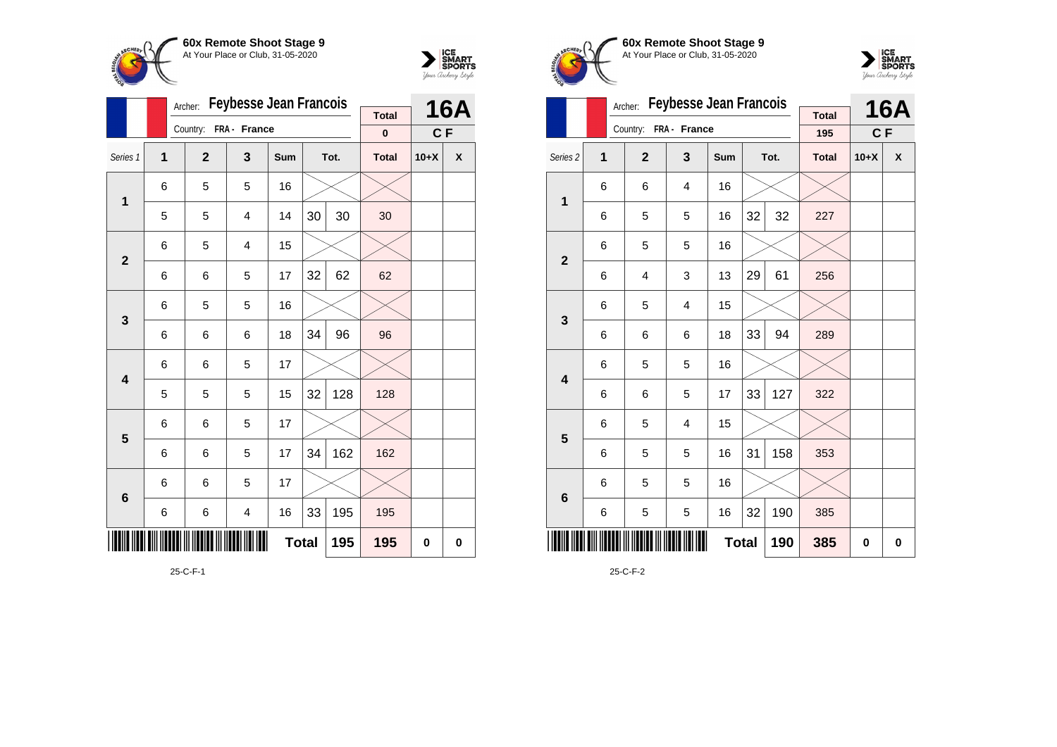**60x Remote Shoot Stage 9**
At Your Place or Club, 31-05-2020

Archer: **Feybesse Jean Francois**
Country: FRA - France

| | | | | | | | Total | 16A | |
|---|---|---|---|---|---|---|---|---|---|
| | | | | | | | 0 | C F | |
| Series 1 | 1 | 2 | 3 | Sum | Tot. | | Total | 10+X | X |
| 1 | 6 | 5 | 5 | 16 | | | | | |
| | 5 | 5 | 4 | 14 | 30 | 30 | 30 | | |
| 2 | 6 | 5 | 4 | 15 | | | | | |
| | 6 | 6 | 5 | 17 | 32 | 62 | 62 | | |
| 3 | 6 | 5 | 5 | 16 | | | | | |
| | 6 | 6 | 6 | 18 | 34 | 96 | 96 | | |
| 4 | 6 | 6 | 5 | 17 | | | | | |
| | 5 | 5 | 5 | 15 | 32 | 128 | 128 | | |
| 5 | 6 | 6 | 5 | 17 | | | | | |
| | 6 | 6 | 5 | 17 | 34 | 162 | 162 | | |
| 6 | 6 | 6 | 5 | 17 | | | | | |
| | 6 | 6 | 4 | 16 | 33 | 195 | 195 | | |
| | | | | Total | | 195 | 195 | 0 | 0 |

25-C-F-1

**60x Remote Shoot Stage 9**
At Your Place or Club, 31-05-2020

Archer: **Feybesse Jean Francois**
Country: FRA - France

| | | | | | | | Total | 16A | |
|---|---|---|---|---|---|---|---|---|---|
| | | | | | | | 195 | C F | |
| Series 2 | 1 | 2 | 3 | Sum | Tot. | | Total | 10+X | X |
| 1 | 6 | 6 | 4 | 16 | | | | | |
| | 6 | 5 | 5 | 16 | 32 | 32 | 227 | | |
| 2 | 6 | 5 | 5 | 16 | | | | | |
| | 6 | 4 | 3 | 13 | 29 | 61 | 256 | | |
| 3 | 6 | 5 | 4 | 15 | | | | | |
| | 6 | 6 | 6 | 18 | 33 | 94 | 289 | | |
| 4 | 6 | 5 | 5 | 16 | | | | | |
| | 6 | 6 | 5 | 17 | 33 | 127 | 322 | | |
| 5 | 6 | 5 | 4 | 15 | | | | | |
| | 6 | 5 | 5 | 16 | 31 | 158 | 353 | | |
| 6 | 6 | 5 | 5 | 16 | | | | | |
| | 6 | 5 | 5 | 16 | 32 | 190 | 385 | | |
| | | | | Total | | 190 | 385 | 0 | 0 |

25-C-F-2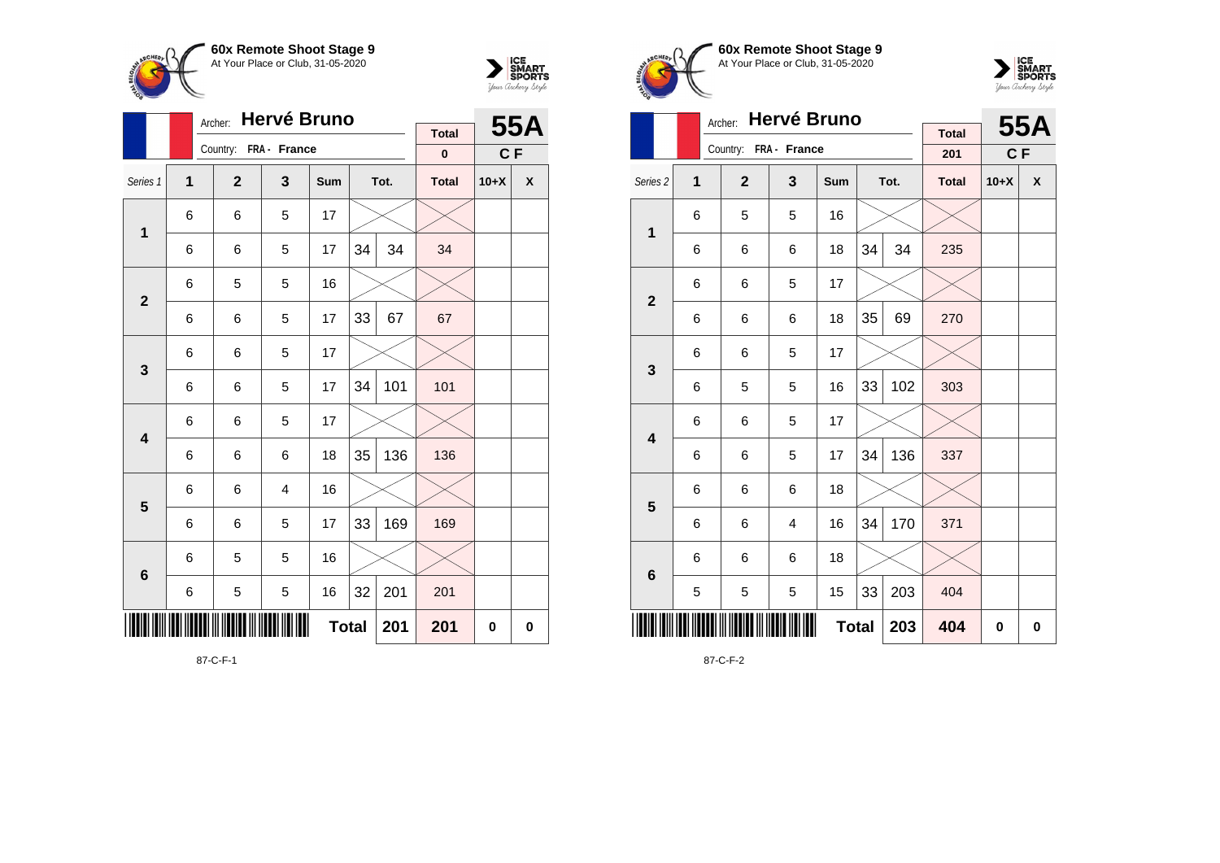**60x Remote Shoot Stage 9**
At Your Place or Club, 31-05-2020

Archer: **Hervé Bruno**
Country: FRA - France

| | Total | 55A |
|---|---|---|
| | 0 | C F |

| Series 1 | 1 | 2 | 3 | Sum | Tot. | | Total | 10+X | X |
|---|---|---|---|---|---|---|---|---|---|
| 1 | 6 | 6 | 5 | 17 | | | | | |
| | 6 | 6 | 5 | 17 | 34 | 34 | 34 | | |
| 2 | 6 | 5 | 5 | 16 | | | | | |
| | 6 | 6 | 5 | 17 | 33 | 67 | 67 | | |
| 3 | 6 | 6 | 5 | 17 | | | | | |
| | 6 | 6 | 5 | 17 | 34 | 101 | 101 | | |
| 4 | 6 | 6 | 5 | 17 | | | | | |
| | 6 | 6 | 6 | 18 | 35 | 136 | 136 | | |
| 5 | 6 | 6 | 4 | 16 | | | | | |
| | 6 | 6 | 5 | 17 | 33 | 169 | 169 | | |
| 6 | 6 | 5 | 5 | 16 | | | | | |
| | 6 | 5 | 5 | 16 | 32 | 201 | 201 | | |
| | | | | Total | | 201 | 201 | 0 | 0 |

87-C-F-1

**60x Remote Shoot Stage 9**
At Your Place or Club, 31-05-2020

Archer: **Hervé Bruno**
Country: FRA - France

| | Total | 55A |
|---|---|---|
| | 201 | C F |

| Series 2 | 1 | 2 | 3 | Sum | Tot. | | Total | 10+X | X |
|---|---|---|---|---|---|---|---|---|---|
| 1 | 6 | 5 | 5 | 16 | | | | | |
| | 6 | 6 | 6 | 18 | 34 | 34 | 235 | | |
| 2 | 6 | 6 | 5 | 17 | | | | | |
| | 6 | 6 | 6 | 18 | 35 | 69 | 270 | | |
| 3 | 6 | 6 | 5 | 17 | | | | | |
| | 6 | 5 | 5 | 16 | 33 | 102 | 303 | | |
| 4 | 6 | 6 | 5 | 17 | | | | | |
| | 6 | 6 | 5 | 17 | 34 | 136 | 337 | | |
| 5 | 6 | 6 | 6 | 18 | | | | | |
| | 6 | 6 | 4 | 16 | 34 | 170 | 371 | | |
| 6 | 6 | 6 | 6 | 18 | | | | | |
| | 5 | 5 | 5 | 15 | 33 | 203 | 404 | | |
| | | | | Total | | 203 | 404 | 0 | 0 |

87-C-F-2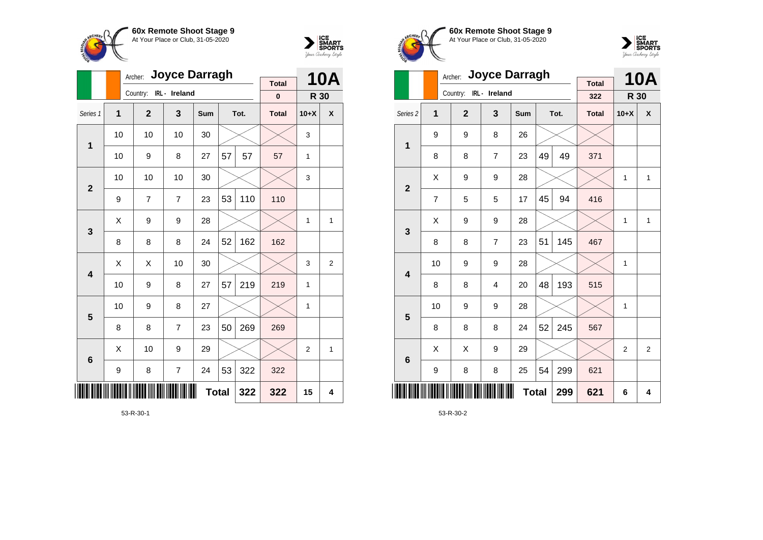**60x Remote Shoot Stage 9**
At Your Place or Club, 31-05-2020

Archer: **Joyce Darragh**
Country: IRL - Ireland

| Total | 10A |
|---|---|
| 0 | R 30 |

| Series 1 | 1 | 2 | 3 | Sum | Tot. | | Total | 10+X | X |
|---|---|---|---|---|---|---|---|---|---|
| 1 | 10 | 10 | 10 | 30 | | | | 3 | |
| | 10 | 9 | 8 | 27 | 57 | 57 | 57 | 1 | |
| 2 | 10 | 10 | 10 | 30 | | | | 3 | |
| | 9 | 7 | 7 | 23 | 53 | 110 | 110 | | |
| 3 | X | 9 | 9 | 28 | | | | 1 | 1 |
| | 8 | 8 | 8 | 24 | 52 | 162 | 162 | | |
| 4 | X | X | 10 | 30 | | | | 3 | 2 |
| | 10 | 9 | 8 | 27 | 57 | 219 | 219 | 1 | |
| 5 | 10 | 9 | 8 | 27 | | | | 1 | |
| | 8 | 8 | 7 | 23 | 50 | 269 | 269 | | |
| 6 | X | 10 | 9 | 29 | | | | 2 | 1 |
| | 9 | 8 | 7 | 24 | 53 | 322 | 322 | | |
| | | | | **Total** | | 322 | 322 | 15 | 4 |

53-R-30-1

**60x Remote Shoot Stage 9**
At Your Place or Club, 31-05-2020

Archer: **Joyce Darragh**
Country: IRL - Ireland

| Total | 10A |
|---|---|
| 322 | R 30 |

| Series 2 | 1 | 2 | 3 | Sum | Tot. | | Total | 10+X | X |
|---|---|---|---|---|---|---|---|---|---|
| 1 | 9 | 9 | 8 | 26 | | | | | |
| | 8 | 8 | 7 | 23 | 49 | 49 | 371 | | |
| 2 | X | 9 | 9 | 28 | | | | 1 | 1 |
| | 7 | 5 | 5 | 17 | 45 | 94 | 416 | | |
| 3 | X | 9 | 9 | 28 | | | | 1 | 1 |
| | 8 | 8 | 7 | 23 | 51 | 145 | 467 | | |
| 4 | 10 | 9 | 9 | 28 | | | | 1 | |
| | 8 | 8 | 4 | 20 | 48 | 193 | 515 | | |
| 5 | 10 | 9 | 9 | 28 | | | | 1 | |
| | 8 | 8 | 8 | 24 | 52 | 245 | 567 | | |
| 6 | X | X | 9 | 29 | | | | 2 | 2 |
| | 9 | 8 | 8 | 25 | 54 | 299 | 621 | | |
| | | | | **Total** | | 299 | 621 | 6 | 4 |

53-R-30-2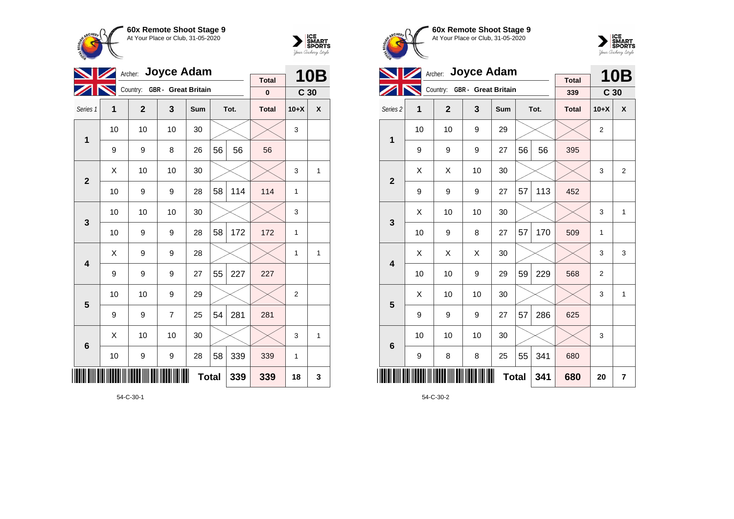## 60x Remote Shoot Stage 9
At Your Place or Club, 31-05-2020

Archer: **Joyce Adam**
Country: **GBR - Great Britain**

**10B** — C 30

| Series 1 | 1 | 2 | 3 | Sum | | Tot. | Total | 10+X | X |
|---|---|---|---|---|---|---|---|---|---|
| | | | | | | | 0 | | |
| 1 | 10 | 10 | 10 | 30 | | | | 3 | |
| | 9 | 9 | 8 | 26 | 56 | 56 | 56 | | |
| 2 | X | 10 | 10 | 30 | | | | 3 | 1 |
| | 10 | 9 | 9 | 28 | 58 | 114 | 114 | 1 | |
| 3 | 10 | 10 | 10 | 30 | | | | 3 | |
| | 10 | 9 | 9 | 28 | 58 | 172 | 172 | 1 | |
| 4 | X | 9 | 9 | 28 | | | | 1 | 1 |
| | 9 | 9 | 9 | 27 | 55 | 227 | 227 | | |
| 5 | 10 | 10 | 9 | 29 | | | | 2 | |
| | 9 | 9 | 7 | 25 | 54 | 281 | 281 | | |
| 6 | X | 10 | 10 | 30 | | | | 3 | 1 |
| | 10 | 9 | 9 | 28 | 58 | 339 | 339 | 1 | |
| | | | | | Total | 339 | 339 | 18 | 3 |

54-C-30-1

## 60x Remote Shoot Stage 9
At Your Place or Club, 31-05-2020

Archer: **Joyce Adam**
Country: **GBR - Great Britain**

**10B** — C 30

| Series 2 | 1 | 2 | 3 | Sum | | Tot. | Total | 10+X | X |
|---|---|---|---|---|---|---|---|---|---|
| | | | | | | | 339 | | |
| 1 | 10 | 10 | 9 | 29 | | | | 2 | |
| | 9 | 9 | 9 | 27 | 56 | 56 | 395 | | |
| 2 | X | X | 10 | 30 | | | | 3 | 2 |
| | 9 | 9 | 9 | 27 | 57 | 113 | 452 | | |
| 3 | X | 10 | 10 | 30 | | | | 3 | 1 |
| | 10 | 9 | 8 | 27 | 57 | 170 | 509 | 1 | |
| 4 | X | X | X | 30 | | | | 3 | 3 |
| | 10 | 10 | 9 | 29 | 59 | 229 | 568 | 2 | |
| 5 | X | 10 | 10 | 30 | | | | 3 | 1 |
| | 9 | 9 | 9 | 27 | 57 | 286 | 625 | | |
| 6 | 10 | 10 | 10 | 30 | | | | 3 | |
| | 9 | 8 | 8 | 25 | 55 | 341 | 680 | | |
| | | | | | Total | 341 | 680 | 20 | 7 |

54-C-30-2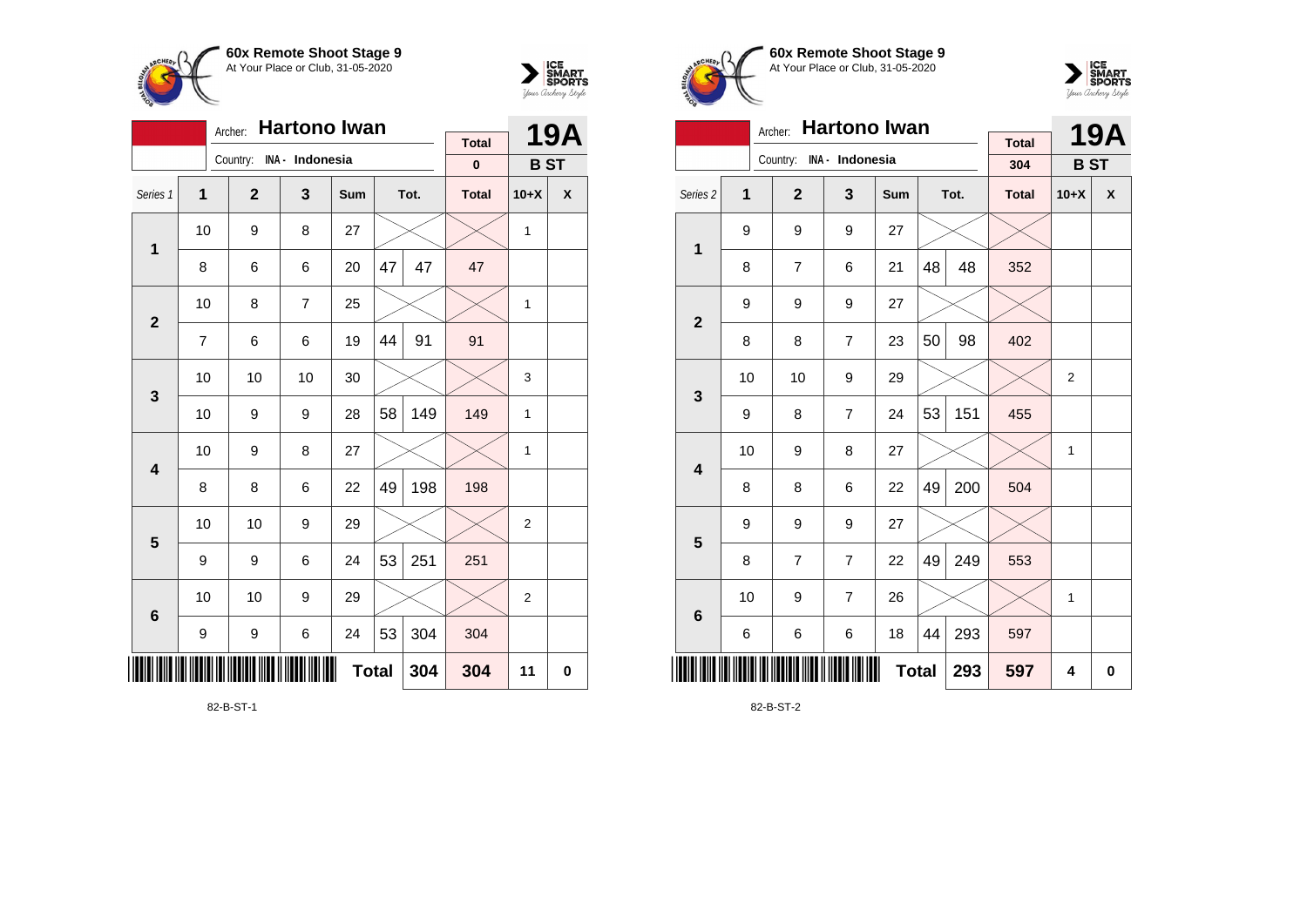**60x Remote Shoot Stage 9**
At Your Place or Club, 31-05-2020

Archer: **Hartono Iwan** — **19A**
Country: INA - Indonesia — **B ST**

Total: 0

| Series 1 | 1 | 2 | 3 | Sum | Tot. | | Total | 10+X | X |
|---|---|---|---|---|---|---|---|---|---|
| 1 | 10 | 9 | 8 | 27 | | | | 1 | |
| | 8 | 6 | 6 | 20 | 47 | 47 | 47 | | |
| 2 | 10 | 8 | 7 | 25 | | | | 1 | |
| | 7 | 6 | 6 | 19 | 44 | 91 | 91 | | |
| 3 | 10 | 10 | 10 | 30 | | | | 3 | |
| | 10 | 9 | 9 | 28 | 58 | 149 | 149 | 1 | |
| 4 | 10 | 9 | 8 | 27 | | | | 1 | |
| | 8 | 8 | 6 | 22 | 49 | 198 | 198 | | |
| 5 | 10 | 10 | 9 | 29 | | | | 2 | |
| | 9 | 9 | 6 | 24 | 53 | 251 | 251 | | |
| 6 | 10 | 10 | 9 | 29 | | | | 2 | |
| | 9 | 9 | 6 | 24 | 53 | 304 | 304 | | |
| | | | | **Total** | | **304** | **304** | **11** | **0** |

82-B-ST-1

**60x Remote Shoot Stage 9**
At Your Place or Club, 31-05-2020

Archer: **Hartono Iwan** — **19A**
Country: INA - Indonesia — **B ST**

Total: 304

| Series 2 | 1 | 2 | 3 | Sum | Tot. | | Total | 10+X | X |
|---|---|---|---|---|---|---|---|---|---|
| 1 | 9 | 9 | 9 | 27 | | | | | |
| | 8 | 7 | 6 | 21 | 48 | 48 | 352 | | |
| 2 | 9 | 9 | 9 | 27 | | | | | |
| | 8 | 8 | 7 | 23 | 50 | 98 | 402 | | |
| 3 | 10 | 10 | 9 | 29 | | | | 2 | |
| | 9 | 8 | 7 | 24 | 53 | 151 | 455 | | |
| 4 | 10 | 9 | 8 | 27 | | | | 1 | |
| | 8 | 8 | 6 | 22 | 49 | 200 | 504 | | |
| 5 | 9 | 9 | 9 | 27 | | | | | |
| | 8 | 7 | 7 | 22 | 49 | 249 | 553 | | |
| 6 | 10 | 9 | 7 | 26 | | | | 1 | |
| | 6 | 6 | 6 | 18 | 44 | 293 | 597 | | |
| | | | | **Total** | | **293** | **597** | **4** | **0** |

82-B-ST-2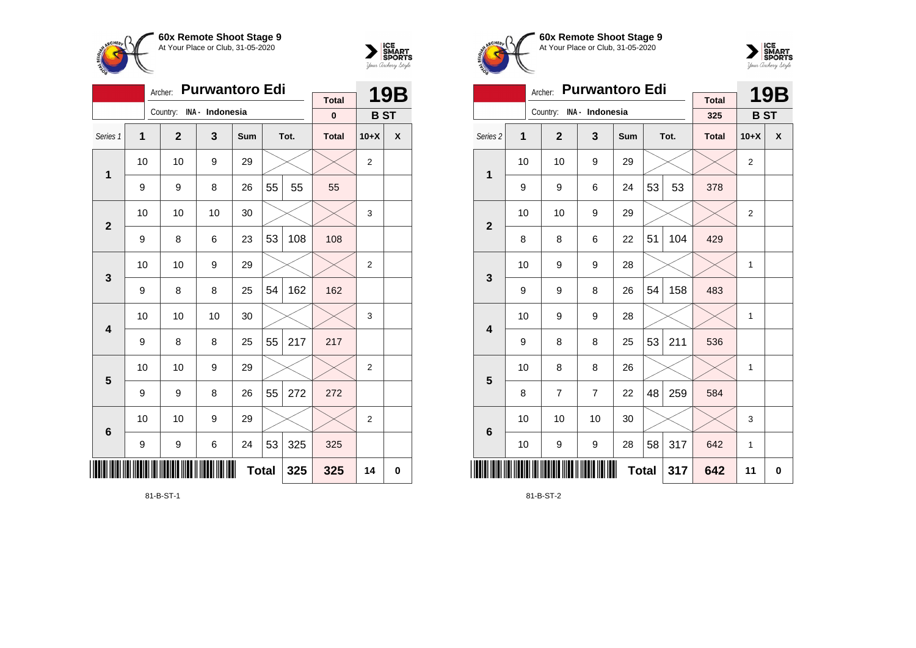**60x Remote Shoot Stage 9**
At Your Place or Club, 31-05-2020

Archer: **Purwantoro Edi**
Country: INA - Indonesia

**19B** — **B ST**

| Series 1 | 1 | 2 | 3 | Sum | Tot. | | Total | 10+X | X |
|---|---|---|---|---|---|---|---|---|---|
| | | | | | | | 0 | | |
| 1 | 10 | 10 | 9 | 29 | | | | 2 | |
| | 9 | 9 | 8 | 26 | 55 | 55 | 55 | | |
| 2 | 10 | 10 | 10 | 30 | | | | 3 | |
| | 9 | 8 | 6 | 23 | 53 | 108 | 108 | | |
| 3 | 10 | 10 | 9 | 29 | | | | 2 | |
| | 9 | 8 | 8 | 25 | 54 | 162 | 162 | | |
| 4 | 10 | 10 | 10 | 30 | | | | 3 | |
| | 9 | 8 | 8 | 25 | 55 | 217 | 217 | | |
| 5 | 10 | 10 | 9 | 29 | | | | 2 | |
| | 9 | 9 | 8 | 26 | 55 | 272 | 272 | | |
| 6 | 10 | 10 | 9 | 29 | | | | 2 | |
| | 9 | 9 | 6 | 24 | 53 | 325 | 325 | | |
| | | | | | **Total** | **325** | **325** | **14** | **0** |

81-B-ST-1

**60x Remote Shoot Stage 9**
At Your Place or Club, 31-05-2020

Archer: **Purwantoro Edi**
Country: INA - Indonesia

**19B** — **B ST**

| Series 2 | 1 | 2 | 3 | Sum | Tot. | | Total | 10+X | X |
|---|---|---|---|---|---|---|---|---|---|
| | | | | | | | 325 | | |
| 1 | 10 | 10 | 9 | 29 | | | | 2 | |
| | 9 | 9 | 6 | 24 | 53 | 53 | 378 | | |
| 2 | 10 | 10 | 9 | 29 | | | | 2 | |
| | 8 | 8 | 6 | 22 | 51 | 104 | 429 | | |
| 3 | 10 | 9 | 9 | 28 | | | | 1 | |
| | 9 | 9 | 8 | 26 | 54 | 158 | 483 | | |
| 4 | 10 | 9 | 9 | 28 | | | | 1 | |
| | 9 | 8 | 8 | 25 | 53 | 211 | 536 | | |
| 5 | 10 | 8 | 8 | 26 | | | | 1 | |
| | 8 | 7 | 7 | 22 | 48 | 259 | 584 | | |
| 6 | 10 | 10 | 10 | 30 | | | | 3 | |
| | 10 | 9 | 9 | 28 | 58 | 317 | 642 | 1 | |
| | | | | | **Total** | **317** | **642** | **11** | **0** |

81-B-ST-2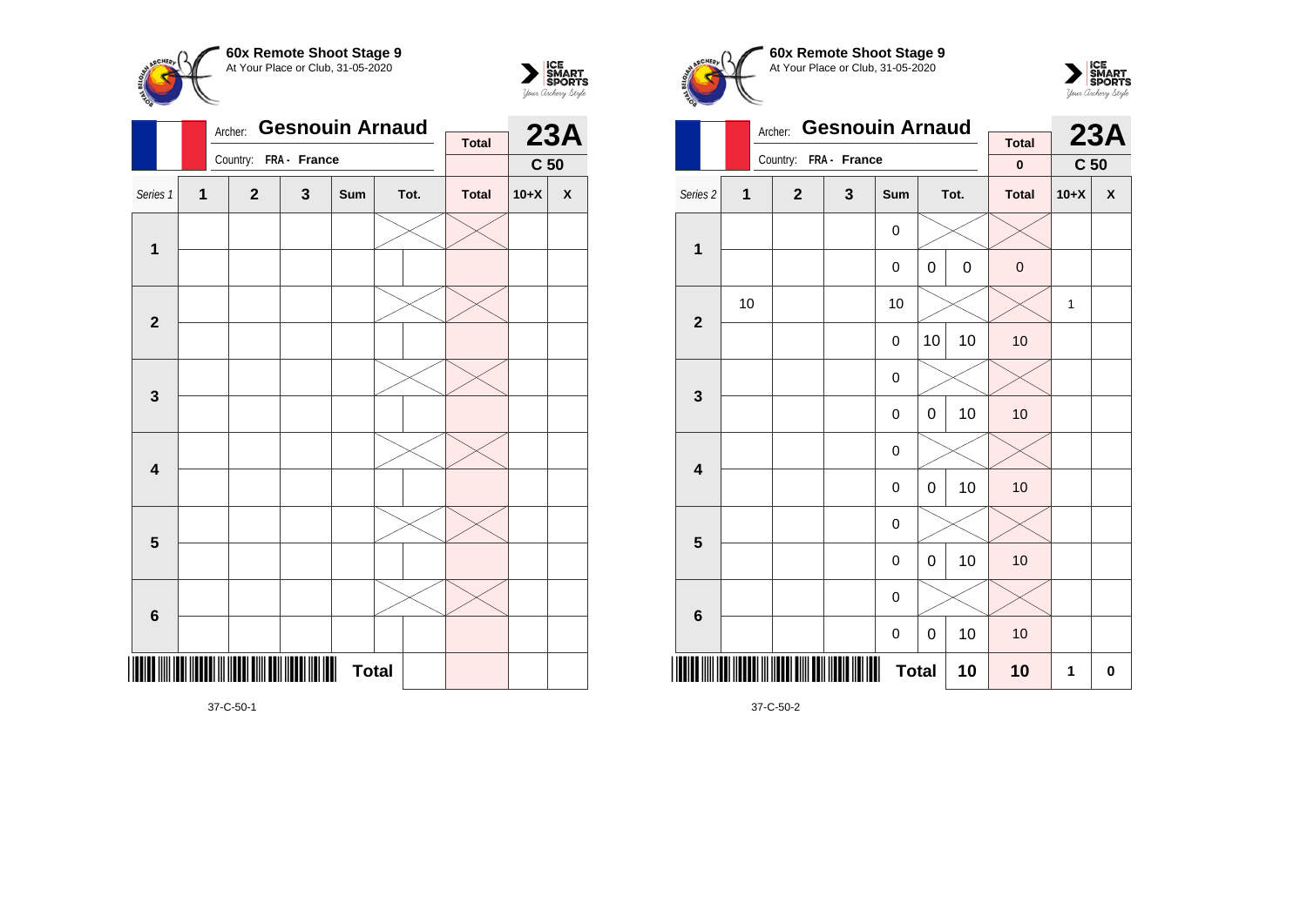## 60x Remote Shoot Stage 9

At Your Place or Club, 31-05-2020

Archer: **Gesnouin Arnaud** — **23A**

Country: FRA - France — C 50

| Series 1 | 1 | 2 | 3 | Sum | Tot. | | Total | 10+X | X |
|---|---|---|---|---|---|---|---|---|---|
| 1 | | | | | | | | | |
| | | | | | | | | | |
| 2 | | | | | | | | | |
| | | | | | | | | | |
| 3 | | | | | | | | | |
| | | | | | | | | | |
| 4 | | | | | | | | | |
| | | | | | | | | | |
| 5 | | | | | | | | | |
| | | | | | | | | | |
| 6 | | | | | | | | | |
| | | | | | | | | | |
| | | | | | Total | | | | |

37-C-50-1

## 60x Remote Shoot Stage 9

At Your Place or Club, 31-05-2020

Archer: **Gesnouin Arnaud** — **23A**

Country: FRA - France — Total: 0 — C 50

| Series 2 | 1 | 2 | 3 | Sum | Tot. | | Total | 10+X | X |
|---|---|---|---|---|---|---|---|---|---|
| 1 | | | | 0 | | | | | |
| | | | | 0 | 0 | 0 | 0 | | |
| 2 | 10 | | | 10 | | | | 1 | |
| | | | | 0 | 10 | 10 | 10 | | |
| 3 | | | | 0 | | | | | |
| | | | | 0 | 0 | 10 | 10 | | |
| 4 | | | | 0 | | | | | |
| | | | | 0 | 0 | 10 | 10 | | |
| 5 | | | | 0 | | | | | |
| | | | | 0 | 0 | 10 | 10 | | |
| 6 | | | | 0 | | | | | |
| | | | | 0 | 0 | 10 | 10 | | |
| | | | | Total | | 10 | 10 | 1 | 0 |

37-C-50-2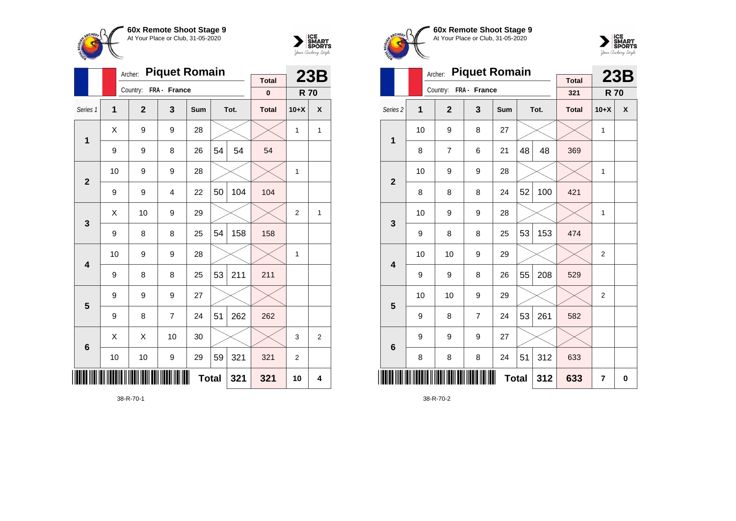**60x Remote Shoot Stage 9**
At Your Place or Club, 31-05-2020

Archer: **Piquet Romain**
Country: FRA - France

**23B**
**R 70**

| Series 1 | 1 | 2 | 3 | Sum | | Tot. | Total | 10+X | X |
|---|---|---|---|---|---|---|---|---|---|
| | | | | | | | 0 | | |
| 1 | X | 9 | 9 | 28 | | | | 1 | 1 |
| | 9 | 9 | 8 | 26 | 54 | 54 | 54 | | |
| 2 | 10 | 9 | 9 | 28 | | | | 1 | |
| | 9 | 9 | 4 | 22 | 50 | 104 | 104 | | |
| 3 | X | 10 | 9 | 29 | | | | 2 | 1 |
| | 9 | 8 | 8 | 25 | 54 | 158 | 158 | | |
| 4 | 10 | 9 | 9 | 28 | | | | 1 | |
| | 9 | 8 | 8 | 25 | 53 | 211 | 211 | | |
| 5 | 9 | 9 | 9 | 27 | | | | | |
| | 9 | 8 | 7 | 24 | 51 | 262 | 262 | | |
| 6 | X | X | 10 | 30 | | | | 3 | 2 |
| | 10 | 10 | 9 | 29 | 59 | 321 | 321 | 2 | |
| | | | | | **Total** | **321** | **321** | **10** | **4** |

38-R-70-1

**60x Remote Shoot Stage 9**
At Your Place or Club, 31-05-2020

Archer: **Piquet Romain**
Country: FRA - France

**23B**
**R 70**

| Series 2 | 1 | 2 | 3 | Sum | | Tot. | Total | 10+X | X |
|---|---|---|---|---|---|---|---|---|---|
| | | | | | | | 321 | | |
| 1 | 10 | 9 | 8 | 27 | | | | 1 | |
| | 8 | 7 | 6 | 21 | 48 | 48 | 369 | | |
| 2 | 10 | 9 | 9 | 28 | | | | 1 | |
| | 8 | 8 | 8 | 24 | 52 | 100 | 421 | | |
| 3 | 10 | 9 | 9 | 28 | | | | 1 | |
| | 9 | 8 | 8 | 25 | 53 | 153 | 474 | | |
| 4 | 10 | 10 | 9 | 29 | | | | 2 | |
| | 9 | 9 | 8 | 26 | 55 | 208 | 529 | | |
| 5 | 10 | 10 | 9 | 29 | | | | 2 | |
| | 9 | 8 | 7 | 24 | 53 | 261 | 582 | | |
| 6 | 9 | 9 | 9 | 27 | | | | | |
| | 8 | 8 | 8 | 24 | 51 | 312 | 633 | | |
| | | | | | **Total** | **312** | **633** | **7** | **0** |

38-R-70-2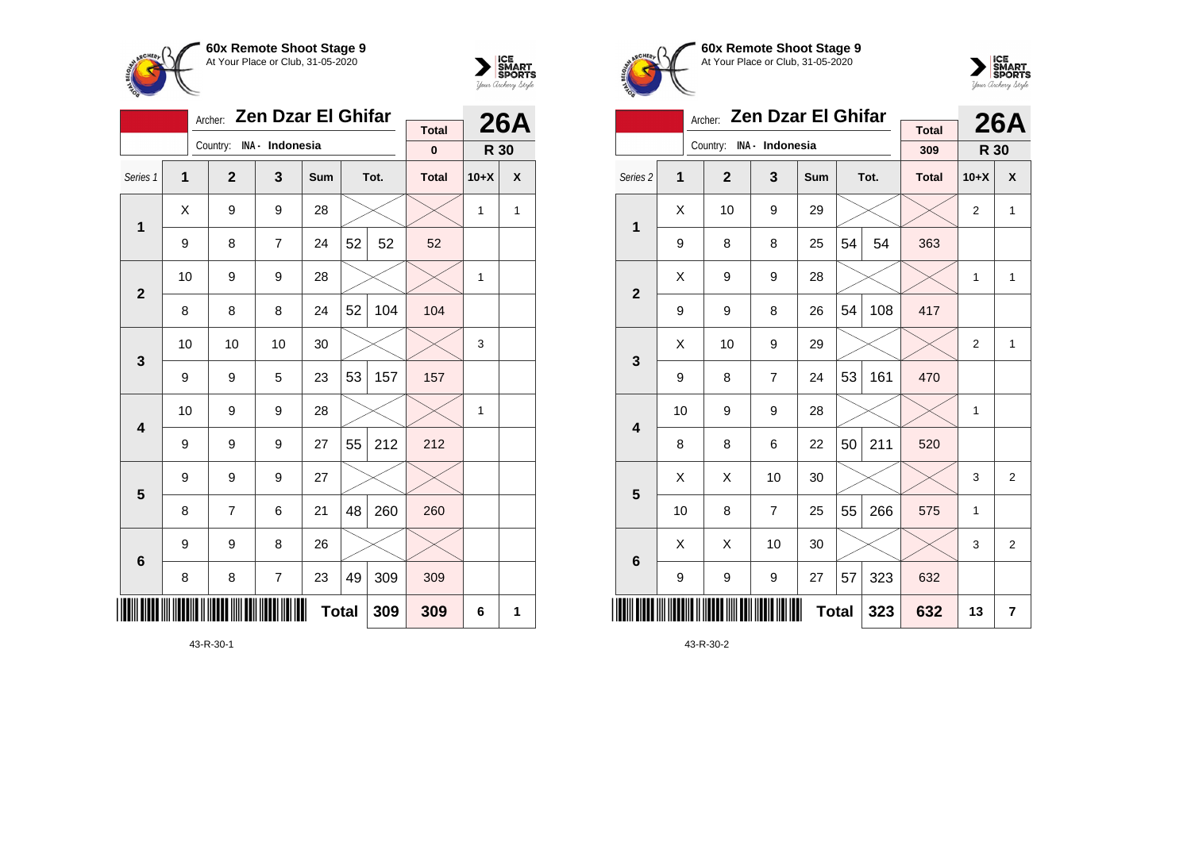**60x Remote Shoot Stage 9**
At Your Place or Club, 31-05-2020

Archer: **Zen Dzar El Ghifar**
Country: INA - Indonesia

**26A** — R 30

| Series 1 | 1 | 2 | 3 | Sum | Tot. | | Total | 10+X | X |
|---|---|---|---|---|---|---|---|---|---|
| | | | | | | | 0 | | |
| 1 | X | 9 | 9 | 28 | | | | 1 | 1 |
| | 9 | 8 | 7 | 24 | 52 | 52 | 52 | | |
| 2 | 10 | 9 | 9 | 28 | | | | 1 | |
| | 8 | 8 | 8 | 24 | 52 | 104 | 104 | | |
| 3 | 10 | 10 | 10 | 30 | | | | 3 | |
| | 9 | 9 | 5 | 23 | 53 | 157 | 157 | | |
| 4 | 10 | 9 | 9 | 28 | | | | 1 | |
| | 9 | 9 | 9 | 27 | 55 | 212 | 212 | | |
| 5 | 9 | 9 | 9 | 27 | | | | | |
| | 8 | 7 | 6 | 21 | 48 | 260 | 260 | | |
| 6 | 9 | 9 | 8 | 26 | | | | | |
| | 8 | 8 | 7 | 23 | 49 | 309 | 309 | | |
| | | | | | **Total** | **309** | **309** | **6** | **1** |

43-R-30-1

**60x Remote Shoot Stage 9**
At Your Place or Club, 31-05-2020

Archer: **Zen Dzar El Ghifar**
Country: INA - Indonesia

**26A** — R 30

| Series 2 | 1 | 2 | 3 | Sum | Tot. | | Total | 10+X | X |
|---|---|---|---|---|---|---|---|---|---|
| | | | | | | | 309 | | |
| 1 | X | 10 | 9 | 29 | | | | 2 | 1 |
| | 9 | 8 | 8 | 25 | 54 | 54 | 363 | | |
| 2 | X | 9 | 9 | 28 | | | | 1 | 1 |
| | 9 | 9 | 8 | 26 | 54 | 108 | 417 | | |
| 3 | X | 10 | 9 | 29 | | | | 2 | 1 |
| | 9 | 8 | 7 | 24 | 53 | 161 | 470 | | |
| 4 | 10 | 9 | 9 | 28 | | | | 1 | |
| | 8 | 8 | 6 | 22 | 50 | 211 | 520 | | |
| 5 | X | X | 10 | 30 | | | | 3 | 2 |
| | 10 | 8 | 7 | 25 | 55 | 266 | 575 | 1 | |
| 6 | X | X | 10 | 30 | | | | 3 | 2 |
| | 9 | 9 | 9 | 27 | 57 | 323 | 632 | | |
| | | | | | **Total** | **323** | **632** | **13** | **7** |

43-R-30-2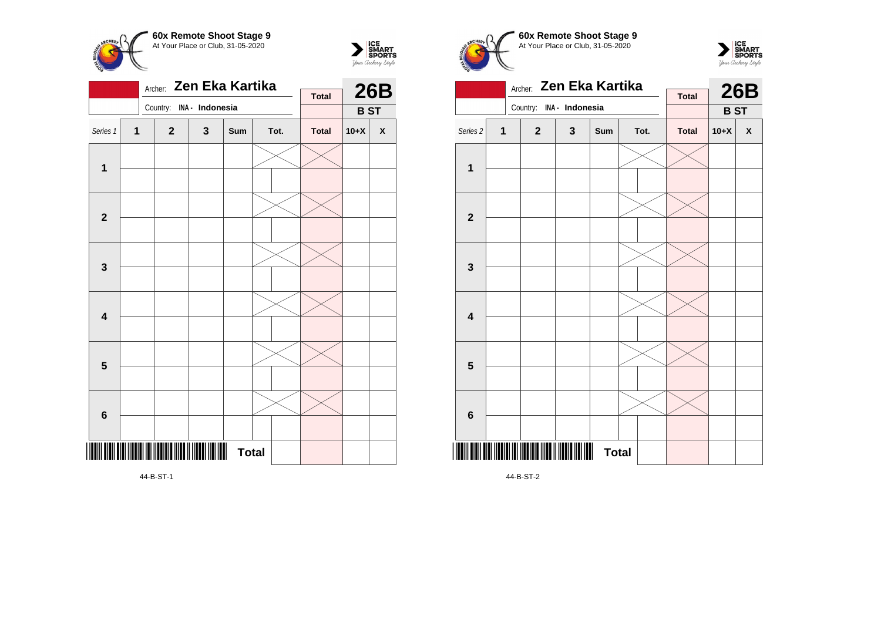**60x Remote Shoot Stage 9**
At Your Place or Club, 31-05-2020

Archer: **Zen Eka Kartika**
Country: INA - Indonesia

**26B**
**B ST**

| Series 1 | 1 | 2 | 3 | Sum | Tot. | | Total | 10+X | X |
|---|---|---|---|---|---|---|---|---|---|
| 1 | | | | | | | | | |
| | | | | | | | | | |
| 2 | | | | | | | | | |
| | | | | | | | | | |
| 3 | | | | | | | | | |
| | | | | | | | | | |
| 4 | | | | | | | | | |
| | | | | | | | | | |
| 5 | | | | | | | | | |
| | | | | | | | | | |
| 6 | | | | | | | | | |
| | | | | | | | | | |
| | | | | **Total** | | | | | |

44-B-ST-1

**60x Remote Shoot Stage 9**
At Your Place or Club, 31-05-2020

Archer: **Zen Eka Kartika**
Country: INA - Indonesia

**26B**
**B ST**

| Series 2 | 1 | 2 | 3 | Sum | Tot. | | Total | 10+X | X |
|---|---|---|---|---|---|---|---|---|---|
| 1 | | | | | | | | | |
| | | | | | | | | | |
| 2 | | | | | | | | | |
| | | | | | | | | | |
| 3 | | | | | | | | | |
| | | | | | | | | | |
| 4 | | | | | | | | | |
| | | | | | | | | | |
| 5 | | | | | | | | | |
| | | | | | | | | | |
| 6 | | | | | | | | | |
| | | | | | | | | | |
| | | | | **Total** | | | | | |

44-B-ST-2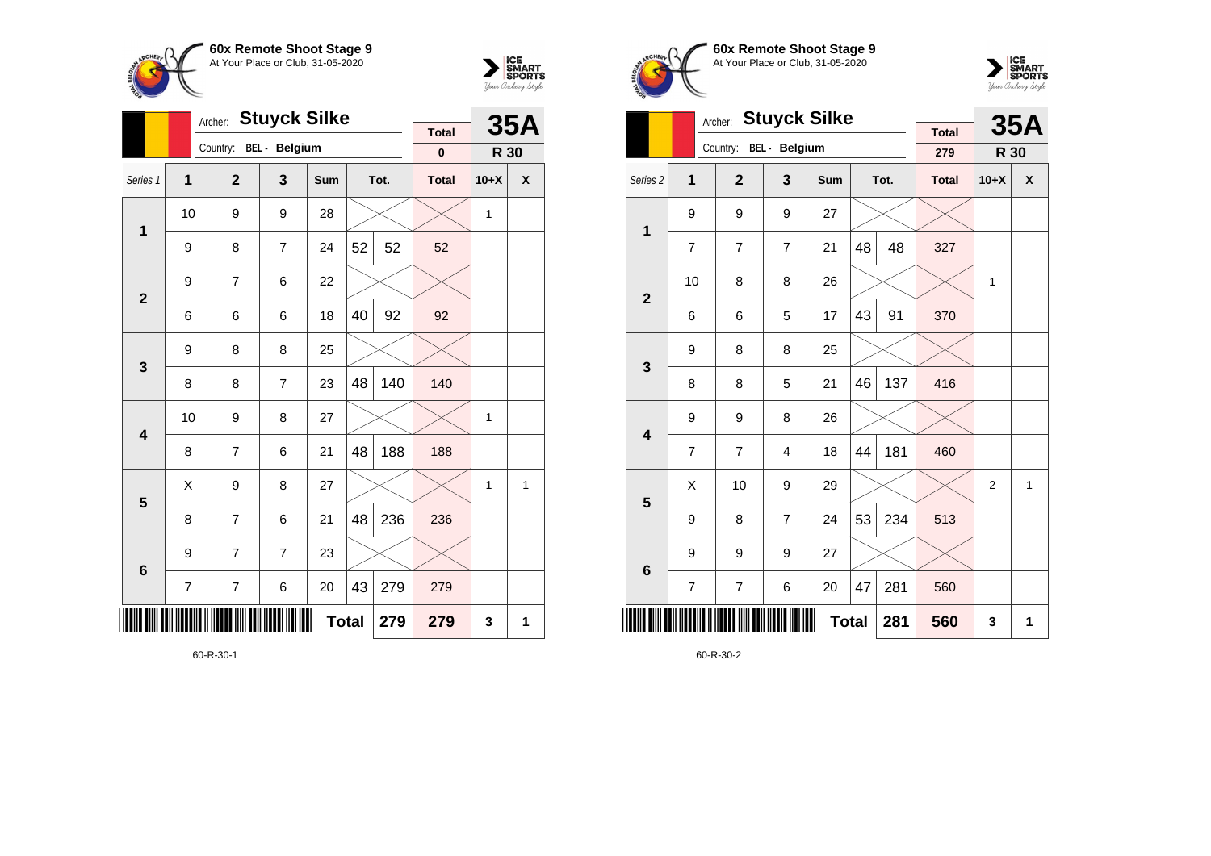**60x Remote Shoot Stage 9**
At Your Place or Club, 31-05-2020

Archer: **Stuyck Silke**
Country: BEL - Belgium

**35A** — R 30

| Series 1 | 1 | 2 | 3 | Sum | Tot. | | Total | 10+X | X |
|---|---|---|---|---|---|---|---|---|---|
| | | | | | | | 0 | | |
| 1 | 10 | 9 | 9 | 28 | | | | 1 | |
| | 9 | 8 | 7 | 24 | 52 | 52 | 52 | | |
| 2 | 9 | 7 | 6 | 22 | | | | | |
| | 6 | 6 | 6 | 18 | 40 | 92 | 92 | | |
| 3 | 9 | 8 | 8 | 25 | | | | | |
| | 8 | 8 | 7 | 23 | 48 | 140 | 140 | | |
| 4 | 10 | 9 | 8 | 27 | | | | 1 | |
| | 8 | 7 | 6 | 21 | 48 | 188 | 188 | | |
| 5 | X | 9 | 8 | 27 | | | | 1 | 1 |
| | 8 | 7 | 6 | 21 | 48 | 236 | 236 | | |
| 6 | 9 | 7 | 7 | 23 | | | | | |
| | 7 | 7 | 6 | 20 | 43 | 279 | 279 | | |
| | | | | Total | | 279 | 279 | 3 | 1 |

60-R-30-1

**60x Remote Shoot Stage 9**
At Your Place or Club, 31-05-2020

Archer: **Stuyck Silke**
Country: BEL - Belgium

**35A** — R 30

| Series 2 | 1 | 2 | 3 | Sum | Tot. | | Total | 10+X | X |
|---|---|---|---|---|---|---|---|---|---|
| | | | | | | | 279 | | |
| 1 | 9 | 9 | 9 | 27 | | | | | |
| | 7 | 7 | 7 | 21 | 48 | 48 | 327 | | |
| 2 | 10 | 8 | 8 | 26 | | | | 1 | |
| | 6 | 6 | 5 | 17 | 43 | 91 | 370 | | |
| 3 | 9 | 8 | 8 | 25 | | | | | |
| | 8 | 8 | 5 | 21 | 46 | 137 | 416 | | |
| 4 | 9 | 9 | 8 | 26 | | | | | |
| | 7 | 7 | 4 | 18 | 44 | 181 | 460 | | |
| 5 | X | 10 | 9 | 29 | | | | 2 | 1 |
| | 9 | 8 | 7 | 24 | 53 | 234 | 513 | | |
| 6 | 9 | 9 | 9 | 27 | | | | | |
| | 7 | 7 | 6 | 20 | 47 | 281 | 560 | | |
| | | | | Total | | 281 | 560 | 3 | 1 |

60-R-30-2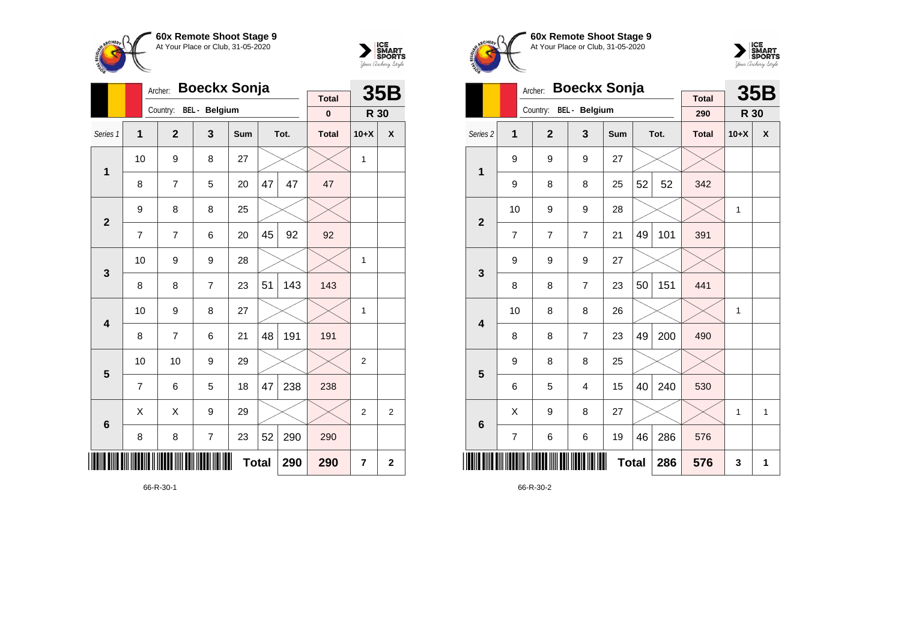**60x Remote Shoot Stage 9**
At Your Place or Club, 31-05-2020

Archer: **Boeckx Sonja**
Country: BEL - Belgium

**35B** — R 30

| Series 1 | 1 | 2 | 3 | Sum | Tot. | | Total | 10+X | X |
|---|---|---|---|---|---|---|---|---|---|
| | | | | | | | 0 | | |
| 1 | 10 | 9 | 8 | 27 | | | | 1 | |
| | 8 | 7 | 5 | 20 | 47 | 47 | 47 | | |
| 2 | 9 | 8 | 8 | 25 | | | | | |
| | 7 | 7 | 6 | 20 | 45 | 92 | 92 | | |
| 3 | 10 | 9 | 9 | 28 | | | | 1 | |
| | 8 | 8 | 7 | 23 | 51 | 143 | 143 | | |
| 4 | 10 | 9 | 8 | 27 | | | | 1 | |
| | 8 | 7 | 6 | 21 | 48 | 191 | 191 | | |
| 5 | 10 | 10 | 9 | 29 | | | | 2 | |
| | 7 | 6 | 5 | 18 | 47 | 238 | 238 | | |
| 6 | X | X | 9 | 29 | | | | 2 | 2 |
| | 8 | 8 | 7 | 23 | 52 | 290 | 290 | | |
| | | | | | Total | 290 | 290 | 7 | 2 |

66-R-30-1

**60x Remote Shoot Stage 9**
At Your Place or Club, 31-05-2020

Archer: **Boeckx Sonja**
Country: BEL - Belgium

**35B** — R 30

| Series 2 | 1 | 2 | 3 | Sum | Tot. | | Total | 10+X | X |
|---|---|---|---|---|---|---|---|---|---|
| | | | | | | | 290 | | |
| 1 | 9 | 9 | 9 | 27 | | | | | |
| | 9 | 8 | 8 | 25 | 52 | 52 | 342 | | |
| 2 | 10 | 9 | 9 | 28 | | | | 1 | |
| | 7 | 7 | 7 | 21 | 49 | 101 | 391 | | |
| 3 | 9 | 9 | 9 | 27 | | | | | |
| | 8 | 8 | 7 | 23 | 50 | 151 | 441 | | |
| 4 | 10 | 8 | 8 | 26 | | | | 1 | |
| | 8 | 8 | 7 | 23 | 49 | 200 | 490 | | |
| 5 | 9 | 8 | 8 | 25 | | | | | |
| | 6 | 5 | 4 | 15 | 40 | 240 | 530 | | |
| 6 | X | 9 | 8 | 27 | | | | 1 | 1 |
| | 7 | 6 | 6 | 19 | 46 | 286 | 576 | | |
| | | | | | Total | 286 | 576 | 3 | 1 |

66-R-30-2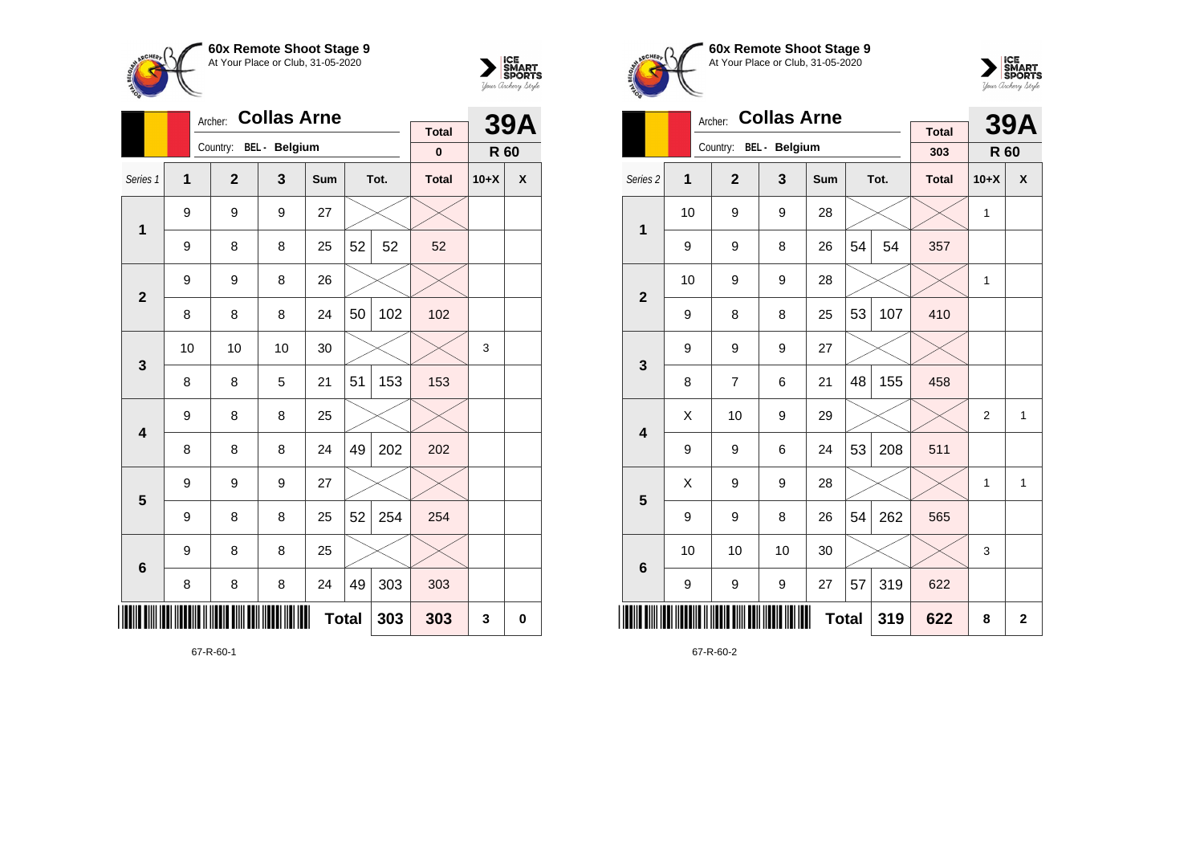**60x Remote Shoot Stage 9**
At Your Place or Club, 31-05-2020

Archer: **Collas Arne**
Country: BEL - Belgium

| | | | | | | | Total | 39A | |
|---|---|---|---|---|---|---|---|---|---|
| | | | | | | | 0 | R 60 | |
| Series 1 | 1 | 2 | 3 | Sum | Tot. | | Total | 10+X | X |
| 1 | 9 | 9 | 9 | 27 | | | | | |
| | 9 | 8 | 8 | 25 | 52 | 52 | 52 | | |
| 2 | 9 | 9 | 8 | 26 | | | | | |
| | 8 | 8 | 8 | 24 | 50 | 102 | 102 | | |
| 3 | 10 | 10 | 10 | 30 | | | | 3 | |
| | 8 | 8 | 5 | 21 | 51 | 153 | 153 | | |
| 4 | 9 | 8 | 8 | 25 | | | | | |
| | 8 | 8 | 8 | 24 | 49 | 202 | 202 | | |
| 5 | 9 | 9 | 9 | 27 | | | | | |
| | 9 | 8 | 8 | 25 | 52 | 254 | 254 | | |
| 6 | 9 | 8 | 8 | 25 | | | | | |
| | 8 | 8 | 8 | 24 | 49 | 303 | 303 | | |
| | | | | | Total | 303 | 303 | 3 | 0 |

67-R-60-1

**60x Remote Shoot Stage 9**
At Your Place or Club, 31-05-2020

Archer: **Collas Arne**
Country: BEL - Belgium

| | | | | | | | Total | 39A | |
|---|---|---|---|---|---|---|---|---|---|
| | | | | | | | 303 | R 60 | |
| Series 2 | 1 | 2 | 3 | Sum | Tot. | | Total | 10+X | X |
| 1 | 10 | 9 | 9 | 28 | | | | 1 | |
| | 9 | 9 | 8 | 26 | 54 | 54 | 357 | | |
| 2 | 10 | 9 | 9 | 28 | | | | 1 | |
| | 9 | 8 | 8 | 25 | 53 | 107 | 410 | | |
| 3 | 9 | 9 | 9 | 27 | | | | | |
| | 8 | 7 | 6 | 21 | 48 | 155 | 458 | | |
| 4 | X | 10 | 9 | 29 | | | | 2 | 1 |
| | 9 | 9 | 6 | 24 | 53 | 208 | 511 | | |
| 5 | X | 9 | 9 | 28 | | | | 1 | 1 |
| | 9 | 9 | 8 | 26 | 54 | 262 | 565 | | |
| 6 | 10 | 10 | 10 | 30 | | | | 3 | |
| | 9 | 9 | 9 | 27 | 57 | 319 | 622 | | |
| | | | | | Total | 319 | 622 | 8 | 2 |

67-R-60-2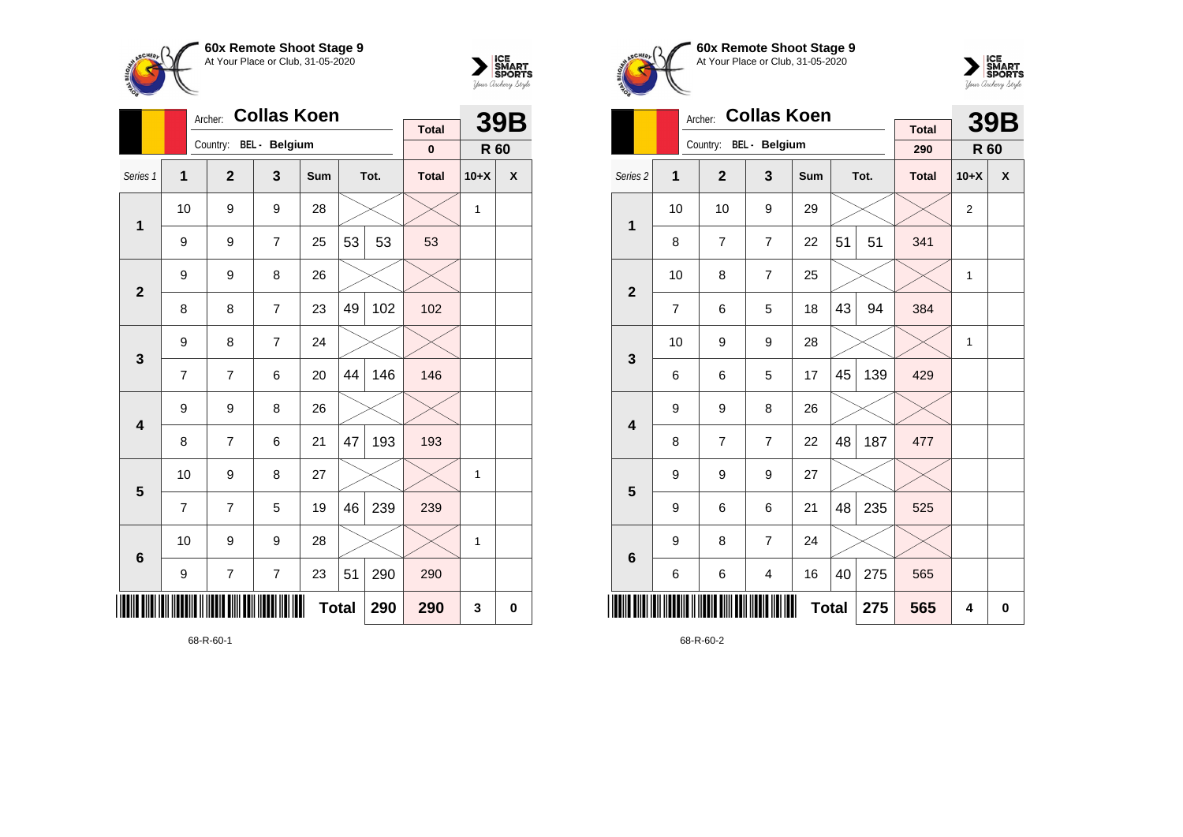## 60x Remote Shoot Stage 9
At Your Place or Club, 31-05-2020

Archer: **Collas Koen**
Country: BEL - Belgium

| Total | 39B |
|---|---|
| 0 | R 60 |

| Series 1 | 1 | 2 | 3 | Sum | Tot. | | Total | 10+X | X |
|---|---|---|---|---|---|---|---|---|---|
| 1 | 10 | 9 | 9 | 28 | | | | 1 | |
| | 9 | 9 | 7 | 25 | 53 | 53 | 53 | | |
| 2 | 9 | 9 | 8 | 26 | | | | | |
| | 8 | 8 | 7 | 23 | 49 | 102 | 102 | | |
| 3 | 9 | 8 | 7 | 24 | | | | | |
| | 7 | 7 | 6 | 20 | 44 | 146 | 146 | | |
| 4 | 9 | 9 | 8 | 26 | | | | | |
| | 8 | 7 | 6 | 21 | 47 | 193 | 193 | | |
| 5 | 10 | 9 | 8 | 27 | | | | 1 | |
| | 7 | 7 | 5 | 19 | 46 | 239 | 239 | | |
| 6 | 10 | 9 | 9 | 28 | | | | 1 | |
| | 9 | 7 | 7 | 23 | 51 | 290 | 290 | | |
| | | | | **Total** | | 290 | 290 | 3 | 0 |

68-R-60-1

## 60x Remote Shoot Stage 9
At Your Place or Club, 31-05-2020

Archer: **Collas Koen**
Country: BEL - Belgium

| Total | 39B |
|---|---|
| 290 | R 60 |

| Series 2 | 1 | 2 | 3 | Sum | Tot. | | Total | 10+X | X |
|---|---|---|---|---|---|---|---|---|---|
| 1 | 10 | 10 | 9 | 29 | | | | 2 | |
| | 8 | 7 | 7 | 22 | 51 | 51 | 341 | | |
| 2 | 10 | 8 | 7 | 25 | | | | 1 | |
| | 7 | 6 | 5 | 18 | 43 | 94 | 384 | | |
| 3 | 10 | 9 | 9 | 28 | | | | 1 | |
| | 6 | 6 | 5 | 17 | 45 | 139 | 429 | | |
| 4 | 9 | 9 | 8 | 26 | | | | | |
| | 8 | 7 | 7 | 22 | 48 | 187 | 477 | | |
| 5 | 9 | 9 | 9 | 27 | | | | | |
| | 9 | 6 | 6 | 21 | 48 | 235 | 525 | | |
| 6 | 9 | 8 | 7 | 24 | | | | | |
| | 6 | 6 | 4 | 16 | 40 | 275 | 565 | | |
| | | | | **Total** | | 275 | 565 | 4 | 0 |

68-R-60-2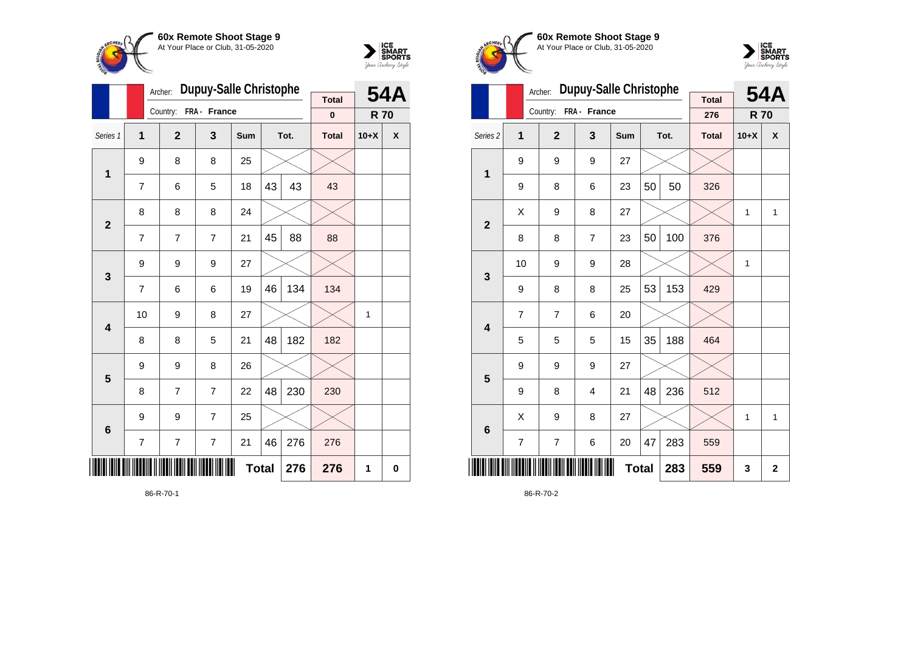## 60x Remote Shoot Stage 9

At Your Place or Club, 31-05-2020

Archer: **Dupuy-Salle Christophe**

Country: **FRA - France**

**54A** — **R 70**

| Series 1 | 1 | 2 | 3 | Sum | Tot. | | Total | 10+X | X |
|---|---|---|---|---|---|---|---|---|---|
| | | | | | | | **0** | | |
| **1** | 9 | 8 | 8 | 25 | | | | | |
| | 7 | 6 | 5 | 18 | 43 | 43 | 43 | | |
| **2** | 8 | 8 | 8 | 24 | | | | | |
| | 7 | 7 | 7 | 21 | 45 | 88 | 88 | | |
| **3** | 9 | 9 | 9 | 27 | | | | | |
| | 7 | 6 | 6 | 19 | 46 | 134 | 134 | | |
| **4** | 10 | 9 | 8 | 27 | | | | 1 | |
| | 8 | 8 | 5 | 21 | 48 | 182 | 182 | | |
| **5** | 9 | 9 | 8 | 26 | | | | | |
| | 8 | 7 | 7 | 22 | 48 | 230 | 230 | | |
| **6** | 9 | 9 | 7 | 25 | | | | | |
| | 7 | 7 | 7 | 21 | 46 | 276 | 276 | | |
| | | | | **Total** | | **276** | **276** | **1** | **0** |

86-R-70-1

## 60x Remote Shoot Stage 9

At Your Place or Club, 31-05-2020

Archer: **Dupuy-Salle Christophe**

Country: **FRA - France**

**54A** — **R 70**

| Series 2 | 1 | 2 | 3 | Sum | Tot. | | Total | 10+X | X |
|---|---|---|---|---|---|---|---|---|---|
| | | | | | | | **276** | | |
| **1** | 9 | 9 | 9 | 27 | | | | | |
| | 9 | 8 | 6 | 23 | 50 | 50 | 326 | | |
| **2** | X | 9 | 8 | 27 | | | | 1 | 1 |
| | 8 | 8 | 7 | 23 | 50 | 100 | 376 | | |
| **3** | 10 | 9 | 9 | 28 | | | | 1 | |
| | 9 | 8 | 8 | 25 | 53 | 153 | 429 | | |
| **4** | 7 | 7 | 6 | 20 | | | | | |
| | 5 | 5 | 5 | 15 | 35 | 188 | 464 | | |
| **5** | 9 | 9 | 9 | 27 | | | | | |
| | 9 | 8 | 4 | 21 | 48 | 236 | 512 | | |
| **6** | X | 9 | 8 | 27 | | | | 1 | 1 |
| | 7 | 7 | 6 | 20 | 47 | 283 | 559 | | |
| | | | | **Total** | | **283** | **559** | **3** | **2** |

86-R-70-2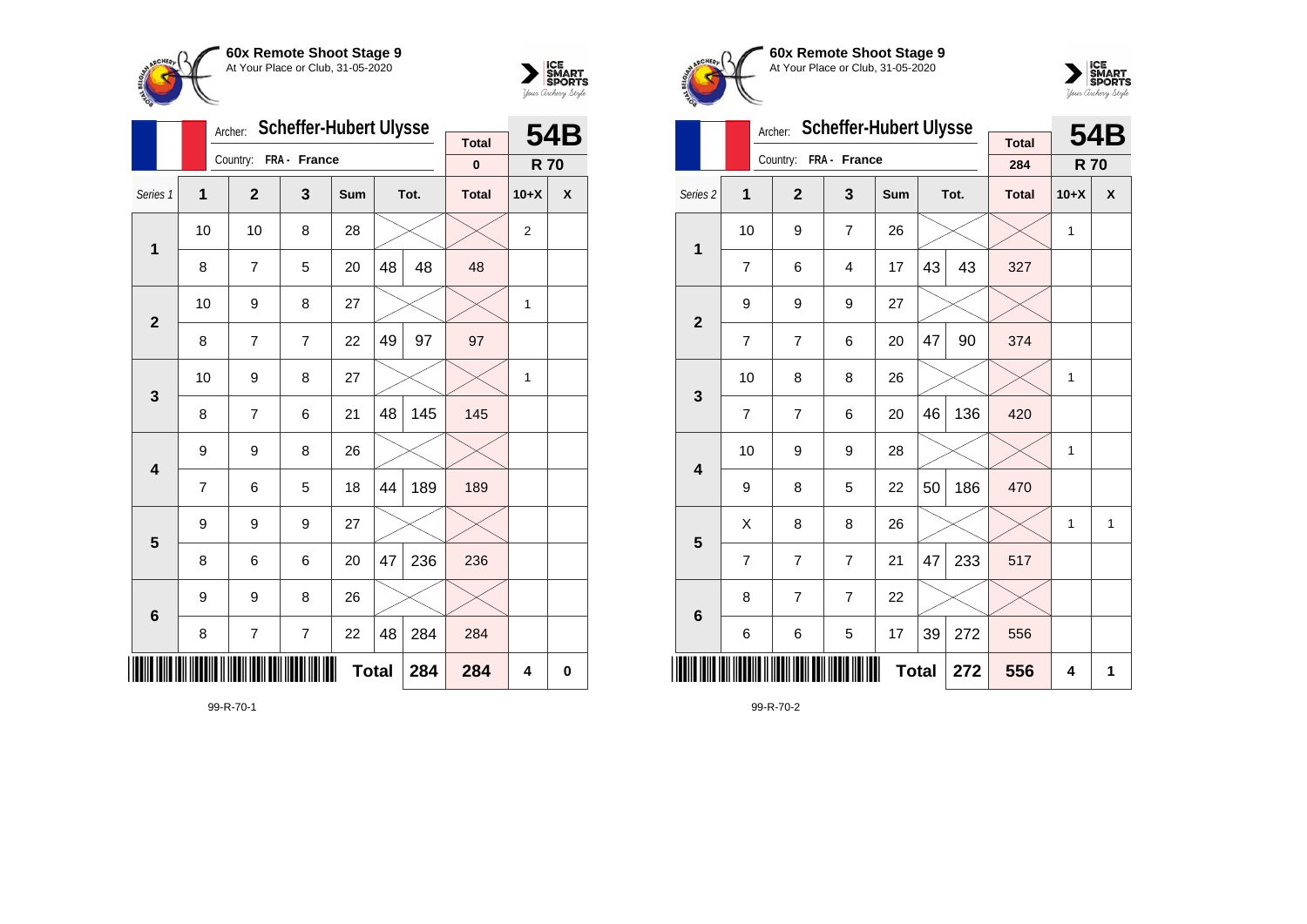**60x Remote Shoot Stage 9**
At Your Place or Club, 31-05-2020

Archer: **Scheffer-Hubert Ulysse**
Country: **FRA - France**

**54B**
**R 70**

| Series 1 | 1 | 2 | 3 | Sum | Tot. | | Total | 10+X | X |
|---|---|---|---|---|---|---|---|---|---|
| | | | | | | | 0 | | |
| **1** | 10 | 10 | 8 | 28 | | | | 2 | |
| | 8 | 7 | 5 | 20 | 48 | 48 | 48 | | |
| **2** | 10 | 9 | 8 | 27 | | | | 1 | |
| | 8 | 7 | 7 | 22 | 49 | 97 | 97 | | |
| **3** | 10 | 9 | 8 | 27 | | | | 1 | |
| | 8 | 7 | 6 | 21 | 48 | 145 | 145 | | |
| **4** | 9 | 9 | 8 | 26 | | | | | |
| | 7 | 6 | 5 | 18 | 44 | 189 | 189 | | |
| **5** | 9 | 9 | 9 | 27 | | | | | |
| | 8 | 6 | 6 | 20 | 47 | 236 | 236 | | |
| **6** | 9 | 9 | 8 | 26 | | | | | |
| | 8 | 7 | 7 | 22 | 48 | 284 | 284 | | |
| | | | | **Total** | | **284** | **284** | **4** | **0** |

99-R-70-1

**60x Remote Shoot Stage 9**
At Your Place or Club, 31-05-2020

Archer: **Scheffer-Hubert Ulysse**
Country: **FRA - France**

**54B**
**R 70**

| Series 2 | 1 | 2 | 3 | Sum | Tot. | | Total | 10+X | X |
|---|---|---|---|---|---|---|---|---|---|
| | | | | | | | 284 | | |
| **1** | 10 | 9 | 7 | 26 | | | | 1 | |
| | 7 | 6 | 4 | 17 | 43 | 43 | 327 | | |
| **2** | 9 | 9 | 9 | 27 | | | | | |
| | 7 | 7 | 6 | 20 | 47 | 90 | 374 | | |
| **3** | 10 | 8 | 8 | 26 | | | | 1 | |
| | 7 | 7 | 6 | 20 | 46 | 136 | 420 | | |
| **4** | 10 | 9 | 9 | 28 | | | | 1 | |
| | 9 | 8 | 5 | 22 | 50 | 186 | 470 | | |
| **5** | X | 8 | 8 | 26 | | | | 1 | 1 |
| | 7 | 7 | 7 | 21 | 47 | 233 | 517 | | |
| **6** | 8 | 7 | 7 | 22 | | | | | |
| | 6 | 6 | 5 | 17 | 39 | 272 | 556 | | |
| | | | | **Total** | | **272** | **556** | **4** | **1** |

99-R-70-2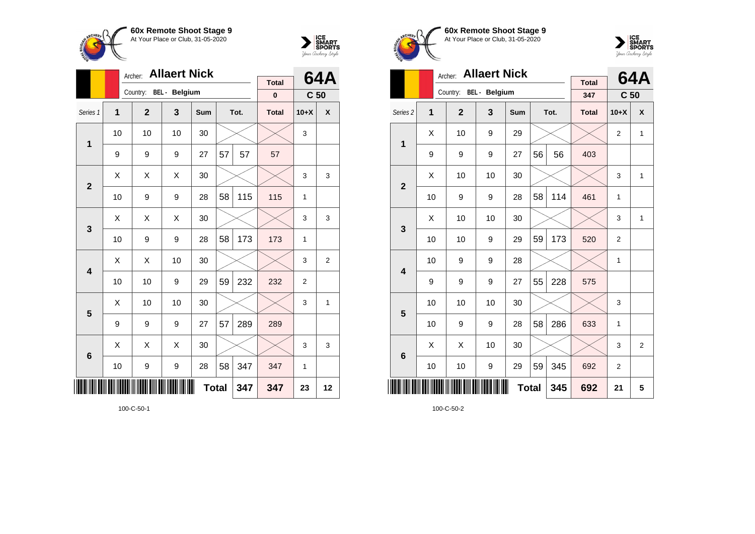**60x Remote Shoot Stage 9**
At Your Place or Club, 31-05-2020

Archer: **Allaert Nick**
Country: BEL - Belgium

| | Total | 64A |
|---|---|---|
| | 0 | C 50 |

| Series 1 | 1 | 2 | 3 | Sum | | Tot. | Total | 10+X | X |
|---|---|---|---|---|---|---|---|---|---|
| 1 | 10 | 10 | 10 | 30 | | | | 3 | |
| | 9 | 9 | 9 | 27 | 57 | 57 | 57 | | |
| 2 | X | X | X | 30 | | | | 3 | 3 |
| | 10 | 9 | 9 | 28 | 58 | 115 | 115 | 1 | |
| 3 | X | X | X | 30 | | | | 3 | 3 |
| | 10 | 9 | 9 | 28 | 58 | 173 | 173 | 1 | |
| 4 | X | X | 10 | 30 | | | | 3 | 2 |
| | 10 | 10 | 9 | 29 | 59 | 232 | 232 | 2 | |
| 5 | X | 10 | 10 | 30 | | | | 3 | 1 |
| | 9 | 9 | 9 | 27 | 57 | 289 | 289 | | |
| 6 | X | X | X | 30 | | | | 3 | 3 |
| | 10 | 9 | 9 | 28 | 58 | 347 | 347 | 1 | |
| | | | | **Total** | | **347** | **347** | **23** | **12** |

100-C-50-1

**60x Remote Shoot Stage 9**
At Your Place or Club, 31-05-2020

Archer: **Allaert Nick**
Country: BEL - Belgium

| | Total | 64A |
|---|---|---|
| | 347 | C 50 |

| Series 2 | 1 | 2 | 3 | Sum | | Tot. | Total | 10+X | X |
|---|---|---|---|---|---|---|---|---|---|
| 1 | X | 10 | 9 | 29 | | | | 2 | 1 |
| | 9 | 9 | 9 | 27 | 56 | 56 | 403 | | |
| 2 | X | 10 | 10 | 30 | | | | 3 | 1 |
| | 10 | 9 | 9 | 28 | 58 | 114 | 461 | 1 | |
| 3 | X | 10 | 10 | 30 | | | | 3 | 1 |
| | 10 | 10 | 9 | 29 | 59 | 173 | 520 | 2 | |
| 4 | 10 | 9 | 9 | 28 | | | | 1 | |
| | 9 | 9 | 9 | 27 | 55 | 228 | 575 | | |
| 5 | 10 | 10 | 10 | 30 | | | | 3 | |
| | 10 | 9 | 9 | 28 | 58 | 286 | 633 | 1 | |
| 6 | X | X | 10 | 30 | | | | 3 | 2 |
| | 10 | 10 | 9 | 29 | 59 | 345 | 692 | 2 | |
| | | | | **Total** | | **345** | **692** | **21** | **5** |

100-C-50-2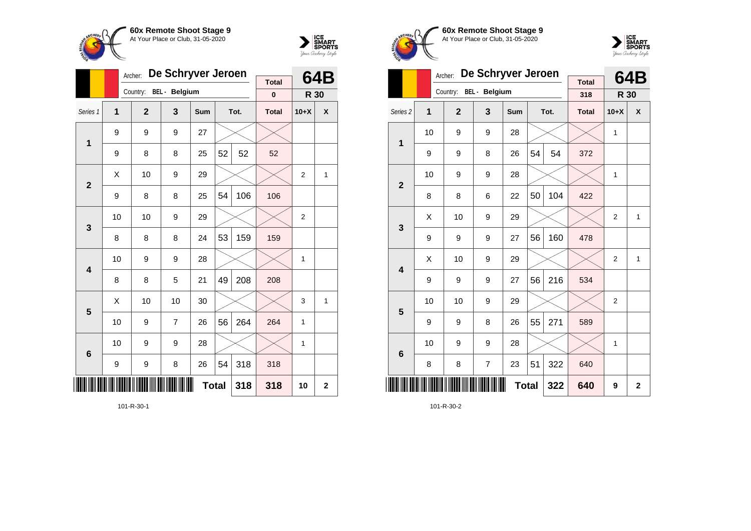## 60x Remote Shoot Stage 9

At Your Place or Club, 31-05-2020

Archer: **De Schryver Jeroen**

Country: BEL - Belgium

**64B** — R 30

| Series 1 | 1 | 2 | 3 | Sum | | Tot. | Total | 10+X | X |
|---|---|---|---|---|---|---|---|---|---|
| | | | | | | | 0 | | |
| 1 | 9 | 9 | 9 | 27 | | | | | |
| | 9 | 8 | 8 | 25 | 52 | 52 | 52 | | |
| 2 | X | 10 | 9 | 29 | | | | 2 | 1 |
| | 9 | 8 | 8 | 25 | 54 | 106 | 106 | | |
| 3 | 10 | 10 | 9 | 29 | | | | 2 | |
| | 8 | 8 | 8 | 24 | 53 | 159 | 159 | | |
| 4 | 10 | 9 | 9 | 28 | | | | 1 | |
| | 8 | 8 | 5 | 21 | 49 | 208 | 208 | | |
| 5 | X | 10 | 10 | 30 | | | | 3 | 1 |
| | 10 | 9 | 7 | 26 | 56 | 264 | 264 | 1 | |
| 6 | 10 | 9 | 9 | 28 | | | | 1 | |
| | 9 | 9 | 8 | 26 | 54 | 318 | 318 | | |
| | | | | | Total | 318 | 318 | 10 | 2 |

101-R-30-1

## 60x Remote Shoot Stage 9

At Your Place or Club, 31-05-2020

Archer: **De Schryver Jeroen**

Country: BEL - Belgium

**64B** — R 30

| Series 2 | 1 | 2 | 3 | Sum | | Tot. | Total | 10+X | X |
|---|---|---|---|---|---|---|---|---|---|
| | | | | | | | 318 | | |
| 1 | 10 | 9 | 9 | 28 | | | | 1 | |
| | 9 | 9 | 8 | 26 | 54 | 54 | 372 | | |
| 2 | 10 | 9 | 9 | 28 | | | | 1 | |
| | 8 | 8 | 6 | 22 | 50 | 104 | 422 | | |
| 3 | X | 10 | 9 | 29 | | | | 2 | 1 |
| | 9 | 9 | 9 | 27 | 56 | 160 | 478 | | |
| 4 | X | 10 | 9 | 29 | | | | 2 | 1 |
| | 9 | 9 | 9 | 27 | 56 | 216 | 534 | | |
| 5 | 10 | 10 | 9 | 29 | | | | 2 | |
| | 9 | 9 | 8 | 26 | 55 | 271 | 589 | | |
| 6 | 10 | 9 | 9 | 28 | | | | 1 | |
| | 8 | 8 | 7 | 23 | 51 | 322 | 640 | | |
| | | | | | Total | 322 | 640 | 9 | 2 |

101-R-30-2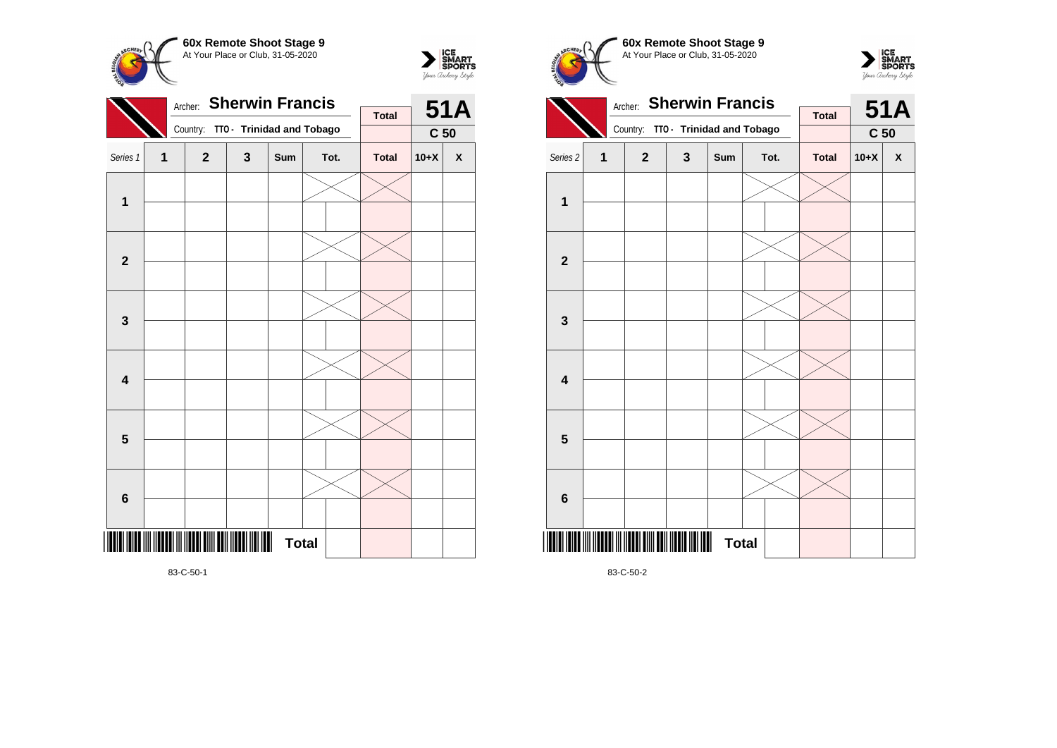**60x Remote Shoot Stage 9**
At Your Place or Club, 31-05-2020

Archer: **Sherwin Francis**
Country: **TTO - Trinidad and Tobago**

**51A** — **C 50**

| Series 1 | 1 | 2 | 3 | Sum | Tot. | | Total | 10+X | X |
|---|---|---|---|---|---|---|---|---|---|
| 1 | | | | | | | | | |
| | | | | | | | | | |
| 2 | | | | | | | | | |
| | | | | | | | | | |
| 3 | | | | | | | | | |
| | | | | | | | | | |
| 4 | | | | | | | | | |
| | | | | | | | | | |
| 5 | | | | | | | | | |
| | | | | | | | | | |
| 6 | | | | | | | | | |
| | | | | | | | | | |
| | | | | | **Total** | | | | |

83-C-50-1

**60x Remote Shoot Stage 9**
At Your Place or Club, 31-05-2020

Archer: **Sherwin Francis**
Country: **TTO - Trinidad and Tobago**

**51A** — **C 50**

| Series 2 | 1 | 2 | 3 | Sum | Tot. | | Total | 10+X | X |
|---|---|---|---|---|---|---|---|---|---|
| 1 | | | | | | | | | |
| | | | | | | | | | |
| 2 | | | | | | | | | |
| | | | | | | | | | |
| 3 | | | | | | | | | |
| | | | | | | | | | |
| 4 | | | | | | | | | |
| | | | | | | | | | |
| 5 | | | | | | | | | |
| | | | | | | | | | |
| 6 | | | | | | | | | |
| | | | | | | | | | |
| | | | | | **Total** | | | | |

83-C-50-2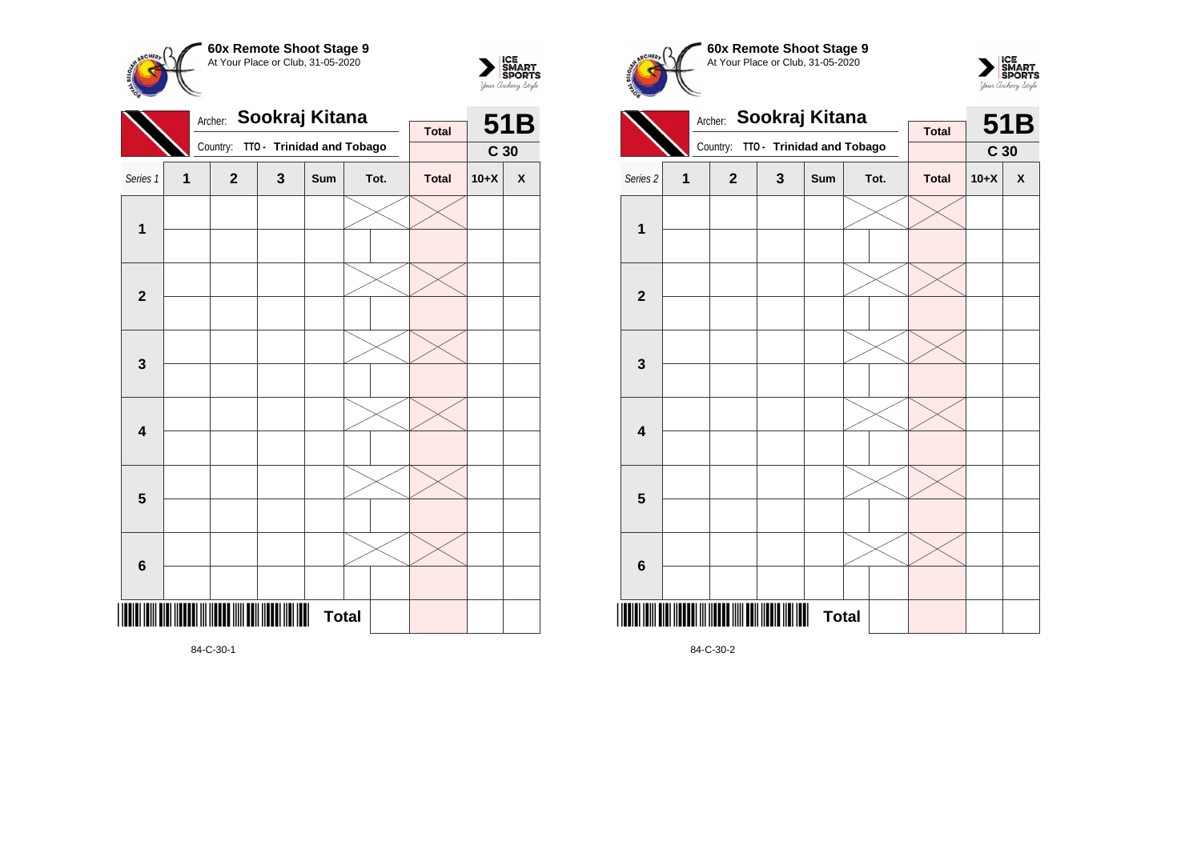**60x Remote Shoot Stage 9**
At Your Place or Club, 31-05-2020

Archer: **Sookraj Kitana**
Country: **TTO - Trinidad and Tobago**

**51B** | **C 30**

| Series 1 | 1 | 2 | 3 | Sum | Tot. | | Total | 10+X | X |
|---|---|---|---|---|---|---|---|---|---|
| 1 | | | | | | | | | |
| | | | | | | | | | |
| 2 | | | | | | | | | |
| | | | | | | | | | |
| 3 | | | | | | | | | |
| | | | | | | | | | |
| 4 | | | | | | | | | |
| | | | | | | | | | |
| 5 | | | | | | | | | |
| | | | | | | | | | |
| 6 | | | | | | | | | |
| | | | | | | | | | |
| | | | | | **Total** | | | | |

84-C-30-1

**60x Remote Shoot Stage 9**
At Your Place or Club, 31-05-2020

Archer: **Sookraj Kitana**
Country: **TTO - Trinidad and Tobago**

**51B** | **C 30**

| Series 2 | 1 | 2 | 3 | Sum | Tot. | | Total | 10+X | X |
|---|---|---|---|---|---|---|---|---|---|
| 1 | | | | | | | | | |
| | | | | | | | | | |
| 2 | | | | | | | | | |
| | | | | | | | | | |
| 3 | | | | | | | | | |
| | | | | | | | | | |
| 4 | | | | | | | | | |
| | | | | | | | | | |
| 5 | | | | | | | | | |
| | | | | | | | | | |
| 6 | | | | | | | | | |
| | | | | | | | | | |
| | | | | | **Total** | | | | |

84-C-30-2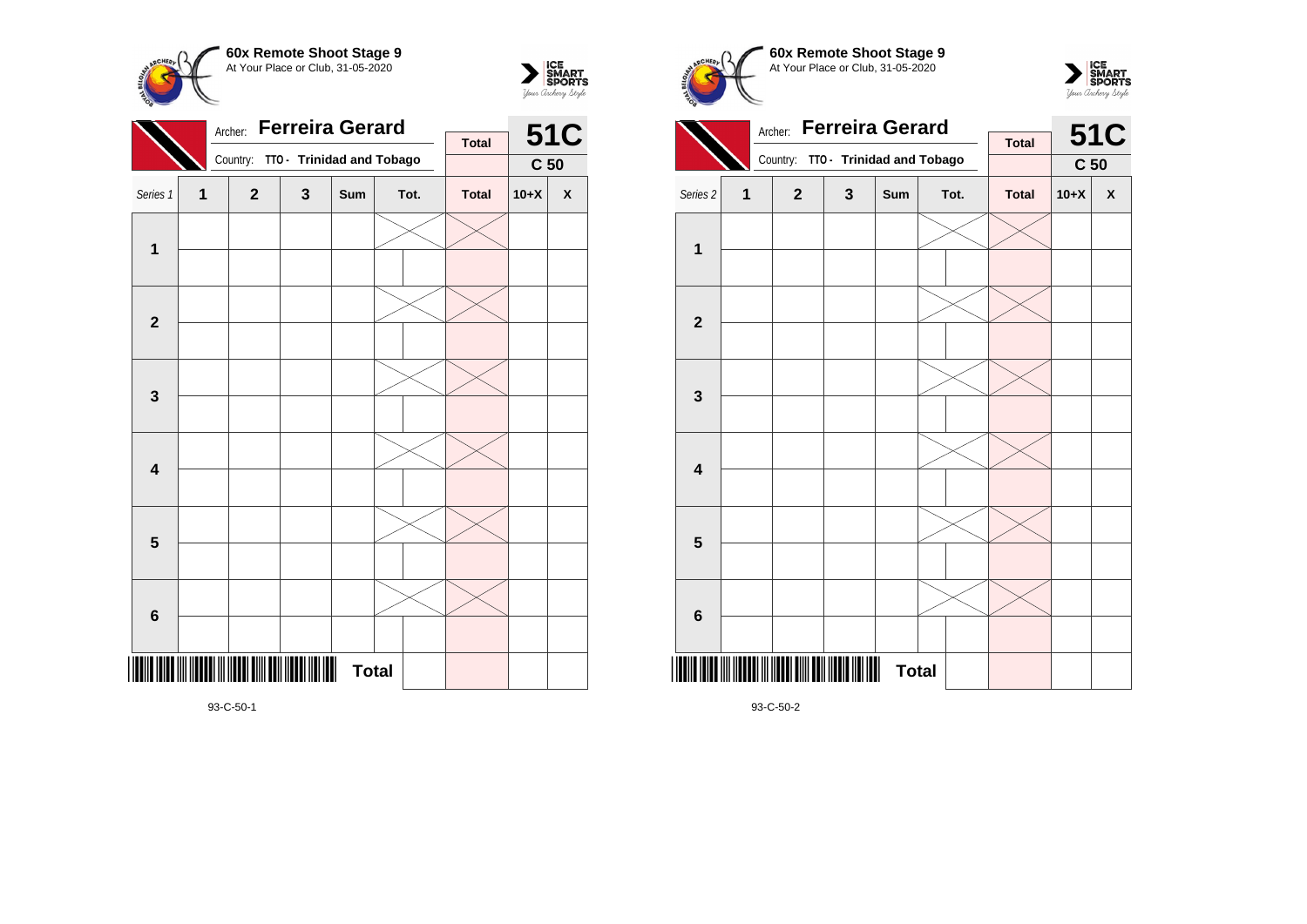## 60x Remote Shoot Stage 9

At Your Place or Club, 31-05-2020

Archer: **Ferreira Gerard**

Country: **TTO - Trinidad and Tobago**

**51C**

**C 50**

| Series 1 | 1 | 2 | 3 | Sum | Tot. | Total | 10+X | X |
|---|---|---|---|---|---|---|---|---|
| 1 | | | | | | | | |
| | | | | | | | | |
| 2 | | | | | | | | |
| | | | | | | | | |
| 3 | | | | | | | | |
| | | | | | | | | |
| 4 | | | | | | | | |
| | | | | | | | | |
| 5 | | | | | | | | |
| | | | | | | | | |
| 6 | | | | | | | | |
| | | | | | | | | |
| | | | | | **Total** | | | |

93-C-50-1

## 60x Remote Shoot Stage 9

At Your Place or Club, 31-05-2020

Archer: **Ferreira Gerard**

Country: **TTO - Trinidad and Tobago**

**51C**

**C 50**

| Series 2 | 1 | 2 | 3 | Sum | Tot. | Total | 10+X | X |
|---|---|---|---|---|---|---|---|---|
| 1 | | | | | | | | |
| | | | | | | | | |
| 2 | | | | | | | | |
| | | | | | | | | |
| 3 | | | | | | | | |
| | | | | | | | | |
| 4 | | | | | | | | |
| | | | | | | | | |
| 5 | | | | | | | | |
| | | | | | | | | |
| 6 | | | | | | | | |
| | | | | | | | | |
| | | | | | **Total** | | | |

93-C-50-2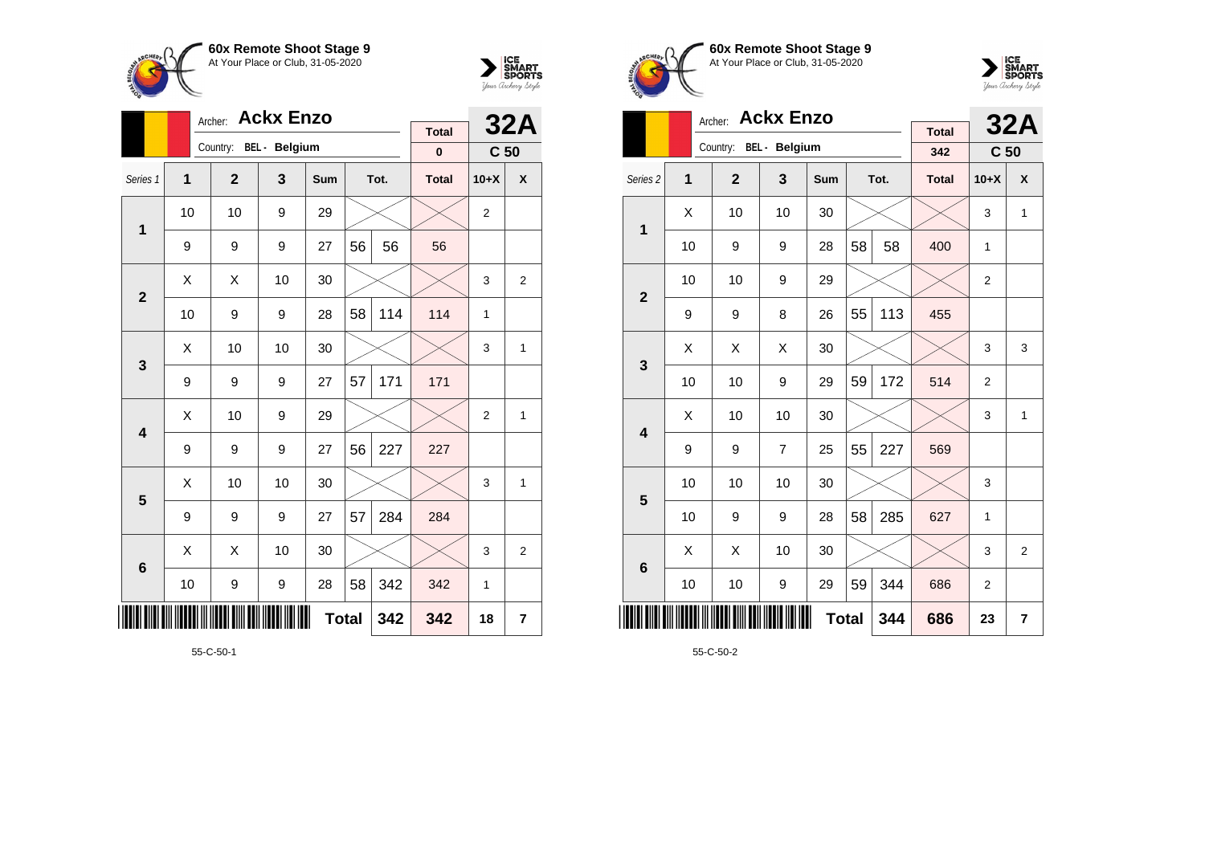**60x Remote Shoot Stage 9**
At Your Place or Club, 31-05-2020

Archer: **Ackx Enzo**
Country: BEL - Belgium

**32A** — C 50

| Series 1 | 1 | 2 | 3 | Sum | Tot. | | Total | 10+X | X |
|---|---|---|---|---|---|---|---|---|---|
| | | | | | | | **0** | | |
| 1 | 10 | 10 | 9 | 29 | | | | 2 | |
| | 9 | 9 | 9 | 27 | 56 | 56 | 56 | | |
| 2 | X | X | 10 | 30 | | | | 3 | 2 |
| | 10 | 9 | 9 | 28 | 58 | 114 | 114 | 1 | |
| 3 | X | 10 | 10 | 30 | | | | 3 | 1 |
| | 9 | 9 | 9 | 27 | 57 | 171 | 171 | | |
| 4 | X | 10 | 9 | 29 | | | | 2 | 1 |
| | 9 | 9 | 9 | 27 | 56 | 227 | 227 | | |
| 5 | X | 10 | 10 | 30 | | | | 3 | 1 |
| | 9 | 9 | 9 | 27 | 57 | 284 | 284 | | |
| 6 | X | X | 10 | 30 | | | | 3 | 2 |
| | 10 | 9 | 9 | 28 | 58 | 342 | 342 | 1 | |
| | | | | **Total** | | **342** | **342** | **18** | **7** |

55-C-50-1

**60x Remote Shoot Stage 9**
At Your Place or Club, 31-05-2020

Archer: **Ackx Enzo**
Country: BEL - Belgium

**32A** — C 50

| Series 2 | 1 | 2 | 3 | Sum | Tot. | | Total | 10+X | X |
|---|---|---|---|---|---|---|---|---|---|
| | | | | | | | **342** | | |
| 1 | X | 10 | 10 | 30 | | | | 3 | 1 |
| | 10 | 9 | 9 | 28 | 58 | 58 | 400 | 1 | |
| 2 | 10 | 10 | 9 | 29 | | | | 2 | |
| | 9 | 9 | 8 | 26 | 55 | 113 | 455 | | |
| 3 | X | X | X | 30 | | | | 3 | 3 |
| | 10 | 10 | 9 | 29 | 59 | 172 | 514 | 2 | |
| 4 | X | 10 | 10 | 30 | | | | 3 | 1 |
| | 9 | 9 | 7 | 25 | 55 | 227 | 569 | | |
| 5 | 10 | 10 | 10 | 30 | | | | 3 | |
| | 10 | 9 | 9 | 28 | 58 | 285 | 627 | 1 | |
| 6 | X | X | 10 | 30 | | | | 3 | 2 |
| | 10 | 10 | 9 | 29 | 59 | 344 | 686 | 2 | |
| | | | | **Total** | | **344** | **686** | **23** | **7** |

55-C-50-2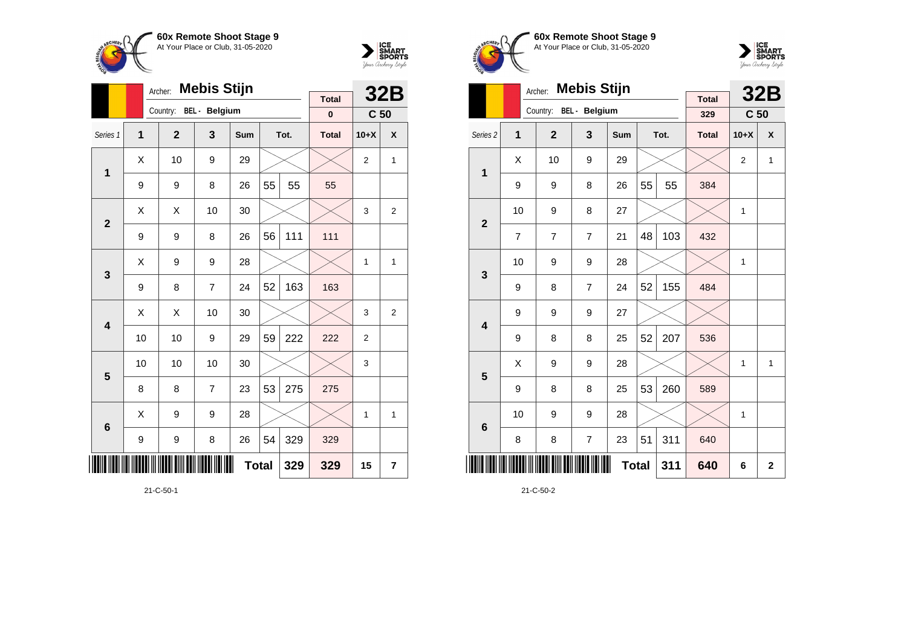## 60x Remote Shoot Stage 9
At Your Place or Club, 31-05-2020

Archer: **Mebis Stijn**
Country: BEL - Belgium

**32B** — C 50

| Series 1 | 1 | 2 | 3 | Sum | | Tot. | Total | 10+X | X |
|---|---|---|---|---|---|---|---|---|---|
| | | | | | | | 0 | | |
| 1 | X | 10 | 9 | 29 | | | | 2 | 1 |
| | 9 | 9 | 8 | 26 | 55 | 55 | 55 | | |
| 2 | X | X | 10 | 30 | | | | 3 | 2 |
| | 9 | 9 | 8 | 26 | 56 | 111 | 111 | | |
| 3 | X | 9 | 9 | 28 | | | | 1 | 1 |
| | 9 | 8 | 7 | 24 | 52 | 163 | 163 | | |
| 4 | X | X | 10 | 30 | | | | 3 | 2 |
| | 10 | 10 | 9 | 29 | 59 | 222 | 222 | 2 | |
| 5 | 10 | 10 | 10 | 30 | | | | 3 | |
| | 8 | 8 | 7 | 23 | 53 | 275 | 275 | | |
| 6 | X | 9 | 9 | 28 | | | | 1 | 1 |
| | 9 | 9 | 8 | 26 | 54 | 329 | 329 | | |
| | | | | | Total | 329 | 329 | 15 | 7 |

21-C-50-1

## 60x Remote Shoot Stage 9
At Your Place or Club, 31-05-2020

Archer: **Mebis Stijn**
Country: BEL - Belgium

**32B** — C 50

| Series 2 | 1 | 2 | 3 | Sum | | Tot. | Total | 10+X | X |
|---|---|---|---|---|---|---|---|---|---|
| | | | | | | | 329 | | |
| 1 | X | 10 | 9 | 29 | | | | 2 | 1 |
| | 9 | 9 | 8 | 26 | 55 | 55 | 384 | | |
| 2 | 10 | 9 | 8 | 27 | | | | 1 | |
| | 7 | 7 | 7 | 21 | 48 | 103 | 432 | | |
| 3 | 10 | 9 | 9 | 28 | | | | 1 | |
| | 9 | 8 | 7 | 24 | 52 | 155 | 484 | | |
| 4 | 9 | 9 | 9 | 27 | | | | | |
| | 9 | 8 | 8 | 25 | 52 | 207 | 536 | | |
| 5 | X | 9 | 9 | 28 | | | | 1 | 1 |
| | 9 | 8 | 8 | 25 | 53 | 260 | 589 | | |
| 6 | 10 | 9 | 9 | 28 | | | | 1 | |
| | 8 | 8 | 7 | 23 | 51 | 311 | 640 | | |
| | | | | | Total | 311 | 640 | 6 | 2 |

21-C-50-2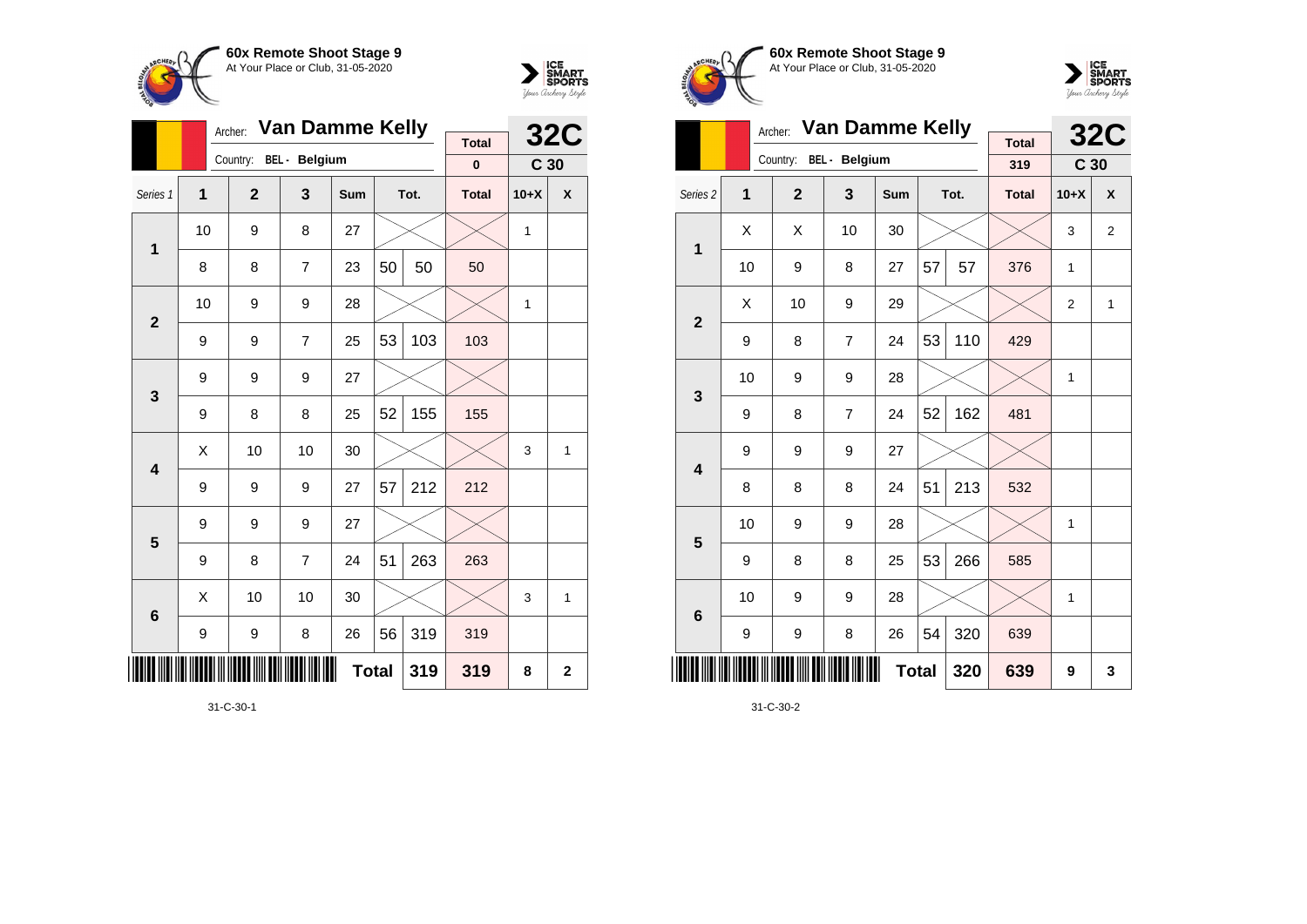## 60x Remote Shoot Stage 9
At Your Place or Club, 31-05-2020

Archer: **Van Damme Kelly**
Country: BEL - Belgium

**32C** — C 30

| Series 1 | 1 | 2 | 3 | Sum | Tot. | | Total | 10+X | X |
|---|---|---|---|---|---|---|---|---|---|
| | | | | | | | 0 | | |
| 1 | 10 | 9 | 8 | 27 | | | | 1 | |
| | 8 | 8 | 7 | 23 | 50 | 50 | 50 | | |
| 2 | 10 | 9 | 9 | 28 | | | | 1 | |
| | 9 | 9 | 7 | 25 | 53 | 103 | 103 | | |
| 3 | 9 | 9 | 9 | 27 | | | | | |
| | 9 | 8 | 8 | 25 | 52 | 155 | 155 | | |
| 4 | X | 10 | 10 | 30 | | | | 3 | 1 |
| | 9 | 9 | 9 | 27 | 57 | 212 | 212 | | |
| 5 | 9 | 9 | 9 | 27 | | | | | |
| | 9 | 8 | 7 | 24 | 51 | 263 | 263 | | |
| 6 | X | 10 | 10 | 30 | | | | 3 | 1 |
| | 9 | 9 | 8 | 26 | 56 | 319 | 319 | | |
| | | | | **Total** | | 319 | 319 | 8 | 2 |

31-C-30-1

## 60x Remote Shoot Stage 9
At Your Place or Club, 31-05-2020

Archer: **Van Damme Kelly**
Country: BEL - Belgium

**32C** — C 30

| Series 2 | 1 | 2 | 3 | Sum | Tot. | | Total | 10+X | X |
|---|---|---|---|---|---|---|---|---|---|
| | | | | | | | 319 | | |
| 1 | X | X | 10 | 30 | | | | 3 | 2 |
| | 10 | 9 | 8 | 27 | 57 | 57 | 376 | 1 | |
| 2 | X | 10 | 9 | 29 | | | | 2 | 1 |
| | 9 | 8 | 7 | 24 | 53 | 110 | 429 | | |
| 3 | 10 | 9 | 9 | 28 | | | | 1 | |
| | 9 | 8 | 7 | 24 | 52 | 162 | 481 | | |
| 4 | 9 | 9 | 9 | 27 | | | | | |
| | 8 | 8 | 8 | 24 | 51 | 213 | 532 | | |
| 5 | 10 | 9 | 9 | 28 | | | | 1 | |
| | 9 | 8 | 8 | 25 | 53 | 266 | 585 | | |
| 6 | 10 | 9 | 9 | 28 | | | | 1 | |
| | 9 | 9 | 8 | 26 | 54 | 320 | 639 | | |
| | | | | **Total** | | 320 | 639 | 9 | 3 |

31-C-30-2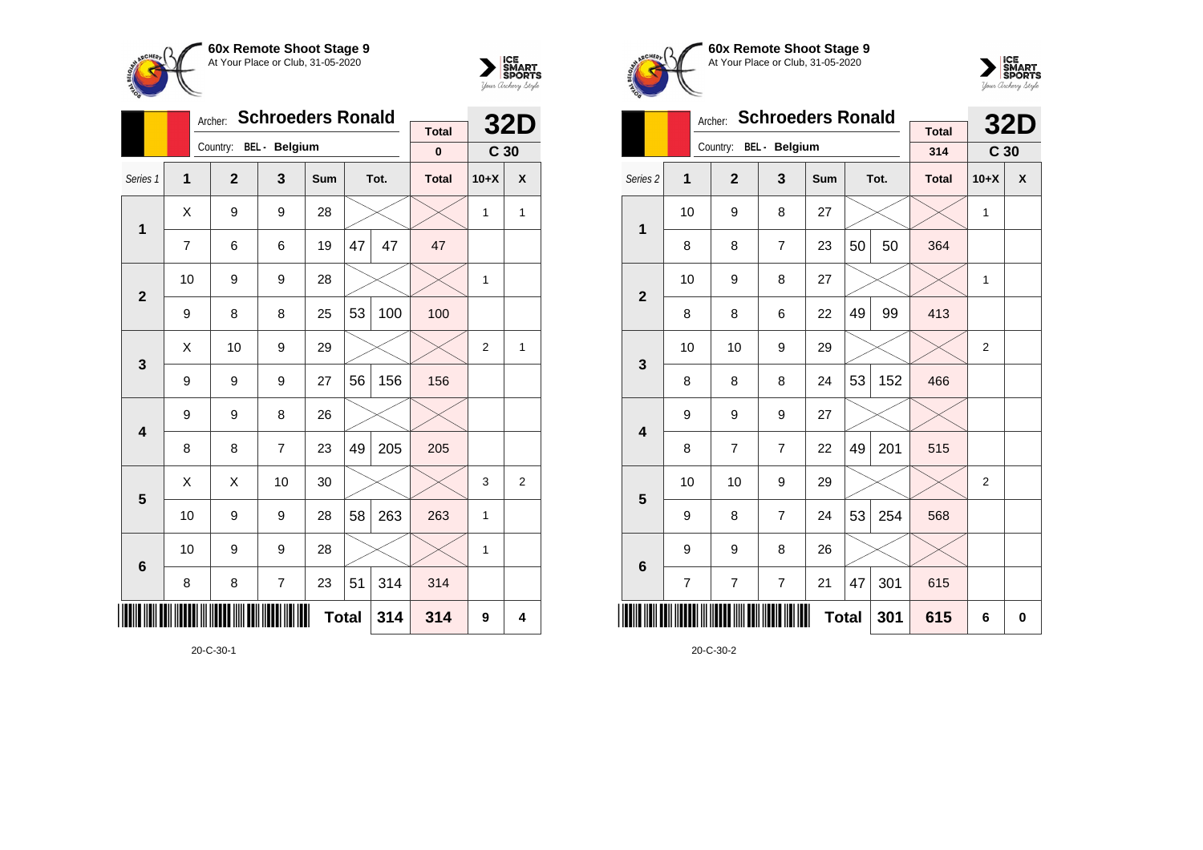**60x Remote Shoot Stage 9**
At Your Place or Club, 31-05-2020

Archer: **Schroeders Ronald**
Country: BEL - Belgium

| | Total | 32D |
|---|---|---|
| | 0 | C 30 |

| Series 1 | 1 | 2 | 3 | Sum | Tot. | | Total | 10+X | X |
|---|---|---|---|---|---|---|---|---|---|
| 1 | X | 9 | 9 | 28 | | | | 1 | 1 |
| | 7 | 6 | 6 | 19 | 47 | 47 | 47 | | |
| 2 | 10 | 9 | 9 | 28 | | | | 1 | |
| | 9 | 8 | 8 | 25 | 53 | 100 | 100 | | |
| 3 | X | 10 | 9 | 29 | | | | 2 | 1 |
| | 9 | 9 | 9 | 27 | 56 | 156 | 156 | | |
| 4 | 9 | 9 | 8 | 26 | | | | | |
| | 8 | 8 | 7 | 23 | 49 | 205 | 205 | | |
| 5 | X | X | 10 | 30 | | | | 3 | 2 |
| | 10 | 9 | 9 | 28 | 58 | 263 | 263 | 1 | |
| 6 | 10 | 9 | 9 | 28 | | | | 1 | |
| | 8 | 8 | 7 | 23 | 51 | 314 | 314 | | |
| | | | | | **Total** | 314 | 314 | 9 | 4 |

20-C-30-1

**60x Remote Shoot Stage 9**
At Your Place or Club, 31-05-2020

Archer: **Schroeders Ronald**
Country: BEL - Belgium

| | Total | 32D |
|---|---|---|
| | 314 | C 30 |

| Series 2 | 1 | 2 | 3 | Sum | Tot. | | Total | 10+X | X |
|---|---|---|---|---|---|---|---|---|---|
| 1 | 10 | 9 | 8 | 27 | | | | 1 | |
| | 8 | 8 | 7 | 23 | 50 | 50 | 364 | | |
| 2 | 10 | 9 | 8 | 27 | | | | 1 | |
| | 8 | 8 | 6 | 22 | 49 | 99 | 413 | | |
| 3 | 10 | 10 | 9 | 29 | | | | 2 | |
| | 8 | 8 | 8 | 24 | 53 | 152 | 466 | | |
| 4 | 9 | 9 | 9 | 27 | | | | | |
| | 8 | 7 | 7 | 22 | 49 | 201 | 515 | | |
| 5 | 10 | 10 | 9 | 29 | | | | 2 | |
| | 9 | 8 | 7 | 24 | 53 | 254 | 568 | | |
| 6 | 9 | 9 | 8 | 26 | | | | | |
| | 7 | 7 | 7 | 21 | 47 | 301 | 615 | | |
| | | | | | **Total** | 301 | 615 | 6 | 0 |

20-C-30-2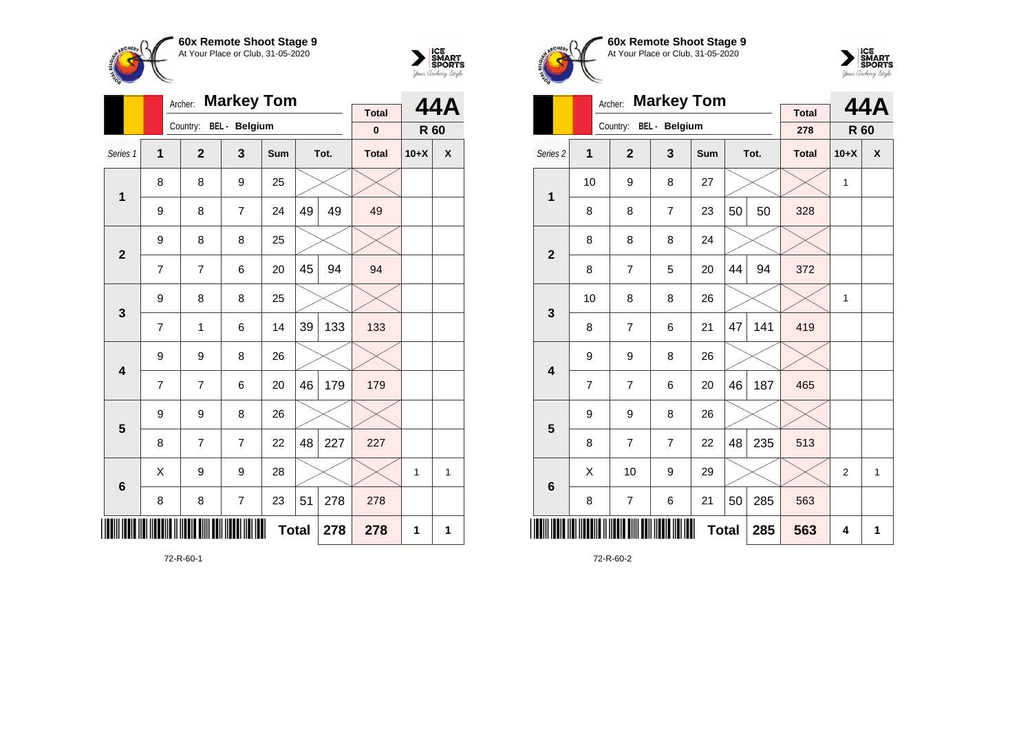**60x Remote Shoot Stage 9**
At Your Place or Club, 31-05-2020

Archer: **Markey Tom**
Country: BEL - Belgium

| | | **44A** |
|---|---|---|
| Total | 0 | R 60 |

| Series 1 | 1 | 2 | 3 | Sum | Tot. | | Total | 10+X | X |
|---|---|---|---|---|---|---|---|---|---|
| **1** | 8 | 8 | 9 | 25 | | | | | |
| | 9 | 8 | 7 | 24 | 49 | 49 | 49 | | |
| **2** | 9 | 8 | 8 | 25 | | | | | |
| | 7 | 7 | 6 | 20 | 45 | 94 | 94 | | |
| **3** | 9 | 8 | 8 | 25 | | | | | |
| | 7 | 1 | 6 | 14 | 39 | 133 | 133 | | |
| **4** | 9 | 9 | 8 | 26 | | | | | |
| | 7 | 7 | 6 | 20 | 46 | 179 | 179 | | |
| **5** | 9 | 9 | 8 | 26 | | | | | |
| | 8 | 7 | 7 | 22 | 48 | 227 | 227 | | |
| **6** | X | 9 | 9 | 28 | | | | 1 | 1 |
| | 8 | 8 | 7 | 23 | 51 | 278 | 278 | | |
| | | | | **Total** | | 278 | 278 | 1 | 1 |

72-R-60-1

**60x Remote Shoot Stage 9**
At Your Place or Club, 31-05-2020

Archer: **Markey Tom**
Country: BEL - Belgium

| | | **44A** |
|---|---|---|
| Total | 278 | R 60 |

| Series 2 | 1 | 2 | 3 | Sum | Tot. | | Total | 10+X | X |
|---|---|---|---|---|---|---|---|---|---|
| **1** | 10 | 9 | 8 | 27 | | | | 1 | |
| | 8 | 8 | 7 | 23 | 50 | 50 | 328 | | |
| **2** | 8 | 8 | 8 | 24 | | | | | |
| | 8 | 7 | 5 | 20 | 44 | 94 | 372 | | |
| **3** | 10 | 8 | 8 | 26 | | | | 1 | |
| | 8 | 7 | 6 | 21 | 47 | 141 | 419 | | |
| **4** | 9 | 9 | 8 | 26 | | | | | |
| | 7 | 7 | 6 | 20 | 46 | 187 | 465 | | |
| **5** | 9 | 9 | 8 | 26 | | | | | |
| | 8 | 7 | 7 | 22 | 48 | 235 | 513 | | |
| **6** | X | 10 | 9 | 29 | | | | 2 | 1 |
| | 8 | 7 | 6 | 21 | 50 | 285 | 563 | | |
| | | | | **Total** | | 285 | 563 | 4 | 1 |

72-R-60-2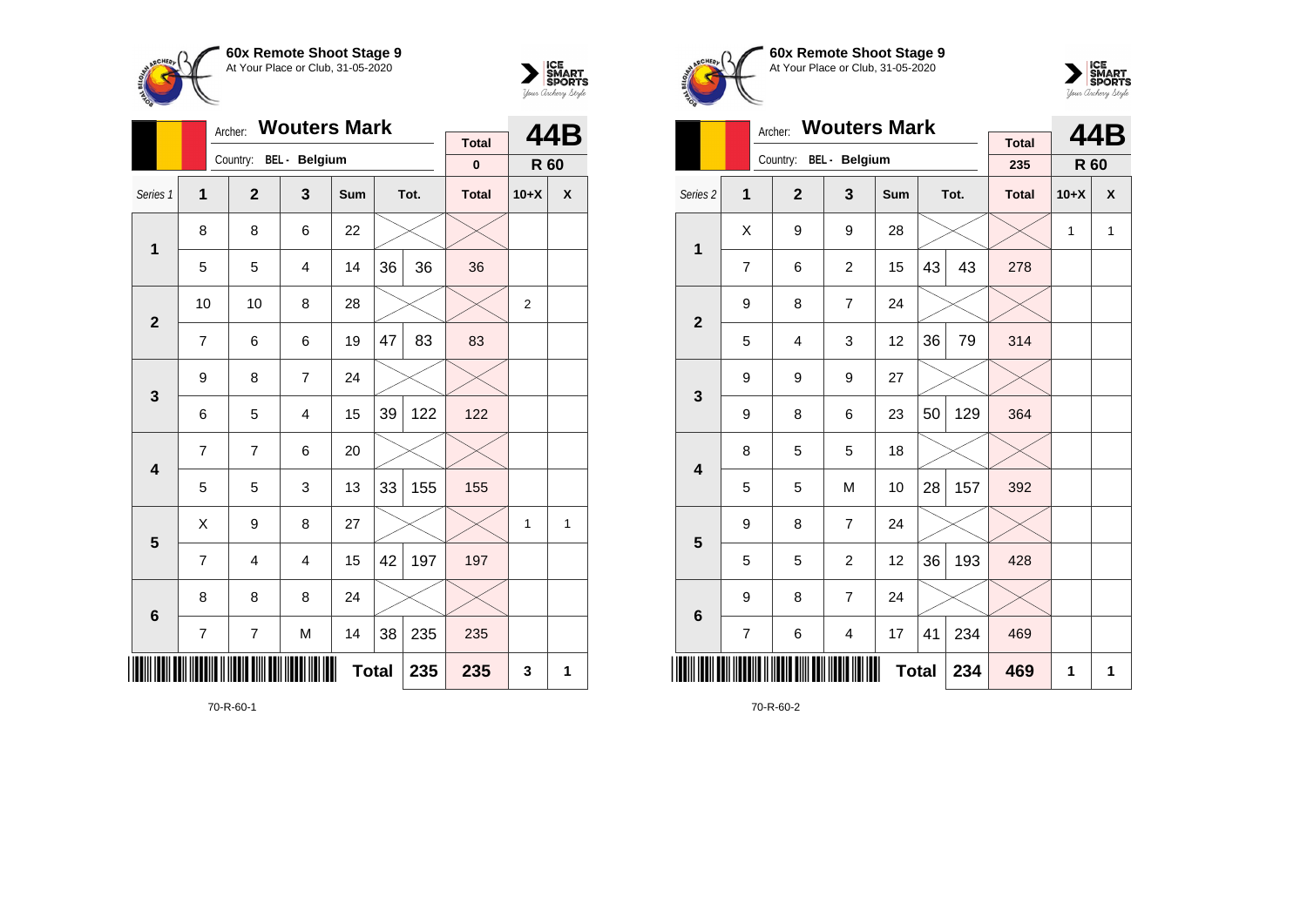## 60x Remote Shoot Stage 9

At Your Place or Club, 31-05-2020

Archer: **Wouters Mark**

Country: BEL - Belgium

**44B** — R 60

| Series 1 | 1 | 2 | 3 | Sum | | Tot. | Total | 10+X | X |
|---|---|---|---|---|---|---|---|---|---|
| | | | | | | | 0 | | |
| 1 | 8 | 8 | 6 | 22 | | | | | |
| | 5 | 5 | 4 | 14 | 36 | 36 | 36 | | |
| 2 | 10 | 10 | 8 | 28 | | | | 2 | |
| | 7 | 6 | 6 | 19 | 47 | 83 | 83 | | |
| 3 | 9 | 8 | 7 | 24 | | | | | |
| | 6 | 5 | 4 | 15 | 39 | 122 | 122 | | |
| 4 | 7 | 7 | 6 | 20 | | | | | |
| | 5 | 5 | 3 | 13 | 33 | 155 | 155 | | |
| 5 | X | 9 | 8 | 27 | | | | 1 | 1 |
| | 7 | 4 | 4 | 15 | 42 | 197 | 197 | | |
| 6 | 8 | 8 | 8 | 24 | | | | | |
| | 7 | 7 | M | 14 | 38 | 235 | 235 | | |
| | | | | Total | | 235 | 235 | 3 | 1 |

70-R-60-1

## 60x Remote Shoot Stage 9

At Your Place or Club, 31-05-2020

Archer: **Wouters Mark**

Country: BEL - Belgium

**44B** — R 60

| Series 2 | 1 | 2 | 3 | Sum | | Tot. | Total | 10+X | X |
|---|---|---|---|---|---|---|---|---|---|
| | | | | | | | 235 | | |
| 1 | X | 9 | 9 | 28 | | | | 1 | 1 |
| | 7 | 6 | 2 | 15 | 43 | 43 | 278 | | |
| 2 | 9 | 8 | 7 | 24 | | | | | |
| | 5 | 4 | 3 | 12 | 36 | 79 | 314 | | |
| 3 | 9 | 9 | 9 | 27 | | | | | |
| | 9 | 8 | 6 | 23 | 50 | 129 | 364 | | |
| 4 | 8 | 5 | 5 | 18 | | | | | |
| | 5 | 5 | M | 10 | 28 | 157 | 392 | | |
| 5 | 9 | 8 | 7 | 24 | | | | | |
| | 5 | 5 | 2 | 12 | 36 | 193 | 428 | | |
| 6 | 9 | 8 | 7 | 24 | | | | | |
| | 7 | 6 | 4 | 17 | 41 | 234 | 469 | | |
| | | | | Total | | 234 | 469 | 1 | 1 |

70-R-60-2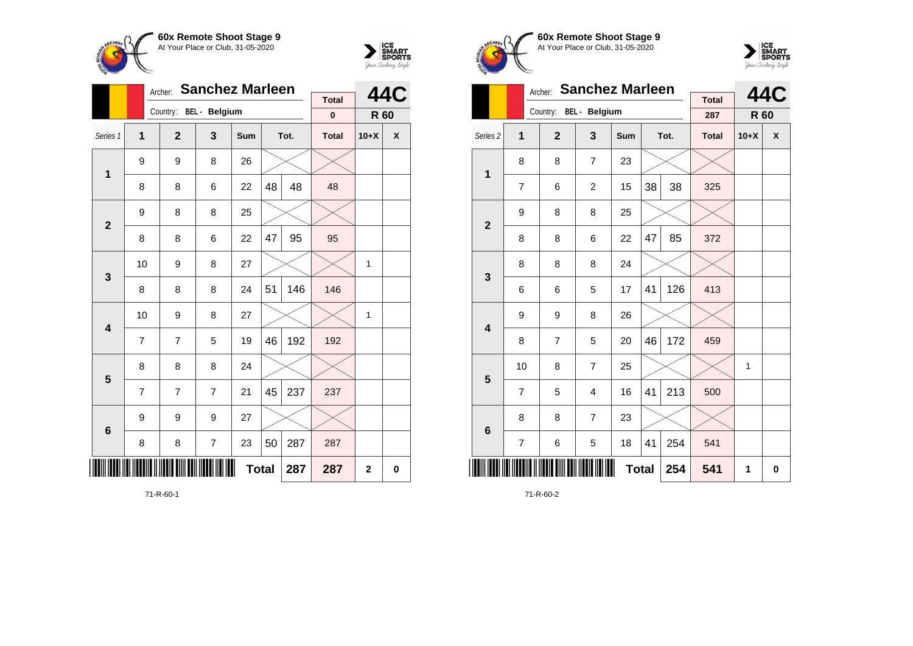**60x Remote Shoot Stage 9**
At Your Place or Club, 31-05-2020

Archer: **Sanchez Marleen**
Country: BEL - Belgium

| | | | | | | | Total | 44C | |
|---|---|---|---|---|---|---|---|---|---|
| | | | | | | | 0 | R 60 | |
| Series 1 | 1 | 2 | 3 | Sum | Tot. | | Total | 10+X | X |
| 1 | 9 | 9 | 8 | 26 | | | | | |
| | 8 | 8 | 6 | 22 | 48 | 48 | 48 | | |
| 2 | 9 | 8 | 8 | 25 | | | | | |
| | 8 | 8 | 6 | 22 | 47 | 95 | 95 | | |
| 3 | 10 | 9 | 8 | 27 | | | | 1 | |
| | 8 | 8 | 8 | 24 | 51 | 146 | 146 | | |
| 4 | 10 | 9 | 8 | 27 | | | | 1 | |
| | 7 | 7 | 5 | 19 | 46 | 192 | 192 | | |
| 5 | 8 | 8 | 8 | 24 | | | | | |
| | 7 | 7 | 7 | 21 | 45 | 237 | 237 | | |
| 6 | 9 | 9 | 9 | 27 | | | | | |
| | 8 | 8 | 7 | 23 | 50 | 287 | 287 | | |
| | | | | | Total | 287 | 287 | 2 | 0 |

71-R-60-1

**60x Remote Shoot Stage 9**
At Your Place or Club, 31-05-2020

Archer: **Sanchez Marleen**
Country: BEL - Belgium

| | | | | | | | Total | 44C | |
|---|---|---|---|---|---|---|---|---|---|
| | | | | | | | 287 | R 60 | |
| Series 2 | 1 | 2 | 3 | Sum | Tot. | | Total | 10+X | X |
| 1 | 8 | 8 | 7 | 23 | | | | | |
| | 7 | 6 | 2 | 15 | 38 | 38 | 325 | | |
| 2 | 9 | 8 | 8 | 25 | | | | | |
| | 8 | 8 | 6 | 22 | 47 | 85 | 372 | | |
| 3 | 8 | 8 | 8 | 24 | | | | | |
| | 6 | 6 | 5 | 17 | 41 | 126 | 413 | | |
| 4 | 9 | 9 | 8 | 26 | | | | | |
| | 8 | 7 | 5 | 20 | 46 | 172 | 459 | | |
| 5 | 10 | 8 | 7 | 25 | | | | 1 | |
| | 7 | 5 | 4 | 16 | 41 | 213 | 500 | | |
| 6 | 8 | 8 | 7 | 23 | | | | | |
| | 7 | 6 | 5 | 18 | 41 | 254 | 541 | | |
| | | | | | Total | 254 | 541 | 1 | 0 |

71-R-60-2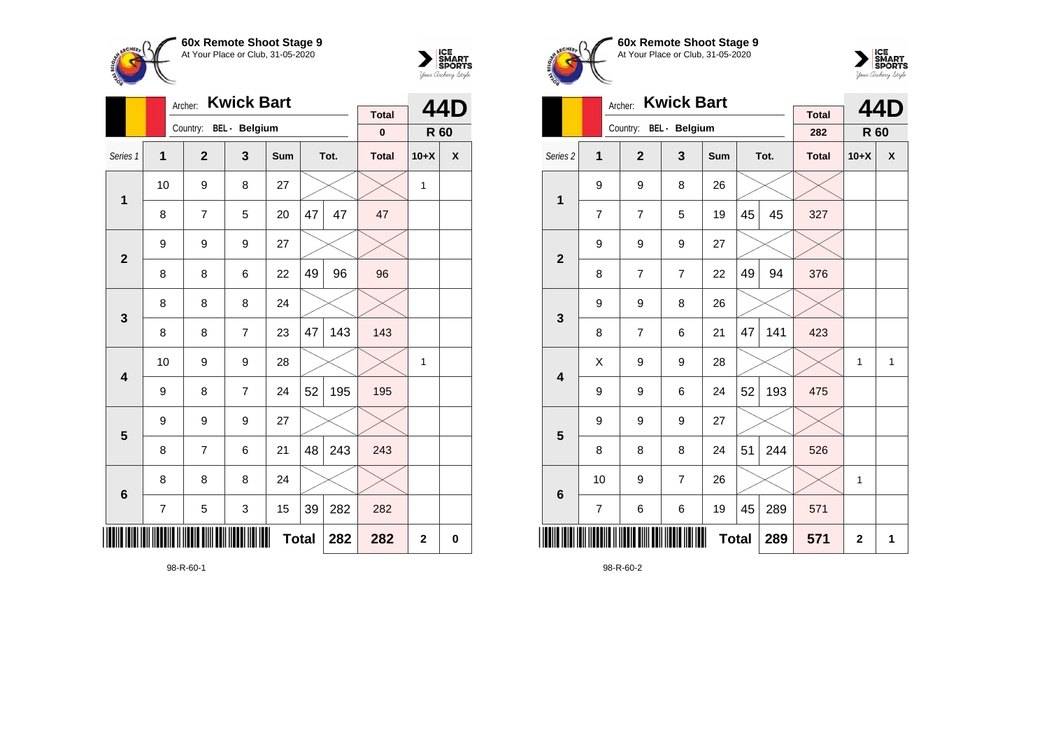**60x Remote Shoot Stage 9**
At Your Place or Club, 31-05-2020

Archer: **Kwick Bart**
Country: BEL - Belgium

**44D** — R 60

| Series 1 | 1 | 2 | 3 | Sum | | Tot. | Total | 10+X | X |
|---|---|---|---|---|---|---|---|---|---|
| | | | | | | | 0 | | |
| 1 | 10 | 9 | 8 | 27 | | | | 1 | |
| | 8 | 7 | 5 | 20 | 47 | 47 | 47 | | |
| 2 | 9 | 9 | 9 | 27 | | | | | |
| | 8 | 8 | 6 | 22 | 49 | 96 | 96 | | |
| 3 | 8 | 8 | 8 | 24 | | | | | |
| | 8 | 8 | 7 | 23 | 47 | 143 | 143 | | |
| 4 | 10 | 9 | 9 | 28 | | | | 1 | |
| | 9 | 8 | 7 | 24 | 52 | 195 | 195 | | |
| 5 | 9 | 9 | 9 | 27 | | | | | |
| | 8 | 7 | 6 | 21 | 48 | 243 | 243 | | |
| 6 | 8 | 8 | 8 | 24 | | | | | |
| | 7 | 5 | 3 | 15 | 39 | 282 | 282 | | |
| | | | | **Total** | | 282 | 282 | 2 | 0 |

98-R-60-1

**60x Remote Shoot Stage 9**
At Your Place or Club, 31-05-2020

Archer: **Kwick Bart**
Country: BEL - Belgium

**44D** — R 60

| Series 2 | 1 | 2 | 3 | Sum | | Tot. | Total | 10+X | X |
|---|---|---|---|---|---|---|---|---|---|
| | | | | | | | 282 | | |
| 1 | 9 | 9 | 8 | 26 | | | | | |
| | 7 | 7 | 5 | 19 | 45 | 45 | 327 | | |
| 2 | 9 | 9 | 9 | 27 | | | | | |
| | 8 | 7 | 7 | 22 | 49 | 94 | 376 | | |
| 3 | 9 | 9 | 8 | 26 | | | | | |
| | 8 | 7 | 6 | 21 | 47 | 141 | 423 | | |
| 4 | X | 9 | 9 | 28 | | | | 1 | 1 |
| | 9 | 9 | 6 | 24 | 52 | 193 | 475 | | |
| 5 | 9 | 9 | 9 | 27 | | | | | |
| | 8 | 8 | 8 | 24 | 51 | 244 | 526 | | |
| 6 | 10 | 9 | 7 | 26 | | | | 1 | |
| | 7 | 6 | 6 | 19 | 45 | 289 | 571 | | |
| | | | | **Total** | | 289 | 571 | 2 | 1 |

98-R-60-2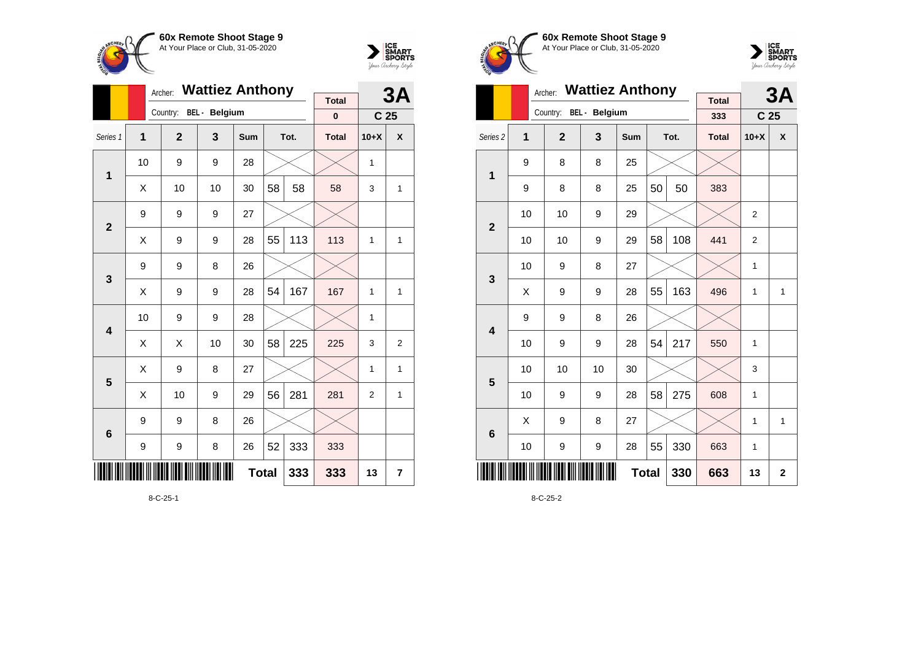## 60x Remote Shoot Stage 9
At Your Place or Club, 31-05-2020

Archer: **Wattiez Anthony**
Country: BEL - Belgium

| | Total | 3A |
|---|---|---|
| | 0 | C 25 |

| Series 1 | 1 | 2 | 3 | Sum | Tot. | | Total | 10+X | X |
|---|---|---|---|---|---|---|---|---|---|
| 1 | 10 | 9 | 9 | 28 | | | | 1 | |
| | X | 10 | 10 | 30 | 58 | 58 | 58 | 3 | 1 |
| 2 | 9 | 9 | 9 | 27 | | | | | |
| | X | 9 | 9 | 28 | 55 | 113 | 113 | 1 | 1 |
| 3 | 9 | 9 | 8 | 26 | | | | | |
| | X | 9 | 9 | 28 | 54 | 167 | 167 | 1 | 1 |
| 4 | 10 | 9 | 9 | 28 | | | | 1 | |
| | X | X | 10 | 30 | 58 | 225 | 225 | 3 | 2 |
| 5 | X | 9 | 8 | 27 | | | | 1 | 1 |
| | X | 10 | 9 | 29 | 56 | 281 | 281 | 2 | 1 |
| 6 | 9 | 9 | 8 | 26 | | | | | |
| | 9 | 9 | 8 | 26 | 52 | 333 | 333 | | |
| | | | | Total | | 333 | 333 | 13 | 7 |

8-C-25-1

## 60x Remote Shoot Stage 9
At Your Place or Club, 31-05-2020

Archer: **Wattiez Anthony**
Country: BEL - Belgium

| | Total | 3A |
|---|---|---|
| | 333 | C 25 |

| Series 2 | 1 | 2 | 3 | Sum | Tot. | | Total | 10+X | X |
|---|---|---|---|---|---|---|---|---|---|
| 1 | 9 | 8 | 8 | 25 | | | | | |
| | 9 | 8 | 8 | 25 | 50 | 50 | 383 | | |
| 2 | 10 | 10 | 9 | 29 | | | | 2 | |
| | 10 | 10 | 9 | 29 | 58 | 108 | 441 | 2 | |
| 3 | 10 | 9 | 8 | 27 | | | | 1 | |
| | X | 9 | 9 | 28 | 55 | 163 | 496 | 1 | 1 |
| 4 | 9 | 9 | 8 | 26 | | | | | |
| | 10 | 9 | 9 | 28 | 54 | 217 | 550 | 1 | |
| 5 | 10 | 10 | 10 | 30 | | | | 3 | |
| | 10 | 9 | 9 | 28 | 58 | 275 | 608 | 1 | |
| 6 | X | 9 | 8 | 27 | | | | 1 | 1 |
| | 10 | 9 | 9 | 28 | 55 | 330 | 663 | 1 | |
| | | | | Total | | 330 | 663 | 13 | 2 |

8-C-25-2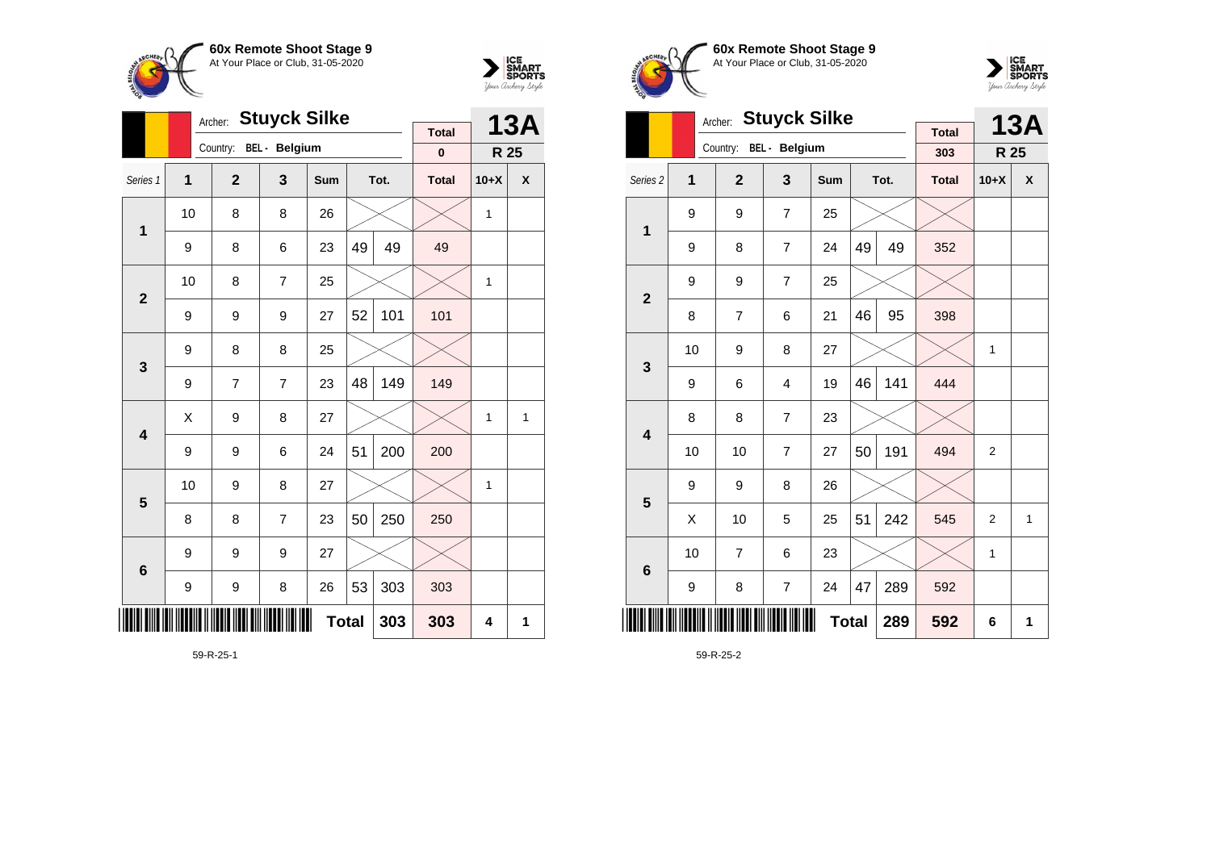## 60x Remote Shoot Stage 9
At Your Place or Club, 31-05-2020

Archer: **Stuyck Silke**
Country: BEL - Belgium

**13A** — R 25

| Series 1 | 1 | 2 | 3 | Sum | | Tot. | Total | 10+X | X |
|---|---|---|---|---|---|---|---|---|---|
| | | | | | | | 0 | | |
| 1 | 10 | 8 | 8 | 26 | | | | 1 | |
| | 9 | 8 | 6 | 23 | 49 | 49 | 49 | | |
| 2 | 10 | 8 | 7 | 25 | | | | 1 | |
| | 9 | 9 | 9 | 27 | 52 | 101 | 101 | | |
| 3 | 9 | 8 | 8 | 25 | | | | | |
| | 9 | 7 | 7 | 23 | 48 | 149 | 149 | | |
| 4 | X | 9 | 8 | 27 | | | | 1 | 1 |
| | 9 | 9 | 6 | 24 | 51 | 200 | 200 | | |
| 5 | 10 | 9 | 8 | 27 | | | | 1 | |
| | 8 | 8 | 7 | 23 | 50 | 250 | 250 | | |
| 6 | 9 | 9 | 9 | 27 | | | | | |
| | 9 | 9 | 8 | 26 | 53 | 303 | 303 | | |
| | | | | | **Total** | 303 | 303 | 4 | 1 |

59-R-25-1

## 60x Remote Shoot Stage 9
At Your Place or Club, 31-05-2020

Archer: **Stuyck Silke**
Country: BEL - Belgium

**13A** — R 25

| Series 2 | 1 | 2 | 3 | Sum | | Tot. | Total | 10+X | X |
|---|---|---|---|---|---|---|---|---|---|
| | | | | | | | 303 | | |
| 1 | 9 | 9 | 7 | 25 | | | | | |
| | 9 | 8 | 7 | 24 | 49 | 49 | 352 | | |
| 2 | 9 | 9 | 7 | 25 | | | | | |
| | 8 | 7 | 6 | 21 | 46 | 95 | 398 | | |
| 3 | 10 | 9 | 8 | 27 | | | | 1 | |
| | 9 | 6 | 4 | 19 | 46 | 141 | 444 | | |
| 4 | 8 | 8 | 7 | 23 | | | | | |
| | 10 | 10 | 7 | 27 | 50 | 191 | 494 | 2 | |
| 5 | 9 | 9 | 8 | 26 | | | | | |
| | X | 10 | 5 | 25 | 51 | 242 | 545 | 2 | 1 |
| 6 | 10 | 7 | 6 | 23 | | | | 1 | |
| | 9 | 8 | 7 | 24 | 47 | 289 | 592 | | |
| | | | | | **Total** | 289 | 592 | 6 | 1 |

59-R-25-2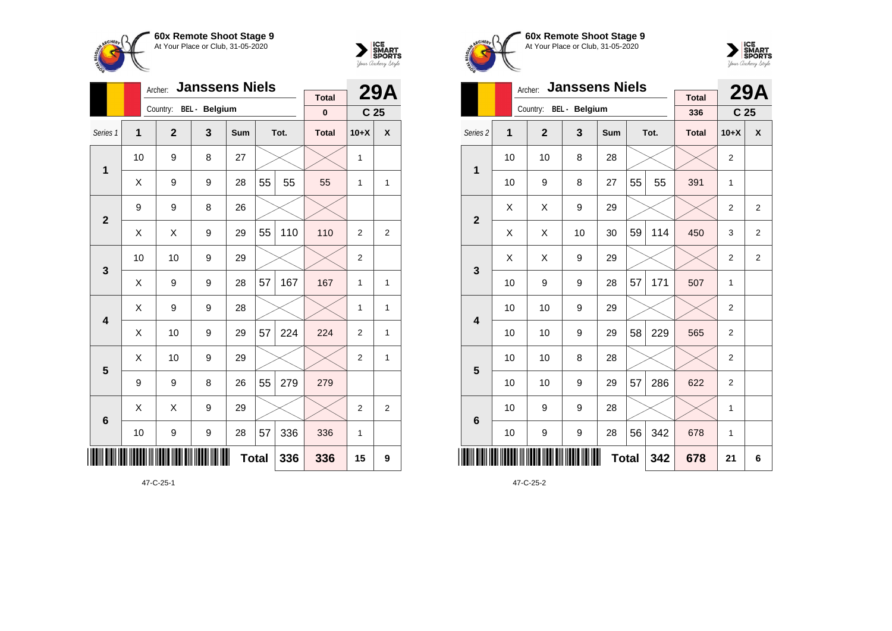**60x Remote Shoot Stage 9**
At Your Place or Club, 31-05-2020

Archer: **Janssens Niels** — **29A**
Country: BEL - Belgium — C 25

| Series 1 | 1 | 2 | 3 | Sum | | Tot. | Total | 10+X | X |
|---|---|---|---|---|---|---|---|---|---|
| | | | | | | | 0 | | |
| 1 | 10 | 9 | 8 | 27 | | | | 1 | |
| | X | 9 | 9 | 28 | 55 | 55 | 55 | 1 | 1 |
| 2 | 9 | 9 | 8 | 26 | | | | | |
| | X | X | 9 | 29 | 55 | 110 | 110 | 2 | 2 |
| 3 | 10 | 10 | 9 | 29 | | | | 2 | |
| | X | 9 | 9 | 28 | 57 | 167 | 167 | 1 | 1 |
| 4 | X | 9 | 9 | 28 | | | | 1 | 1 |
| | X | 10 | 9 | 29 | 57 | 224 | 224 | 2 | 1 |
| 5 | X | 10 | 9 | 29 | | | | 2 | 1 |
| | 9 | 9 | 8 | 26 | 55 | 279 | 279 | | |
| 6 | X | X | 9 | 29 | | | | 2 | 2 |
| | 10 | 9 | 9 | 28 | 57 | 336 | 336 | 1 | |
| | | | | Total | | 336 | 336 | 15 | 9 |

47-C-25-1

**60x Remote Shoot Stage 9**
At Your Place or Club, 31-05-2020

Archer: **Janssens Niels** — **29A**
Country: BEL - Belgium — C 25

| Series 2 | 1 | 2 | 3 | Sum | | Tot. | Total | 10+X | X |
|---|---|---|---|---|---|---|---|---|---|
| | | | | | | | 336 | | |
| 1 | 10 | 10 | 8 | 28 | | | | 2 | |
| | 10 | 9 | 8 | 27 | 55 | 55 | 391 | 1 | |
| 2 | X | X | 9 | 29 | | | | 2 | 2 |
| | X | X | 10 | 30 | 59 | 114 | 450 | 3 | 2 |
| 3 | X | X | 9 | 29 | | | | 2 | 2 |
| | 10 | 9 | 9 | 28 | 57 | 171 | 507 | 1 | |
| 4 | 10 | 10 | 9 | 29 | | | | 2 | |
| | 10 | 10 | 9 | 29 | 58 | 229 | 565 | 2 | |
| 5 | 10 | 10 | 8 | 28 | | | | 2 | |
| | 10 | 10 | 9 | 29 | 57 | 286 | 622 | 2 | |
| 6 | 10 | 9 | 9 | 28 | | | | 1 | |
| | 10 | 9 | 9 | 28 | 56 | 342 | 678 | 1 | |
| | | | | Total | | 342 | 678 | 21 | 6 |

47-C-25-2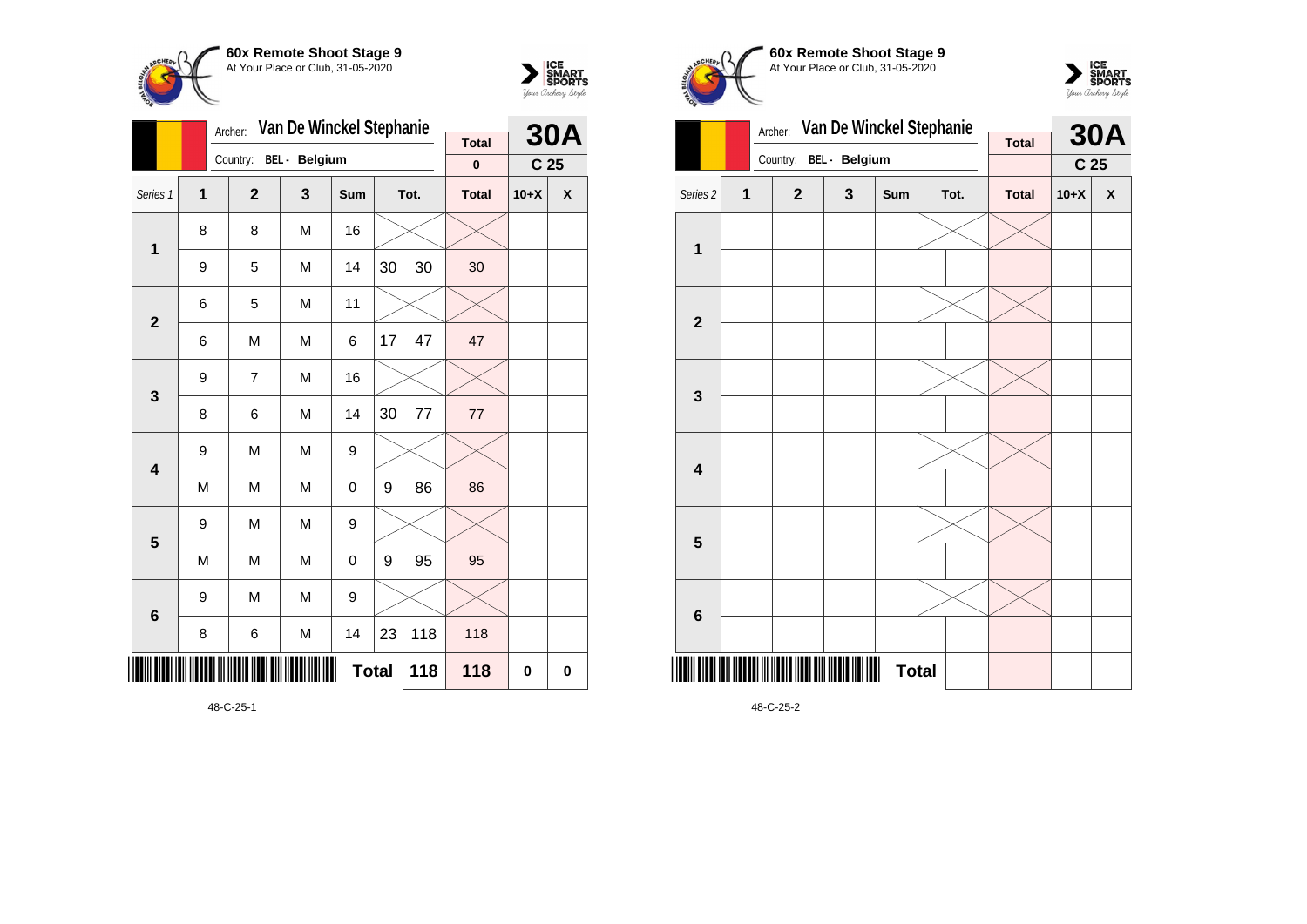## 60x Remote Shoot Stage 9
At Your Place or Club, 31-05-2020

Archer: **Van De Winckel Stephanie**
Country: BEL - Belgium

**30A** | **C 25**

| Series 1 | 1 | 2 | 3 | Sum | Tot. | | Total | 10+X | X |
|---|---|---|---|---|---|---|---|---|---|
| | | | | | | | 0 | | |
| **1** | 8 | 8 | M | 16 | | | | | |
| | 9 | 5 | M | 14 | 30 | 30 | 30 | | |
| **2** | 6 | 5 | M | 11 | | | | | |
| | 6 | M | M | 6 | 17 | 47 | 47 | | |
| **3** | 9 | 7 | M | 16 | | | | | |
| | 8 | 6 | M | 14 | 30 | 77 | 77 | | |
| **4** | 9 | M | M | 9 | | | | | |
| | M | M | M | 0 | 9 | 86 | 86 | | |
| **5** | 9 | M | M | 9 | | | | | |
| | M | M | M | 0 | 9 | 95 | 95 | | |
| **6** | 9 | M | M | 9 | | | | | |
| | 8 | 6 | M | 14 | 23 | 118 | 118 | | |
| | | | | **Total** | | 118 | 118 | 0 | 0 |

48-C-25-1

## 60x Remote Shoot Stage 9
At Your Place or Club, 31-05-2020

Archer: **Van De Winckel Stephanie**
Country: BEL - Belgium

**30A** | **C 25**

| Series 2 | 1 | 2 | 3 | Sum | Tot. | | Total | 10+X | X |
|---|---|---|---|---|---|---|---|---|---|
| **1** | | | | | | | | | |
| | | | | | | | | | |
| **2** | | | | | | | | | |
| | | | | | | | | | |
| **3** | | | | | | | | | |
| | | | | | | | | | |
| **4** | | | | | | | | | |
| | | | | | | | | | |
| **5** | | | | | | | | | |
| | | | | | | | | | |
| **6** | | | | | | | | | |
| | | | | | | | | | |
| | | | | **Total** | | | | | |

48-C-25-2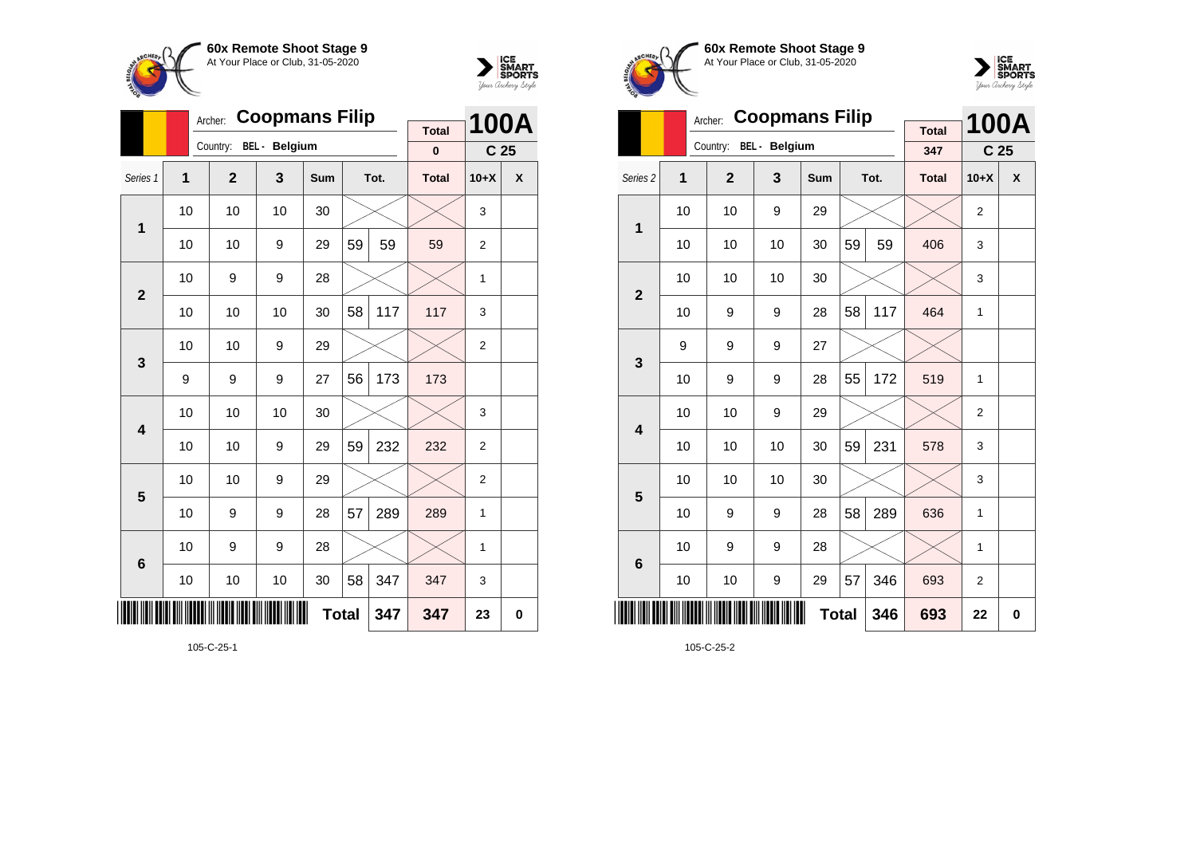## 60x Remote Shoot Stage 9
At Your Place or Club, 31-05-2020

Archer: **Coopmans Filip**
Country: BEL - Belgium

**100A** C 25

| Series 1 | 1 | 2 | 3 | Sum | | Tot. | Total | 10+X | X |
|---|---|---|---|---|---|---|---|---|---|
| | | | | | | | 0 | | |
| **1** | 10 | 10 | 10 | 30 | | | | 3 | |
| | 10 | 10 | 9 | 29 | 59 | 59 | 59 | 2 | |
| **2** | 10 | 9 | 9 | 28 | | | | 1 | |
| | 10 | 10 | 10 | 30 | 58 | 117 | 117 | 3 | |
| **3** | 10 | 10 | 9 | 29 | | | | 2 | |
| | 9 | 9 | 9 | 27 | 56 | 173 | 173 | | |
| **4** | 10 | 10 | 10 | 30 | | | | 3 | |
| | 10 | 10 | 9 | 29 | 59 | 232 | 232 | 2 | |
| **5** | 10 | 10 | 9 | 29 | | | | 2 | |
| | 10 | 9 | 9 | 28 | 57 | 289 | 289 | 1 | |
| **6** | 10 | 9 | 9 | 28 | | | | 1 | |
| | 10 | 10 | 10 | 30 | 58 | 347 | 347 | 3 | |
| | | | | | **Total** | **347** | **347** | **23** | **0** |

105-C-25-1

## 60x Remote Shoot Stage 9
At Your Place or Club, 31-05-2020

Archer: **Coopmans Filip**
Country: BEL - Belgium

**100A** C 25

| Series 2 | 1 | 2 | 3 | Sum | | Tot. | Total | 10+X | X |
|---|---|---|---|---|---|---|---|---|---|
| | | | | | | | 347 | | |
| **1** | 10 | 10 | 9 | 29 | | | | 2 | |
| | 10 | 10 | 10 | 30 | 59 | 59 | 406 | 3 | |
| **2** | 10 | 10 | 10 | 30 | | | | 3 | |
| | 10 | 9 | 9 | 28 | 58 | 117 | 464 | 1 | |
| **3** | 9 | 9 | 9 | 27 | | | | | |
| | 10 | 9 | 9 | 28 | 55 | 172 | 519 | 1 | |
| **4** | 10 | 10 | 9 | 29 | | | | 2 | |
| | 10 | 10 | 10 | 30 | 59 | 231 | 578 | 3 | |
| **5** | 10 | 10 | 10 | 30 | | | | 3 | |
| | 10 | 9 | 9 | 28 | 58 | 289 | 636 | 1 | |
| **6** | 10 | 9 | 9 | 28 | | | | 1 | |
| | 10 | 10 | 9 | 29 | 57 | 346 | 693 | 2 | |
| | | | | | **Total** | **346** | **693** | **22** | **0** |

105-C-25-2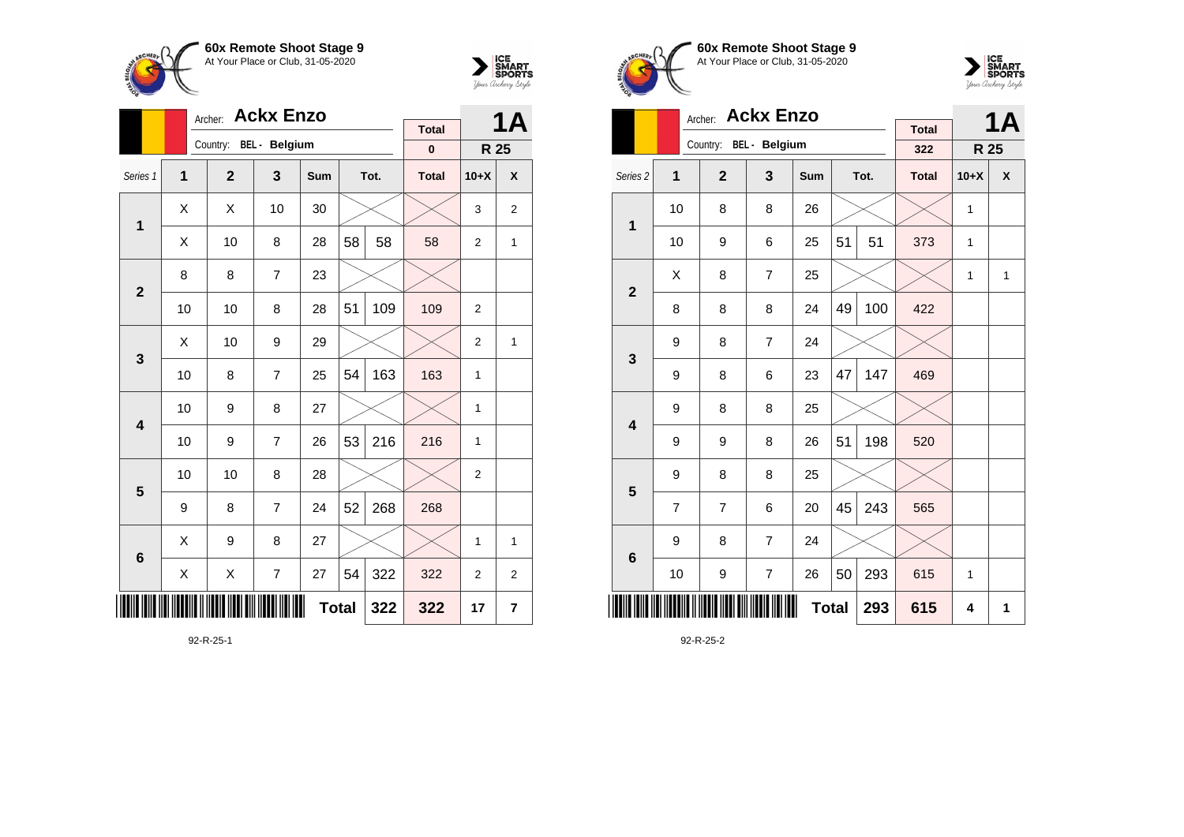## 60x Remote Shoot Stage 9
At Your Place or Club, 31-05-2020

Archer: **Ackx Enzo**
Country: BEL - Belgium

**1A** — R 25

| Series 1 | 1 | 2 | 3 | Sum | | Tot. | Total | 10+X | X |
|---|---|---|---|---|---|---|---|---|---|
| | | | | | | | 0 | | |
| 1 | X | X | 10 | 30 | | | | 3 | 2 |
| | X | 10 | 8 | 28 | 58 | 58 | 58 | 2 | 1 |
| 2 | 8 | 8 | 7 | 23 | | | | | |
| | 10 | 10 | 8 | 28 | 51 | 109 | 109 | 2 | |
| 3 | X | 10 | 9 | 29 | | | | 2 | 1 |
| | 10 | 8 | 7 | 25 | 54 | 163 | 163 | 1 | |
| 4 | 10 | 9 | 8 | 27 | | | | 1 | |
| | 10 | 9 | 7 | 26 | 53 | 216 | 216 | 1 | |
| 5 | 10 | 10 | 8 | 28 | | | | 2 | |
| | 9 | 8 | 7 | 24 | 52 | 268 | 268 | | |
| 6 | X | 9 | 8 | 27 | | | | 1 | 1 |
| | X | X | 7 | 27 | 54 | 322 | 322 | 2 | 2 |
| | | | | Total | | 322 | 322 | 17 | 7 |

92-R-25-1

## 60x Remote Shoot Stage 9
At Your Place or Club, 31-05-2020

Archer: **Ackx Enzo**
Country: BEL - Belgium

**1A** — R 25

| Series 2 | 1 | 2 | 3 | Sum | | Tot. | Total | 10+X | X |
|---|---|---|---|---|---|---|---|---|---|
| | | | | | | | 322 | | |
| 1 | 10 | 8 | 8 | 26 | | | | 1 | |
| | 10 | 9 | 6 | 25 | 51 | 51 | 373 | 1 | |
| 2 | X | 8 | 7 | 25 | | | | 1 | 1 |
| | 8 | 8 | 8 | 24 | 49 | 100 | 422 | | |
| 3 | 9 | 8 | 7 | 24 | | | | | |
| | 9 | 8 | 6 | 23 | 47 | 147 | 469 | | |
| 4 | 9 | 8 | 8 | 25 | | | | | |
| | 9 | 9 | 8 | 26 | 51 | 198 | 520 | | |
| 5 | 9 | 8 | 8 | 25 | | | | | |
| | 7 | 7 | 6 | 20 | 45 | 243 | 565 | | |
| 6 | 9 | 8 | 7 | 24 | | | | | |
| | 10 | 9 | 7 | 26 | 50 | 293 | 615 | 1 | |
| | | | | Total | | 293 | 615 | 4 | 1 |

92-R-25-2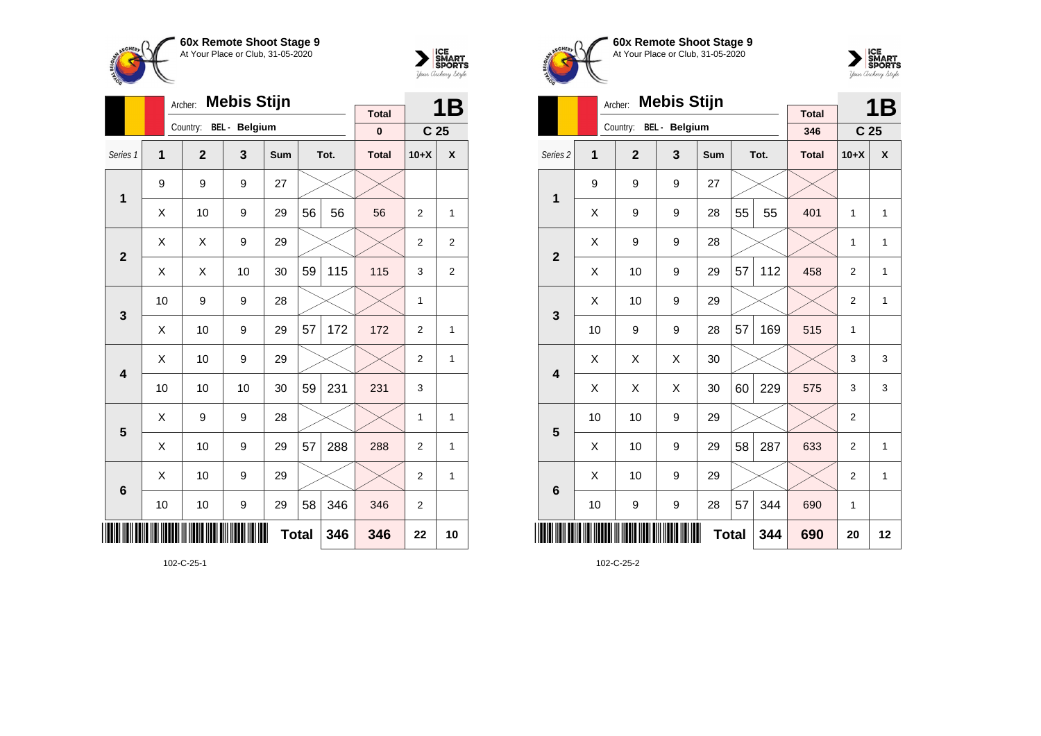## 60x Remote Shoot Stage 9

At Your Place or Club, 31-05-2020

Archer: **Mebis Stijn**

Country: BEL - Belgium

**1B** — C 25

| Series 1 | 1 | 2 | 3 | Sum | Tot. | | Total | 10+X | X |
|---|---|---|---|---|---|---|---|---|---|
| | | | | | | | 0 | | |
| 1 | 9 | 9 | 9 | 27 | | | | | |
| | X | 10 | 9 | 29 | 56 | 56 | 56 | 2 | 1 |
| 2 | X | X | 9 | 29 | | | | 2 | 2 |
| | X | X | 10 | 30 | 59 | 115 | 115 | 3 | 2 |
| 3 | 10 | 9 | 9 | 28 | | | | 1 | |
| | X | 10 | 9 | 29 | 57 | 172 | 172 | 2 | 1 |
| 4 | X | 10 | 9 | 29 | | | | 2 | 1 |
| | 10 | 10 | 10 | 30 | 59 | 231 | 231 | 3 | |
| 5 | X | 9 | 9 | 28 | | | | 1 | 1 |
| | X | 10 | 9 | 29 | 57 | 288 | 288 | 2 | 1 |
| 6 | X | 10 | 9 | 29 | | | | 2 | 1 |
| | 10 | 10 | 9 | 29 | 58 | 346 | 346 | 2 | |
| | | | | **Total** | | **346** | **346** | **22** | **10** |

102-C-25-1

## 60x Remote Shoot Stage 9

At Your Place or Club, 31-05-2020

Archer: **Mebis Stijn**

Country: BEL - Belgium

**1B** — C 25

| Series 2 | 1 | 2 | 3 | Sum | Tot. | | Total | 10+X | X |
|---|---|---|---|---|---|---|---|---|---|
| | | | | | | | 346 | | |
| 1 | 9 | 9 | 9 | 27 | | | | | |
| | X | 9 | 9 | 28 | 55 | 55 | 401 | 1 | 1 |
| 2 | X | 9 | 9 | 28 | | | | 1 | 1 |
| | X | 10 | 9 | 29 | 57 | 112 | 458 | 2 | 1 |
| 3 | X | 10 | 9 | 29 | | | | 2 | 1 |
| | 10 | 9 | 9 | 28 | 57 | 169 | 515 | 1 | |
| 4 | X | X | X | 30 | | | | 3 | 3 |
| | X | X | X | 30 | 60 | 229 | 575 | 3 | 3 |
| 5 | 10 | 10 | 9 | 29 | | | | 2 | |
| | X | 10 | 9 | 29 | 58 | 287 | 633 | 2 | 1 |
| 6 | X | 10 | 9 | 29 | | | | 2 | 1 |
| | 10 | 9 | 9 | 28 | 57 | 344 | 690 | 1 | |
| | | | | **Total** | | **344** | **690** | **20** | **12** |

102-C-25-2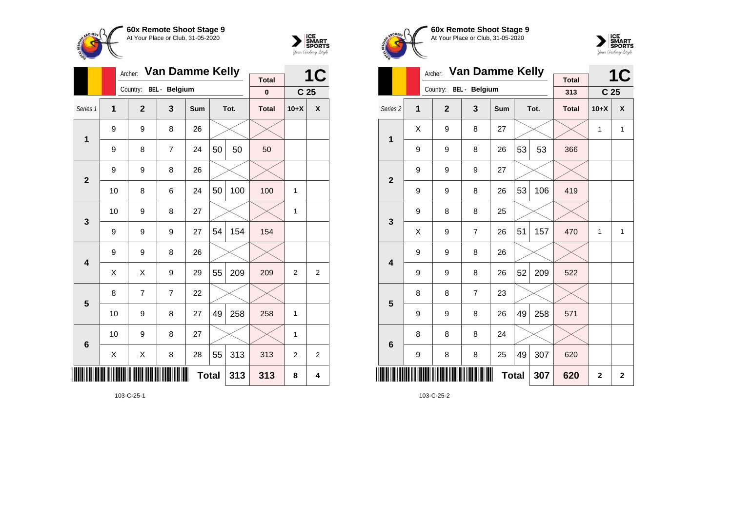**60x Remote Shoot Stage 9**
At Your Place or Club, 31-05-2020

Archer: **Van Damme Kelly** — **1C**
Country: BEL - Belgium — C 25

| Series 1 | 1 | 2 | 3 | Sum | Tot. | | Total | 10+X | X |
|---|---|---|---|---|---|---|---|---|---|
| | | | | | | | 0 | | |
| 1 | 9 | 9 | 8 | 26 | | | | | |
| | 9 | 8 | 7 | 24 | 50 | 50 | 50 | | |
| 2 | 9 | 9 | 8 | 26 | | | | | |
| | 10 | 8 | 6 | 24 | 50 | 100 | 100 | 1 | |
| 3 | 10 | 9 | 8 | 27 | | | | 1 | |
| | 9 | 9 | 9 | 27 | 54 | 154 | 154 | | |
| 4 | 9 | 9 | 8 | 26 | | | | | |
| | X | X | 9 | 29 | 55 | 209 | 209 | 2 | 2 |
| 5 | 8 | 7 | 7 | 22 | | | | | |
| | 10 | 9 | 8 | 27 | 49 | 258 | 258 | 1 | |
| 6 | 10 | 9 | 8 | 27 | | | | 1 | |
| | X | X | 8 | 28 | 55 | 313 | 313 | 2 | 2 |
| | | | | | Total | 313 | 313 | 8 | 4 |

103-C-25-1

**60x Remote Shoot Stage 9**
At Your Place or Club, 31-05-2020

Archer: **Van Damme Kelly** — **1C**
Country: BEL - Belgium — C 25

| Series 2 | 1 | 2 | 3 | Sum | Tot. | | Total | 10+X | X |
|---|---|---|---|---|---|---|---|---|---|
| | | | | | | | 313 | | |
| 1 | X | 9 | 8 | 27 | | | | 1 | 1 |
| | 9 | 9 | 8 | 26 | 53 | 53 | 366 | | |
| 2 | 9 | 9 | 9 | 27 | | | | | |
| | 9 | 9 | 8 | 26 | 53 | 106 | 419 | | |
| 3 | 9 | 8 | 8 | 25 | | | | | |
| | X | 9 | 7 | 26 | 51 | 157 | 470 | 1 | 1 |
| 4 | 9 | 9 | 8 | 26 | | | | | |
| | 9 | 9 | 8 | 26 | 52 | 209 | 522 | | |
| 5 | 8 | 8 | 7 | 23 | | | | | |
| | 9 | 9 | 8 | 26 | 49 | 258 | 571 | | |
| 6 | 8 | 8 | 8 | 24 | | | | | |
| | 9 | 8 | 8 | 25 | 49 | 307 | 620 | | |
| | | | | | Total | 307 | 620 | 2 | 2 |

103-C-25-2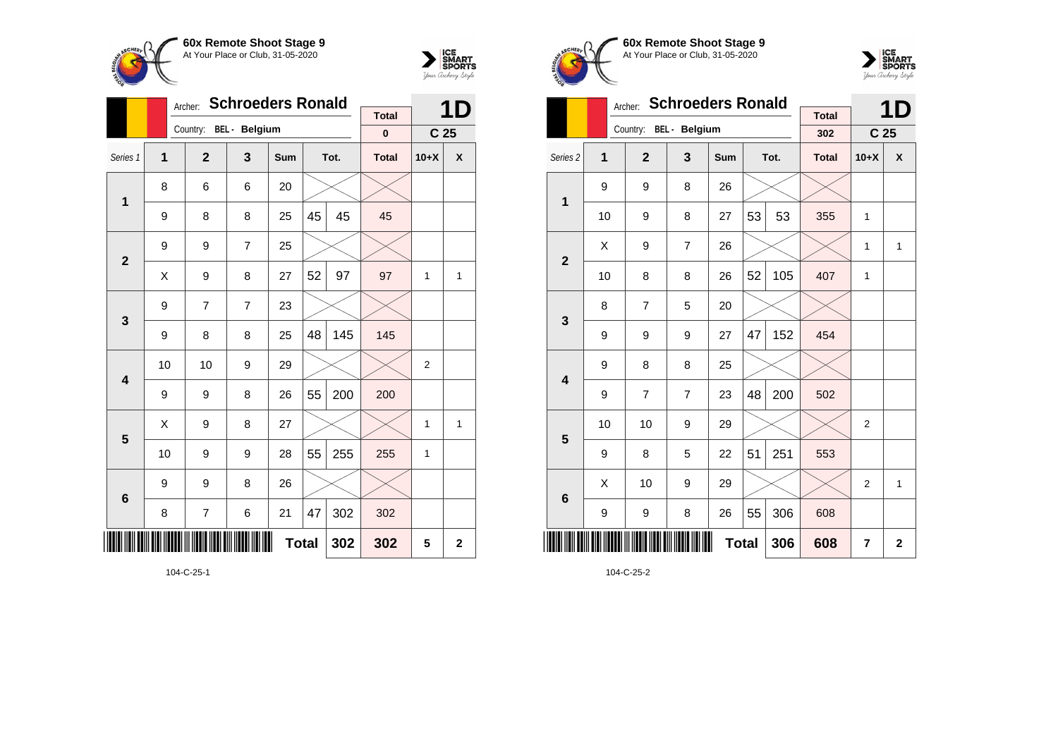**60x Remote Shoot Stage 9**
At Your Place or Club, 31-05-2020

Archer: **Schroeders Ronald**
Country: BEL - Belgium

Total: 0 | **1D** | C 25

| Series 1 | 1 | 2 | 3 | Sum | Tot. | | Total | 10+X | X |
|---|---|---|---|---|---|---|---|---|---|
| 1 | 8 | 6 | 6 | 20 | | | | | |
| | 9 | 8 | 8 | 25 | 45 | 45 | 45 | | |
| 2 | 9 | 9 | 7 | 25 | | | | | |
| | X | 9 | 8 | 27 | 52 | 97 | 97 | 1 | 1 |
| 3 | 9 | 7 | 7 | 23 | | | | | |
| | 9 | 8 | 8 | 25 | 48 | 145 | 145 | | |
| 4 | 10 | 10 | 9 | 29 | | | | 2 | |
| | 9 | 9 | 8 | 26 | 55 | 200 | 200 | | |
| 5 | X | 9 | 8 | 27 | | | | 1 | 1 |
| | 10 | 9 | 9 | 28 | 55 | 255 | 255 | 1 | |
| 6 | 9 | 9 | 8 | 26 | | | | | |
| | 8 | 7 | 6 | 21 | 47 | 302 | 302 | | |
| | | | | Total | | 302 | 302 | 5 | 2 |

104-C-25-1

**60x Remote Shoot Stage 9**
At Your Place or Club, 31-05-2020

Archer: **Schroeders Ronald**
Country: BEL - Belgium

Total: 302 | **1D** | C 25

| Series 2 | 1 | 2 | 3 | Sum | Tot. | | Total | 10+X | X |
|---|---|---|---|---|---|---|---|---|---|
| 1 | 9 | 9 | 8 | 26 | | | | | |
| | 10 | 9 | 8 | 27 | 53 | 53 | 355 | 1 | |
| 2 | X | 9 | 7 | 26 | | | | 1 | 1 |
| | 10 | 8 | 8 | 26 | 52 | 105 | 407 | 1 | |
| 3 | 8 | 7 | 5 | 20 | | | | | |
| | 9 | 9 | 9 | 27 | 47 | 152 | 454 | | |
| 4 | 9 | 8 | 8 | 25 | | | | | |
| | 9 | 7 | 7 | 23 | 48 | 200 | 502 | | |
| 5 | 10 | 10 | 9 | 29 | | | | 2 | |
| | 9 | 8 | 5 | 22 | 51 | 251 | 553 | | |
| 6 | X | 10 | 9 | 29 | | | | 2 | 1 |
| | 9 | 9 | 8 | 26 | 55 | 306 | 608 | | |
| | | | | Total | | 306 | 608 | 7 | 2 |

104-C-25-2